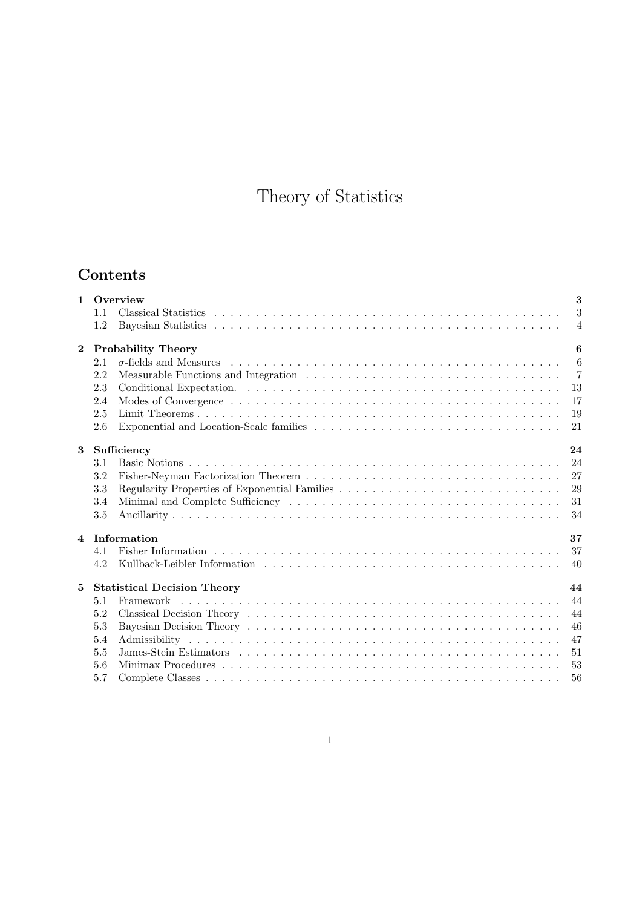# Theory of Statistics

## Contents

**1 Overview** — **3**
- 1.1 Classical Statistics — 3
- 1.2 Bayesian Statistics — 4

**2 Probability Theory** — **6**
- 2.1 $\sigma$-fields and Measures — 6
- 2.2 Measurable Functions and Integration — 7
- 2.3 Conditional Expectation. — 13
- 2.4 Modes of Convergence — 17
- 2.5 Limit Theorems — 19
- 2.6 Exponential and Location-Scale families — 21

**3 Sufficiency** — **24**
- 3.1 Basic Notions — 24
- 3.2 Fisher-Neyman Factorization Theorem — 27
- 3.3 Regularity Properties of Exponential Families — 29
- 3.4 Minimal and Complete Sufficiency — 31
- 3.5 Ancillarity — 34

**4 Information** — **37**
- 4.1 Fisher Information — 37
- 4.2 Kullback-Leibler Information — 40

**5 Statistical Decision Theory** — **44**
- 5.1 Framework — 44
- 5.2 Classical Decision Theory — 44
- 5.3 Bayesian Decision Theory — 46
- 5.4 Admissibility — 47
- 5.5 James-Stein Estimators — 51
- 5.6 Minimax Procedures — 53
- 5.7 Complete Classes — 56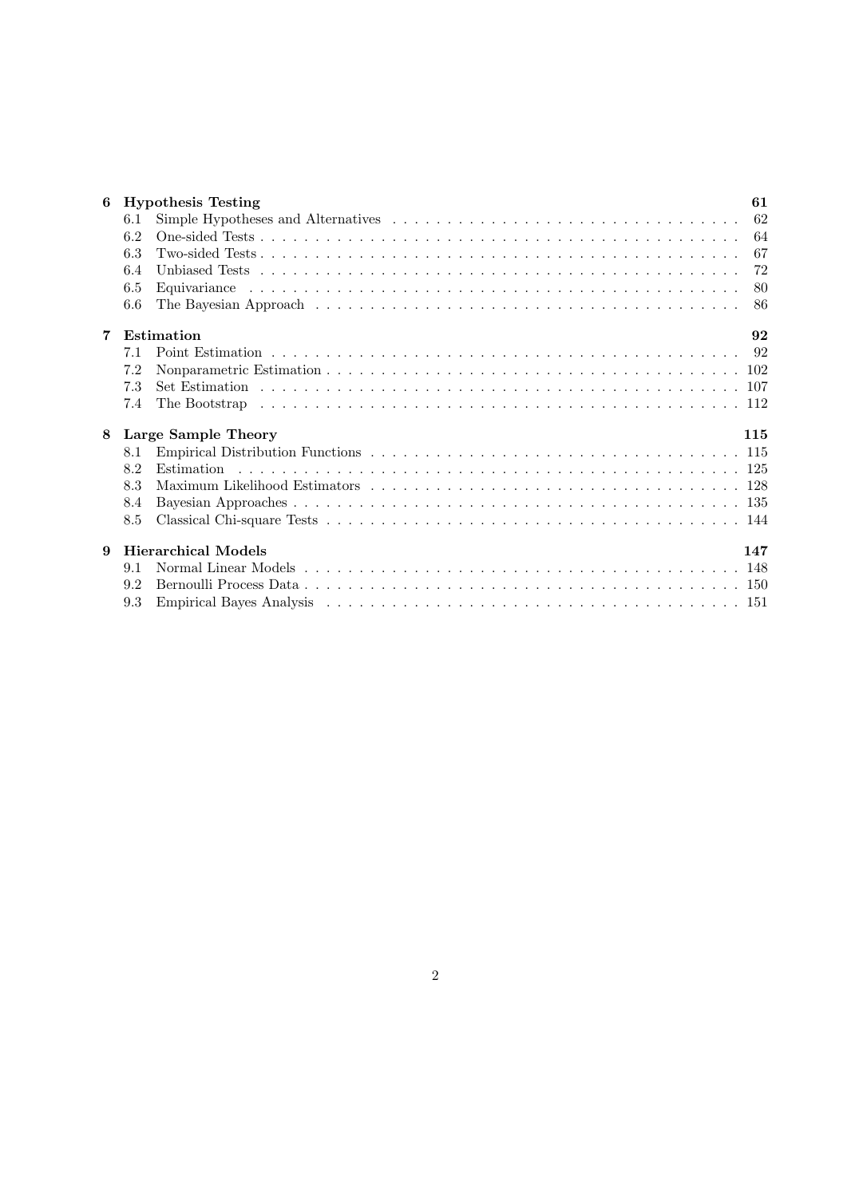**6 Hypothesis Testing** 61

- 6.1 Simple Hypotheses and Alternatives . . . 62
- 6.2 One-sided Tests . . . 64
- 6.3 Two-sided Tests . . . 67
- 6.4 Unbiased Tests . . . 72
- 6.5 Equivariance . . . 80
- 6.6 The Bayesian Approach . . . 86

**7 Estimation** 92

- 7.1 Point Estimation . . . 92
- 7.2 Nonparametric Estimation . . . 102
- 7.3 Set Estimation . . . 107
- 7.4 The Bootstrap . . . 112

**8 Large Sample Theory** 115

- 8.1 Empirical Distribution Functions . . . 115
- 8.2 Estimation . . . 125
- 8.3 Maximum Likelihood Estimators . . . 128
- 8.4 Bayesian Approaches . . . 135
- 8.5 Classical Chi-square Tests . . . 144

**9 Hierarchical Models** 147

- 9.1 Normal Linear Models . . . 148
- 9.2 Bernoulli Process Data . . . 150
- 9.3 Empirical Bayes Analysis . . . 151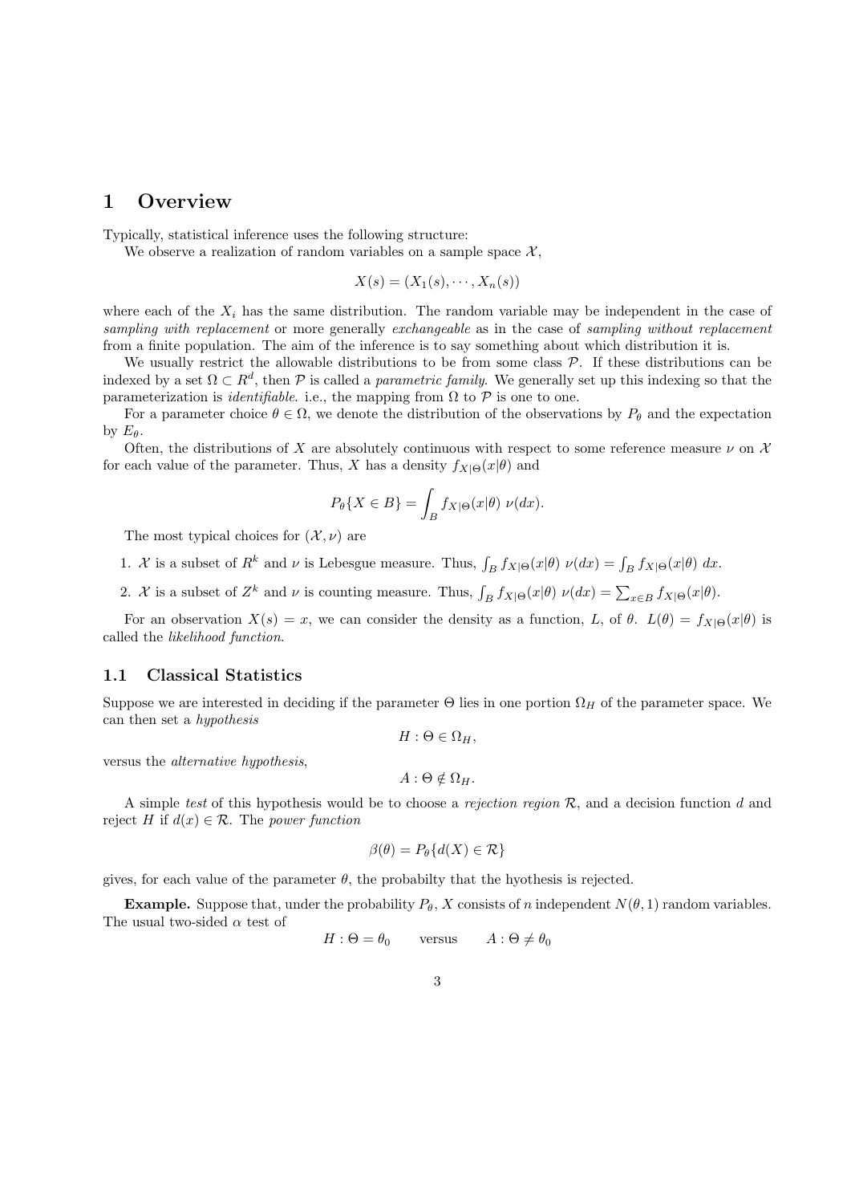# 1 Overview

Typically, statistical inference uses the following structure:

We observe a realization of random variables on a sample space $\mathcal{X}$,

$$X(s) = (X_1(s), \cdots, X_n(s))$$

where each of the $X_i$ has the same distribution. The random variable may be independent in the case of *sampling with replacement* or more generally *exchangeable* as in the case of *sampling without replacement* from a finite population. The aim of the inference is to say something about which distribution it is.

We usually restrict the allowable distributions to be from some class $\mathcal{P}$. If these distributions can be indexed by a set $\Omega \subset R^d$, then $\mathcal{P}$ is called a *parametric family*. We generally set up this indexing so that the parameterization is *identifiable*. i.e., the mapping from $\Omega$ to $\mathcal{P}$ is one to one.

For a parameter choice $\theta \in \Omega$, we denote the distribution of the observations by $P_\theta$ and the expectation by $E_\theta$.

Often, the distributions of $X$ are absolutely continuous with respect to some reference measure $\nu$ on $\mathcal{X}$ for each value of the parameter. Thus, $X$ has a density $f_{X|\Theta}(x|\theta)$ and

$$P_\theta\{X \in B\} = \int_B f_{X|\Theta}(x|\theta)\ \nu(dx).$$

The most typical choices for $(\mathcal{X}, \nu)$ are

1. $\mathcal{X}$ is a subset of $R^k$ and $\nu$ is Lebesgue measure. Thus, $\int_B f_{X|\Theta}(x|\theta)\ \nu(dx) = \int_B f_{X|\Theta}(x|\theta)\ dx$.
2. $\mathcal{X}$ is a subset of $Z^k$ and $\nu$ is counting measure. Thus, $\int_B f_{X|\Theta}(x|\theta)\ \nu(dx) = \sum_{x \in B} f_{X|\Theta}(x|\theta)$.

For an observation $X(s) = x$, we can consider the density as a function, $L$, of $\theta$. $L(\theta) = f_{X|\Theta}(x|\theta)$ is called the *likelihood function*.

## 1.1 Classical Statistics

Suppose we are interested in deciding if the parameter $\Theta$ lies in one portion $\Omega_H$ of the parameter space. We can then set a *hypothesis*

$$H : \Theta \in \Omega_H,$$

versus the *alternative hypothesis*,

$$A : \Theta \notin \Omega_H.$$

A simple *test* of this hypothesis would be to choose a *rejection region* $\mathcal{R}$, and a decision function $d$ and reject $H$ if $d(x) \in \mathcal{R}$. The *power function*

$$\beta(\theta) = P_\theta\{d(X) \in \mathcal{R}\}$$

gives, for each value of the parameter $\theta$, the probabilty that the hyothesis is rejected.

**Example.** Suppose that, under the probability $P_\theta$, $X$ consists of $n$ independent $N(\theta, 1)$ random variables. The usual two-sided $\alpha$ test of

$$H : \Theta = \theta_0 \qquad \text{versus} \qquad A : \Theta \neq \theta_0$$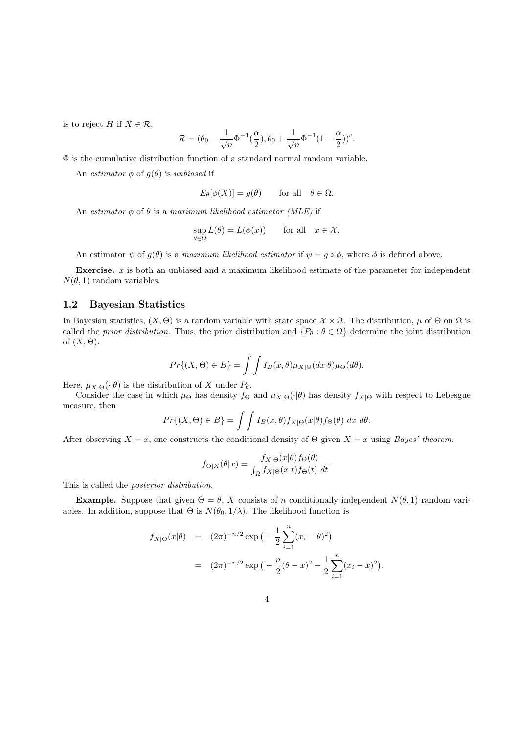is to reject $H$ if $\bar{X} \in \mathcal{R}$,

$$\mathcal{R} = (\theta_0 - \frac{1}{\sqrt{n}}\Phi^{-1}(\frac{\alpha}{2}), \theta_0 + \frac{1}{\sqrt{n}}\Phi^{-1}(1 - \frac{\alpha}{2}))^c.$$

$\Phi$ is the cumulative distribution function of a standard normal random variable.

An *estimator* $\phi$ of $g(\theta)$ is *unbiased* if

$$E_\theta[\phi(X)] = g(\theta) \qquad \text{for all} \quad \theta \in \Omega.$$

An *estimator* $\phi$ of $\theta$ is a *maximum likelihood estimator (MLE)* if

$$\sup_{\theta \in \Omega} L(\theta) = L(\phi(x)) \qquad \text{for all} \quad x \in \mathcal{X}.$$

An estimator $\psi$ of $g(\theta)$ is a *maximum likelihood estimator* if $\psi = g \circ \phi$, where $\phi$ is defined above.

**Exercise.** $\bar{x}$ is both an unbiased and a maximum likelihood estimate of the parameter for independent $N(\theta, 1)$ random variables.

## 1.2 Bayesian Statistics

In Bayesian statistics, $(X, \Theta)$ is a random variable with state space $\mathcal{X} \times \Omega$. The distribution, $\mu$ of $\Theta$ on $\Omega$ is called the *prior distribution*. Thus, the prior distribution and $\{P_\theta : \theta \in \Omega\}$ determine the joint distribution of $(X, \Theta)$.

$$Pr\{(X, \Theta) \in B\} = \int\int I_B(x, \theta)\mu_{X|\Theta}(dx|\theta)\mu_\Theta(d\theta).$$

Here, $\mu_{X|\Theta}(\cdot|\theta)$ is the distribution of $X$ under $P_\theta$.

Consider the case in which $\mu_\Theta$ has density $f_\Theta$ and $\mu_{X|\Theta}(\cdot|\theta)$ has density $f_{X|\Theta}$ with respect to Lebesgue measure, then

$$Pr\{(X, \Theta) \in B\} = \int\int I_B(x, \theta) f_{X|\Theta}(x|\theta) f_\Theta(\theta)\ dx\ d\theta.$$

After observing $X = x$, one constructs the conditional density of $\Theta$ given $X = x$ using *Bayes' theorem*.

$$f_{\Theta|X}(\theta|x) = \frac{f_{X|\Theta}(x|\theta) f_\Theta(\theta)}{\int_\Omega f_{X|\Theta}(x|t) f_\Theta(t)\ dt}.$$

This is called the *posterior distribution*.

**Example.** Suppose that given $\Theta = \theta$, $X$ consists of $n$ conditionally independent $N(\theta, 1)$ random variables. In addition, suppose that $\Theta$ is $N(\theta_0, 1/\lambda)$. The likelihood function is

$$\begin{aligned} f_{X|\Theta}(x|\theta) &= (2\pi)^{-n/2} \exp\big(-\frac{1}{2}\sum_{i=1}^n (x_i - \theta)^2\big) \\ &= (2\pi)^{-n/2} \exp\big(-\frac{n}{2}(\theta - \bar{x})^2 - \frac{1}{2}\sum_{i=1}^n (x_i - \bar{x})^2\big). \end{aligned}$$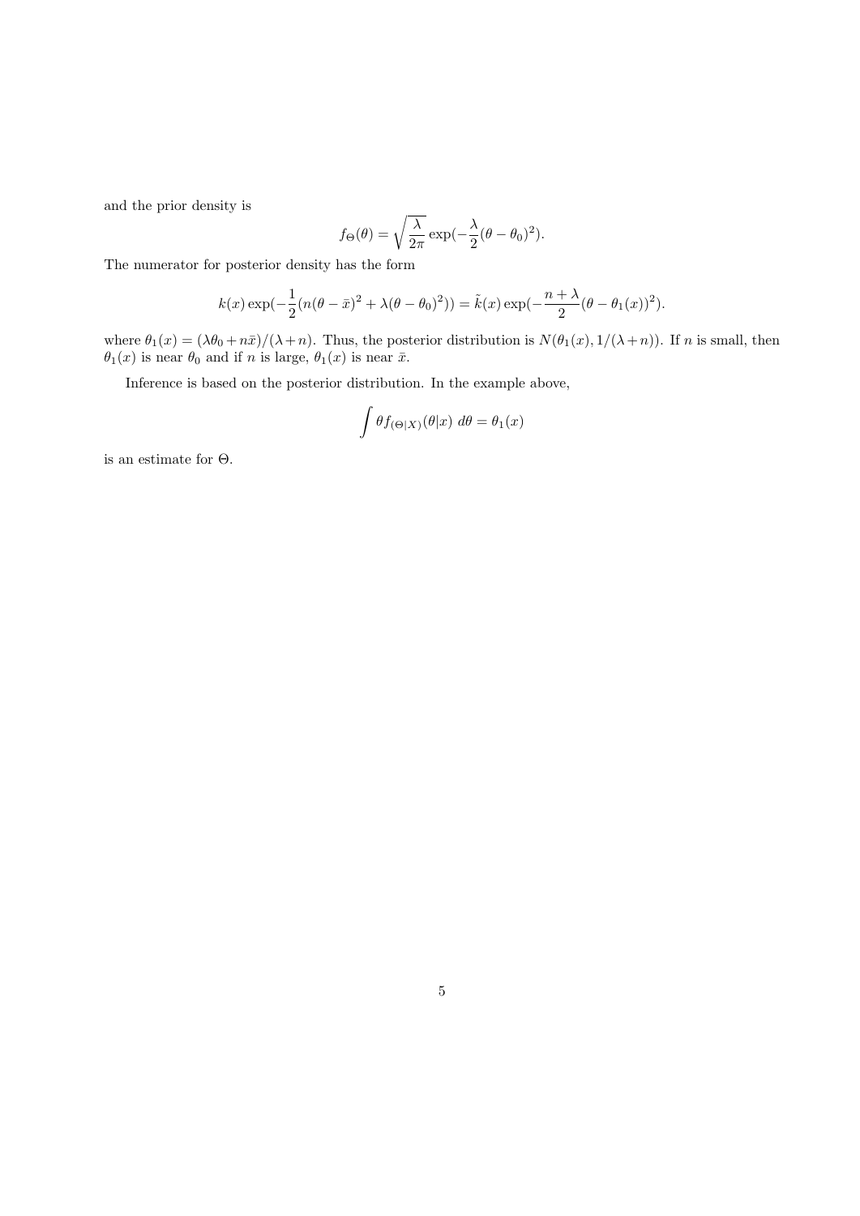and the prior density is

$$f_\Theta(\theta) = \sqrt{\frac{\lambda}{2\pi}} \exp(-\frac{\lambda}{2}(\theta - \theta_0)^2).$$

The numerator for posterior density has the form

$$k(x) \exp(-\frac{1}{2}(n(\theta - \bar{x})^2 + \lambda(\theta - \theta_0)^2)) = \tilde{k}(x) \exp(-\frac{n+\lambda}{2}(\theta - \theta_1(x))^2).$$

where $\theta_1(x) = (\lambda\theta_0 + n\bar{x})/(\lambda + n)$. Thus, the posterior distribution is $N(\theta_1(x), 1/(\lambda + n))$. If $n$ is small, then $\theta_1(x)$ is near $\theta_0$ and if $n$ is large, $\theta_1(x)$ is near $\bar{x}$.

Inference is based on the posterior distribution. In the example above,

$$\int \theta f_{(\Theta|X)}(\theta|x)\ d\theta = \theta_1(x)$$

is an estimate for $\Theta$.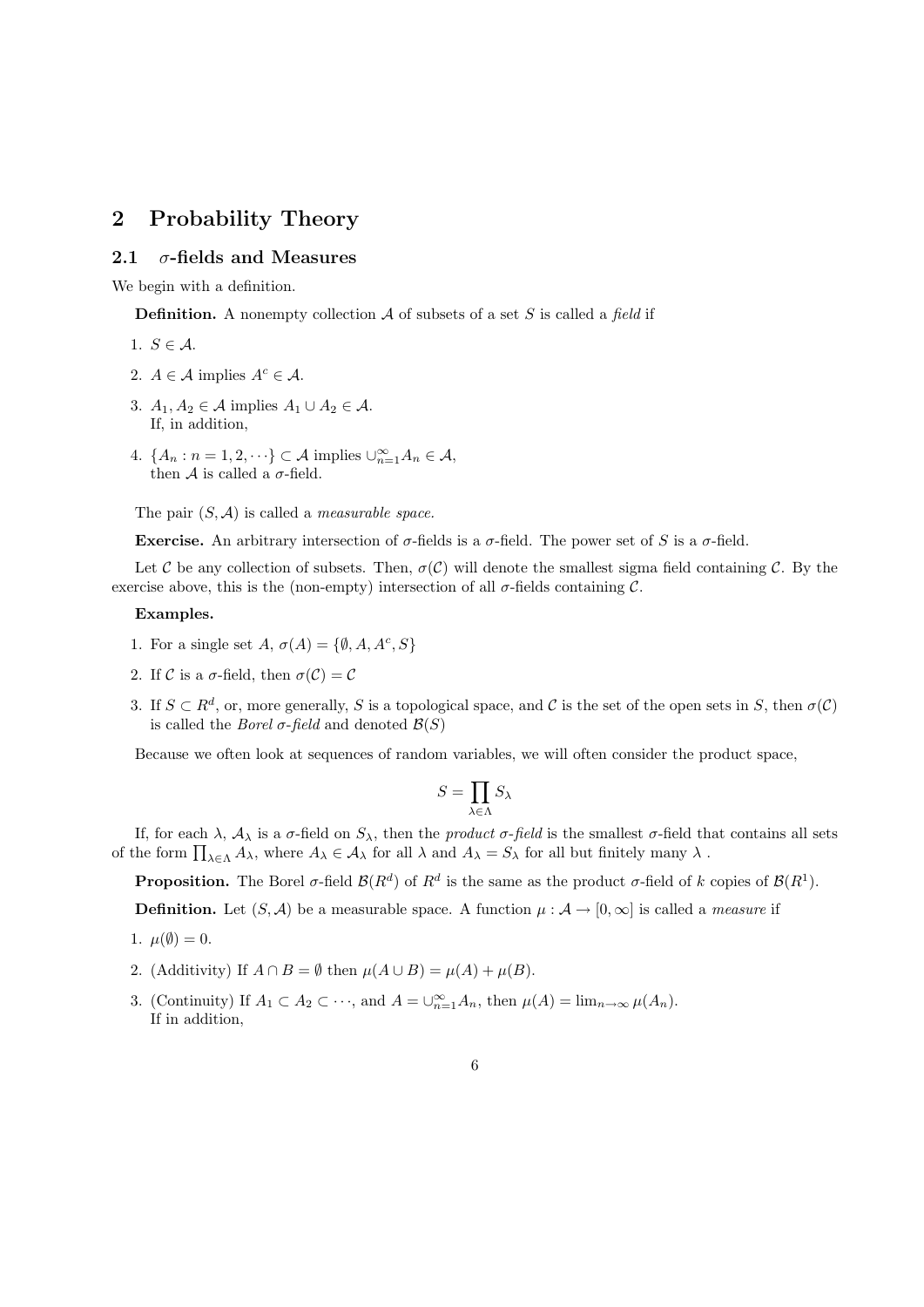# 2 Probability Theory

## 2.1 $\sigma$-fields and Measures

We begin with a definition.

**Definition.** A nonempty collection $\mathcal{A}$ of subsets of a set $S$ is called a *field* if

1. $S \in \mathcal{A}$.
2. $A \in \mathcal{A}$ implies $A^c \in \mathcal{A}$.
3. $A_1, A_2 \in \mathcal{A}$ implies $A_1 \cup A_2 \in \mathcal{A}$.
   If, in addition,
4. $\{A_n : n = 1, 2, \cdots\} \subset \mathcal{A}$ implies $\cup_{n=1}^{\infty} A_n \in \mathcal{A}$,
   then $\mathcal{A}$ is called a $\sigma$-field.

The pair $(S, \mathcal{A})$ is called a *measurable space.*

**Exercise.** An arbitrary intersection of $\sigma$-fields is a $\sigma$-field. The power set of $S$ is a $\sigma$-field.

Let $\mathcal{C}$ be any collection of subsets. Then, $\sigma(\mathcal{C})$ will denote the smallest sigma field containing $\mathcal{C}$. By the exercise above, this is the (non-empty) intersection of all $\sigma$-fields containing $\mathcal{C}$.

**Examples.**

1. For a single set $A$, $\sigma(A) = \{\emptyset, A, A^c, S\}$
2. If $\mathcal{C}$ is a $\sigma$-field, then $\sigma(\mathcal{C}) = \mathcal{C}$
3. If $S \subset R^d$, or, more generally, $S$ is a topological space, and $\mathcal{C}$ is the set of the open sets in $S$, then $\sigma(\mathcal{C})$ is called the *Borel $\sigma$-field* and denoted $\mathcal{B}(S)$

Because we often look at sequences of random variables, we will often consider the product space,

$$S = \prod_{\lambda \in \Lambda} S_\lambda$$

If, for each $\lambda$, $\mathcal{A}_\lambda$ is a $\sigma$-field on $S_\lambda$, then the *product $\sigma$-field* is the smallest $\sigma$-field that contains all sets of the form $\prod_{\lambda \in \Lambda} A_\lambda$, where $A_\lambda \in \mathcal{A}_\lambda$ for all $\lambda$ and $A_\lambda = S_\lambda$ for all but finitely many $\lambda$ .

**Proposition.** The Borel $\sigma$-field $\mathcal{B}(R^d)$ of $R^d$ is the same as the product $\sigma$-field of $k$ copies of $\mathcal{B}(R^1)$.

**Definition.** Let $(S, \mathcal{A})$ be a measurable space. A function $\mu : \mathcal{A} \to [0, \infty]$ is called a *measure* if

1. $\mu(\emptyset) = 0$.
2. (Additivity) If $A \cap B = \emptyset$ then $\mu(A \cup B) = \mu(A) + \mu(B)$.
3. (Continuity) If $A_1 \subset A_2 \subset \cdots$, and $A = \cup_{n=1}^{\infty} A_n$, then $\mu(A) = \lim_{n\to\infty} \mu(A_n)$.
   If in addition,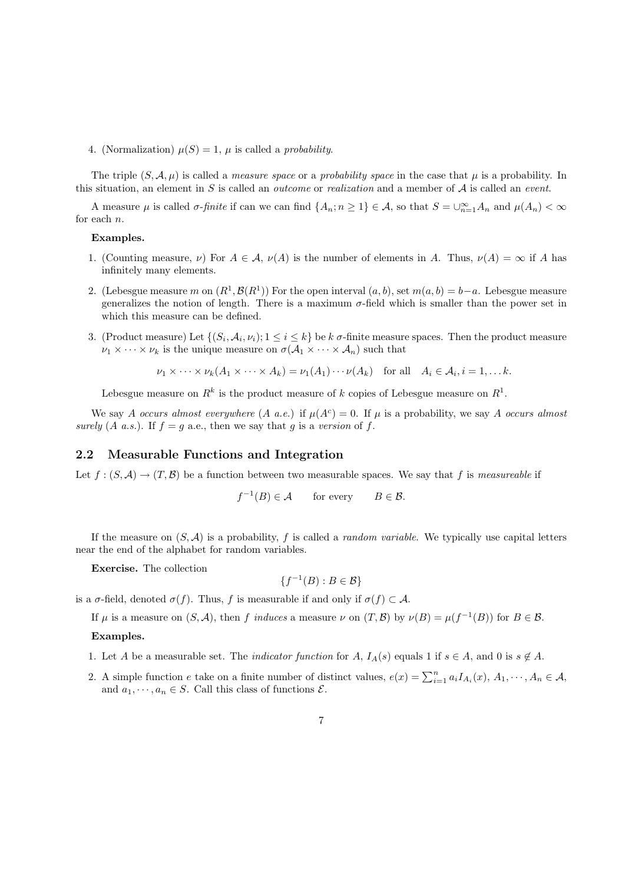4. (Normalization) $\mu(S) = 1$, $\mu$ is called a *probability*.

The triple $(S, \mathcal{A}, \mu)$ is called a *measure space* or a *probability space* in the case that $\mu$ is a probability. In this situation, an element in $S$ is called an *outcome* or *realization* and a member of $\mathcal{A}$ is called an *event*.

A measure $\mu$ is called *$\sigma$-finite* if can we can find $\{A_n; n \geq 1\} \in \mathcal{A}$, so that $S = \cup_{n=1}^{\infty} A_n$ and $\mu(A_n) < \infty$ for each $n$.

**Examples.**

1. (Counting measure, $\nu$) For $A \in \mathcal{A}$, $\nu(A)$ is the number of elements in $A$. Thus, $\nu(A) = \infty$ if $A$ has infinitely many elements.
2. (Lebesgue measure $m$ on $(R^1, \mathcal{B}(R^1))$ For the open interval $(a, b)$, set $m(a, b) = b - a$. Lebesgue measure generalizes the notion of length. There is a maximum $\sigma$-field which is smaller than the power set in which this measure can be defined.
3. (Product measure) Let $\{(S_i, \mathcal{A}_i, \nu_i); 1 \leq i \leq k\}$ be $k$ $\sigma$-finite measure spaces. Then the product measure $\nu_1 \times \cdots \times \nu_k$ is the unique measure on $\sigma(\mathcal{A}_1 \times \cdots \times \mathcal{A}_n)$ such that

$$\nu_1 \times \cdots \times \nu_k(A_1 \times \cdots \times A_k) = \nu_1(A_1) \cdots \nu(A_k) \quad \text{for all} \quad A_i \in \mathcal{A}_i, i = 1, \ldots k.$$

   Lebesgue measure on $R^k$ is the product measure of $k$ copies of Lebesgue measure on $R^1$.

We say $A$ *occurs almost everywhere* ($A$ *a.e.*) if $\mu(A^c) = 0$. If $\mu$ is a probability, we say $A$ *occurs almost surely* ($A$ *a.s.*). If $f = g$ a.e., then we say that $g$ is a *version* of $f$.

## 2.2 Measurable Functions and Integration

Let $f : (S, \mathcal{A}) \to (T, \mathcal{B})$ be a function between two measurable spaces. We say that $f$ is *measureable* if

$$f^{-1}(B) \in \mathcal{A} \qquad \text{for every} \qquad B \in \mathcal{B}.$$

If the measure on $(S, \mathcal{A})$ is a probability, $f$ is called a *random variable.* We typically use capital letters near the end of the alphabet for random variables.

**Exercise.** The collection

$$\{f^{-1}(B) : B \in \mathcal{B}\}$$

is a $\sigma$-field, denoted $\sigma(f)$. Thus, $f$ is measurable if and only if $\sigma(f) \subset \mathcal{A}$.

If $\mu$ is a measure on $(S, \mathcal{A})$, then $f$ *induces* a measure $\nu$ on $(T, \mathcal{B})$ by $\nu(B) = \mu(f^{-1}(B))$ for $B \in \mathcal{B}$.

**Examples.**

1. Let $A$ be a measurable set. The *indicator function* for $A$, $I_A(s)$ equals 1 if $s \in A$, and 0 is $s \notin A$.
2. A simple function $e$ take on a finite number of distinct values, $e(x) = \sum_{i=1}^{n} a_i I_{A_i}(x)$, $A_1, \cdots, A_n \in \mathcal{A}$, and $a_1, \cdots, a_n \in S$. Call this class of functions $\mathcal{E}$.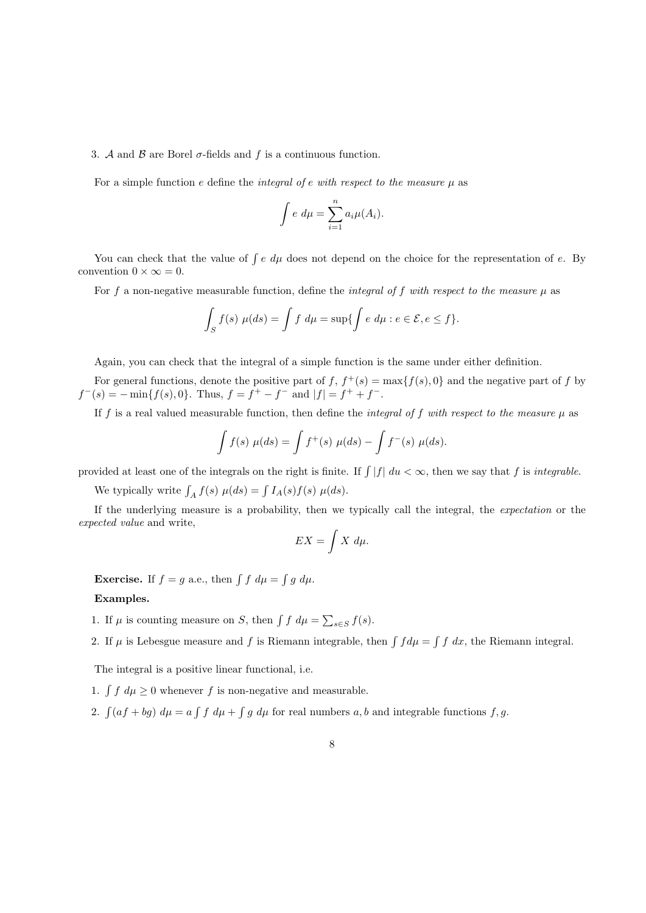3. $\mathcal{A}$ and $\mathcal{B}$ are Borel $\sigma$-fields and $f$ is a continuous function.

For a simple function $e$ define the *integral of* $e$ *with respect to the measure* $\mu$ as

$$\int e \, d\mu = \sum_{i=1}^{n} a_i \mu(A_i).$$

You can check that the value of $\int e \, d\mu$ does not depend on the choice for the representation of $e$. By convention $0 \times \infty = 0$.

For $f$ a non-negative measurable function, define the *integral of* $f$ *with respect to the measure* $\mu$ as

$$\int_S f(s) \, \mu(ds) = \int f \, d\mu = \sup\{\int e \, d\mu : e \in \mathcal{E}, e \leq f\}.$$

Again, you can check that the integral of a simple function is the same under either definition.

For general functions, denote the positive part of $f$, $f^+(s) = \max\{f(s), 0\}$ and the negative part of $f$ by $f^-(s) = -\min\{f(s), 0\}$. Thus, $f = f^+ - f^-$ and $|f| = f^+ + f^-$.

If $f$ is a real valued measurable function, then define the *integral of* $f$ *with respect to the measure* $\mu$ as

$$\int f(s) \, \mu(ds) = \int f^+(s) \, \mu(ds) - \int f^-(s) \, \mu(ds).$$

provided at least one of the integrals on the right is finite. If $\int |f| \, du < \infty$, then we say that $f$ is *integrable.*

We typically write $\int_A f(s) \, \mu(ds) = \int I_A(s) f(s) \, \mu(ds)$.

If the underlying measure is a probability, then we typically call the integral, the *expectation* or the *expected value* and write,

$$EX = \int X \, d\mu.$$

**Exercise.** If $f = g$ a.e., then $\int f \, d\mu = \int g \, d\mu$.

**Examples.**

1. If $\mu$ is counting measure on $S$, then $\int f \, d\mu = \sum_{s \in S} f(s)$.
2. If $\mu$ is Lebesgue measure and $f$ is Riemann integrable, then $\int f d\mu = \int f \, dx$, the Riemann integral.

The integral is a positive linear functional, i.e.

1. $\int f \, d\mu \geq 0$ whenever $f$ is non-negative and measurable.
2. $\int (af + bg) \, d\mu = a \int f \, d\mu + \int g \, d\mu$ for real numbers $a, b$ and integrable functions $f, g$.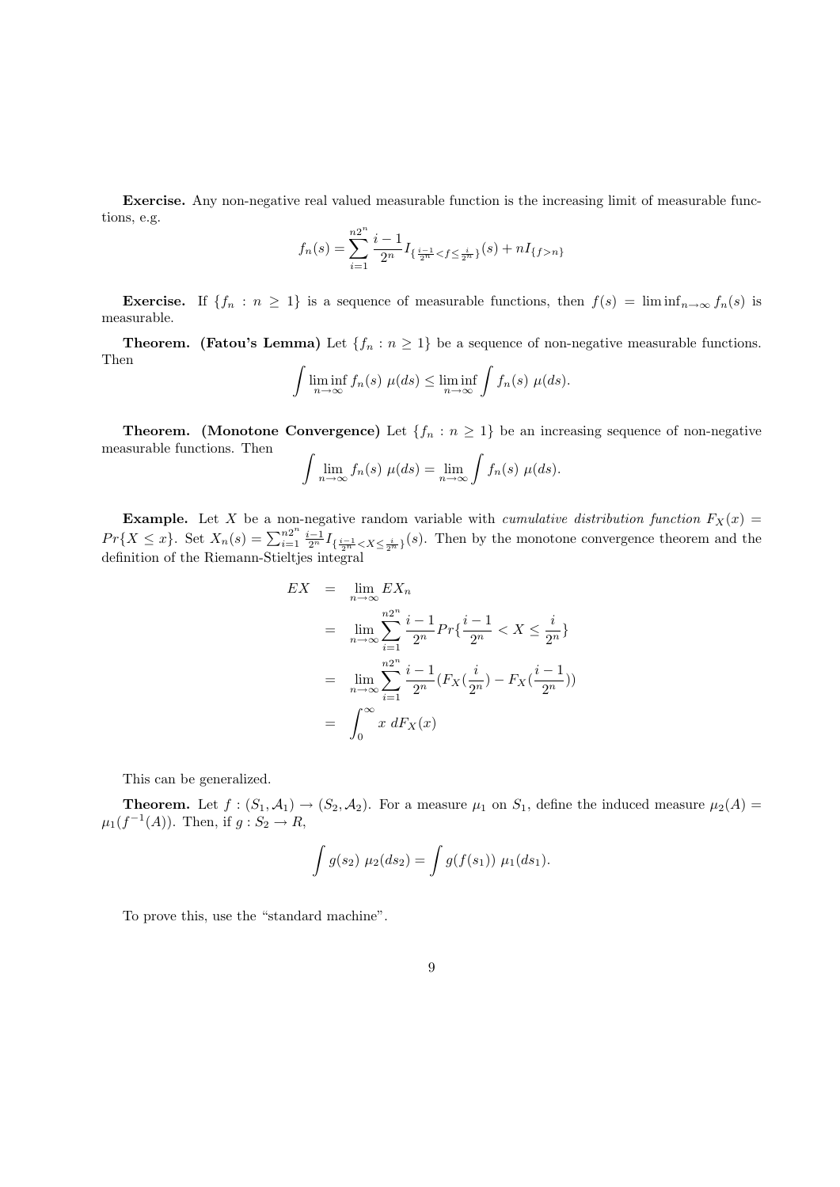**Exercise.** Any non-negative real valued measurable function is the increasing limit of measurable functions, e.g.

$$f_n(s) = \sum_{i=1}^{n2^n} \frac{i-1}{2^n} I_{\{\frac{i-1}{2^n} < f \leq \frac{i}{2^n}\}}(s) + nI_{\{f>n\}}$$

**Exercise.** If $\{f_n : n \geq 1\}$ is a sequence of measurable functions, then $f(s) = \liminf_{n\to\infty} f_n(s)$ is measurable.

**Theorem. (Fatou's Lemma)** Let $\{f_n : n \geq 1\}$ be a sequence of non-negative measurable functions. Then

$$\int \liminf_{n\to\infty} f_n(s)\ \mu(ds) \leq \liminf_{n\to\infty} \int f_n(s)\ \mu(ds).$$

**Theorem. (Monotone Convergence)** Let $\{f_n : n \geq 1\}$ be an increasing sequence of non-negative measurable functions. Then

$$\int \lim_{n\to\infty} f_n(s)\ \mu(ds) = \lim_{n\to\infty} \int f_n(s)\ \mu(ds).$$

**Example.** Let $X$ be a non-negative random variable with *cumulative distribution function* $F_X(x) = Pr\{X \leq x\}$. Set $X_n(s) = \sum_{i=1}^{n2^n} \frac{i-1}{2^n} I_{\{\frac{i-1}{2^n} < X \leq \frac{i}{2^n}\}}(s)$. Then by the monotone convergence theorem and the definition of the Riemann-Stieltjes integral

$$\begin{aligned}
EX &= \lim_{n\to\infty} EX_n \\
&= \lim_{n\to\infty} \sum_{i=1}^{n2^n} \frac{i-1}{2^n} Pr\{\frac{i-1}{2^n} < X \leq \frac{i}{2^n}\} \\
&= \lim_{n\to\infty} \sum_{i=1}^{n2^n} \frac{i-1}{2^n} (F_X(\frac{i}{2^n}) - F_X(\frac{i-1}{2^n})) \\
&= \int_0^\infty x\ dF_X(x)
\end{aligned}$$

This can be generalized.

**Theorem.** Let $f : (S_1, \mathcal{A}_1) \to (S_2, \mathcal{A}_2)$. For a measure $\mu_1$ on $S_1$, define the induced measure $\mu_2(A) = \mu_1(f^{-1}(A))$. Then, if $g : S_2 \to R$,

$$\int g(s_2)\ \mu_2(ds_2) = \int g(f(s_1))\ \mu_1(ds_1).$$

To prove this, use the "standard machine".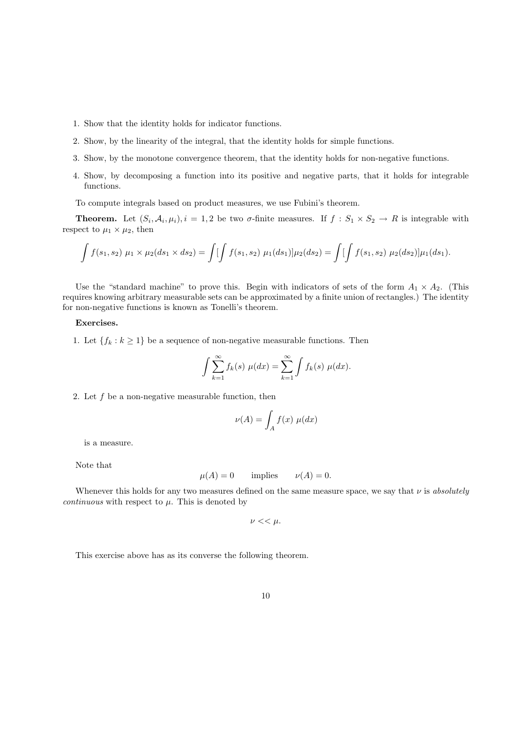1. Show that the identity holds for indicator functions.
2. Show, by the linearity of the integral, that the identity holds for simple functions.
3. Show, by the monotone convergence theorem, that the identity holds for non-negative functions.
4. Show, by decomposing a function into its positive and negative parts, that it holds for integrable functions.

To compute integrals based on product measures, we use Fubini's theorem.

**Theorem.** Let $(S_i, \mathcal{A}_i, \mu_i), i = 1, 2$ be two $\sigma$-finite measures. If $f : S_1 \times S_2 \to R$ is integrable with respect to $\mu_1 \times \mu_2$, then

$$\int f(s_1, s_2)\ \mu_1 \times \mu_2(ds_1 \times ds_2) = \int [\int f(s_1, s_2)\ \mu_1(ds_1)]\mu_2(ds_2) = \int [\int f(s_1, s_2)\ \mu_2(ds_2)]\mu_1(ds_1).$$

Use the "standard machine" to prove this. Begin with indicators of sets of the form $A_1 \times A_2$. (This requires knowing arbitrary measurable sets can be approximated by a finite union of rectangles.) The identity for non-negative functions is known as Tonelli's theorem.

**Exercises.**

1. Let $\{f_k : k \geq 1\}$ be a sequence of non-negative measurable functions. Then

$$\int \sum_{k=1}^{\infty} f_k(s)\ \mu(dx) = \sum_{k=1}^{\infty} \int f_k(s)\ \mu(dx).$$

2. Let $f$ be a non-negative measurable function, then

$$\nu(A) = \int_A f(x)\ \mu(dx)$$

is a measure.

Note that

$$\mu(A) = 0 \qquad \text{implies} \qquad \nu(A) = 0.$$

Whenever this holds for any two measures defined on the same measure space, we say that $\nu$ is *absolutely continuous* with respect to $\mu$. This is denoted by

$$\nu << \mu.$$

This exercise above has as its converse the following theorem.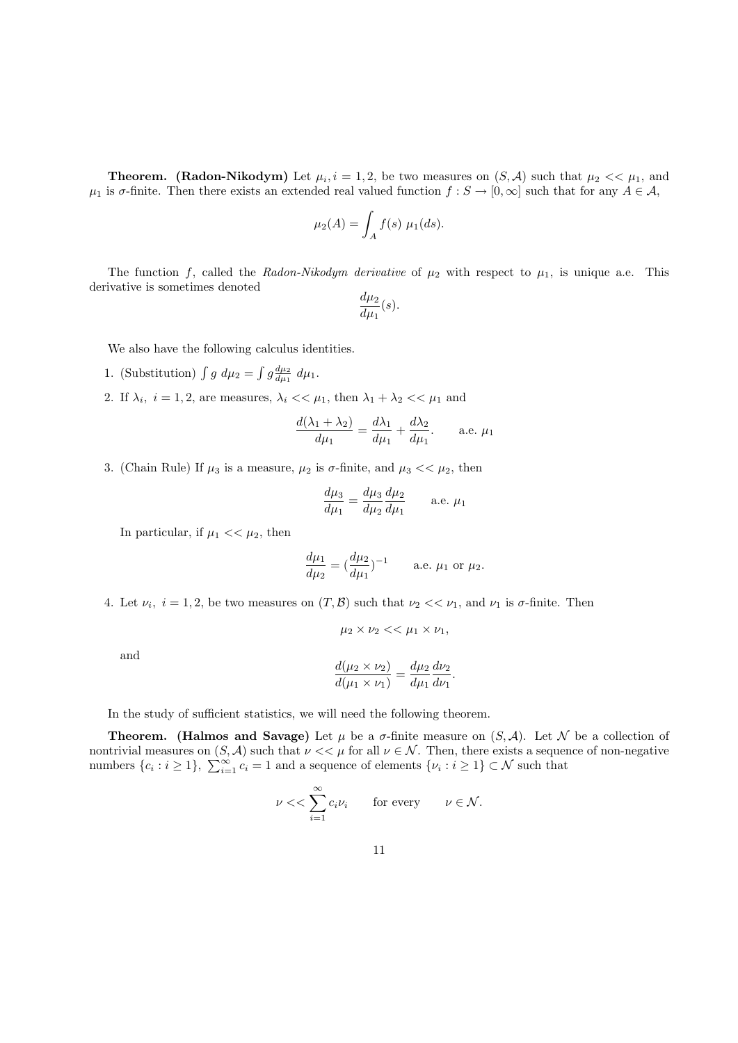**Theorem. (Radon-Nikodym)** Let $\mu_i, i = 1, 2$, be two measures on $(S, \mathcal{A})$ such that $\mu_2 << \mu_1$, and $\mu_1$ is $\sigma$-finite. Then there exists an extended real valued function $f : S \to [0, \infty]$ such that for any $A \in \mathcal{A}$,

$$\mu_2(A) = \int_A f(s) \ \mu_1(ds).$$

The function $f$, called the *Radon-Nikodym derivative* of $\mu_2$ with respect to $\mu_1$, is unique a.e. This derivative is sometimes denoted

$$\frac{d\mu_2}{d\mu_1}(s).$$

We also have the following calculus identities.

1. (Substitution) $\int g \ d\mu_2 = \int g \frac{d\mu_2}{d\mu_1} \ d\mu_1$.

2. If $\lambda_i, \ i = 1, 2$, are measures, $\lambda_i << \mu_1$, then $\lambda_1 + \lambda_2 << \mu_1$ and

$$\frac{d(\lambda_1 + \lambda_2)}{d\mu_1} = \frac{d\lambda_1}{d\mu_1} + \frac{d\lambda_2}{d\mu_1}. \qquad \text{a.e. } \mu_1$$

3. (Chain Rule) If $\mu_3$ is a measure, $\mu_2$ is $\sigma$-finite, and $\mu_3 << \mu_2$, then

$$\frac{d\mu_3}{d\mu_1} = \frac{d\mu_3}{d\mu_2}\frac{d\mu_2}{d\mu_1} \qquad \text{a.e. } \mu_1$$

   In particular, if $\mu_1 << \mu_2$, then

$$\frac{d\mu_1}{d\mu_2} = (\frac{d\mu_2}{d\mu_1})^{-1} \qquad \text{a.e. } \mu_1 \text{ or } \mu_2.$$

4. Let $\nu_i, \ i = 1, 2$, be two measures on $(T, \mathcal{B})$ such that $\nu_2 << \nu_1$, and $\nu_1$ is $\sigma$-finite. Then

$$\mu_2 \times \nu_2 << \mu_1 \times \nu_1,$$

   and

$$\frac{d(\mu_2 \times \nu_2)}{d(\mu_1 \times \nu_1)} = \frac{d\mu_2}{d\mu_1}\frac{d\nu_2}{d\nu_1}.$$

In the study of sufficient statistics, we will need the following theorem.

**Theorem. (Halmos and Savage)** Let $\mu$ be a $\sigma$-finite measure on $(S, \mathcal{A})$. Let $\mathcal{N}$ be a collection of nontrivial measures on $(S, \mathcal{A})$ such that $\nu << \mu$ for all $\nu \in \mathcal{N}$. Then, there exists a sequence of non-negative numbers $\{c_i : i \geq 1\}$, $\sum_{i=1}^{\infty} c_i = 1$ and a sequence of elements $\{\nu_i : i \geq 1\} \subset \mathcal{N}$ such that

$$\nu << \sum_{i=1}^{\infty} c_i \nu_i \qquad \text{for every} \qquad \nu \in \mathcal{N}.$$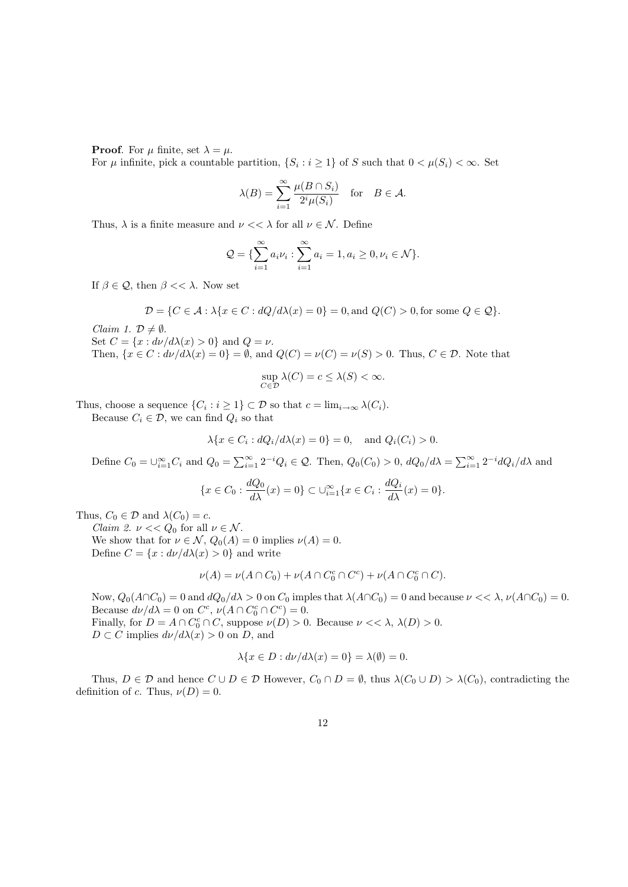**Proof**. For $\mu$ finite, set $\lambda = \mu$.
For $\mu$ infinite, pick a countable partition, $\{S_i : i \geq 1\}$ of $S$ such that $0 < \mu(S_i) < \infty$. Set

$$\lambda(B) = \sum_{i=1}^{\infty} \frac{\mu(B \cap S_i)}{2^i \mu(S_i)} \quad \text{for} \quad B \in \mathcal{A}.$$

Thus, $\lambda$ is a finite measure and $\nu << \lambda$ for all $\nu \in \mathcal{N}$. Define

$$\mathcal{Q} = \{\sum_{i=1}^{\infty} a_i \nu_i : \sum_{i=1}^{\infty} a_i = 1, a_i \geq 0, \nu_i \in \mathcal{N}\}.$$

If $\beta \in \mathcal{Q}$, then $\beta << \lambda$. Now set

$$\mathcal{D} = \{C \in \mathcal{A} : \lambda\{x \in C : dQ/d\lambda(x) = 0\} = 0, \text{and } Q(C) > 0, \text{for some } Q \in \mathcal{Q}\}.$$

*Claim 1. $\mathcal{D} \neq \emptyset$.*
Set $C = \{x : d\nu/d\lambda(x) > 0\}$ and $Q = \nu$.
Then, $\{x \in C : d\nu/d\lambda(x) = 0\} = \emptyset$, and $Q(C) = \nu(C) = \nu(S) > 0$. Thus, $C \in \mathcal{D}$. Note that

$$\sup_{C \in \mathcal{D}} \lambda(C) = c \leq \lambda(S) < \infty.$$

Thus, choose a sequence $\{C_i : i \geq 1\} \subset \mathcal{D}$ so that $c = \lim_{i \to \infty} \lambda(C_i)$.
Because $C_i \in \mathcal{D}$, we can find $Q_i$ so that

$$\lambda\{x \in C_i : dQ_i/d\lambda(x) = 0\} = 0, \quad \text{and } Q_i(C_i) > 0.$$

Define $C_0 = \cup_{i=1}^{\infty} C_i$ and $Q_0 = \sum_{i=1}^{\infty} 2^{-i} Q_i \in \mathcal{Q}$. Then, $Q_0(C_0) > 0$, $dQ_0/d\lambda = \sum_{i=1}^{\infty} 2^{-i} dQ_i/d\lambda$ and

$$\{x \in C_0 : \frac{dQ_0}{d\lambda}(x) = 0\} \subset \cup_{i=1}^{\infty} \{x \in C_i : \frac{dQ_i}{d\lambda}(x) = 0\}.$$

Thus, $C_0 \in \mathcal{D}$ and $\lambda(C_0) = c$.
*Claim 2. $\nu << Q_0$ for all $\nu \in \mathcal{N}$.*
We show that for $\nu \in \mathcal{N}$, $Q_0(A) = 0$ implies $\nu(A) = 0$.
Define $C = \{x : d\nu/d\lambda(x) > 0\}$ and write

$$\nu(A) = \nu(A \cap C_0) + \nu(A \cap C_0^c \cap C^c) + \nu(A \cap C_0^c \cap C).$$

Now, $Q_0(A \cap C_0) = 0$ and $dQ_0/d\lambda > 0$ on $C_0$ imples that $\lambda(A \cap C_0) = 0$ and because $\nu << \lambda$, $\nu(A \cap C_0) = 0$.
Because $d\nu/d\lambda = 0$ on $C^c$, $\nu(A \cap C_0^c \cap C^c) = 0$.
Finally, for $D = A \cap C_0^c \cap C$, suppose $\nu(D) > 0$. Because $\nu << \lambda$, $\lambda(D) > 0$.
$D \subset C$ implies $d\nu/d\lambda(x) > 0$ on $D$, and

$$\lambda\{x \in D : d\nu/d\lambda(x) = 0\} = \lambda(\emptyset) = 0.$$

Thus, $D \in \mathcal{D}$ and hence $C \cup D \in \mathcal{D}$ However, $C_0 \cap D = \emptyset$, thus $\lambda(C_0 \cup D) > \lambda(C_0)$, contradicting the definition of $c$. Thus, $\nu(D) = 0$.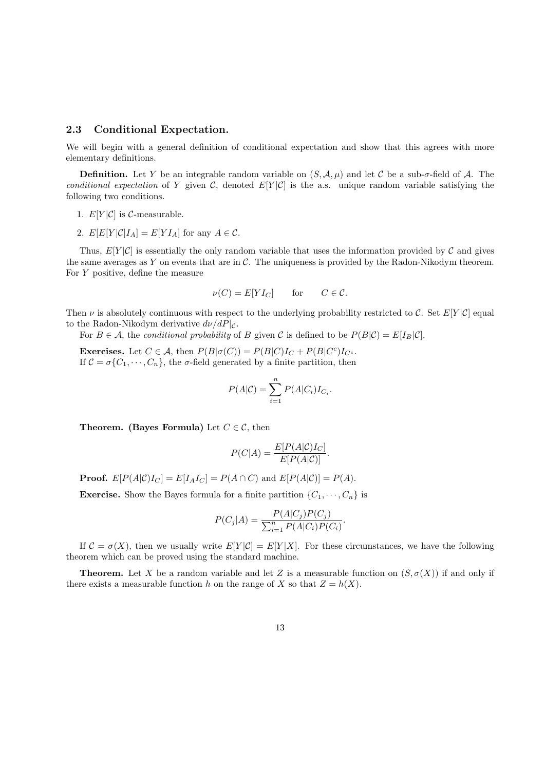### 2.3 Conditional Expectation.

We will begin with a general definition of conditional expectation and show that this agrees with more elementary definitions.

**Definition.** Let $Y$ be an integrable random variable on $(S, \mathcal{A}, \mu)$ and let $\mathcal{C}$ be a sub-$\sigma$-field of $\mathcal{A}$. The *conditional expectation* of $Y$ given $\mathcal{C}$, denoted $E[Y|\mathcal{C}]$ is the a.s. unique random variable satisfying the following two conditions.

1. $E[Y|\mathcal{C}]$ is $\mathcal{C}$-measurable.
2. $E[E[Y|\mathcal{C}]I_A] = E[YI_A]$ for any $A \in \mathcal{C}$.

Thus, $E[Y|\mathcal{C}]$ is essentially the only random variable that uses the information provided by $\mathcal{C}$ and gives the same averages as $Y$ on events that are in $\mathcal{C}$. The uniqueness is provided by the Radon-Nikodym theorem. For $Y$ positive, define the measure

$$\nu(C) = E[YI_C] \qquad \text{for} \qquad C \in \mathcal{C}.$$

Then $\nu$ is absolutely continuous with respect to the underlying probability restricted to $\mathcal{C}$. Set $E[Y|\mathcal{C}]$ equal to the Radon-Nikodym derivative $d\nu/dP|_{\mathcal{C}}$.

For $B \in \mathcal{A}$, the *conditional probability* of $B$ given $\mathcal{C}$ is defined to be $P(B|\mathcal{C}) = E[I_B|\mathcal{C}]$.

**Exercises.** Let $C \in \mathcal{A}$, then $P(B|\sigma(C)) = P(B|C)I_C + P(B|C^c)I_{C^c}$.
If $\mathcal{C} = \sigma\{C_1, \cdots, C_n\}$, the $\sigma$-field generated by a finite partition, then

$$P(A|\mathcal{C}) = \sum_{i=1}^{n} P(A|C_i)I_{C_i}.$$

**Theorem. (Bayes Formula)** Let $C \in \mathcal{C}$, then

$$P(C|A) = \frac{E[P(A|\mathcal{C})I_C]}{E[P(A|\mathcal{C})]}.$$

**Proof.** $E[P(A|\mathcal{C})I_C] = E[I_A I_C] = P(A \cap C)$ and $E[P(A|\mathcal{C})] = P(A)$.

**Exercise.** Show the Bayes formula for a finite partition $\{C_1, \cdots, C_n\}$ is

$$P(C_j|A) = \frac{P(A|C_j)P(C_j)}{\sum_{i=1}^{n} P(A|C_i)P(C_i)}.$$

If $\mathcal{C} = \sigma(X)$, then we usually write $E[Y|\mathcal{C}] = E[Y|X]$. For these circumstances, we have the following theorem which can be proved using the standard machine.

**Theorem.** Let $X$ be a random variable and let $Z$ is a measurable function on $(S, \sigma(X))$ if and only if there exists a measurable function $h$ on the range of $X$ so that $Z = h(X)$.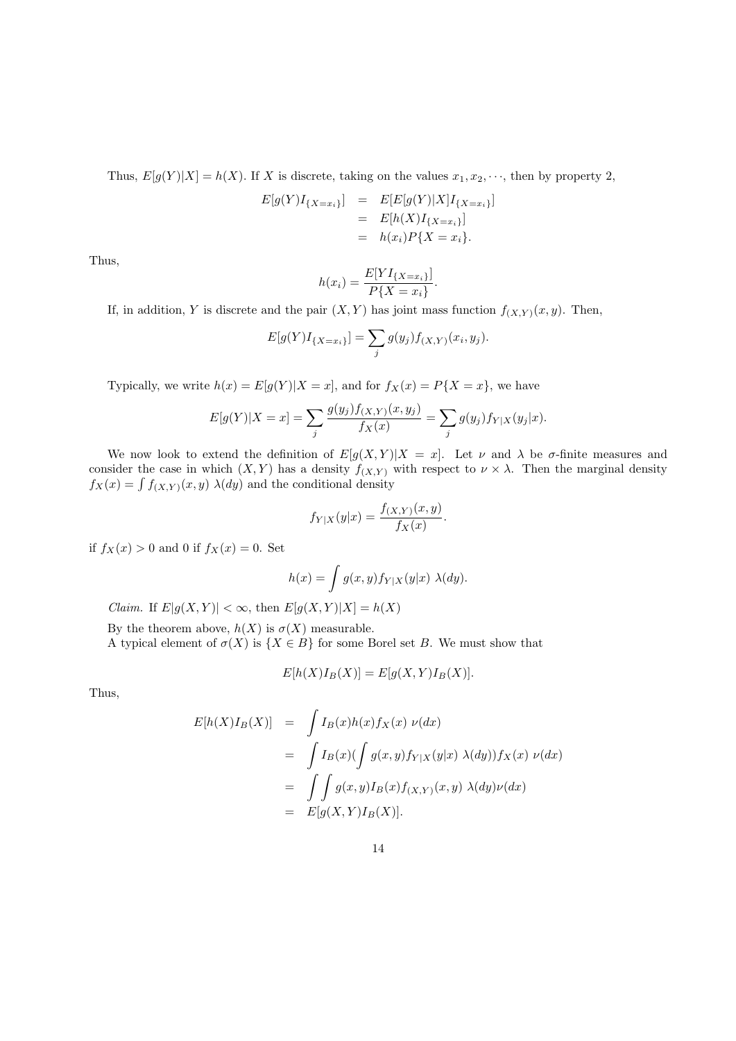Thus, $E[g(Y)|X] = h(X)$. If $X$ is discrete, taking on the values $x_1, x_2, \cdots$, then by property 2,

$$
\begin{aligned}
E[g(Y)I_{\{X=x_i\}}] &= E[E[g(Y)|X]I_{\{X=x_i\}}] \\
&= E[h(X)I_{\{X=x_i\}}] \\
&= h(x_i)P\{X = x_i\}.
\end{aligned}
$$

Thus,

$$
h(x_i) = \frac{E[YI_{\{X=x_i\}}]}{P\{X = x_i\}}.
$$

If, in addition, $Y$ is discrete and the pair $(X, Y)$ has joint mass function $f_{(X,Y)}(x, y)$. Then,

$$
E[g(Y)I_{\{X=x_i\}}] = \sum_j g(y_j) f_{(X,Y)}(x_i, y_j).
$$

Typically, we write $h(x) = E[g(Y)|X = x]$, and for $f_X(x) = P\{X = x\}$, we have

$$
E[g(Y)|X = x] = \sum_j \frac{g(y_j) f_{(X,Y)}(x, y_j)}{f_X(x)} = \sum_j g(y_j) f_{Y|X}(y_j|x).
$$

We now look to extend the definition of $E[g(X, Y)|X = x]$. Let $\nu$ and $\lambda$ be $\sigma$-finite measures and consider the case in which $(X, Y)$ has a density $f_{(X,Y)}$ with respect to $\nu \times \lambda$. Then the marginal density $f_X(x) = \int f_{(X,Y)}(x, y)\ \lambda(dy)$ and the conditional density

$$
f_{Y|X}(y|x) = \frac{f_{(X,Y)}(x, y)}{f_X(x)}.
$$

if $f_X(x) > 0$ and 0 if $f_X(x) = 0$. Set

$$
h(x) = \int g(x, y) f_{Y|X}(y|x)\ \lambda(dy).
$$

*Claim.* If $E|g(X, Y)| < \infty$, then $E[g(X, Y)|X] = h(X)$

By the theorem above, $h(X)$ is $\sigma(X)$ measurable.

A typical element of $\sigma(X)$ is $\{X \in B\}$ for some Borel set $B$. We must show that

$$
E[h(X)I_B(X)] = E[g(X, Y)I_B(X)].
$$

Thus,

$$
\begin{aligned}
E[h(X)I_B(X)] &= \int I_B(x) h(x) f_X(x)\ \nu(dx) \\
&= \int I_B(x)\Big(\int g(x, y) f_{Y|X}(y|x)\ \lambda(dy)\Big) f_X(x)\ \nu(dx) \\
&= \int \int g(x, y) I_B(x) f_{(X,Y)}(x, y)\ \lambda(dy)\nu(dx) \\
&= E[g(X, Y)I_B(X)].
\end{aligned}
$$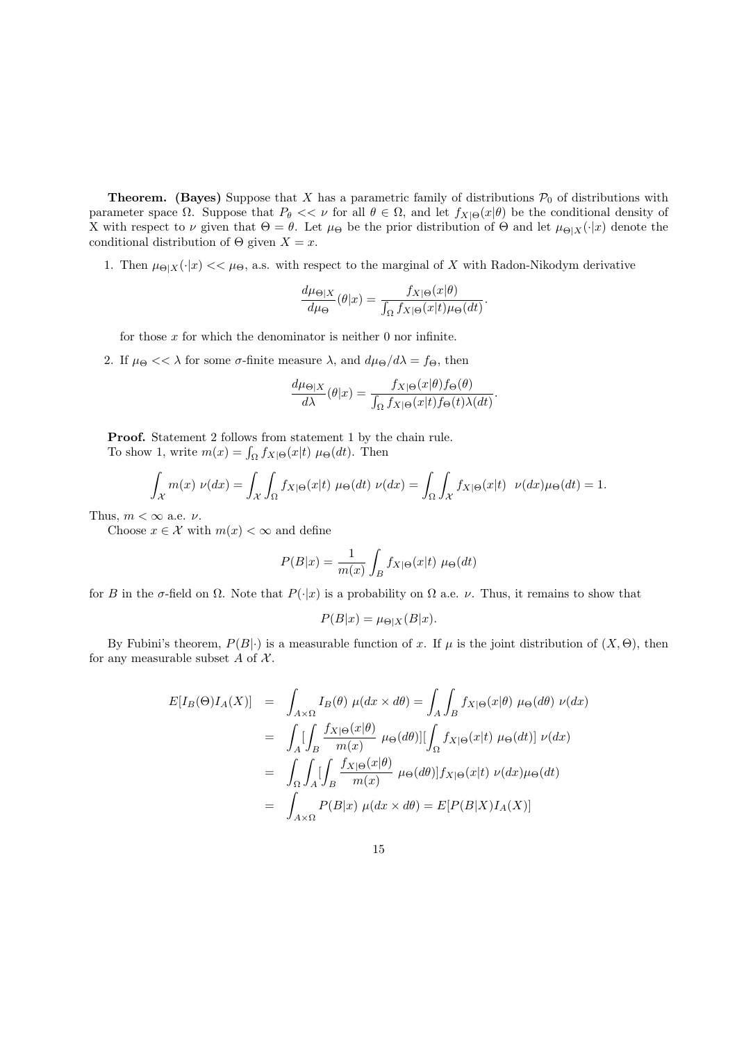**Theorem.** **(Bayes)** Suppose that $X$ has a parametric family of distributions $\mathcal{P}_0$ of distributions with parameter space $\Omega$. Suppose that $P_\theta << \nu$ for all $\theta \in \Omega$, and let $f_{X|\Theta}(x|\theta)$ be the conditional density of X with respect to $\nu$ given that $\Theta = \theta$. Let $\mu_\Theta$ be the prior distribution of $\Theta$ and let $\mu_{\Theta|X}(\cdot|x)$ denote the conditional distribution of $\Theta$ given $X = x$.

1. Then $\mu_{\Theta|X}(\cdot|x) << \mu_\Theta$, a.s. with respect to the marginal of $X$ with Radon-Nikodym derivative

$$\frac{d\mu_{\Theta|X}}{d\mu_\Theta}(\theta|x) = \frac{f_{X|\Theta}(x|\theta)}{\int_\Omega f_{X|\Theta}(x|t)\mu_\Theta(dt)}.$$

for those $x$ for which the denominator is neither 0 nor infinite.

2. If $\mu_\Theta << \lambda$ for some $\sigma$-finite measure $\lambda$, and $d\mu_\Theta/d\lambda = f_\Theta$, then

$$\frac{d\mu_{\Theta|X}}{d\lambda}(\theta|x) = \frac{f_{X|\Theta}(x|\theta)f_\Theta(\theta)}{\int_\Omega f_{X|\Theta}(x|t)f_\Theta(t)\lambda(dt)}.$$

**Proof.** Statement 2 follows from statement 1 by the chain rule.

To show 1, write $m(x) = \int_\Omega f_{X|\Theta}(x|t)\ \mu_\Theta(dt)$. Then

$$\int_{\mathcal{X}} m(x)\ \nu(dx) = \int_{\mathcal{X}}\int_\Omega f_{X|\Theta}(x|t)\ \mu_\Theta(dt)\ \nu(dx) = \int_\Omega\int_{\mathcal{X}} f_{X|\Theta}(x|t)\ \ \nu(dx)\mu_\Theta(dt) = 1.$$

Thus, $m < \infty$ a.e. $\nu$.

Choose $x \in \mathcal{X}$ with $m(x) < \infty$ and define

$$P(B|x) = \frac{1}{m(x)}\int_B f_{X|\Theta}(x|t)\ \mu_\Theta(dt)$$

for $B$ in the $\sigma$-field on $\Omega$. Note that $P(\cdot|x)$ is a probability on $\Omega$ a.e. $\nu$. Thus, it remains to show that

$$P(B|x) = \mu_{\Theta|X}(B|x).$$

By Fubini's theorem, $P(B|\cdot)$ is a measurable function of $x$. If $\mu$ is the joint distribution of $(X, \Theta)$, then for any measurable subset $A$ of $\mathcal{X}$.

$$\begin{aligned}
E[I_B(\Theta)I_A(X)] &= \int_{A\times\Omega} I_B(\theta)\ \mu(dx\times d\theta) = \int_A\int_B f_{X|\Theta}(x|\theta)\ \mu_\Theta(d\theta)\ \nu(dx) \\
&= \int_A [\int_B \frac{f_{X|\Theta}(x|\theta)}{m(x)}\ \mu_\Theta(d\theta)][\int_\Omega f_{X|\Theta}(x|t)\ \mu_\Theta(dt)]\ \nu(dx) \\
&= \int_\Omega\int_A [\int_B \frac{f_{X|\Theta}(x|\theta)}{m(x)}\ \mu_\Theta(d\theta)] f_{X|\Theta}(x|t)\ \nu(dx)\mu_\Theta(dt) \\
&= \int_{A\times\Omega} P(B|x)\ \mu(dx\times d\theta) = E[P(B|X)I_A(X)]
\end{aligned}$$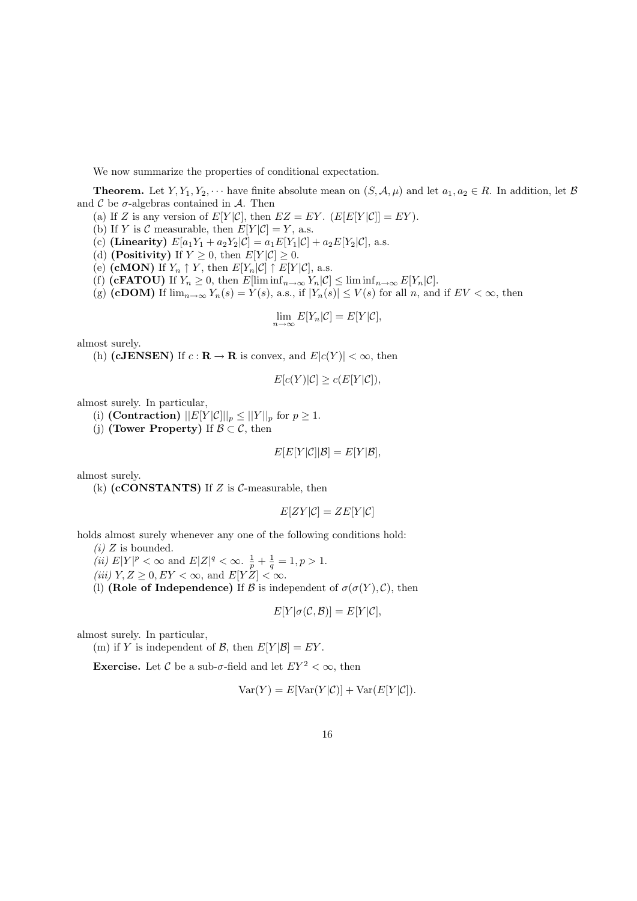We now summarize the properties of conditional expectation.

**Theorem.** Let $Y, Y_1, Y_2, \cdots$ have finite absolute mean on $(S, \mathcal{A}, \mu)$ and let $a_1, a_2 \in R$. In addition, let $\mathcal{B}$ and $\mathcal{C}$ be $\sigma$-algebras contained in $\mathcal{A}$. Then

(a) If $Z$ is any version of $E[Y|\mathcal{C}]$, then $EZ = EY$. ($E[E[Y|\mathcal{C}]] = EY$).

(b) If $Y$ is $\mathcal{C}$ measurable, then $E[Y|\mathcal{C}] = Y$, a.s.

(c) **(Linearity)** $E[a_1 Y_1 + a_2 Y_2|\mathcal{C}] = a_1 E[Y_1|\mathcal{C}] + a_2 E[Y_2|\mathcal{C}]$, a.s.

(d) **(Positivity)** If $Y \geq 0$, then $E[Y|\mathcal{C}] \geq 0$.

(e) **(cMON)** If $Y_n \uparrow Y$, then $E[Y_n|\mathcal{C}] \uparrow E[Y|\mathcal{C}]$, a.s.

(f) **(cFATOU)** If $Y_n \geq 0$, then $E[\liminf_{n\to\infty} Y_n|\mathcal{C}] \leq \liminf_{n\to\infty} E[Y_n|\mathcal{C}]$.

(g) **(cDOM)** If $\lim_{n\to\infty} Y_n(s) = Y(s)$, a.s., if $|Y_n(s)| \leq V(s)$ for all $n$, and if $EV < \infty$, then

$$\lim_{n\to\infty} E[Y_n|\mathcal{C}] = E[Y|\mathcal{C}],$$

almost surely.

(h) **(cJENSEN)** If $c : \mathbf{R} \to \mathbf{R}$ is convex, and $E|c(Y)| < \infty$, then

$$E[c(Y)|\mathcal{C}] \geq c(E[Y|\mathcal{C}]),$$

almost surely. In particular,

(i) **(Contraction)** $||E[Y|\mathcal{C}]||_p \leq ||Y||_p$ for $p \geq 1$.

(j) **(Tower Property)** If $\mathcal{B} \subset \mathcal{C}$, then

$$E[E[Y|\mathcal{C}]|\mathcal{B}] = E[Y|\mathcal{B}],$$

almost surely.

(k) **(cCONSTANTS)** If $Z$ is $\mathcal{C}$-measurable, then

$$E[ZY|\mathcal{C}] = ZE[Y|\mathcal{C}]$$

holds almost surely whenever any one of the following conditions hold:

*(i)* $Z$ is bounded.

*(ii)* $E|Y|^p < \infty$ and $E|Z|^q < \infty$. $\frac{1}{p} + \frac{1}{q} = 1, p > 1$.

*(iii)* $Y, Z \geq 0, EY < \infty$, and $E[YZ] < \infty$.

(l) **(Role of Independence)** If $\mathcal{B}$ is independent of $\sigma(\sigma(Y), \mathcal{C})$, then

$$E[Y|\sigma(\mathcal{C}, \mathcal{B})] = E[Y|\mathcal{C}],$$

almost surely. In particular,

(m) if $Y$ is independent of $\mathcal{B}$, then $E[Y|\mathcal{B}] = EY$.

**Exercise.** Let $\mathcal{C}$ be a sub-$\sigma$-field and let $EY^2 < \infty$, then

$$\text{Var}(Y) = E[\text{Var}(Y|\mathcal{C})] + \text{Var}(E[Y|\mathcal{C}]).$$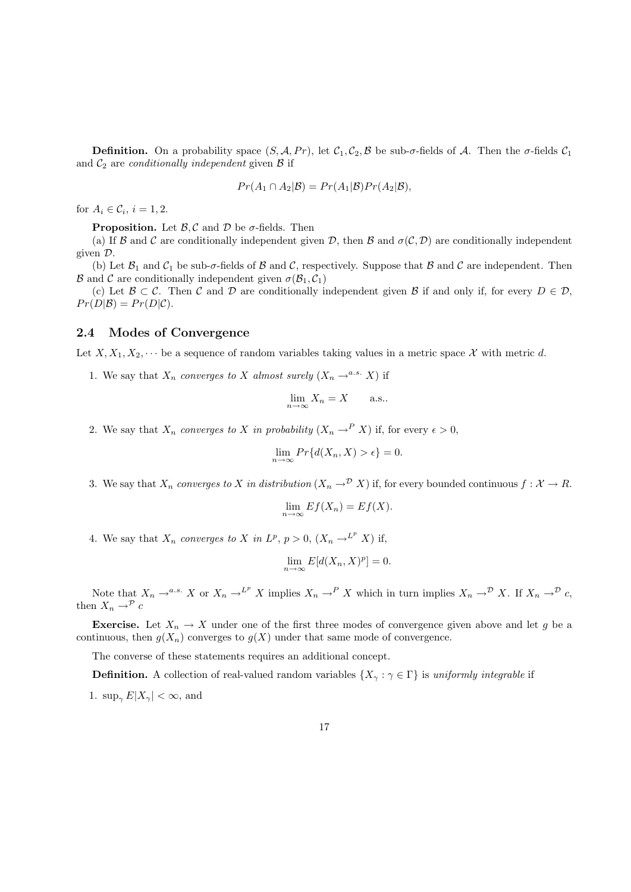**Definition.** On a probability space $(S, \mathcal{A}, Pr)$, let $\mathcal{C}_1, \mathcal{C}_2, \mathcal{B}$ be sub-$\sigma$-fields of $\mathcal{A}$. Then the $\sigma$-fields $\mathcal{C}_1$ and $\mathcal{C}_2$ are *conditionally independent* given $\mathcal{B}$ if

$$Pr(A_1 \cap A_2|\mathcal{B}) = Pr(A_1|\mathcal{B})Pr(A_2|\mathcal{B}),$$

for $A_i \in \mathcal{C}_i$, $i = 1, 2$.

**Proposition.** Let $\mathcal{B}, \mathcal{C}$ and $\mathcal{D}$ be $\sigma$-fields. Then

(a) If $\mathcal{B}$ and $\mathcal{C}$ are conditionally independent given $\mathcal{D}$, then $\mathcal{B}$ and $\sigma(\mathcal{C}, \mathcal{D})$ are conditionally independent given $\mathcal{D}$.

(b) Let $\mathcal{B}_1$ and $\mathcal{C}_1$ be sub-$\sigma$-fields of $\mathcal{B}$ and $\mathcal{C}$, respectively. Suppose that $\mathcal{B}$ and $\mathcal{C}$ are independent. Then $\mathcal{B}$ and $\mathcal{C}$ are conditionally independent given $\sigma(\mathcal{B}_1, \mathcal{C}_1)$

(c) Let $\mathcal{B} \subset \mathcal{C}$. Then $\mathcal{C}$ and $\mathcal{D}$ are conditionally independent given $\mathcal{B}$ if and only if, for every $D \in \mathcal{D}$, $Pr(D|\mathcal{B}) = Pr(D|\mathcal{C})$.

### 2.4 Modes of Convergence

Let $X, X_1, X_2, \cdots$ be a sequence of random variables taking values in a metric space $\mathcal{X}$ with metric $d$.

1. We say that $X_n$ *converges to* $X$ *almost surely* ($X_n \to^{a.s.} X$) if

$$\lim_{n\to\infty} X_n = X \qquad \text{a.s..}$$

2. We say that $X_n$ *converges to* $X$ *in probability* ($X_n \to^{P} X$) if, for every $\epsilon > 0$,

$$\lim_{n\to\infty} Pr\{d(X_n, X) > \epsilon\} = 0.$$

3. We say that $X_n$ *converges to* $X$ *in distribution* ($X_n \to^{\mathcal{D}} X$) if, for every bounded continuous $f : \mathcal{X} \to R$.

$$\lim_{n\to\infty} Ef(X_n) = Ef(X).$$

4. We say that $X_n$ *converges to* $X$ *in* $L^p$, $p > 0$, ($X_n \to^{L^p} X$) if,

$$\lim_{n\to\infty} E[d(X_n, X)^p] = 0.$$

Note that $X_n \to^{a.s.} X$ or $X_n \to^{L^p} X$ implies $X_n \to^{P} X$ which in turn implies $X_n \to^{\mathcal{D}} X$. If $X_n \to^{\mathcal{D}} c$, then $X_n \to^{\mathcal{P}} c$

**Exercise.** Let $X_n \to X$ under one of the first three modes of convergence given above and let $g$ be a continuous, then $g(X_n)$ converges to $g(X)$ under that same mode of convergence.

The converse of these statements requires an additional concept.

**Definition.** A collection of real-valued random variables $\{X_\gamma : \gamma \in \Gamma\}$ is *uniformly integrable* if

1. $\sup_\gamma E|X_\gamma| < \infty$, and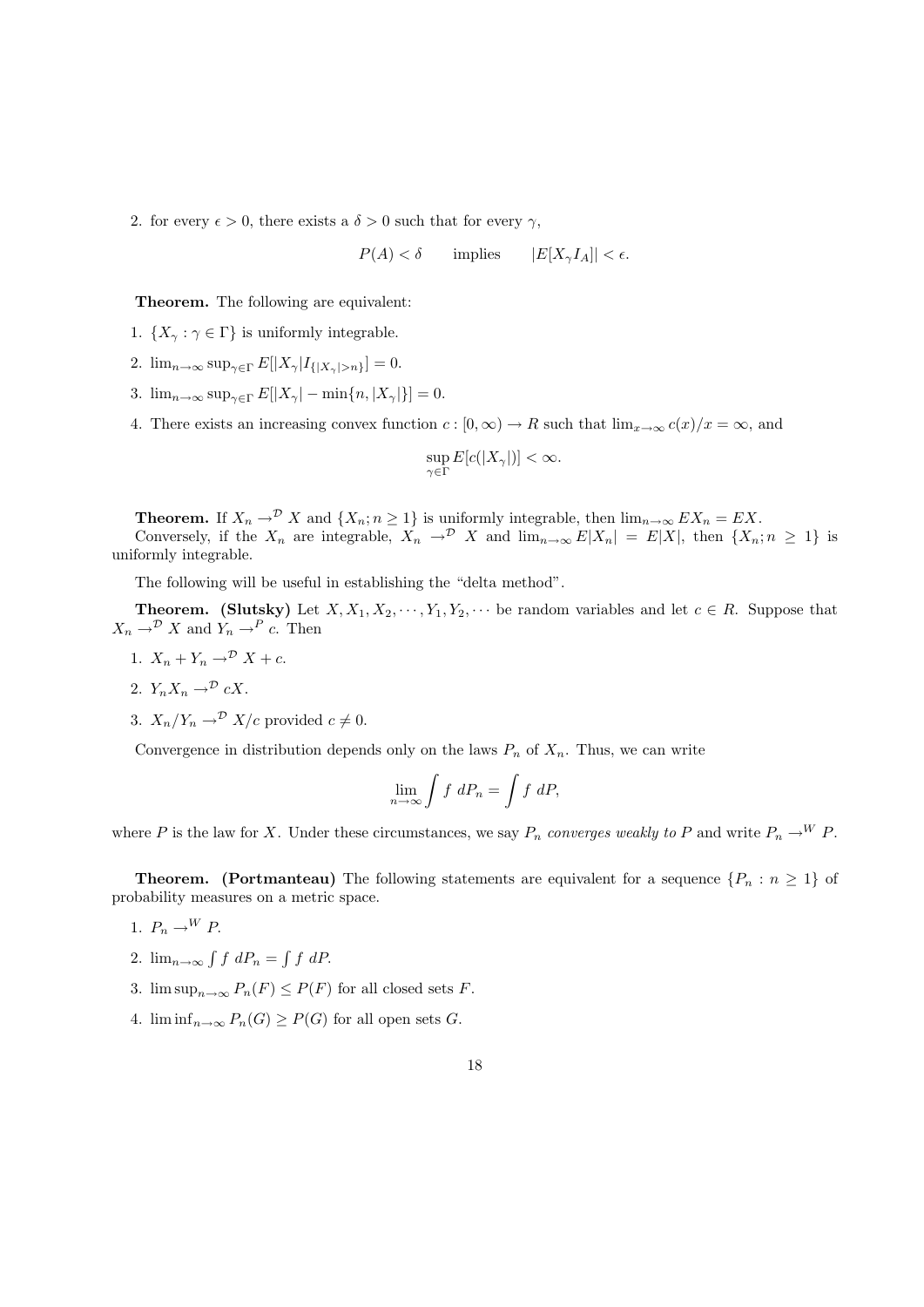2. for every $\epsilon > 0$, there exists a $\delta > 0$ such that for every $\gamma$,

$$P(A) < \delta \qquad \text{implies} \qquad |E[X_\gamma I_A]| < \epsilon.$$

**Theorem.** The following are equivalent:

1. $\{X_\gamma : \gamma \in \Gamma\}$ is uniformly integrable.
2. $\lim_{n\to\infty} \sup_{\gamma\in\Gamma} E[|X_\gamma| I_{\{|X_\gamma|>n\}}] = 0$.
3. $\lim_{n\to\infty} \sup_{\gamma\in\Gamma} E[|X_\gamma| - \min\{n, |X_\gamma|\}] = 0$.
4. There exists an increasing convex function $c : [0, \infty) \to R$ such that $\lim_{x\to\infty} c(x)/x = \infty$, and

$$\sup_{\gamma\in\Gamma} E[c(|X_\gamma|)] < \infty.$$

**Theorem.** If $X_n \to^{\mathcal{D}} X$ and $\{X_n; n \geq 1\}$ is uniformly integrable, then $\lim_{n\to\infty} EX_n = EX$.

Conversely, if the $X_n$ are integrable, $X_n \to^{\mathcal{D}} X$ and $\lim_{n\to\infty} E|X_n| = E|X|$, then $\{X_n; n \geq 1\}$ is uniformly integrable.

The following will be useful in establishing the "delta method".

**Theorem. (Slutsky)** Let $X, X_1, X_2, \cdots, Y_1, Y_2, \cdots$ be random variables and let $c \in R$. Suppose that $X_n \to^{\mathcal{D}} X$ and $Y_n \to^P c$. Then

1. $X_n + Y_n \to^{\mathcal{D}} X + c$.
2. $Y_n X_n \to^{\mathcal{D}} cX$.
3. $X_n/Y_n \to^{\mathcal{D}} X/c$ provided $c \neq 0$.

Convergence in distribution depends only on the laws $P_n$ of $X_n$. Thus, we can write

$$\lim_{n\to\infty} \int f \, dP_n = \int f \, dP,$$

where $P$ is the law for $X$. Under these circumstances, we say $P_n$ *converges weakly to* $P$ and write $P_n \to^W P$.

**Theorem. (Portmanteau)** The following statements are equivalent for a sequence $\{P_n : n \geq 1\}$ of probability measures on a metric space.

1. $P_n \to^W P$.
2. $\lim_{n\to\infty} \int f \, dP_n = \int f \, dP$.
3. $\limsup_{n\to\infty} P_n(F) \leq P(F)$ for all closed sets $F$.
4. $\liminf_{n\to\infty} P_n(G) \geq P(G)$ for all open sets $G$.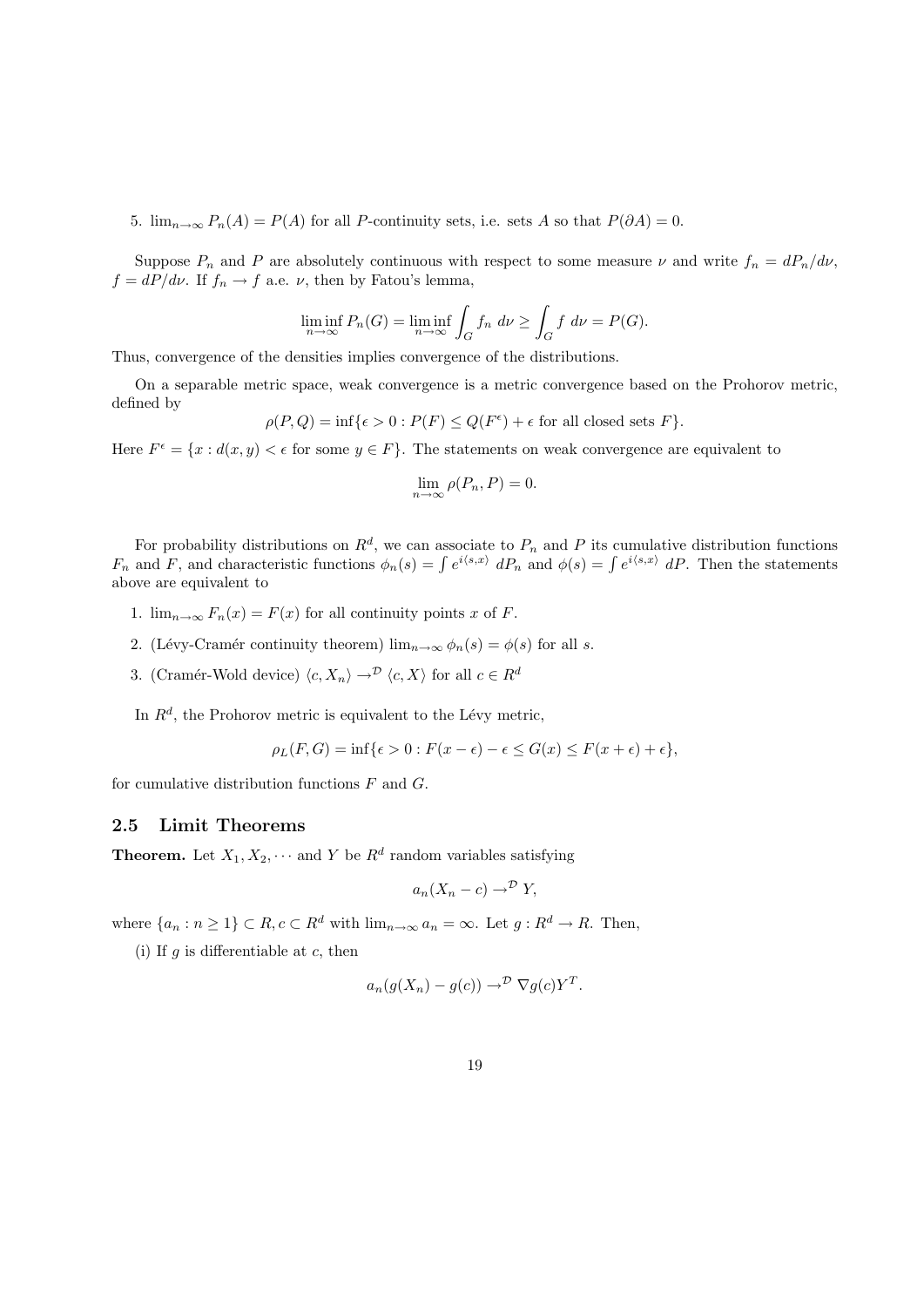5. $\lim_{n\to\infty} P_n(A) = P(A)$ for all $P$-continuity sets, i.e. sets $A$ so that $P(\partial A) = 0$.

Suppose $P_n$ and $P$ are absolutely continuous with respect to some measure $\nu$ and write $f_n = dP_n/d\nu$, $f = dP/d\nu$. If $f_n \to f$ a.e. $\nu$, then by Fatou's lemma,

$$\liminf_{n\to\infty} P_n(G) = \liminf_{n\to\infty} \int_G f_n \; d\nu \geq \int_G f \; d\nu = P(G).$$

Thus, convergence of the densities implies convergence of the distributions.

On a separable metric space, weak convergence is a metric convergence based on the Prohorov metric, defined by

$$\rho(P, Q) = \inf\{\epsilon > 0 : P(F) \leq Q(F^\epsilon) + \epsilon \text{ for all closed sets } F\}.$$

Here $F^\epsilon = \{x : d(x, y) < \epsilon \text{ for some } y \in F\}$. The statements on weak convergence are equivalent to

$$\lim_{n\to\infty} \rho(P_n, P) = 0.$$

For probability distributions on $R^d$, we can associate to $P_n$ and $P$ its cumulative distribution functions $F_n$ and $F$, and characteristic functions $\phi_n(s) = \int e^{i\langle s,x\rangle} \; dP_n$ and $\phi(s) = \int e^{i\langle s,x\rangle} \; dP$. Then the statements above are equivalent to

1. $\lim_{n\to\infty} F_n(x) = F(x)$ for all continuity points $x$ of $F$.
2. (Lévy-Cramér continuity theorem) $\lim_{n\to\infty} \phi_n(s) = \phi(s)$ for all $s$.
3. (Cramér-Wold device) $\langle c, X_n\rangle \to^{\mathcal{D}} \langle c, X\rangle$ for all $c \in R^d$

In $R^d$, the Prohorov metric is equivalent to the Lévy metric,

$$\rho_L(F, G) = \inf\{\epsilon > 0 : F(x - \epsilon) - \epsilon \leq G(x) \leq F(x + \epsilon) + \epsilon\},$$

for cumulative distribution functions $F$ and $G$.

## 2.5 Limit Theorems

**Theorem.** Let $X_1, X_2, \cdots$ and $Y$ be $R^d$ random variables satisfying

$$a_n(X_n - c) \to^{\mathcal{D}} Y,$$

where $\{a_n : n \geq 1\} \subset R, c \subset R^d$ with $\lim_{n\to\infty} a_n = \infty$. Let $g : R^d \to R$. Then,

(i) If $g$ is differentiable at $c$, then

$$a_n(g(X_n) - g(c)) \to^{\mathcal{D}} \nabla g(c) Y^T.$$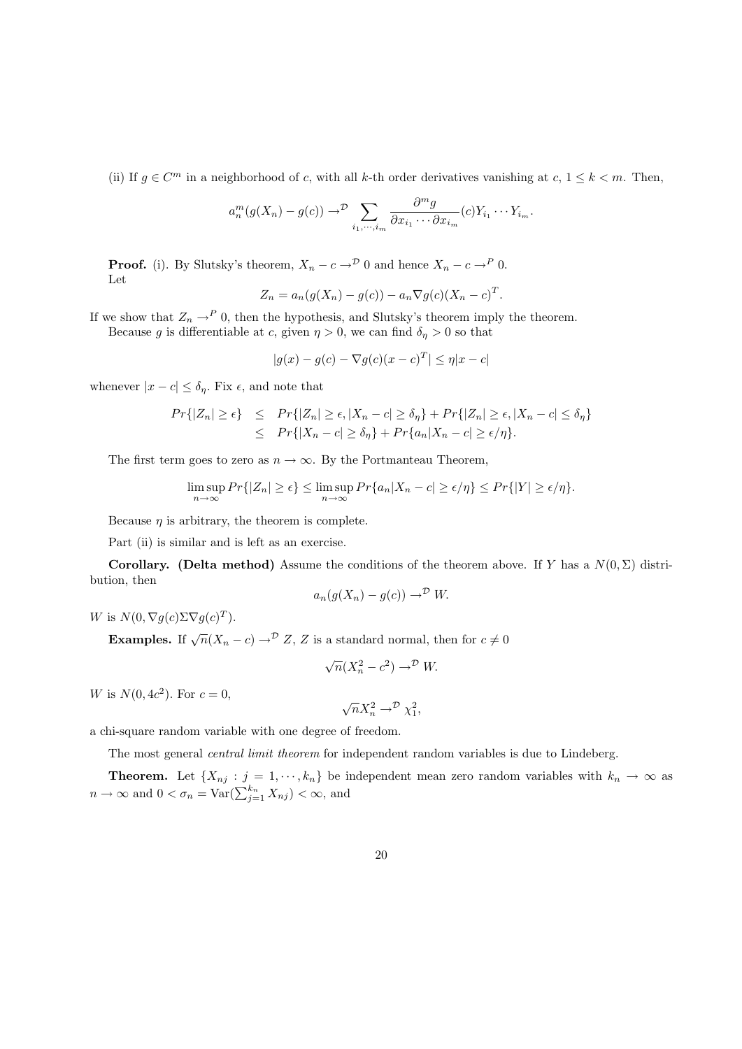(ii) If $g \in C^m$ in a neighborhood of $c$, with all $k$-th order derivatives vanishing at $c$, $1 \leq k < m$. Then,

$$a_n^m(g(X_n) - g(c)) \to^{\mathcal{D}} \sum_{i_1,\cdots,i_m} \frac{\partial^m g}{\partial x_{i_1} \cdots \partial x_{i_m}}(c) Y_{i_1} \cdots Y_{i_m}.$$

**Proof.** (i). By Slutsky's theorem, $X_n - c \to^{\mathcal{D}} 0$ and hence $X_n - c \to^P 0$.
Let

$$Z_n = a_n(g(X_n) - g(c)) - a_n \nabla g(c)(X_n - c)^T.$$

If we show that $Z_n \to^P 0$, then the hypothesis, and Slutsky's theorem imply the theorem.

Because $g$ is differentiable at $c$, given $\eta > 0$, we can find $\delta_\eta > 0$ so that

$$|g(x) - g(c) - \nabla g(c)(x - c)^T| \leq \eta |x - c|$$

whenever $|x - c| \leq \delta_\eta$. Fix $\epsilon$, and note that

$$\begin{aligned}
Pr\{|Z_n| \geq \epsilon\} &\leq Pr\{|Z_n| \geq \epsilon, |X_n - c| \geq \delta_\eta\} + Pr\{|Z_n| \geq \epsilon, |X_n - c| \leq \delta_\eta\} \\
&\leq Pr\{|X_n - c| \geq \delta_\eta\} + Pr\{a_n|X_n - c| \geq \epsilon/\eta\}.
\end{aligned}$$

The first term goes to zero as $n \to \infty$. By the Portmanteau Theorem,

$$\limsup_{n\to\infty} Pr\{|Z_n| \geq \epsilon\} \leq \limsup_{n\to\infty} Pr\{a_n|X_n - c| \geq \epsilon/\eta\} \leq Pr\{|Y| \geq \epsilon/\eta\}.$$

Because $\eta$ is arbitrary, the theorem is complete.

Part (ii) is similar and is left as an exercise.

**Corollary. (Delta method)** Assume the conditions of the theorem above. If $Y$ has a $N(0, \Sigma)$ distribution, then

$$a_n(g(X_n) - g(c)) \to^{\mathcal{D}} W.$$

$W$ is $N(0, \nabla g(c) \Sigma \nabla g(c)^T)$.

**Examples.** If $\sqrt{n}(X_n - c) \to^{\mathcal{D}} Z$, $Z$ is a standard normal, then for $c \neq 0$

$$\sqrt{n}(X_n^2 - c^2) \to^{\mathcal{D}} W.$$

$W$ is $N(0, 4c^2)$. For $c = 0$,

$$\sqrt{n} X_n^2 \to^{\mathcal{D}} \chi_1^2,$$

a chi-square random variable with one degree of freedom.

The most general *central limit theorem* for independent random variables is due to Lindeberg.

**Theorem.** Let $\{X_{nj} : j = 1, \cdots, k_n\}$ be independent mean zero random variables with $k_n \to \infty$ as $n \to \infty$ and $0 < \sigma_n = \text{Var}(\sum_{j=1}^{k_n} X_{nj}) < \infty$, and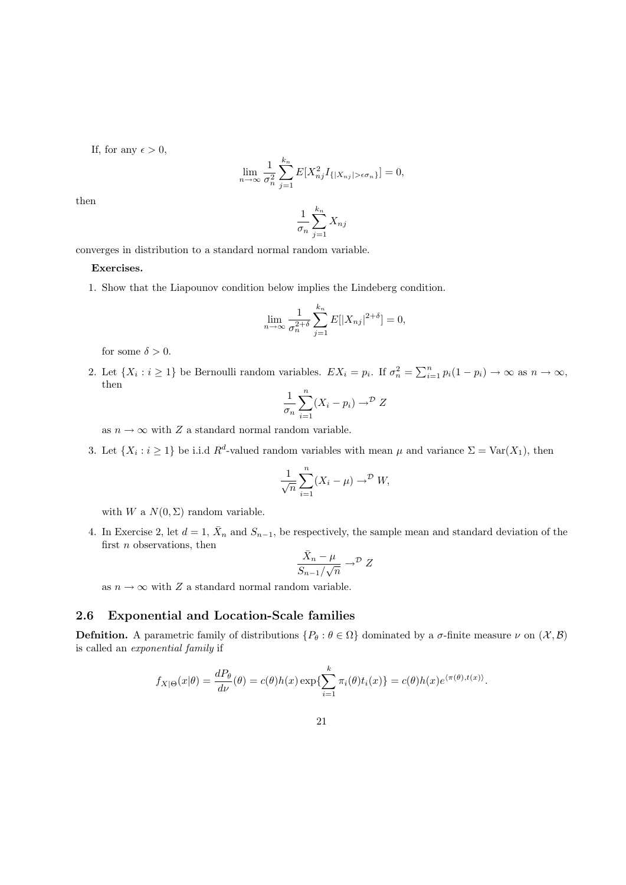If, for any $\epsilon > 0$,

$$\lim_{n\to\infty} \frac{1}{\sigma_n^2} \sum_{j=1}^{k_n} E[X_{nj}^2 I_{\{|X_{nj}|>\epsilon\sigma_n\}}] = 0,$$

then

$$\frac{1}{\sigma_n} \sum_{j=1}^{k_n} X_{nj}$$

converges in distribution to a standard normal random variable.

**Exercises.**

1. Show that the Liapounov condition below implies the Lindeberg condition.

$$\lim_{n\to\infty} \frac{1}{\sigma_n^{2+\delta}} \sum_{j=1}^{k_n} E[|X_{nj}|^{2+\delta}] = 0,$$

   for some $\delta > 0$.

2. Let $\{X_i : i \geq 1\}$ be Bernoulli random variables. $EX_i = p_i$. If $\sigma_n^2 = \sum_{i=1}^n p_i(1-p_i) \to \infty$ as $n \to \infty$, then

$$\frac{1}{\sigma_n} \sum_{i=1}^{n} (X_i - p_i) \to^{\mathcal{D}} Z$$

   as $n \to \infty$ with $Z$ a standard normal random variable.

3. Let $\{X_i : i \geq 1\}$ be i.i.d $R^d$-valued random variables with mean $\mu$ and variance $\Sigma = \text{Var}(X_1)$, then

$$\frac{1}{\sqrt{n}} \sum_{i=1}^{n} (X_i - \mu) \to^{\mathcal{D}} W,$$

   with $W$ a $N(0, \Sigma)$ random variable.

4. In Exercise 2, let $d = 1$, $\bar{X}_n$ and $S_{n-1}$, be respectively, the sample mean and standard deviation of the first $n$ observations, then

$$\frac{\bar{X}_n - \mu}{S_{n-1}/\sqrt{n}} \to^{\mathcal{D}} Z$$

   as $n \to \infty$ with $Z$ a standard normal random variable.

## 2.6 Exponential and Location-Scale families

**Defnition.** A parametric family of distributions $\{P_\theta : \theta \in \Omega\}$ dominated by a $\sigma$-finite measure $\nu$ on $(\mathcal{X}, \mathcal{B})$ is called an *exponential family* if

$$f_{X|\Theta}(x|\theta) = \frac{dP_\theta}{d\nu}(\theta) = c(\theta)h(x)\exp\{\sum_{i=1}^{k} \pi_i(\theta)t_i(x)\} = c(\theta)h(x)e^{\langle \pi(\theta), t(x)\rangle}.$$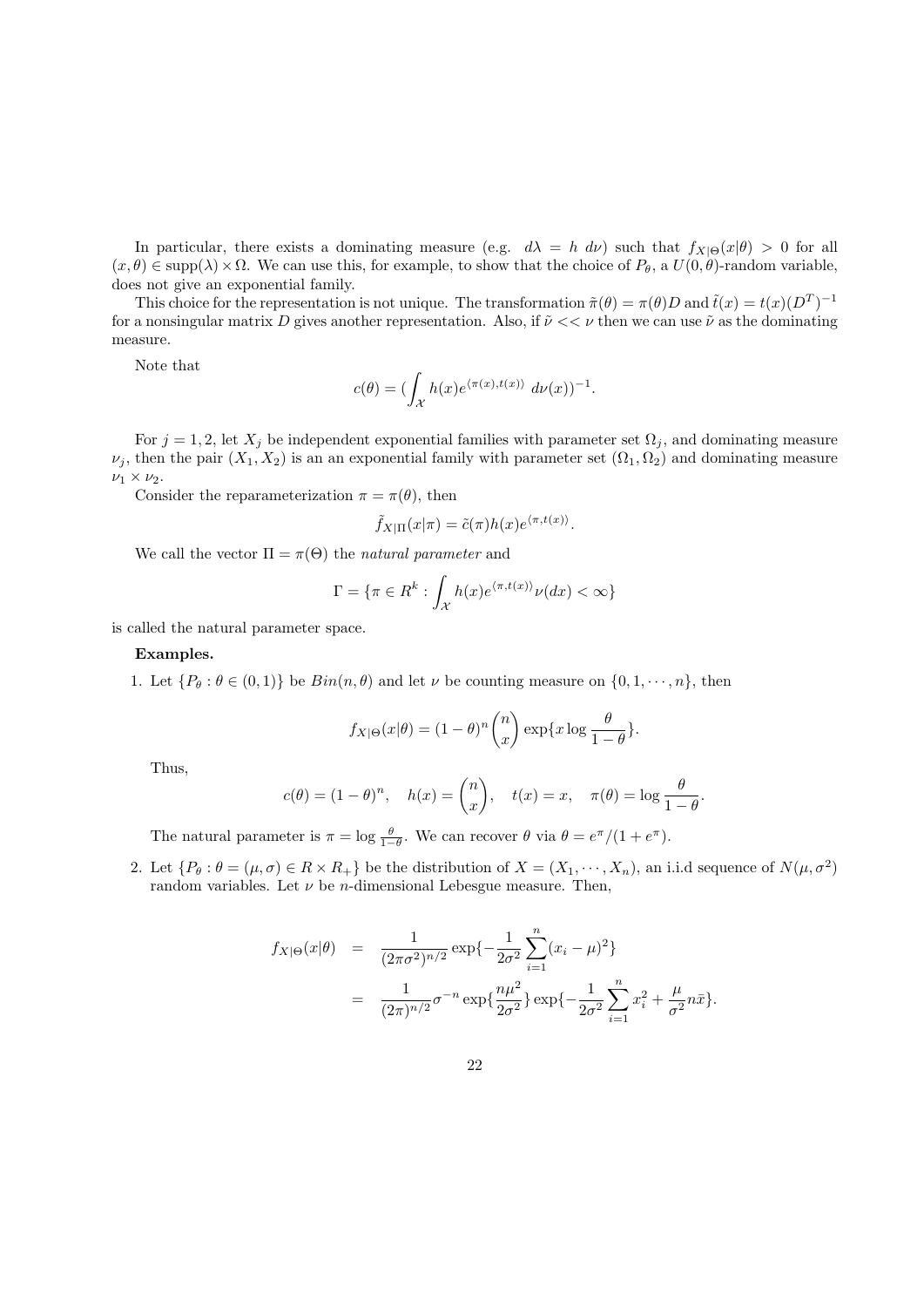In particular, there exists a dominating measure (e.g. $d\lambda = h\ d\nu$) such that $f_{X|\Theta}(x|\theta) > 0$ for all $(x, \theta) \in \text{supp}(\lambda) \times \Omega$. We can use this, for example, to show that the choice of $P_\theta$, a $U(0, \theta)$-random variable, does not give an exponential family.

This choice for the representation is not unique. The transformation $\tilde{\pi}(\theta) = \pi(\theta)D$ and $\tilde{t}(x) = t(x)(D^T)^{-1}$ for a nonsingular matrix $D$ gives another representation. Also, if $\tilde{\nu} << \nu$ then we can use $\tilde{\nu}$ as the dominating measure.

Note that

$$c(\theta) = (\int_{\mathcal{X}} h(x)e^{\langle \pi(x), t(x) \rangle}\ d\nu(x))^{-1}.$$

For $j = 1, 2$, let $X_j$ be independent exponential families with parameter set $\Omega_j$, and dominating measure $\nu_j$, then the pair $(X_1, X_2)$ is an an exponential family with parameter set $(\Omega_1, \Omega_2)$ and dominating measure $\nu_1 \times \nu_2$.

Consider the reparameterization $\pi = \pi(\theta)$, then

$$\tilde{f}_{X|\Pi}(x|\pi) = \tilde{c}(\pi)h(x)e^{\langle \pi, t(x) \rangle}.$$

We call the vector $\Pi = \pi(\Theta)$ the *natural parameter* and

$$\Gamma = \{\pi \in R^k : \int_{\mathcal{X}} h(x)e^{\langle \pi, t(x) \rangle}\nu(dx) < \infty\}$$

is called the natural parameter space.

**Examples.**

1. Let $\{P_\theta : \theta \in (0, 1)\}$ be $Bin(n, \theta)$ and let $\nu$ be counting measure on $\{0, 1, \cdots, n\}$, then

$$f_{X|\Theta}(x|\theta) = (1 - \theta)^n \binom{n}{x} \exp\{x \log \frac{\theta}{1 - \theta}\}.$$

Thus,

$$c(\theta) = (1 - \theta)^n, \quad h(x) = \binom{n}{x}, \quad t(x) = x, \quad \pi(\theta) = \log \frac{\theta}{1 - \theta}.$$

The natural parameter is $\pi = \log \frac{\theta}{1-\theta}$. We can recover $\theta$ via $\theta = e^\pi/(1 + e^\pi)$.

2. Let $\{P_\theta : \theta = (\mu, \sigma) \in R \times R_+\}$ be the distribution of $X = (X_1, \cdots, X_n)$, an i.i.d sequence of $N(\mu, \sigma^2)$ random variables. Let $\nu$ be $n$-dimensional Lebesgue measure. Then,

$$\begin{aligned} f_{X|\Theta}(x|\theta) &= \frac{1}{(2\pi\sigma^2)^{n/2}} \exp\{-\frac{1}{2\sigma^2} \sum_{i=1}^{n} (x_i - \mu)^2\} \\ &= \frac{1}{(2\pi)^{n/2}} \sigma^{-n} \exp\{\frac{n\mu^2}{2\sigma^2}\} \exp\{-\frac{1}{2\sigma^2} \sum_{i=1}^{n} x_i^2 + \frac{\mu}{\sigma^2} n\bar{x}\}. \end{aligned}$$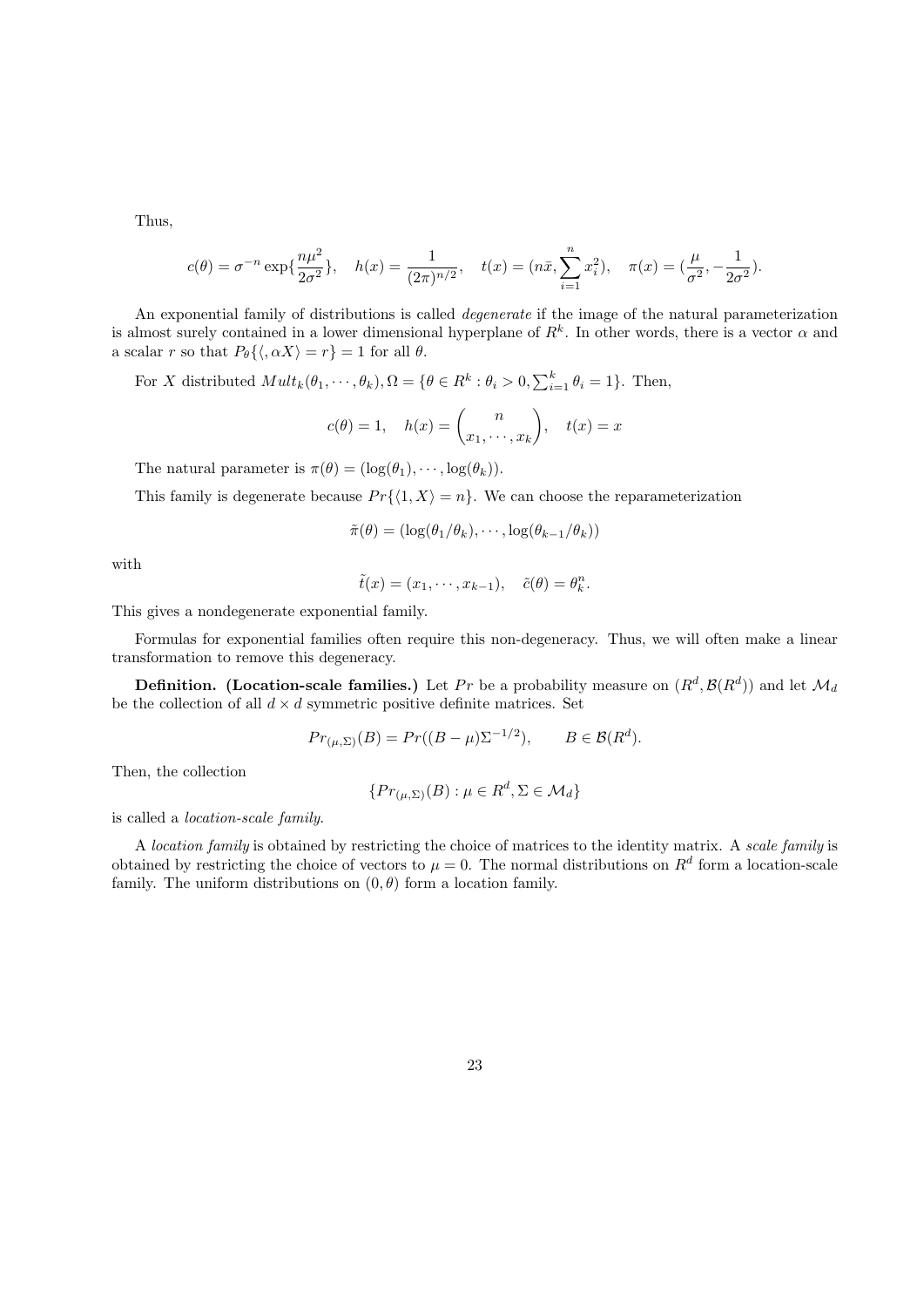Thus,

$$c(\theta) = \sigma^{-n} \exp\{\frac{n\mu^2}{2\sigma^2}\}, \quad h(x) = \frac{1}{(2\pi)^{n/2}}, \quad t(x) = (n\bar{x}, \sum_{i=1}^{n} x_i^2), \quad \pi(x) = (\frac{\mu}{\sigma^2}, -\frac{1}{2\sigma^2}).$$

An exponential family of distributions is called *degenerate* if the image of the natural parameterization is almost surely contained in a lower dimensional hyperplane of $R^k$. In other words, there is a vector $\alpha$ and a scalar $r$ so that $P_\theta\{\langle, \alpha X\rangle = r\} = 1$ for all $\theta$.

For $X$ distributed $Mult_k(\theta_1, \cdots, \theta_k), \Omega = \{\theta \in R^k : \theta_i > 0, \sum_{i=1}^k \theta_i = 1\}$. Then,

$$c(\theta) = 1, \quad h(x) = \binom{n}{x_1, \cdots, x_k}, \quad t(x) = x$$

The natural parameter is $\pi(\theta) = (\log(\theta_1), \cdots, \log(\theta_k))$.

This family is degenerate because $Pr\{\langle 1, X\rangle = n\}$. We can choose the reparameterization

$$\tilde{\pi}(\theta) = (\log(\theta_1/\theta_k), \cdots, \log(\theta_{k-1}/\theta_k))$$

with

$$\tilde{t}(x) = (x_1, \cdots, x_{k-1}), \quad \tilde{c}(\theta) = \theta_k^n.$$

This gives a nondegenerate exponential family.

Formulas for exponential families often require this non-degeneracy. Thus, we will often make a linear transformation to remove this degeneracy.

**Definition. (Location-scale families.)** Let $Pr$ be a probability measure on $(R^d, \mathcal{B}(R^d))$ and let $\mathcal{M}_d$ be the collection of all $d \times d$ symmetric positive definite matrices. Set

$$Pr_{(\mu,\Sigma)}(B) = Pr((B - \mu)\Sigma^{-1/2}), \qquad B \in \mathcal{B}(R^d).$$

Then, the collection

$$\{Pr_{(\mu,\Sigma)}(B) : \mu \in R^d, \Sigma \in \mathcal{M}_d\}$$

is called a *location-scale family*.

A *location family* is obtained by restricting the choice of matrices to the identity matrix. A *scale family* is obtained by restricting the choice of vectors to $\mu = 0$. The normal distributions on $R^d$ form a location-scale family. The uniform distributions on $(0, \theta)$ form a location family.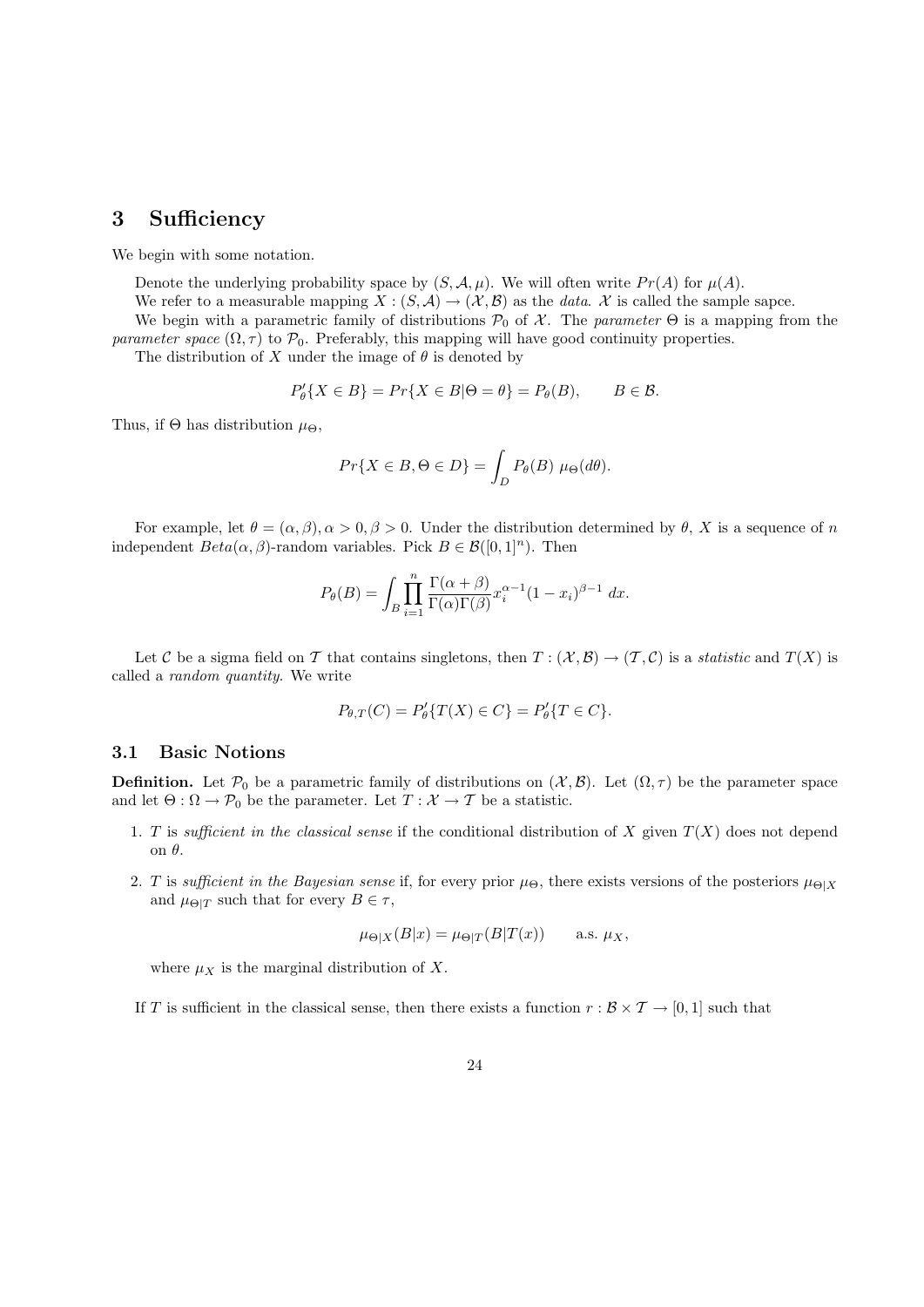# 3 Sufficiency

We begin with some notation.

Denote the underlying probability space by $(S, \mathcal{A}, \mu)$. We will often write $Pr(A)$ for $\mu(A)$.

We refer to a measurable mapping $X : (S, \mathcal{A}) \to (\mathcal{X}, \mathcal{B})$ as the *data*. $\mathcal{X}$ is called the sample sapce.

We begin with a parametric family of distributions $\mathcal{P}_0$ of $\mathcal{X}$. The *parameter* $\Theta$ is a mapping from the *parameter space* $(\Omega, \tau)$ to $\mathcal{P}_0$. Preferably, this mapping will have good continuity properties.

The distribution of $X$ under the image of $\theta$ is denoted by

$$P'_\theta\{X \in B\} = Pr\{X \in B|\Theta = \theta\} = P_\theta(B), \qquad B \in \mathcal{B}.$$

Thus, if $\Theta$ has distribution $\mu_\Theta$,

$$Pr\{X \in B, \Theta \in D\} = \int_D P_\theta(B)\ \mu_\Theta(d\theta).$$

For example, let $\theta = (\alpha, \beta), \alpha > 0, \beta > 0$. Under the distribution determined by $\theta$, $X$ is a sequence of $n$ independent $Beta(\alpha, \beta)$-random variables. Pick $B \in \mathcal{B}([0,1]^n)$. Then

$$P_\theta(B) = \int_B \prod_{i=1}^{n} \frac{\Gamma(\alpha+\beta)}{\Gamma(\alpha)\Gamma(\beta)} x_i^{\alpha-1}(1-x_i)^{\beta-1}\ dx.$$

Let $\mathcal{C}$ be a sigma field on $\mathcal{T}$ that contains singletons, then $T : (\mathcal{X}, \mathcal{B}) \to (\mathcal{T}, \mathcal{C})$ is a *statistic* and $T(X)$ is called a *random quantity*. We write

$$P_{\theta,T}(C) = P'_\theta\{T(X) \in C\} = P'_\theta\{T \in C\}.$$

## 3.1 Basic Notions

**Definition.** Let $\mathcal{P}_0$ be a parametric family of distributions on $(\mathcal{X}, \mathcal{B})$. Let $(\Omega, \tau)$ be the parameter space and let $\Theta : \Omega \to \mathcal{P}_0$ be the parameter. Let $T : \mathcal{X} \to \mathcal{T}$ be a statistic.

1. $T$ is *sufficient in the classical sense* if the conditional distribution of $X$ given $T(X)$ does not depend on $\theta$.

2. $T$ is *sufficient in the Bayesian sense* if, for every prior $\mu_\Theta$, there exists versions of the posteriors $\mu_{\Theta|X}$ and $\mu_{\Theta|T}$ such that for every $B \in \tau$,

$$\mu_{\Theta|X}(B|x) = \mu_{\Theta|T}(B|T(x)) \qquad \text{a.s. } \mu_X,$$

where $\mu_X$ is the marginal distribution of $X$.

If $T$ is sufficient in the classical sense, then there exists a function $r : \mathcal{B} \times \mathcal{T} \to [0,1]$ such that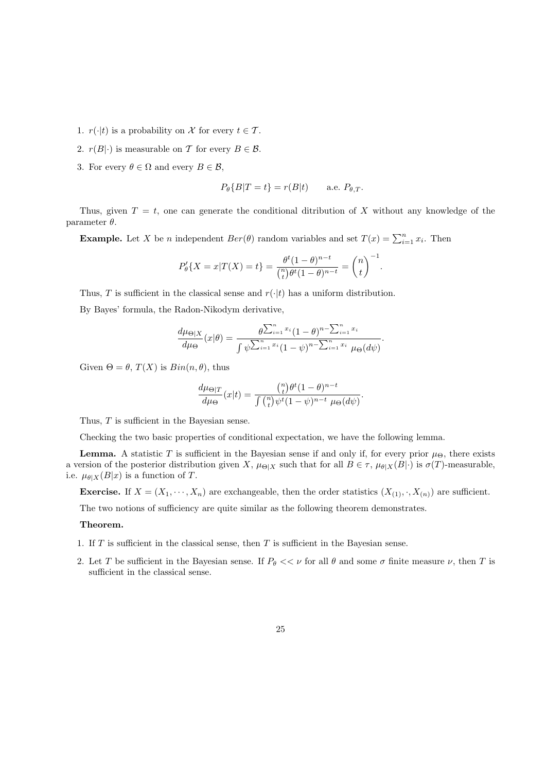1. $r(\cdot|t)$ is a probability on $\mathcal{X}$ for every $t \in \mathcal{T}$.

2. $r(B|\cdot)$ is measurable on $\mathcal{T}$ for every $B \in \mathcal{B}$.

3. For every $\theta \in \Omega$ and every $B \in \mathcal{B}$,

$$P_\theta\{B|T = t\} = r(B|t) \qquad \text{a.e. } P_{\theta,T}.$$

Thus, given $T = t$, one can generate the conditional ditribution of $X$ without any knowledge of the parameter $\theta$.

**Example.** Let $X$ be $n$ independent $Ber(\theta)$ random variables and set $T(x) = \sum_{i=1}^n x_i$. Then

$$P'_\theta\{X = x|T(X) = t\} = \frac{\theta^t(1-\theta)^{n-t}}{\binom{n}{t}\theta^t(1-\theta)^{n-t}} = \binom{n}{t}^{-1}.$$

Thus, $T$ is sufficient in the classical sense and $r(\cdot|t)$ has a uniform distribution.

By Bayes' formula, the Radon-Nikodym derivative,

$$\frac{d\mu_{\Theta|X}}{d\mu_\Theta}(x|\theta) = \frac{\theta^{\sum_{i=1}^n x_i}(1-\theta)^{n-\sum_{i=1}^n x_i}}{\int \psi^{\sum_{i=1}^n x_i}(1-\psi)^{n-\sum_{i=1}^n x_i}\ \mu_\Theta(d\psi)}.$$

Given $\Theta = \theta$, $T(X)$ is $Bin(n, \theta)$, thus

$$\frac{d\mu_{\Theta|T}}{d\mu_\Theta}(x|t) = \frac{\binom{n}{t}\theta^t(1-\theta)^{n-t}}{\int \binom{n}{t}\psi^t(1-\psi)^{n-t}\ \mu_\Theta(d\psi)}.$$

Thus, $T$ is sufficient in the Bayesian sense.

Checking the two basic properties of conditional expectation, we have the following lemma.

**Lemma.** A statistic $T$ is sufficient in the Bayesian sense if and only if, for every prior $\mu_\Theta$, there exists a version of the posterior distribution given $X$, $\mu_{\Theta|X}$ such that for all $B \in \tau$, $\mu_{\theta|X}(B|\cdot)$ is $\sigma(T)$-measurable, i.e. $\mu_{\theta|X}(B|x)$ is a function of $T$.

**Exercise.** If $X = (X_1, \cdots, X_n)$ are exchangeable, then the order statistics $(X_{(1)}, \cdot, X_{(n)})$ are sufficient.

The two notions of sufficiency are quite similar as the following theorem demonstrates.

**Theorem.**

1. If $T$ is sufficient in the classical sense, then $T$ is sufficient in the Bayesian sense.

2. Let $T$ be sufficient in the Bayesian sense. If $P_\theta << \nu$ for all $\theta$ and some $\sigma$ finite measure $\nu$, then $T$ is sufficient in the classical sense.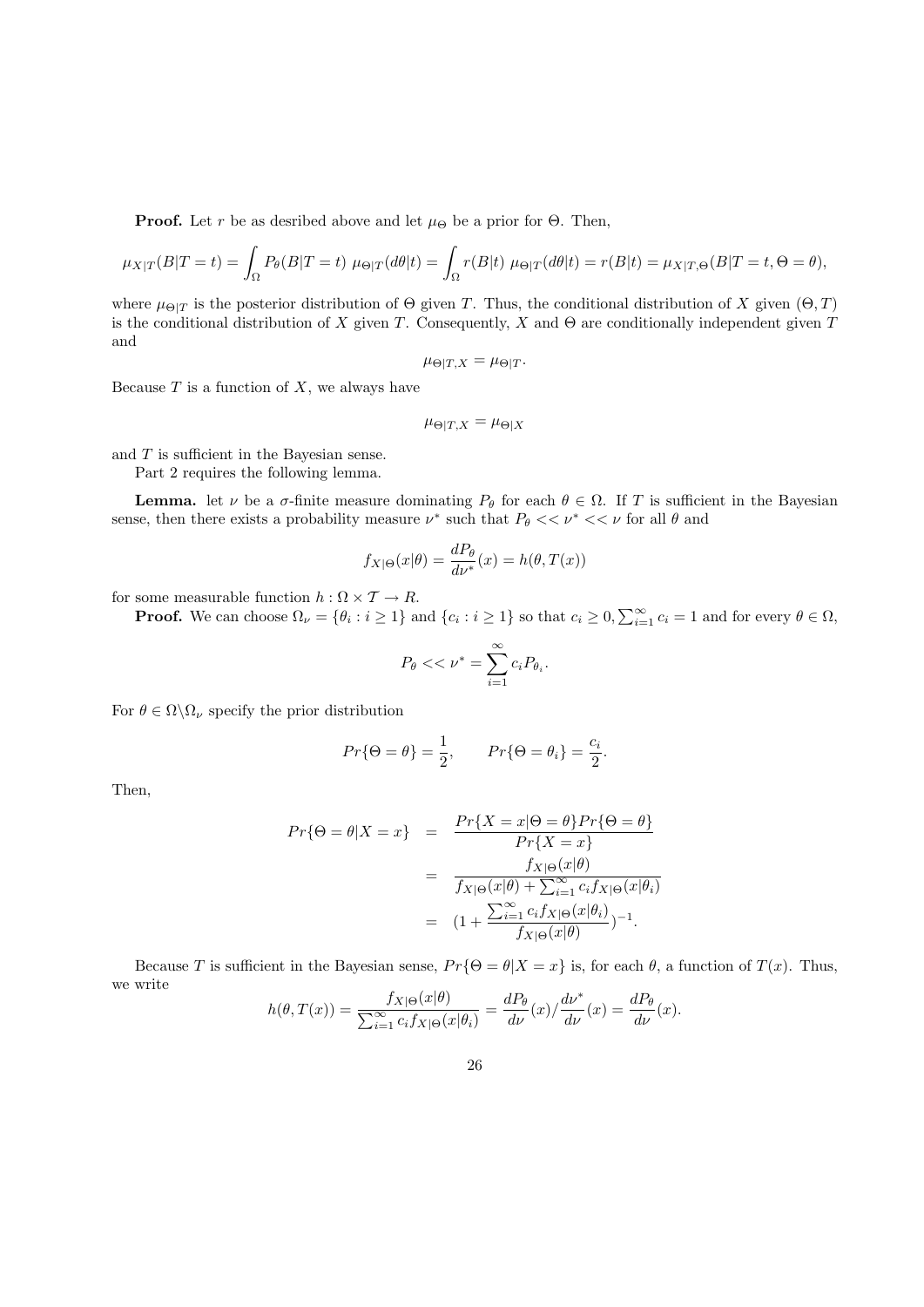**Proof.** Let $r$ be as desribed above and let $\mu_\Theta$ be a prior for $\Theta$. Then,

$$\mu_{X|T}(B|T=t) = \int_\Omega P_\theta(B|T=t)\ \mu_{\Theta|T}(d\theta|t) = \int_\Omega r(B|t)\ \mu_{\Theta|T}(d\theta|t) = r(B|t) = \mu_{X|T,\Theta}(B|T=t,\Theta=\theta),$$

where $\mu_{\Theta|T}$ is the posterior distribution of $\Theta$ given $T$. Thus, the conditional distribution of $X$ given $(\Theta, T)$ is the conditional distribution of $X$ given $T$. Consequently, $X$ and $\Theta$ are conditionally independent given $T$ and

$$\mu_{\Theta|T,X} = \mu_{\Theta|T}.$$

Because $T$ is a function of $X$, we always have

$$\mu_{\Theta|T,X} = \mu_{\Theta|X}$$

and $T$ is sufficient in the Bayesian sense.

Part 2 requires the following lemma.

**Lemma.** let $\nu$ be a $\sigma$-finite measure dominating $P_\theta$ for each $\theta \in \Omega$. If $T$ is sufficient in the Bayesian sense, then there exists a probability measure $\nu^*$ such that $P_\theta << \nu^* << \nu$ for all $\theta$ and

$$f_{X|\Theta}(x|\theta) = \frac{dP_\theta}{d\nu^*}(x) = h(\theta, T(x))$$

for some measurable function $h : \Omega \times \mathcal{T} \to R$.

**Proof.** We can choose $\Omega_\nu = \{\theta_i : i \geq 1\}$ and $\{c_i : i \geq 1\}$ so that $c_i \geq 0, \sum_{i=1}^\infty c_i = 1$ and for every $\theta \in \Omega$,

$$P_\theta << \nu^* = \sum_{i=1}^\infty c_i P_{\theta_i}.$$

For $\theta \in \Omega \backslash \Omega_\nu$ specify the prior distribution

$$Pr\{\Theta = \theta\} = \frac{1}{2}, \qquad Pr\{\Theta = \theta_i\} = \frac{c_i}{2}.$$

Then,

$$\begin{aligned}
Pr\{\Theta = \theta | X = x\} &= \frac{Pr\{X = x|\Theta = \theta\}Pr\{\Theta = \theta\}}{Pr\{X = x\}} \\
&= \frac{f_{X|\Theta}(x|\theta)}{f_{X|\Theta}(x|\theta) + \sum_{i=1}^\infty c_i f_{X|\Theta}(x|\theta_i)} \\
&= (1 + \frac{\sum_{i=1}^\infty c_i f_{X|\Theta}(x|\theta_i)}{f_{X|\Theta}(x|\theta)})^{-1}.
\end{aligned}$$

Because $T$ is sufficient in the Bayesian sense, $Pr\{\Theta = \theta | X = x\}$ is, for each $\theta$, a function of $T(x)$. Thus, we write

$$h(\theta, T(x)) = \frac{f_{X|\Theta}(x|\theta)}{\sum_{i=1}^\infty c_i f_{X|\Theta}(x|\theta_i)} = \frac{dP_\theta}{d\nu}(x) / \frac{d\nu^*}{d\nu}(x) = \frac{dP_\theta}{d\nu}(x).$$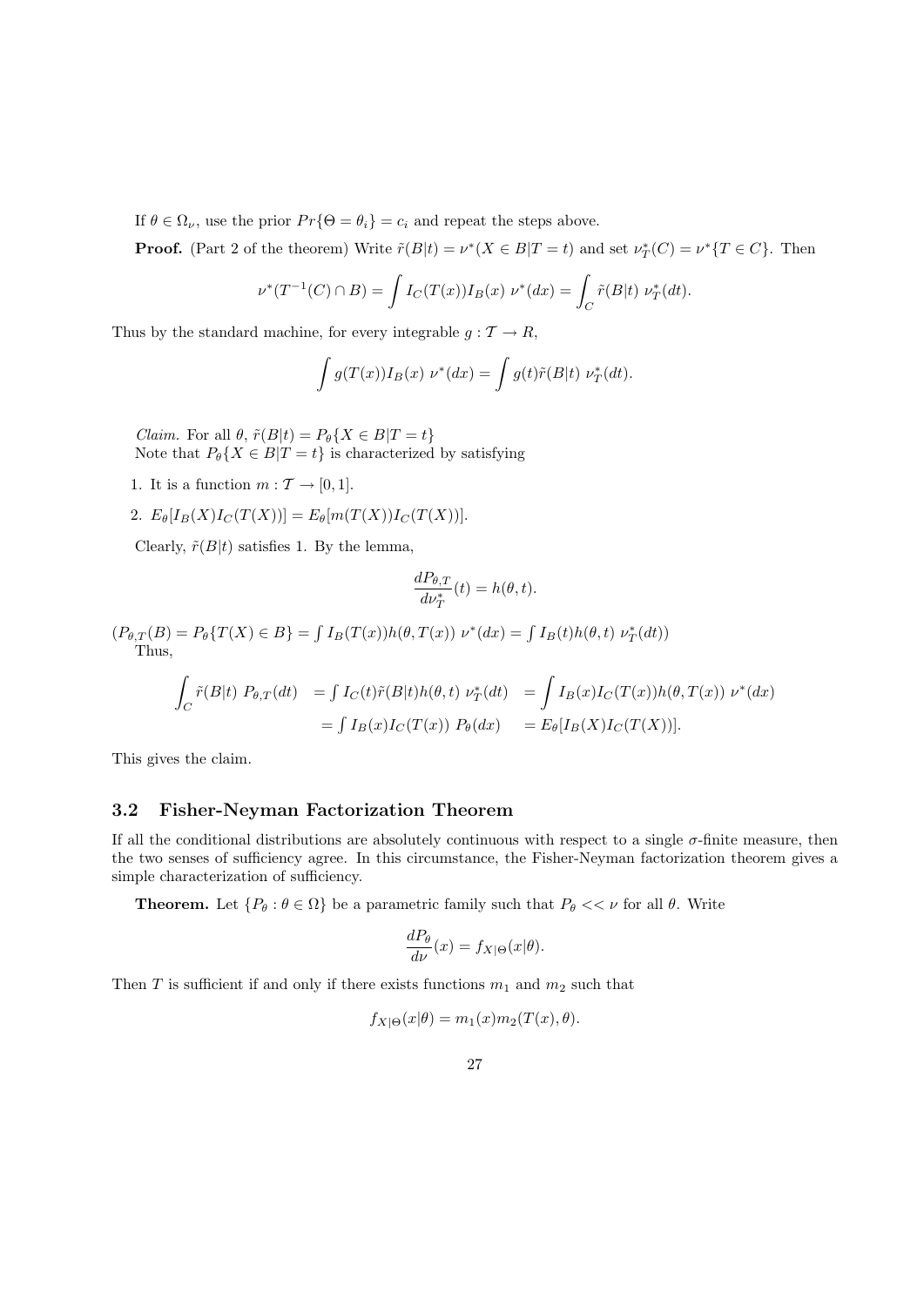If $\theta \in \Omega_\nu$, use the prior $Pr\{\Theta = \theta_i\} = c_i$ and repeat the steps above.

**Proof.** (Part 2 of the theorem) Write $\tilde{r}(B|t) = \nu^*(X \in B|T = t)$ and set $\nu_T^*(C) = \nu^*\{T \in C\}$. Then

$$\nu^*(T^{-1}(C) \cap B) = \int I_C(T(x)) I_B(x)\ \nu^*(dx) = \int_C \tilde{r}(B|t)\ \nu_T^*(dt).$$

Thus by the standard machine, for every integrable $g : \mathcal{T} \to R$,

$$\int g(T(x)) I_B(x)\ \nu^*(dx) = \int g(t) \tilde{r}(B|t)\ \nu_T^*(dt).$$

*Claim.* For all $\theta$, $\tilde{r}(B|t) = P_\theta\{X \in B|T = t\}$
Note that $P_\theta\{X \in B|T = t\}$ is characterized by satisfying

1. It is a function $m : \mathcal{T} \to [0, 1]$.
2. $E_\theta[I_B(X) I_C(T(X))] = E_\theta[m(T(X)) I_C(T(X))]$.

Clearly, $\tilde{r}(B|t)$ satisfies 1. By the lemma,

$$\frac{dP_{\theta,T}}{d\nu_T^*}(t) = h(\theta, t).$$

($P_{\theta,T}(B) = P_\theta\{T(X) \in B\} = \int I_B(T(x)) h(\theta, T(x))\ \nu^*(dx) = \int I_B(t) h(\theta, t)\ \nu_T^*(dt)$)
Thus,

$$\begin{aligned}
\int_C \tilde{r}(B|t)\ P_{\theta,T}(dt) &= \int I_C(t) \tilde{r}(B|t) h(\theta, t)\ \nu_T^*(dt) &&= \int I_B(x) I_C(T(x)) h(\theta, T(x))\ \nu^*(dx) \\
&= \int I_B(x) I_C(T(x))\ P_\theta(dx) &&= E_\theta[I_B(X) I_C(T(X))].
\end{aligned}$$

This gives the claim.

### 3.2 Fisher-Neyman Factorization Theorem

If all the conditional distributions are absolutely continuous with respect to a single $\sigma$-finite measure, then the two senses of sufficiency agree. In this circumstance, the Fisher-Neyman factorization theorem gives a simple characterization of sufficiency.

**Theorem.** Let $\{P_\theta : \theta \in \Omega\}$ be a parametric family such that $P_\theta << \nu$ for all $\theta$. Write

$$\frac{dP_\theta}{d\nu}(x) = f_{X|\Theta}(x|\theta).$$

Then $T$ is sufficient if and only if there exists functions $m_1$ and $m_2$ such that

$$f_{X|\Theta}(x|\theta) = m_1(x) m_2(T(x), \theta).$$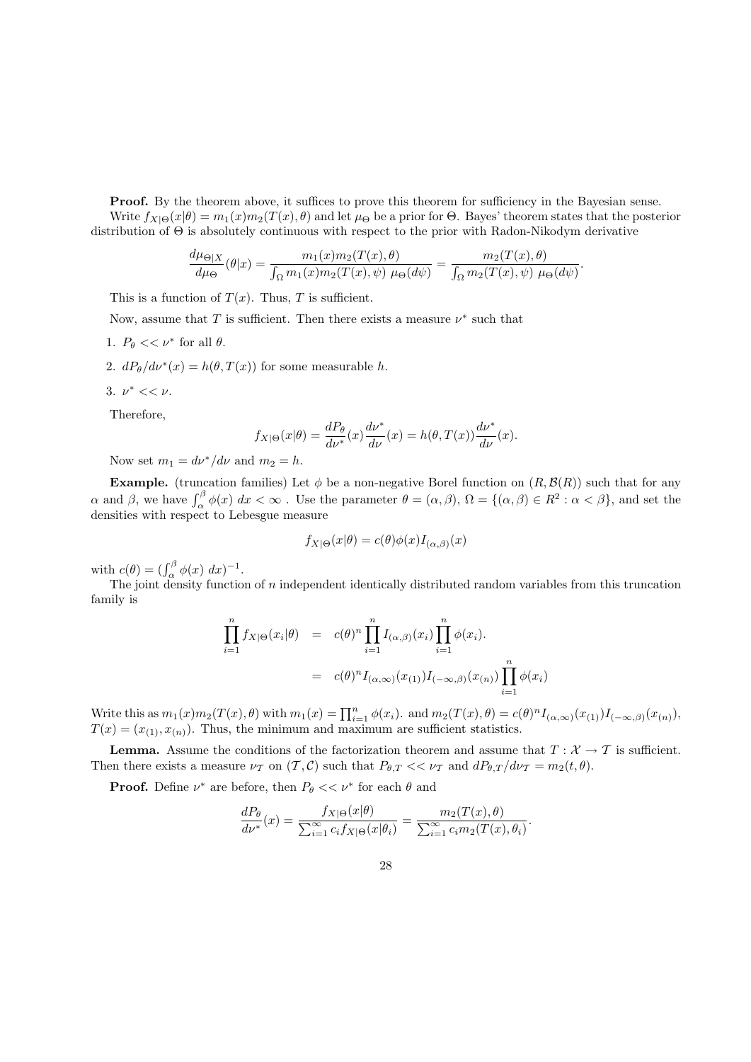**Proof.** By the theorem above, it suffices to prove this theorem for sufficiency in the Bayesian sense.

Write $f_{X|\Theta}(x|\theta) = m_1(x)m_2(T(x),\theta)$ and let $\mu_\Theta$ be a prior for $\Theta$. Bayes' theorem states that the posterior distribution of $\Theta$ is absolutely continuous with respect to the prior with Radon-Nikodym derivative

$$\frac{d\mu_{\Theta|X}}{d\mu_\Theta}(\theta|x) = \frac{m_1(x)m_2(T(x),\theta)}{\int_\Omega m_1(x)m_2(T(x),\psi)\ \mu_\Theta(d\psi)} = \frac{m_2(T(x),\theta)}{\int_\Omega m_2(T(x),\psi)\ \mu_\Theta(d\psi)}.$$

This is a function of $T(x)$. Thus, $T$ is sufficient.

Now, assume that $T$ is sufficient. Then there exists a measure $\nu^*$ such that

1. $P_\theta << \nu^*$ for all $\theta$.
2. $dP_\theta/d\nu^*(x) = h(\theta, T(x))$ for some measurable $h$.
3. $\nu^* << \nu$.

Therefore,

$$f_{X|\Theta}(x|\theta) = \frac{dP_\theta}{d\nu^*}(x)\frac{d\nu^*}{d\nu}(x) = h(\theta, T(x))\frac{d\nu^*}{d\nu}(x).$$

Now set $m_1 = d\nu^*/d\nu$ and $m_2 = h$.

**Example.** (truncation families) Let $\phi$ be a non-negative Borel function on $(R, \mathcal{B}(R))$ such that for any $\alpha$ and $\beta$, we have $\int_\alpha^\beta \phi(x)\ dx < \infty$ . Use the parameter $\theta = (\alpha, \beta)$, $\Omega = \{(\alpha,\beta) \in R^2 : \alpha < \beta\}$, and set the densities with respect to Lebesgue measure

$$f_{X|\Theta}(x|\theta) = c(\theta)\phi(x)I_{(\alpha,\beta)}(x)$$

with $c(\theta) = (\int_\alpha^\beta \phi(x)\ dx)^{-1}$.

The joint density function of $n$ independent identically distributed random variables from this truncation family is

$$\begin{aligned}
\prod_{i=1}^n f_{X|\Theta}(x_i|\theta) &= c(\theta)^n \prod_{i=1}^n I_{(\alpha,\beta)}(x_i)\prod_{i=1}^n \phi(x_i). \\
&= c(\theta)^n I_{(\alpha,\infty)}(x_{(1)})I_{(-\infty,\beta)}(x_{(n)})\prod_{i=1}^n \phi(x_i)
\end{aligned}$$

Write this as $m_1(x)m_2(T(x),\theta)$ with $m_1(x) = \prod_{i=1}^n \phi(x_i)$. and $m_2(T(x),\theta) = c(\theta)^n I_{(\alpha,\infty)}(x_{(1)})I_{(-\infty,\beta)}(x_{(n)})$, $T(x) = (x_{(1)}, x_{(n)})$. Thus, the minimum and maximum are sufficient statistics.

**Lemma.** Assume the conditions of the factorization theorem and assume that $T : \mathcal{X} \to \mathcal{T}$ is sufficient. Then there exists a measure $\nu_\mathcal{T}$ on $(\mathcal{T}, \mathcal{C})$ such that $P_{\theta,T} << \nu_\mathcal{T}$ and $dP_{\theta,T}/d\nu_\mathcal{T} = m_2(t,\theta)$.

**Proof.** Define $\nu^*$ are before, then $P_\theta << \nu^*$ for each $\theta$ and

$$\frac{dP_\theta}{d\nu^*}(x) = \frac{f_{X|\Theta}(x|\theta)}{\sum_{i=1}^\infty c_i f_{X|\Theta}(x|\theta_i)} = \frac{m_2(T(x),\theta)}{\sum_{i=1}^\infty c_i m_2(T(x),\theta_i)}.$$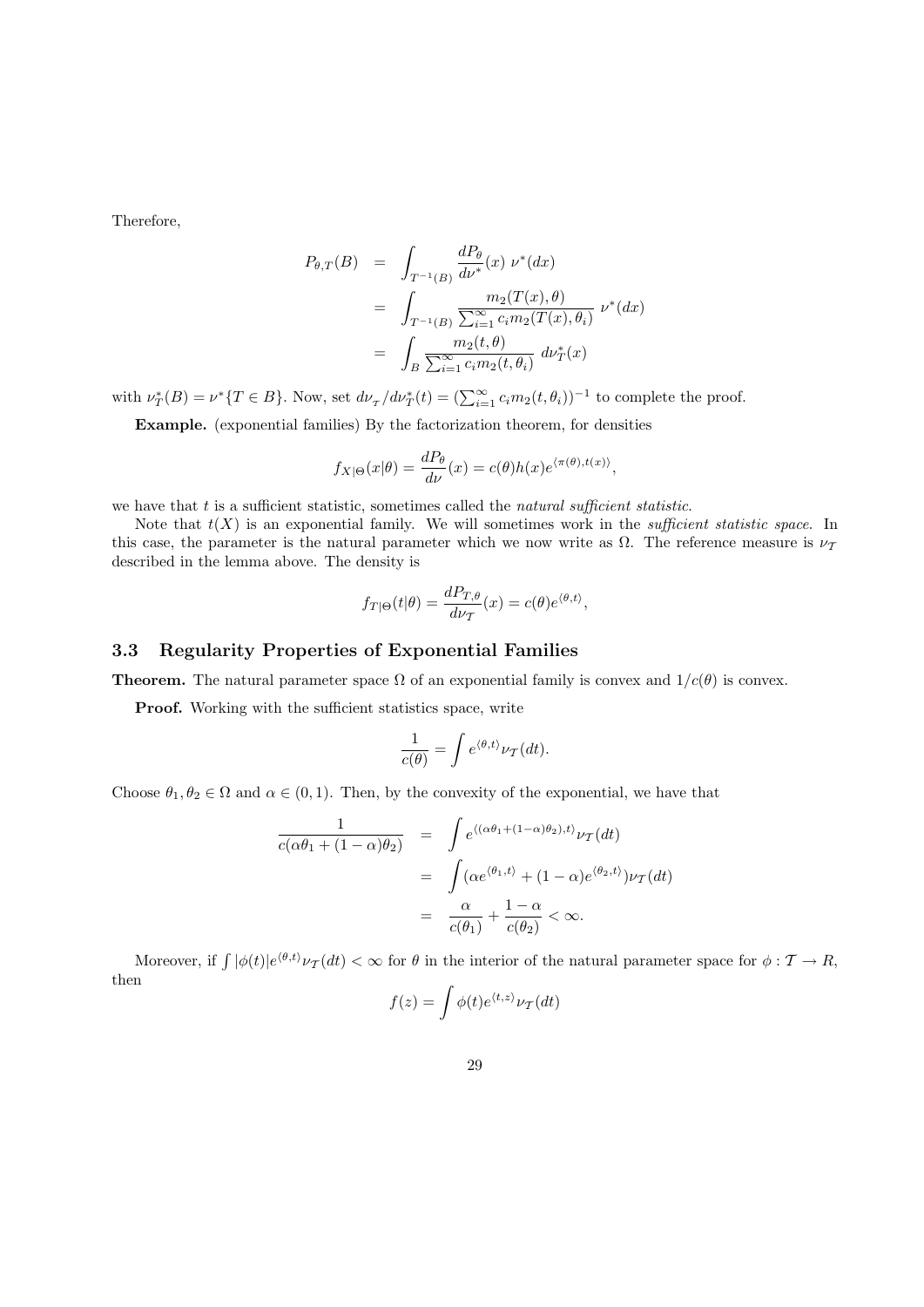Therefore,

$$
\begin{aligned}
P_{\theta,T}(B) &= \int_{T^{-1}(B)} \frac{dP_\theta}{d\nu^*}(x)\ \nu^*(dx) \\
&= \int_{T^{-1}(B)} \frac{m_2(T(x),\theta)}{\sum_{i=1}^\infty c_i m_2(T(x),\theta_i)}\ \nu^*(dx) \\
&= \int_B \frac{m_2(t,\theta)}{\sum_{i=1}^\infty c_i m_2(t,\theta_i)}\ d\nu_T^*(x)
\end{aligned}
$$

with $\nu_T^*(B) = \nu^*\{T \in B\}$. Now, set $d\nu_\tau/d\nu_T^*(t) = (\sum_{i=1}^\infty c_i m_2(t,\theta_i))^{-1}$ to complete the proof.

**Example.** (exponential families) By the factorization theorem, for densities

$$
f_{X|\Theta}(x|\theta) = \frac{dP_\theta}{d\nu}(x) = c(\theta)h(x)e^{\langle \pi(\theta), t(x)\rangle},
$$

we have that $t$ is a sufficient statistic, sometimes called the *natural sufficient statistic*.

Note that $t(X)$ is an exponential family. We will sometimes work in the *sufficient statistic space*. In this case, the parameter is the natural parameter which we now write as $\Omega$. The reference measure is $\nu_\mathcal{T}$ described in the lemma above. The density is

$$
f_{T|\Theta}(t|\theta) = \frac{dP_{T,\theta}}{d\nu_\mathcal{T}}(x) = c(\theta)e^{\langle \theta, t\rangle},
$$

### 3.3 Regularity Properties of Exponential Families

**Theorem.** The natural parameter space $\Omega$ of an exponential family is convex and $1/c(\theta)$ is convex.

**Proof.** Working with the sufficient statistics space, write

$$
\frac{1}{c(\theta)} = \int e^{\langle \theta, t\rangle} \nu_\mathcal{T}(dt).
$$

Choose $\theta_1, \theta_2 \in \Omega$ and $\alpha \in (0,1)$. Then, by the convexity of the exponential, we have that

$$
\begin{aligned}
\frac{1}{c(\alpha\theta_1 + (1-\alpha)\theta_2)} &= \int e^{\langle (\alpha\theta_1 + (1-\alpha)\theta_2), t\rangle} \nu_\mathcal{T}(dt) \\
&= \int (\alpha e^{\langle \theta_1, t\rangle} + (1-\alpha)e^{\langle \theta_2, t\rangle}) \nu_\mathcal{T}(dt) \\
&= \frac{\alpha}{c(\theta_1)} + \frac{1-\alpha}{c(\theta_2)} < \infty.
\end{aligned}
$$

Moreover, if $\int |\phi(t)| e^{\langle \theta, t\rangle} \nu_\mathcal{T}(dt) < \infty$ for $\theta$ in the interior of the natural parameter space for $\phi : \mathcal{T} \to R$, then

$$
f(z) = \int \phi(t) e^{\langle t, z\rangle} \nu_\mathcal{T}(dt)
$$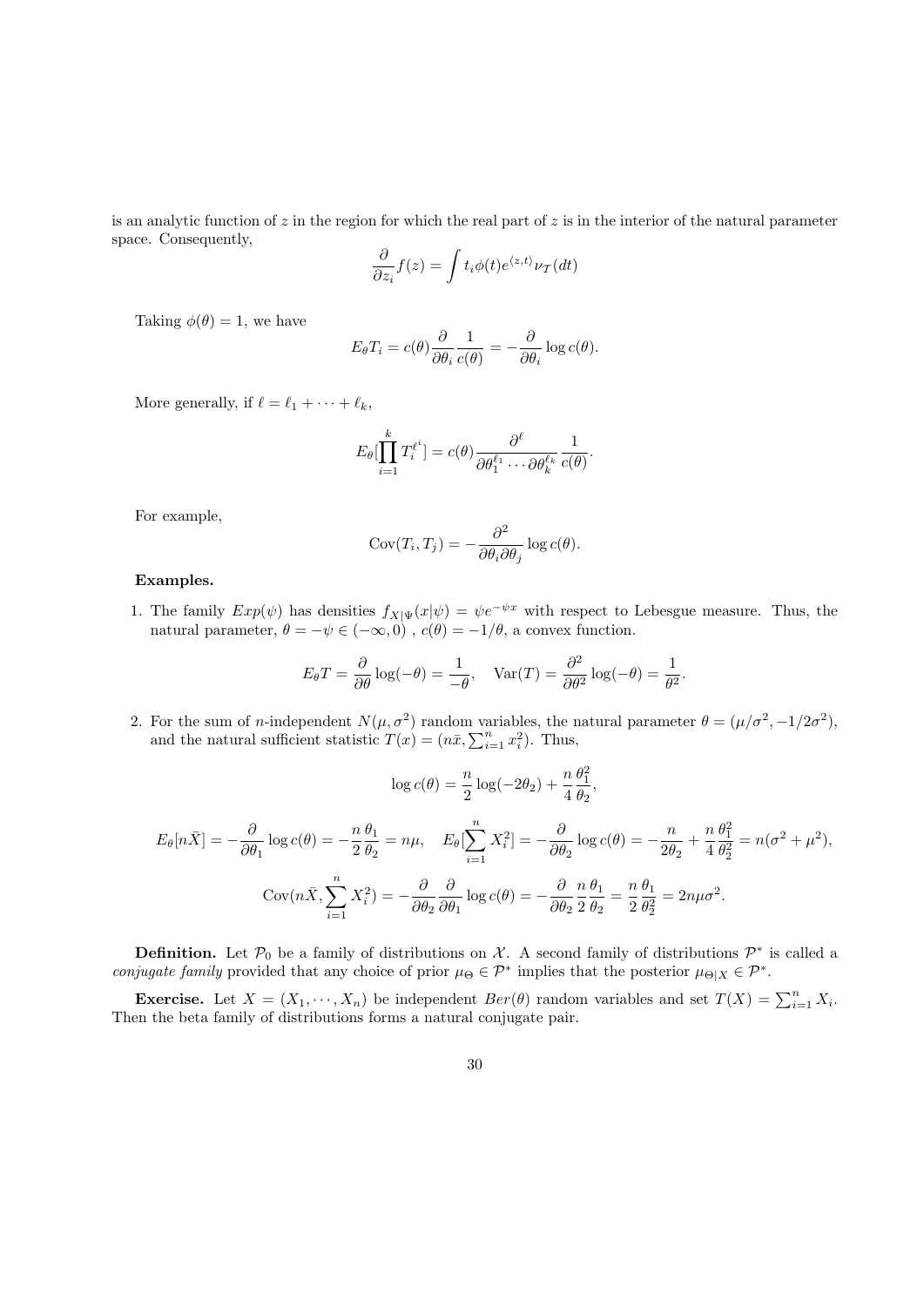is an analytic function of $z$ in the region for which the real part of $z$ is in the interior of the natural parameter space. Consequently,

$$\frac{\partial}{\partial z_i} f(z) = \int t_i \phi(t) e^{\langle z,t \rangle} \nu_T(dt)$$

Taking $\phi(\theta) = 1$, we have

$$E_\theta T_i = c(\theta) \frac{\partial}{\partial \theta_i} \frac{1}{c(\theta)} = -\frac{\partial}{\partial \theta_i} \log c(\theta).$$

More generally, if $\ell = \ell_1 + \cdots + \ell_k$,

$$E_\theta [\prod_{i=1}^k T_i^{\ell^i}] = c(\theta) \frac{\partial^\ell}{\partial \theta_1^{\ell_1} \cdots \partial \theta_k^{\ell_k}} \frac{1}{c(\theta)}.$$

For example,

$$\text{Cov}(T_i, T_j) = -\frac{\partial^2}{\partial \theta_i \partial \theta_j} \log c(\theta).$$

**Examples.**

1. The family $Exp(\psi)$ has densities $f_{X|\Psi}(x|\psi) = \psi e^{-\psi x}$ with respect to Lebesgue measure. Thus, the natural parameter, $\theta = -\psi \in (-\infty, 0)$ , $c(\theta) = -1/\theta$, a convex function.

$$E_\theta T = \frac{\partial}{\partial \theta} \log(-\theta) = \frac{1}{-\theta}, \quad \text{Var}(T) = \frac{\partial^2}{\partial \theta^2} \log(-\theta) = \frac{1}{\theta^2}.$$

2. For the sum of $n$-independent $N(\mu, \sigma^2)$ random variables, the natural parameter $\theta = (\mu/\sigma^2, -1/2\sigma^2)$, and the natural sufficient statistic $T(x) = (n\bar{x}, \sum_{i=1}^n x_i^2)$. Thus,

$$\log c(\theta) = \frac{n}{2} \log(-2\theta_2) + \frac{n}{4} \frac{\theta_1^2}{\theta_2},$$

$$E_\theta[n\bar{X}] = -\frac{\partial}{\partial \theta_1} \log c(\theta) = -\frac{n}{2} \frac{\theta_1}{\theta_2} = n\mu, \quad E_\theta[\sum_{i=1}^n X_i^2] = -\frac{\partial}{\partial \theta_2} \log c(\theta) = -\frac{n}{2\theta_2} + \frac{n}{4} \frac{\theta_1^2}{\theta_2^2} = n(\sigma^2 + \mu^2),$$

$$\text{Cov}(n\bar{X}, \sum_{i=1}^n X_i^2) = -\frac{\partial}{\partial \theta_2} \frac{\partial}{\partial \theta_1} \log c(\theta) = -\frac{\partial}{\partial \theta_2} \frac{n}{2} \frac{\theta_1}{\theta_2} = \frac{n}{2} \frac{\theta_1}{\theta_2^2} = 2n\mu\sigma^2.$$

**Definition.** Let $\mathcal{P}_0$ be a family of distributions on $\mathcal{X}$. A second family of distributions $\mathcal{P}^*$ is called a *conjugate family* provided that any choice of prior $\mu_\Theta \in \mathcal{P}^*$ implies that the posterior $\mu_{\Theta|X} \in \mathcal{P}^*$.

**Exercise.** Let $X = (X_1, \cdots, X_n)$ be independent $Ber(\theta)$ random variables and set $T(X) = \sum_{i=1}^n X_i$. Then the beta family of distributions forms a natural conjugate pair.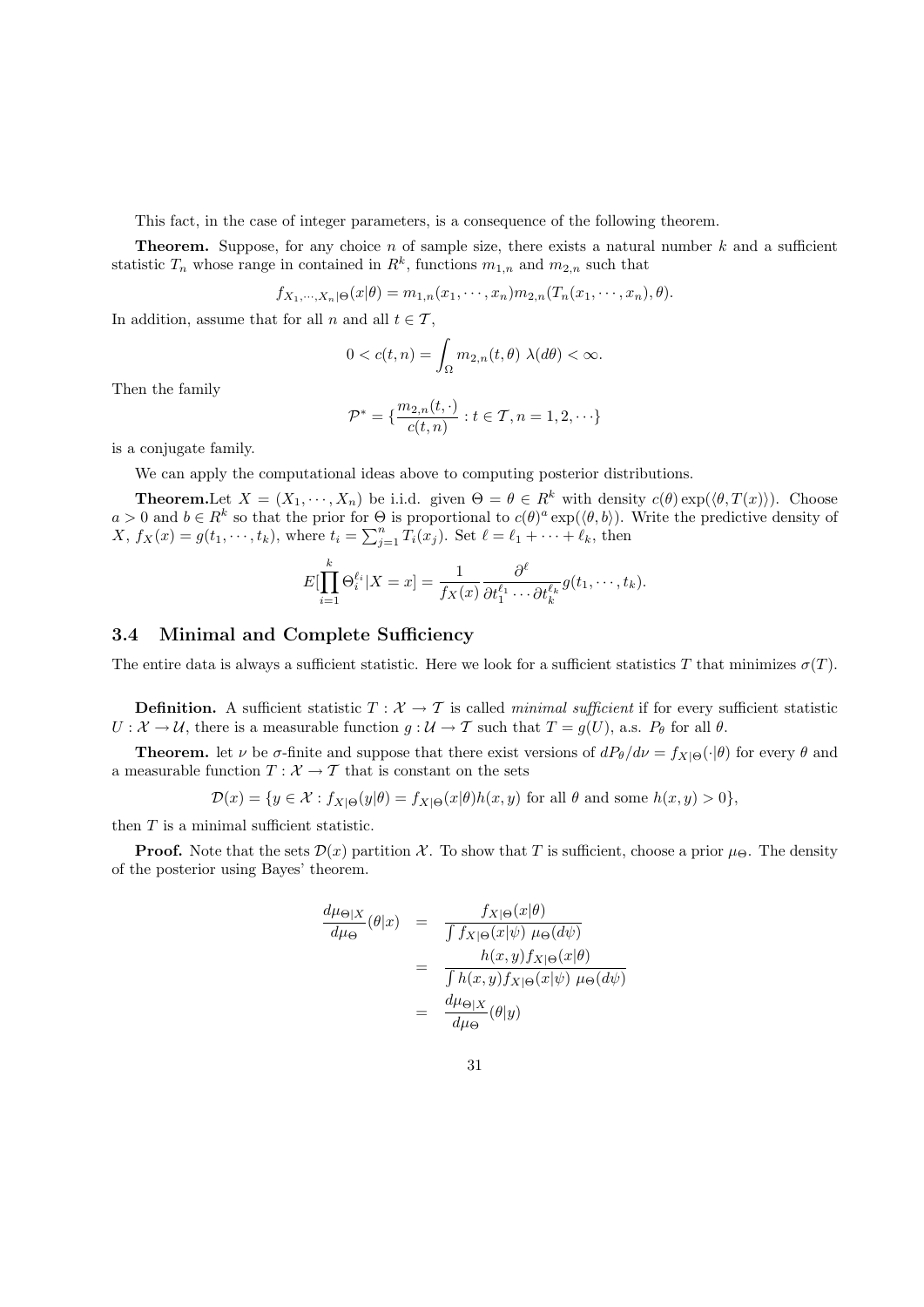This fact, in the case of integer parameters, is a consequence of the following theorem.

**Theorem.** Suppose, for any choice $n$ of sample size, there exists a natural number $k$ and a sufficient statistic $T_n$ whose range in contained in $R^k$, functions $m_{1,n}$ and $m_{2,n}$ such that

$$f_{X_1,\cdots,X_n|\Theta}(x|\theta) = m_{1,n}(x_1,\cdots,x_n)m_{2,n}(T_n(x_1,\cdots,x_n),\theta).$$

In addition, assume that for all $n$ and all $t \in \mathcal{T}$,

$$0 < c(t,n) = \int_\Omega m_{2,n}(t,\theta)\ \lambda(d\theta) < \infty.$$

Then the family

$$\mathcal{P}^* = \{\frac{m_{2,n}(t,\cdot)}{c(t,n)} : t \in \mathcal{T}, n = 1,2,\cdots\}$$

is a conjugate family.

We can apply the computational ideas above to computing posterior distributions.

**Theorem.**Let $X = (X_1,\cdots,X_n)$ be i.i.d. given $\Theta = \theta \in R^k$ with density $c(\theta)\exp(\langle\theta, T(x)\rangle)$. Choose $a > 0$ and $b \in R^k$ so that the prior for $\Theta$ is proportional to $c(\theta)^a\exp(\langle\theta, b\rangle)$. Write the predictive density of $X$, $f_X(x) = g(t_1,\cdots,t_k)$, where $t_i = \sum_{j=1}^n T_i(x_j)$. Set $\ell = \ell_1 + \cdots + \ell_k$, then

$$E[\prod_{i=1}^k \Theta_i^{\ell_i}|X = x] = \frac{1}{f_X(x)}\frac{\partial^\ell}{\partial t_1^{\ell_1}\cdots\partial t_k^{\ell_k}}g(t_1,\cdots,t_k).$$

### 3.4 Minimal and Complete Sufficiency

The entire data is always a sufficient statistic. Here we look for a sufficient statistics $T$ that minimizes $\sigma(T)$.

**Definition.** A sufficient statistic $T : \mathcal{X} \to \mathcal{T}$ is called *minimal sufficient* if for every sufficient statistic $U : \mathcal{X} \to \mathcal{U}$, there is a measurable function $g : \mathcal{U} \to \mathcal{T}$ such that $T = g(U)$, a.s. $P_\theta$ for all $\theta$.

**Theorem.** let $\nu$ be $\sigma$-finite and suppose that there exist versions of $dP_\theta/d\nu = f_{X|\Theta}(\cdot|\theta)$ for every $\theta$ and a measurable function $T : \mathcal{X} \to \mathcal{T}$ that is constant on the sets

$$\mathcal{D}(x) = \{y \in \mathcal{X} : f_{X|\Theta}(y|\theta) = f_{X|\Theta}(x|\theta)h(x,y) \text{ for all } \theta \text{ and some } h(x,y) > 0\},$$

then $T$ is a minimal sufficient statistic.

**Proof.** Note that the sets $\mathcal{D}(x)$ partition $\mathcal{X}$. To show that $T$ is sufficient, choose a prior $\mu_\Theta$. The density of the posterior using Bayes' theorem.

$$\begin{aligned}
\frac{d\mu_{\Theta|X}}{d\mu_\Theta}(\theta|x) &= \frac{f_{X|\Theta}(x|\theta)}{\int f_{X|\Theta}(x|\psi)\ \mu_\Theta(d\psi)} \\
&= \frac{h(x,y)f_{X|\Theta}(x|\theta)}{\int h(x,y)f_{X|\Theta}(x|\psi)\ \mu_\Theta(d\psi)} \\
&= \frac{d\mu_{\Theta|X}}{d\mu_\Theta}(\theta|y)
\end{aligned}$$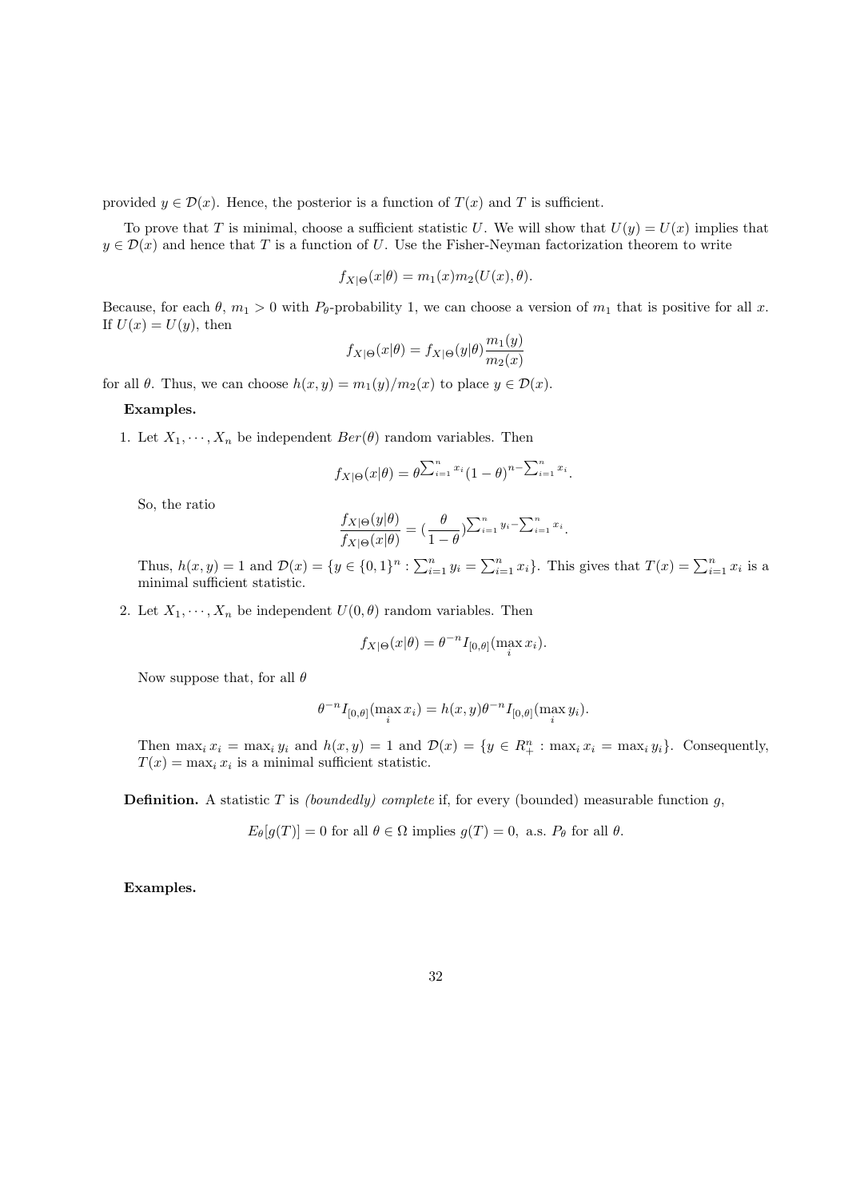provided $y \in \mathcal{D}(x)$. Hence, the posterior is a function of $T(x)$ and $T$ is sufficient.

To prove that $T$ is minimal, choose a sufficient statistic $U$. We will show that $U(y) = U(x)$ implies that $y \in \mathcal{D}(x)$ and hence that $T$ is a function of $U$. Use the Fisher-Neyman factorization theorem to write

$$f_{X|\Theta}(x|\theta) = m_1(x)m_2(U(x), \theta).$$

Because, for each $\theta$, $m_1 > 0$ with $P_\theta$-probability 1, we can choose a version of $m_1$ that is positive for all $x$. If $U(x) = U(y)$, then

$$f_{X|\Theta}(x|\theta) = f_{X|\Theta}(y|\theta)\frac{m_1(y)}{m_2(x)}$$

for all $\theta$. Thus, we can choose $h(x, y) = m_1(y)/m_2(x)$ to place $y \in \mathcal{D}(x)$.

**Examples.**

1. Let $X_1, \cdots, X_n$ be independent $Ber(\theta)$ random variables. Then

$$f_{X|\Theta}(x|\theta) = \theta^{\sum_{i=1}^n x_i}(1-\theta)^{n-\sum_{i=1}^n x_i}.$$

   So, the ratio

$$\frac{f_{X|\Theta}(y|\theta)}{f_{X|\Theta}(x|\theta)} = (\frac{\theta}{1-\theta})^{\sum_{i=1}^n y_i - \sum_{i=1}^n x_i}.$$

   Thus, $h(x, y) = 1$ and $\mathcal{D}(x) = \{y \in \{0,1\}^n : \sum_{i=1}^n y_i = \sum_{i=1}^n x_i\}$. This gives that $T(x) = \sum_{i=1}^n x_i$ is a minimal sufficient statistic.

2. Let $X_1, \cdots, X_n$ be independent $U(0, \theta)$ random variables. Then

$$f_{X|\Theta}(x|\theta) = \theta^{-n} I_{[0,\theta]}(\max_i x_i).$$

   Now suppose that, for all $\theta$

$$\theta^{-n} I_{[0,\theta]}(\max_i x_i) = h(x, y)\theta^{-n} I_{[0,\theta]}(\max_i y_i).$$

   Then $\max_i x_i = \max_i y_i$ and $h(x, y) = 1$ and $\mathcal{D}(x) = \{y \in R_+^n : \max_i x_i = \max_i y_i\}$. Consequently, $T(x) = \max_i x_i$ is a minimal sufficient statistic.

**Definition.** A statistic $T$ is *(boundedly) complete* if, for every (bounded) measurable function $g$,

$$E_\theta[g(T)] = 0 \text{ for all } \theta \in \Omega \text{ implies } g(T) = 0, \text{ a.s. } P_\theta \text{ for all } \theta.$$

**Examples.**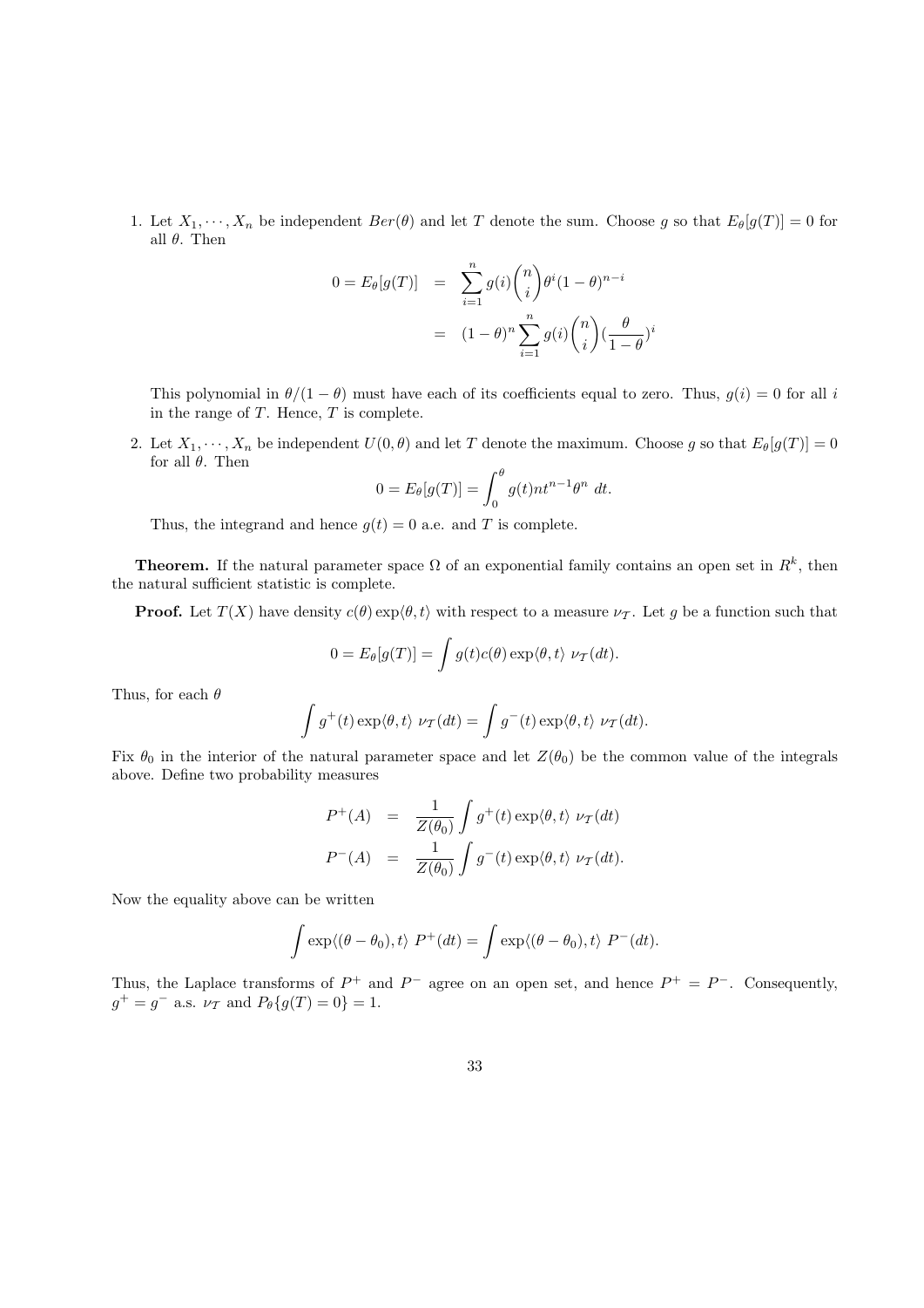1. Let $X_1, \cdots, X_n$ be independent $Ber(\theta)$ and let $T$ denote the sum. Choose $g$ so that $E_\theta[g(T)] = 0$ for all $\theta$. Then

$$
\begin{aligned}
0 = E_\theta[g(T)] &= \sum_{i=1}^{n} g(i) \binom{n}{i} \theta^i (1-\theta)^{n-i} \\
&= (1-\theta)^n \sum_{i=1}^{n} g(i) \binom{n}{i} (\frac{\theta}{1-\theta})^i
\end{aligned}
$$

This polynomial in $\theta/(1-\theta)$ must have each of its coefficients equal to zero. Thus, $g(i) = 0$ for all $i$ in the range of $T$. Hence, $T$ is complete.

2. Let $X_1, \cdots, X_n$ be independent $U(0, \theta)$ and let $T$ denote the maximum. Choose $g$ so that $E_\theta[g(T)] = 0$ for all $\theta$. Then

$$
0 = E_\theta[g(T)] = \int_0^\theta g(t) n t^{n-1} \theta^n \, dt.
$$

Thus, the integrand and hence $g(t) = 0$ a.e. and $T$ is complete.

**Theorem.** If the natural parameter space $\Omega$ of an exponential family contains an open set in $R^k$, then the natural sufficient statistic is complete.

**Proof.** Let $T(X)$ have density $c(\theta) \exp\langle \theta, t \rangle$ with respect to a measure $\nu_T$. Let $g$ be a function such that

$$
0 = E_\theta[g(T)] = \int g(t) c(\theta) \exp\langle \theta, t \rangle \; \nu_T(dt).
$$

Thus, for each $\theta$

$$
\int g^+(t) \exp\langle \theta, t \rangle \; \nu_T(dt) = \int g^-(t) \exp\langle \theta, t \rangle \; \nu_T(dt).
$$

Fix $\theta_0$ in the interior of the natural parameter space and let $Z(\theta_0)$ be the common value of the integrals above. Define two probability measures

$$
\begin{aligned}
P^+(A) &= \frac{1}{Z(\theta_0)} \int g^+(t) \exp\langle \theta, t \rangle \; \nu_T(dt) \\
P^-(A) &= \frac{1}{Z(\theta_0)} \int g^-(t) \exp\langle \theta, t \rangle \; \nu_T(dt).
\end{aligned}
$$

Now the equality above can be written

$$
\int \exp\langle (\theta - \theta_0), t \rangle \; P^+(dt) = \int \exp\langle (\theta - \theta_0), t \rangle \; P^-(dt).
$$

Thus, the Laplace transforms of $P^+$ and $P^-$ agree on an open set, and hence $P^+ = P^-$. Consequently, $g^+ = g^-$ a.s. $\nu_T$ and $P_\theta\{g(T) = 0\} = 1$.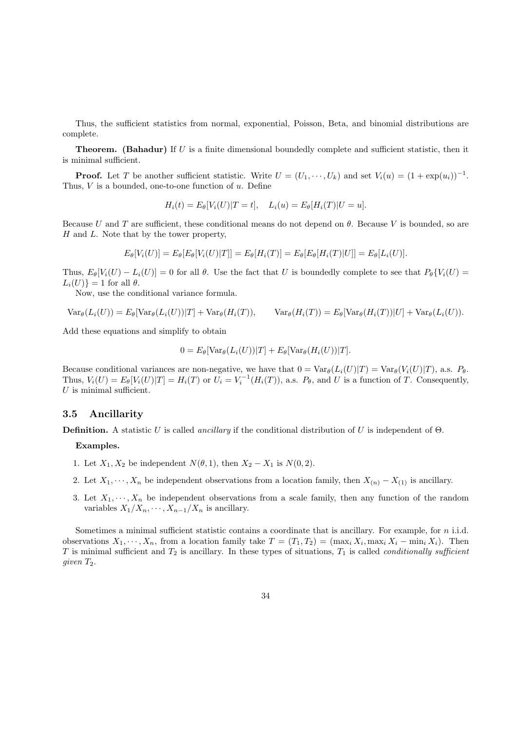Thus, the sufficient statistics from normal, exponential, Poisson, Beta, and binomial distributions are complete.

**Theorem. (Bahadur)** If $U$ is a finite dimensional boundedly complete and sufficient statistic, then it is minimal sufficient.

**Proof.** Let $T$ be another sufficient statistic. Write $U = (U_1, \cdots, U_k)$ and set $V_i(u) = (1 + \exp(u_i))^{-1}$. Thus, $V$ is a bounded, one-to-one function of $u$. Define

$$H_i(t) = E_\theta[V_i(U)|T = t], \quad L_i(u) = E_\theta[H_i(T)|U = u].$$

Because $U$ and $T$ are sufficient, these conditional means do not depend on $\theta$. Because $V$ is bounded, so are $H$ and $L$. Note that by the tower property,

$$E_\theta[V_i(U)] = E_\theta[E_\theta[V_i(U)|T]] = E_\theta[H_i(T)] = E_\theta[E_\theta[H_i(T)|U]] = E_\theta[L_i(U)].$$

Thus, $E_\theta[V_i(U) - L_i(U)] = 0$ for all $\theta$. Use the fact that $U$ is boundedly complete to see that $P_\theta\{V_i(U) = L_i(U)\} = 1$ for all $\theta$.

Now, use the conditional variance formula.

$$\mathrm{Var}_\theta(L_i(U)) = E_\theta[\mathrm{Var}_\theta(L_i(U))|T] + \mathrm{Var}_\theta(H_i(T)), \qquad \mathrm{Var}_\theta(H_i(T)) = E_\theta[\mathrm{Var}_\theta(H_i(T))|U] + \mathrm{Var}_\theta(L_i(U)).$$

Add these equations and simplify to obtain

$$0 = E_\theta[\mathrm{Var}_\theta(L_i(U))|T] + E_\theta[\mathrm{Var}_\theta(H_i(U))|T].$$

Because conditional variances are non-negative, we have that $0 = \mathrm{Var}_\theta(L_i(U)|T) = \mathrm{Var}_\theta(V_i(U)|T)$, a.s. $P_\theta$. Thus, $V_i(U) = E_\theta[V_i(U)|T] = H_i(T)$ or $U_i = V_i^{-1}(H_i(T))$, a.s. $P_\theta$, and $U$ is a function of $T$. Consequently, $U$ is minimal sufficient.

## 3.5 Ancillarity

**Definition.** A statistic $U$ is called *ancillary* if the conditional distribution of $U$ is independent of $\Theta$.

**Examples.**

1. Let $X_1, X_2$ be independent $N(\theta, 1)$, then $X_2 - X_1$ is $N(0, 2)$.
2. Let $X_1, \cdots, X_n$ be independent observations from a location family, then $X_{(n)} - X_{(1)}$ is ancillary.
3. Let $X_1, \cdots, X_n$ be independent observations from a scale family, then any function of the random variables $X_1/X_n, \cdots, X_{n-1}/X_n$ is ancillary.

Sometimes a minimal sufficient statistic contains a coordinate that is ancillary. For example, for $n$ i.i.d. observations $X_1, \cdots, X_n$, from a location family take $T = (T_1, T_2) = (\max_i X_i, \max_i X_i - \min_i X_i)$. Then $T$ is minimal sufficient and $T_2$ is ancillary. In these types of situations, $T_1$ is called *conditionally sufficient given* $T_2$.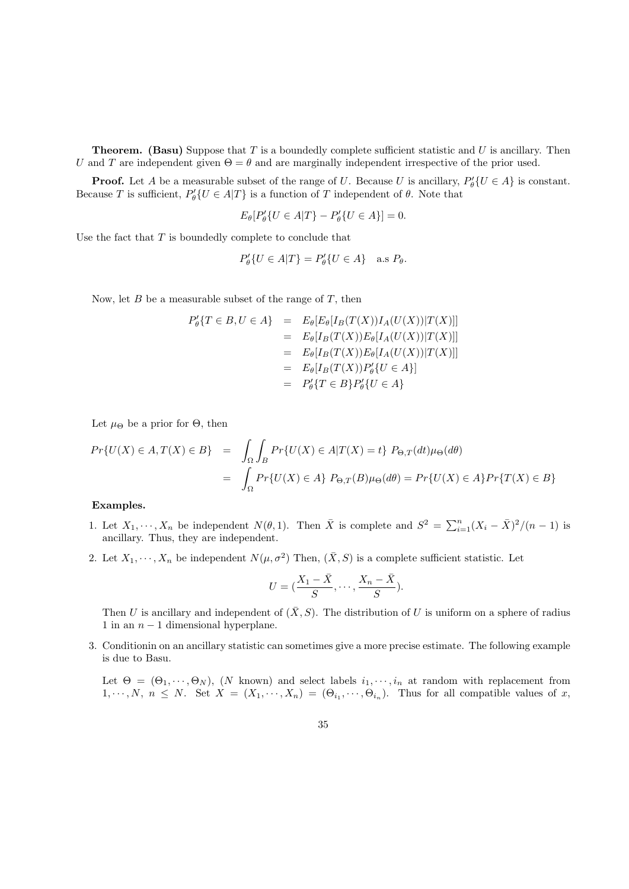**Theorem. (Basu)** Suppose that $T$ is a boundedly complete sufficient statistic and $U$ is ancillary. Then $U$ and $T$ are independent given $\Theta = \theta$ and are marginally independent irrespective of the prior used.

**Proof.** Let $A$ be a measurable subset of the range of $U$. Because $U$ is ancillary, $P'_\theta\{U \in A\}$ is constant. Because $T$ is sufficient, $P'_\theta\{U \in A|T\}$ is a function of $T$ independent of $\theta$. Note that

$$E_\theta[P'_\theta\{U \in A|T\} - P'_\theta\{U \in A\}] = 0.$$

Use the fact that $T$ is boundedly complete to conclude that

$$P'_\theta\{U \in A|T\} = P'_\theta\{U \in A\} \quad \text{a.s } P_\theta.$$

Now, let $B$ be a measurable subset of the range of $T$, then

$$\begin{aligned}
P'_\theta\{T \in B, U \in A\} &= E_\theta[E_\theta[I_B(T(X))I_A(U(X))|T(X)]] \\
&= E_\theta[I_B(T(X))E_\theta[I_A(U(X))|T(X)]] \\
&= E_\theta[I_B(T(X))E_\theta[I_A(U(X))|T(X)]] \\
&= E_\theta[I_B(T(X))P'_\theta\{U \in A\}] \\
&= P'_\theta\{T \in B\}P'_\theta\{U \in A\}
\end{aligned}$$

Let $\mu_\Theta$ be a prior for $\Theta$, then

$$\begin{aligned}
Pr\{U(X) \in A, T(X) \in B\} &= \int_\Omega \int_B Pr\{U(X) \in A|T(X) = t\} \; P_{\Theta,T}(dt)\mu_\Theta(d\theta) \\
&= \int_\Omega Pr\{U(X) \in A\} \; P_{\Theta,T}(B)\mu_\Theta(d\theta) = Pr\{U(X) \in A\}Pr\{T(X) \in B\}
\end{aligned}$$

**Examples.**

1. Let $X_1, \cdots, X_n$ be independent $N(\theta, 1)$. Then $\bar{X}$ is complete and $S^2 = \sum_{i=1}^n (X_i - \bar{X})^2/(n-1)$ is ancillary. Thus, they are independent.

2. Let $X_1, \cdots, X_n$ be independent $N(\mu, \sigma^2)$ Then, $(\bar{X}, S)$ is a complete sufficient statistic. Let

$$U = (\frac{X_1 - \bar{X}}{S}, \cdots, \frac{X_n - \bar{X}}{S}).$$

   Then $U$ is ancillary and independent of $(\bar{X}, S)$. The distribution of $U$ is uniform on a sphere of radius 1 in an $n-1$ dimensional hyperplane.

3. Conditionin on an ancillary statistic can sometimes give a more precise estimate. The following example is due to Basu.

   Let $\Theta = (\Theta_1, \cdots, \Theta_N)$, ($N$ known) and select labels $i_1, \cdots, i_n$ at random with replacement from $1, \cdots, N$, $n \leq N$. Set $X = (X_1, \cdots, X_n) = (\Theta_{i_1}, \cdots, \Theta_{i_n})$. Thus for all compatible values of $x$,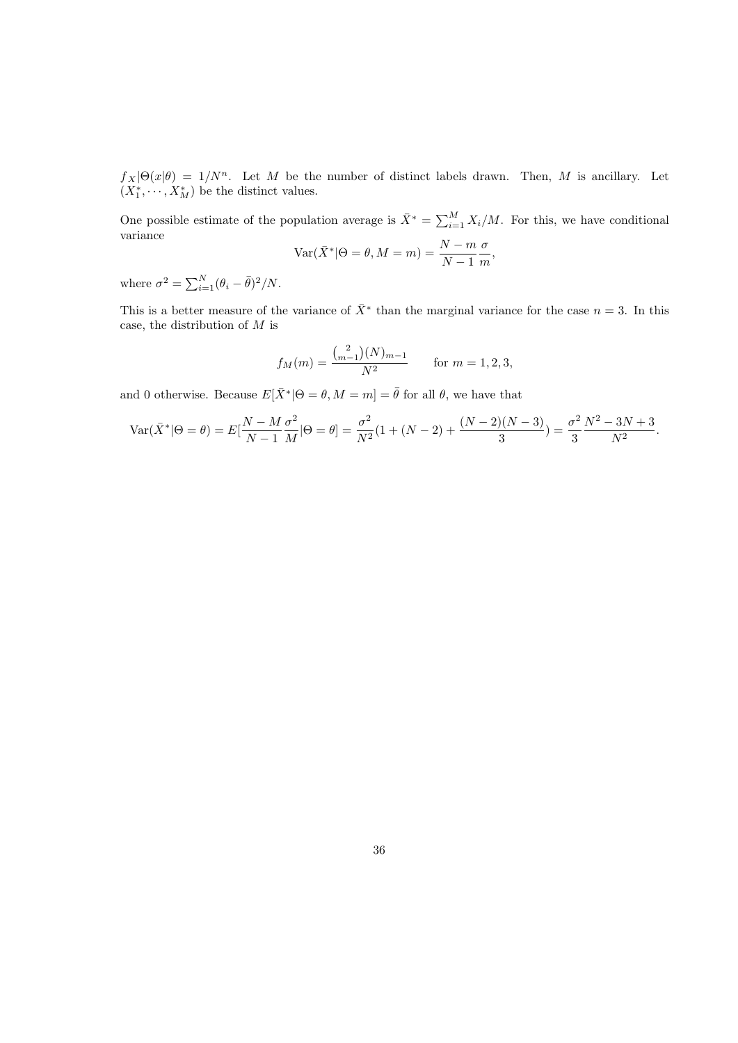$f_X|\Theta(x|\theta) = 1/N^n$. Let $M$ be the number of distinct labels drawn. Then, $M$ is ancillary. Let $(X_1^*, \cdots, X_M^*)$ be the distinct values.

One possible estimate of the population average is $\bar{X}^* = \sum_{i=1}^{M} X_i/M$. For this, we have conditional variance

$$\text{Var}(\bar{X}^*|\Theta = \theta, M = m) = \frac{N-m}{N-1}\frac{\sigma}{m},$$

where $\sigma^2 = \sum_{i=1}^{N}(\theta_i - \bar{\theta})^2/N$.

This is a better measure of the variance of $\bar{X}^*$ than the marginal variance for the case $n = 3$. In this case, the distribution of $M$ is

$$f_M(m) = \frac{\binom{2}{m-1}(N)_{m-1}}{N^2} \qquad \text{for } m = 1, 2, 3,$$

and 0 otherwise. Because $E[\bar{X}^*|\Theta = \theta, M = m] = \bar{\theta}$ for all $\theta$, we have that

$$\text{Var}(\bar{X}^*|\Theta = \theta) = E[\frac{N-M}{N-1}\frac{\sigma^2}{M}|\Theta = \theta] = \frac{\sigma^2}{N^2}(1 + (N-2) + \frac{(N-2)(N-3)}{3}) = \frac{\sigma^2}{3}\frac{N^2 - 3N + 3}{N^2}.$$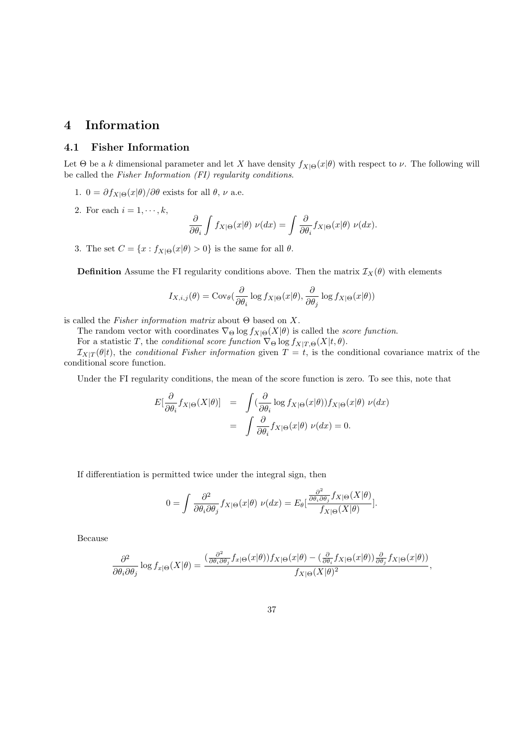// Page 37 of 153

# 4 Information

## 4.1 Fisher Information

Let $\Theta$ be a $k$ dimensional parameter and let $X$ have density $f_{X|\Theta}(x|\theta)$ with respect to $\nu$. The following will be called the *Fisher Information (FI) regularity conditions*.

1. $0 = \partial f_{X|\Theta}(x|\theta)/\partial\theta$ exists for all $\theta$, $\nu$ a.e.

2. For each $i = 1, \cdots, k$,
$$\frac{\partial}{\partial\theta_i}\int f_{X|\Theta}(x|\theta)\ \nu(dx) = \int \frac{\partial}{\partial\theta_i} f_{X|\Theta}(x|\theta)\ \nu(dx).$$

3. The set $C = \{x : f_{X|\Theta}(x|\theta) > 0\}$ is the same for all $\theta$.

**Definition** Assume the FI regularity conditions above. Then the matrix $\mathcal{I}_X(\theta)$ with elements

$$I_{X,i,j}(\theta) = \mathrm{Cov}_\theta\left(\frac{\partial}{\partial\theta_i}\log f_{X|\Theta}(x|\theta), \frac{\partial}{\partial\theta_j}\log f_{X|\Theta}(x|\theta)\right)$$

is called the *Fisher information matrix* about $\Theta$ based on $X$.

The random vector with coordinates $\nabla_\Theta \log f_{X|\Theta}(X|\theta)$ is called the *score function*.

For a statistic $T$, the *conditional score function* $\nabla_\Theta \log f_{X|T,\Theta}(X|t,\theta)$.

$\mathcal{I}_{X|T}(\theta|t)$, the *conditional Fisher information* given $T = t$, is the conditional covariance matrix of the conditional score function.

Under the FI regularity conditions, the mean of the score function is zero. To see this, note that

$$\begin{aligned} E\left[\frac{\partial}{\partial\theta_i} f_{X|\Theta}(X|\theta)\right] &= \int \left(\frac{\partial}{\partial\theta_i}\log f_{X|\Theta}(x|\theta)\right) f_{X|\Theta}(x|\theta)\ \nu(dx) \\ &= \int \frac{\partial}{\partial\theta_i} f_{X|\Theta}(x|\theta)\ \nu(dx) = 0. \end{aligned}$$

If differentiation is permitted twice under the integral sign, then

$$0 = \int \frac{\partial^2}{\partial\theta_i\partial\theta_j} f_{X|\Theta}(x|\theta)\ \nu(dx) = E_\theta\left[\frac{\frac{\partial^2}{\partial\theta_i\partial\theta_j} f_{X|\Theta}(X|\theta)}{f_{X|\Theta}(X|\theta)}\right].$$

Because

$$\frac{\partial^2}{\partial\theta_i\partial\theta_j}\log f_{x|\Theta}(X|\theta) = \frac{\left(\frac{\partial^2}{\partial\theta_i\partial\theta_j} f_{x|\Theta}(x|\theta)\right) f_{X|\Theta}(x|\theta) - \left(\frac{\partial}{\partial\theta_i} f_{X|\Theta}(x|\theta)\right)\frac{\partial}{\partial\theta_j} f_{X|\Theta}(x|\theta)\Big)}{f_{X|\Theta}(X|\theta)^2},$$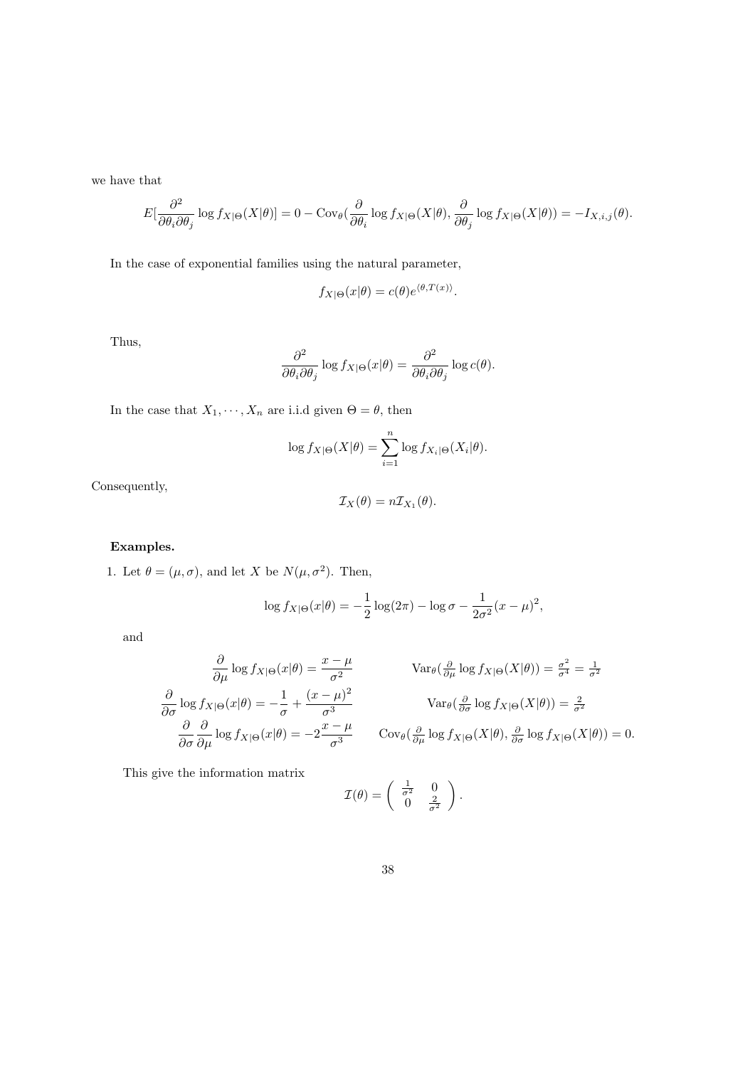we have that

$$E[\frac{\partial^2}{\partial\theta_i\partial\theta_j}\log f_{X|\Theta}(X|\theta)] = 0 - \text{Cov}_\theta(\frac{\partial}{\partial\theta_i}\log f_{X|\Theta}(X|\theta), \frac{\partial}{\partial\theta_j}\log f_{X|\Theta}(X|\theta)) = -I_{X,i,j}(\theta).$$

In the case of exponential families using the natural parameter,

$$f_{X|\Theta}(x|\theta) = c(\theta)e^{\langle\theta,T(x)\rangle}.$$

Thus,

$$\frac{\partial^2}{\partial\theta_i\partial\theta_j}\log f_{X|\Theta}(x|\theta) = \frac{\partial^2}{\partial\theta_i\partial\theta_j}\log c(\theta).$$

In the case that $X_1, \cdots, X_n$ are i.i.d given $\Theta = \theta$, then

$$\log f_{X|\Theta}(X|\theta) = \sum_{i=1}^n \log f_{X_i|\Theta}(X_i|\theta).$$

Consequently,

$$\mathcal{I}_X(\theta) = n\mathcal{I}_{X_1}(\theta).$$

**Examples.**

1. Let $\theta = (\mu, \sigma)$, and let $X$ be $N(\mu, \sigma^2)$. Then,

$$\log f_{X|\Theta}(x|\theta) = -\frac{1}{2}\log(2\pi) - \log\sigma - \frac{1}{2\sigma^2}(x-\mu)^2,$$

and

$$\frac{\partial}{\partial\mu}\log f_{X|\Theta}(x|\theta) = \frac{x-\mu}{\sigma^2} \qquad \text{Var}_\theta(\tfrac{\partial}{\partial\mu}\log f_{X|\Theta}(X|\theta)) = \tfrac{\sigma^2}{\sigma^4} = \tfrac{1}{\sigma^2}$$

$$\frac{\partial}{\partial\sigma}\log f_{X|\Theta}(x|\theta) = -\frac{1}{\sigma} + \frac{(x-\mu)^2}{\sigma^3} \qquad \text{Var}_\theta(\tfrac{\partial}{\partial\sigma}\log f_{X|\Theta}(X|\theta)) = \tfrac{2}{\sigma^2}$$

$$\frac{\partial}{\partial\sigma}\frac{\partial}{\partial\mu}\log f_{X|\Theta}(x|\theta) = -2\frac{x-\mu}{\sigma^3} \qquad \text{Cov}_\theta(\tfrac{\partial}{\partial\mu}\log f_{X|\Theta}(X|\theta), \tfrac{\partial}{\partial\sigma}\log f_{X|\Theta}(X|\theta)) = 0.$$

This give the information matrix

$$\mathcal{I}(\theta) = \begin{pmatrix} \frac{1}{\sigma^2} & 0 \\ 0 & \frac{2}{\sigma^2} \end{pmatrix}.$$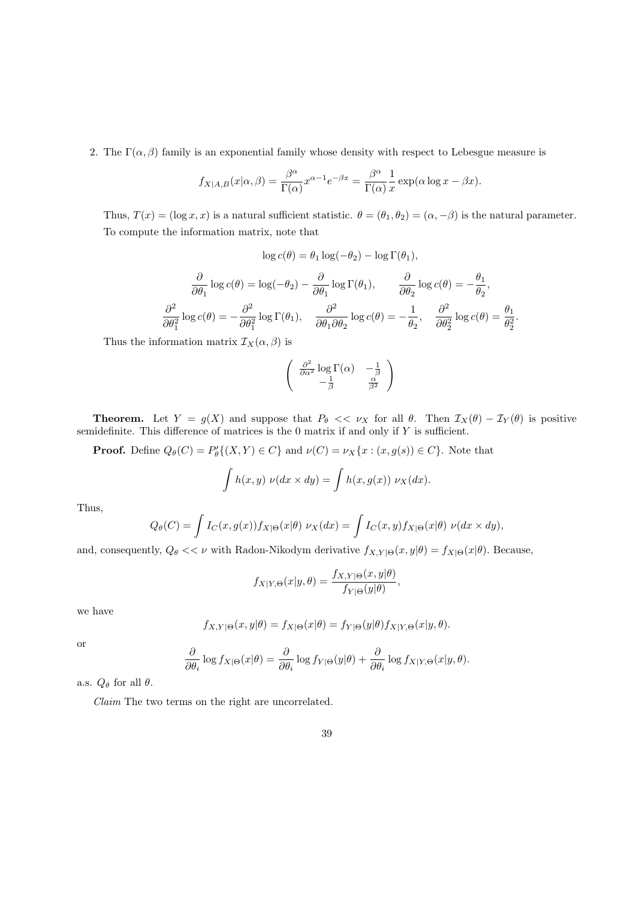2. The $\Gamma(\alpha, \beta)$ family is an exponential family whose density with respect to Lebesgue measure is

$$f_{X|A,B}(x|\alpha, \beta) = \frac{\beta^\alpha}{\Gamma(\alpha)} x^{\alpha-1} e^{-\beta x} = \frac{\beta^\alpha}{\Gamma(\alpha)} \frac{1}{x} \exp(\alpha \log x - \beta x).$$

Thus, $T(x) = (\log x, x)$ is a natural sufficient statistic. $\theta = (\theta_1, \theta_2) = (\alpha, -\beta)$ is the natural parameter. To compute the information matrix, note that

$$\log c(\theta) = \theta_1 \log(-\theta_2) - \log \Gamma(\theta_1),$$

$$\frac{\partial}{\partial \theta_1} \log c(\theta) = \log(-\theta_2) - \frac{\partial}{\partial \theta_1} \log \Gamma(\theta_1), \qquad \frac{\partial}{\partial \theta_2} \log c(\theta) = -\frac{\theta_1}{\theta_2},$$

$$\frac{\partial^2}{\partial \theta_1^2} \log c(\theta) = -\frac{\partial^2}{\partial \theta_1^2} \log \Gamma(\theta_1), \quad \frac{\partial^2}{\partial \theta_1 \partial \theta_2} \log c(\theta) = -\frac{1}{\theta_2}, \quad \frac{\partial^2}{\partial \theta_2^2} \log c(\theta) = \frac{\theta_1}{\theta_2^2}.$$

Thus the information matrix $\mathcal{I}_X(\alpha, \beta)$ is

$$\begin{pmatrix} \frac{\partial^2}{\partial \alpha^2} \log \Gamma(\alpha) & -\frac{1}{\beta} \\ -\frac{1}{\beta} & \frac{\alpha}{\beta^2} \end{pmatrix}$$

**Theorem.** Let $Y = g(X)$ and suppose that $P_\theta << \nu_X$ for all $\theta$. Then $\mathcal{I}_X(\theta) - \mathcal{I}_Y(\theta)$ is positive semidefinite. This difference of matrices is the 0 matrix if and only if $Y$ is sufficient.

**Proof.** Define $Q_\theta(C) = P'_\theta\{(X, Y) \in C\}$ and $\nu(C) = \nu_X\{x : (x, g(s)) \in C\}$. Note that

$$\int h(x, y)\ \nu(dx \times dy) = \int h(x, g(x))\ \nu_X(dx).$$

Thus,

$$Q_\theta(C) = \int I_C(x, g(x)) f_{X|\Theta}(x|\theta)\ \nu_X(dx) = \int I_C(x, y) f_{X|\Theta}(x|\theta)\ \nu(dx \times dy),$$

and, consequently, $Q_\theta << \nu$ with Radon-Nikodym derivative $f_{X,Y|\Theta}(x, y|\theta) = f_{X|\Theta}(x|\theta)$. Because,

$$f_{X|Y,\Theta}(x|y, \theta) = \frac{f_{X,Y|\Theta}(x, y|\theta)}{f_{Y|\Theta}(y|\theta)},$$

we have

$$f_{X,Y|\Theta}(x, y|\theta) = f_{X|\Theta}(x|\theta) = f_{Y|\Theta}(y|\theta) f_{X|Y,\Theta}(x|y, \theta).$$

or

$$\frac{\partial}{\partial \theta_i} \log f_{X|\Theta}(x|\theta) = \frac{\partial}{\partial \theta_i} \log f_{Y|\Theta}(y|\theta) + \frac{\partial}{\partial \theta_i} \log f_{X|Y,\Theta}(x|y, \theta).$$

a.s. $Q_\theta$ for all $\theta$.

*Claim* The two terms on the right are uncorrelated.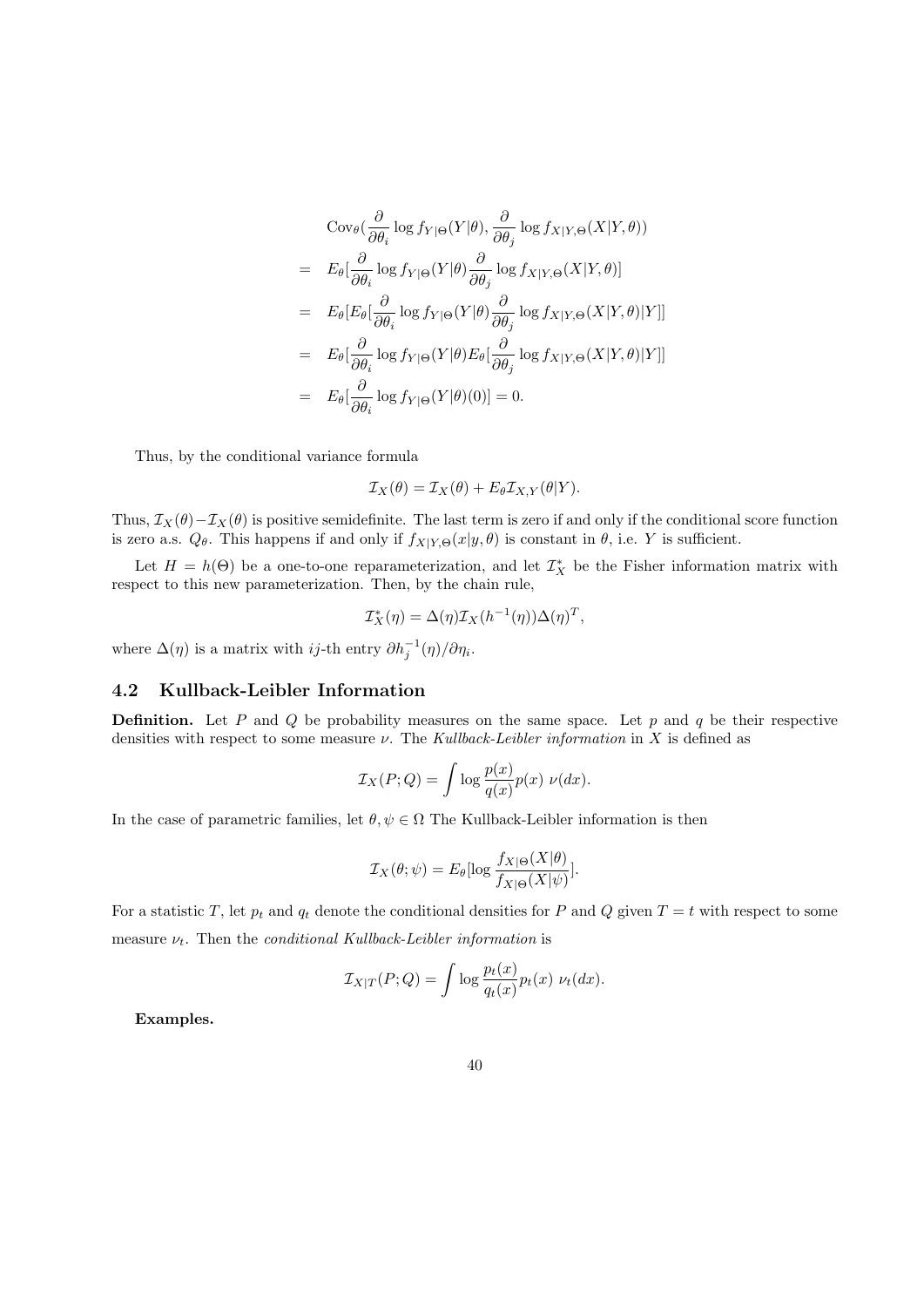$$
\begin{aligned}
& \mathrm{Cov}_\theta(\frac{\partial}{\partial\theta_i}\log f_{Y|\Theta}(Y|\theta), \frac{\partial}{\partial\theta_j}\log f_{X|Y,\Theta}(X|Y,\theta)) \\
= \;& E_\theta[\frac{\partial}{\partial\theta_i}\log f_{Y|\Theta}(Y|\theta)\frac{\partial}{\partial\theta_j}\log f_{X|Y,\Theta}(X|Y,\theta)] \\
= \;& E_\theta[E_\theta[\frac{\partial}{\partial\theta_i}\log f_{Y|\Theta}(Y|\theta)\frac{\partial}{\partial\theta_j}\log f_{X|Y,\Theta}(X|Y,\theta)|Y]] \\
= \;& E_\theta[\frac{\partial}{\partial\theta_i}\log f_{Y|\Theta}(Y|\theta)E_\theta[\frac{\partial}{\partial\theta_j}\log f_{X|Y,\Theta}(X|Y,\theta)|Y]] \\
= \;& E_\theta[\frac{\partial}{\partial\theta_i}\log f_{Y|\Theta}(Y|\theta)(0)] = 0.
\end{aligned}
$$

Thus, by the conditional variance formula

$$
\mathcal{I}_X(\theta) = \mathcal{I}_X(\theta) + E_\theta \mathcal{I}_{X,Y}(\theta|Y).
$$

Thus, $\mathcal{I}_X(\theta) - \mathcal{I}_X(\theta)$ is positive semidefinite. The last term is zero if and only if the conditional score function is zero a.s. $Q_\theta$. This happens if and only if $f_{X|Y,\Theta}(x|y,\theta)$ is constant in $\theta$, i.e. $Y$ is sufficient.

Let $H = h(\Theta)$ be a one-to-one reparameterization, and let $\mathcal{I}_X^*$ be the Fisher information matrix with respect to this new parameterization. Then, by the chain rule,

$$
\mathcal{I}_X^*(\eta) = \Delta(\eta)\mathcal{I}_X(h^{-1}(\eta))\Delta(\eta)^T,
$$

where $\Delta(\eta)$ is a matrix with $ij$-th entry $\partial h_j^{-1}(\eta)/\partial\eta_i$.

## 4.2 Kullback-Leibler Information

**Definition.** Let $P$ and $Q$ be probability measures on the same space. Let $p$ and $q$ be their respective densities with respect to some measure $\nu$. The *Kullback-Leibler information* in $X$ is defined as

$$
\mathcal{I}_X(P;Q) = \int \log\frac{p(x)}{q(x)}p(x)\;\nu(dx).
$$

In the case of parametric families, let $\theta, \psi \in \Omega$ The Kullback-Leibler information is then

$$
\mathcal{I}_X(\theta;\psi) = E_\theta[\log\frac{f_{X|\Theta}(X|\theta)}{f_{X|\Theta}(X|\psi)}].
$$

For a statistic $T$, let $p_t$ and $q_t$ denote the conditional densities for $P$ and $Q$ given $T = t$ with respect to some measure $\nu_t$. Then the *conditional Kullback-Leibler information* is

$$
\mathcal{I}_{X|T}(P;Q) = \int \log\frac{p_t(x)}{q_t(x)}p_t(x)\;\nu_t(dx).
$$

**Examples.**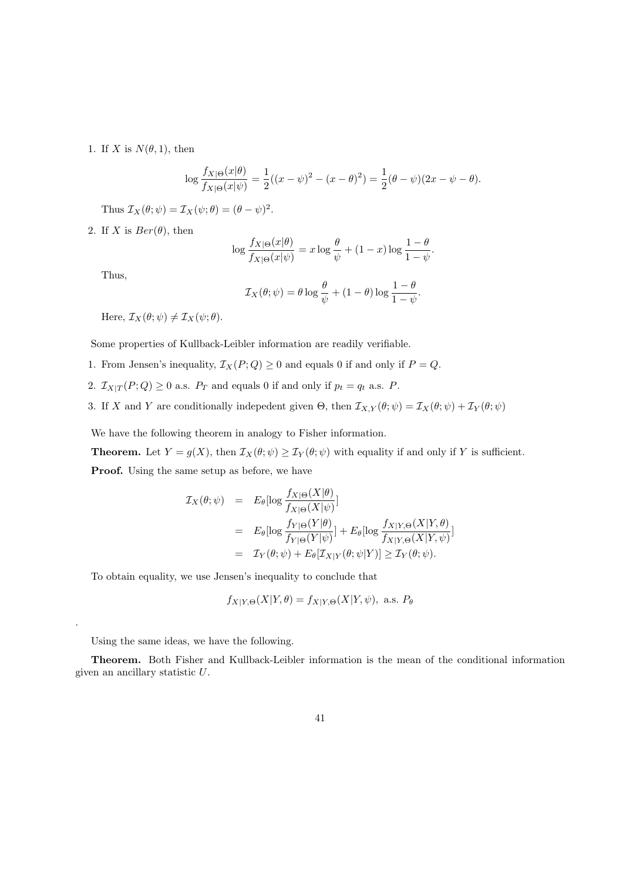1. If $X$ is $N(\theta, 1)$, then

$$\log \frac{f_{X|\Theta}(x|\theta)}{f_{X|\Theta}(x|\psi)} = \frac{1}{2}((x-\psi)^2 - (x-\theta)^2) = \frac{1}{2}(\theta - \psi)(2x - \psi - \theta).$$

   Thus $\mathcal{I}_X(\theta;\psi) = \mathcal{I}_X(\psi;\theta) = (\theta - \psi)^2$.

2. If $X$ is $Ber(\theta)$, then

$$\log \frac{f_{X|\Theta}(x|\theta)}{f_{X|\Theta}(x|\psi)} = x \log \frac{\theta}{\psi} + (1-x) \log \frac{1-\theta}{1-\psi}.$$

   Thus,

$$\mathcal{I}_X(\theta;\psi) = \theta \log \frac{\theta}{\psi} + (1-\theta) \log \frac{1-\theta}{1-\psi}.$$

   Here, $\mathcal{I}_X(\theta;\psi) \neq \mathcal{I}_X(\psi;\theta)$.

Some properties of Kullback-Leibler information are readily verifiable.

1. From Jensen's inequality, $\mathcal{I}_X(P;Q) \geq 0$ and equals 0 if and only if $P = Q$.
2. $\mathcal{I}_{X|T}(P;Q) \geq 0$ a.s. $P_T$ and equals 0 if and only if $p_t = q_t$ a.s. $P$.
3. If $X$ and $Y$ are conditionally indepedent given $\Theta$, then $\mathcal{I}_{X,Y}(\theta;\psi) = \mathcal{I}_X(\theta;\psi) + \mathcal{I}_Y(\theta;\psi)$

We have the following theorem in analogy to Fisher information.

**Theorem.** Let $Y = g(X)$, then $\mathcal{I}_X(\theta;\psi) \geq \mathcal{I}_Y(\theta;\psi)$ with equality if and only if $Y$ is sufficient.

**Proof.** Using the same setup as before, we have

$$\begin{aligned}
\mathcal{I}_X(\theta;\psi) &= E_\theta[\log \frac{f_{X|\Theta}(X|\theta)}{f_{X|\Theta}(X|\psi)}] \\
&= E_\theta[\log \frac{f_{Y|\Theta}(Y|\theta)}{f_{Y|\Theta}(Y|\psi)}] + E_\theta[\log \frac{f_{X|Y,\Theta}(X|Y,\theta)}{f_{X|Y,\Theta}(X|Y,\psi)}] \\
&= \mathcal{I}_Y(\theta;\psi) + E_\theta[\mathcal{I}_{X|Y}(\theta;\psi|Y)] \geq \mathcal{I}_Y(\theta;\psi).
\end{aligned}$$

To obtain equality, we use Jensen's inequality to conclude that

$$f_{X|Y,\Theta}(X|Y,\theta) = f_{X|Y,\Theta}(X|Y,\psi), \text{ a.s. } P_\theta$$

.

Using the same ideas, we have the following.

**Theorem.** Both Fisher and Kullback-Leibler information is the mean of the conditional information given an ancillary statistic $U$.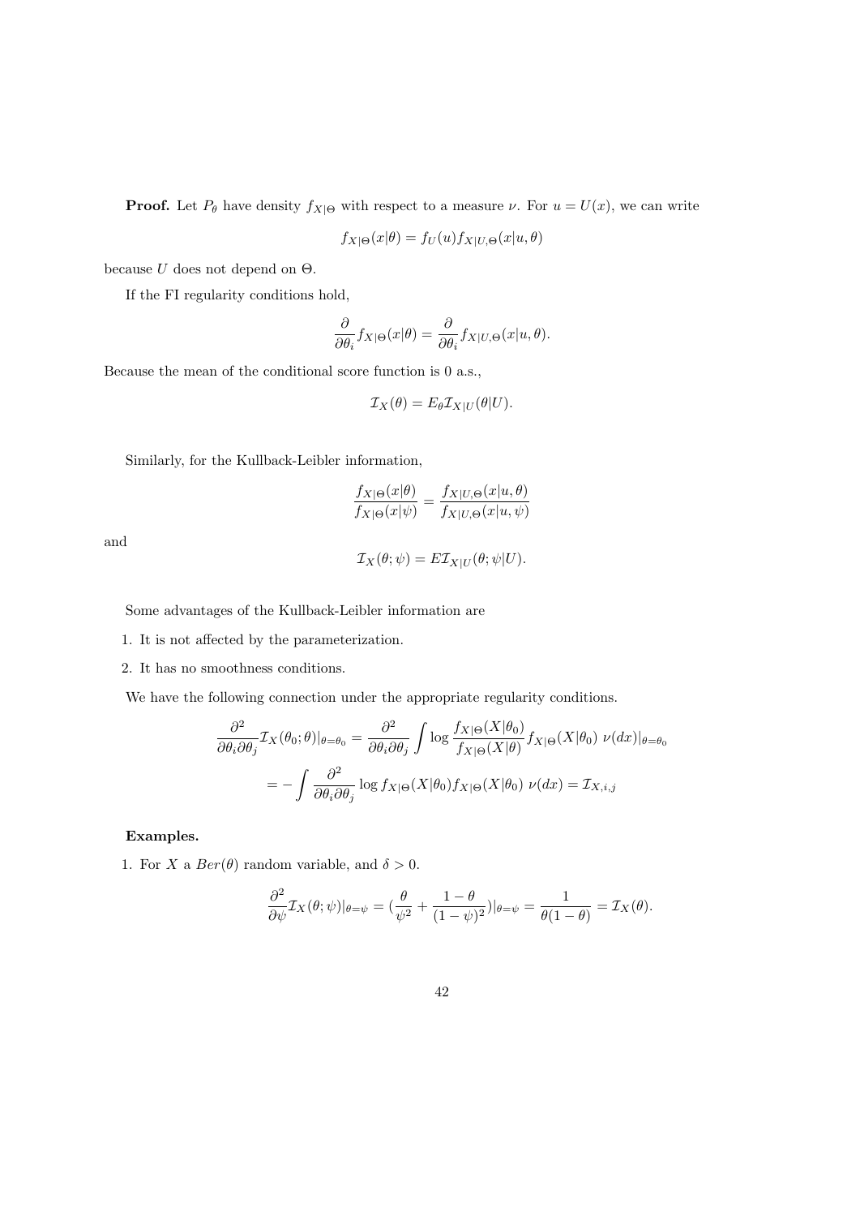**Proof.** Let $P_\theta$ have density $f_{X|\Theta}$ with respect to a measure $\nu$. For $u = U(x)$, we can write

$$f_{X|\Theta}(x|\theta) = f_U(u) f_{X|U,\Theta}(x|u,\theta)$$

because $U$ does not depend on $\Theta$.

If the FI regularity conditions hold,

$$\frac{\partial}{\partial \theta_i} f_{X|\Theta}(x|\theta) = \frac{\partial}{\partial \theta_i} f_{X|U,\Theta}(x|u,\theta).$$

Because the mean of the conditional score function is 0 a.s.,

$$\mathcal{I}_X(\theta) = E_\theta \mathcal{I}_{X|U}(\theta|U).$$

Similarly, for the Kullback-Leibler information,

$$\frac{f_{X|\Theta}(x|\theta)}{f_{X|\Theta}(x|\psi)} = \frac{f_{X|U,\Theta}(x|u,\theta)}{f_{X|U,\Theta}(x|u,\psi)}$$

and

$$\mathcal{I}_X(\theta;\psi) = E\mathcal{I}_{X|U}(\theta;\psi|U).$$

Some advantages of the Kullback-Leibler information are

1. It is not affected by the parameterization.
2. It has no smoothness conditions.

We have the following connection under the appropriate regularity conditions.

$$\frac{\partial^2}{\partial \theta_i \partial \theta_j} \mathcal{I}_X(\theta_0;\theta)|_{\theta=\theta_0} = \frac{\partial^2}{\partial \theta_i \partial \theta_j} \int \log \frac{f_{X|\Theta}(X|\theta_0)}{f_{X|\Theta}(X|\theta)} f_{X|\Theta}(X|\theta_0)\ \nu(dx)|_{\theta=\theta_0}$$

$$= -\int \frac{\partial^2}{\partial \theta_i \partial \theta_j} \log f_{X|\Theta}(X|\theta_0) f_{X|\Theta}(X|\theta_0)\ \nu(dx) = \mathcal{I}_{X,i,j}$$

**Examples.**

1. For $X$ a $Ber(\theta)$ random variable, and $\delta > 0$.

$$\frac{\partial^2}{\partial \psi} \mathcal{I}_X(\theta;\psi)|_{\theta=\psi} = (\frac{\theta}{\psi^2} + \frac{1-\theta}{(1-\psi)^2})|_{\theta=\psi} = \frac{1}{\theta(1-\theta)} = \mathcal{I}_X(\theta).$$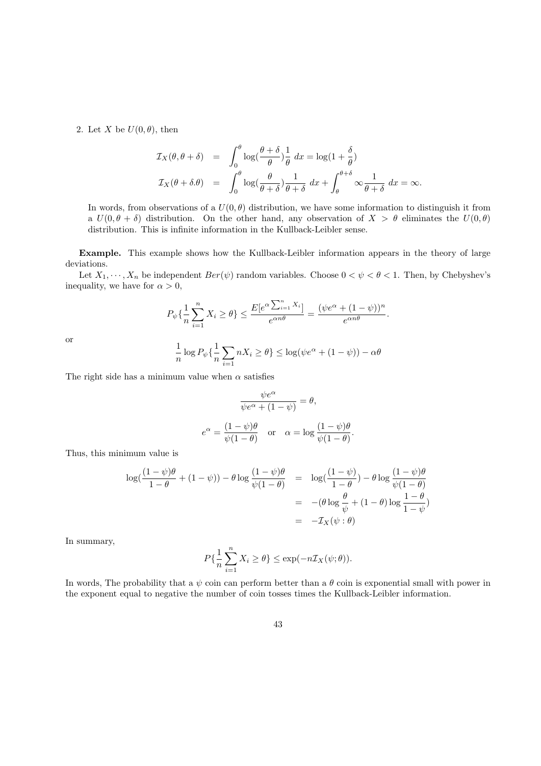2. Let $X$ be $U(0,\theta)$, then

$$
\begin{aligned}
\mathcal{I}_X(\theta,\theta+\delta) &= \int_0^\theta \log(\frac{\theta+\delta}{\theta})\frac{1}{\theta}\;dx = \log(1+\frac{\delta}{\theta}) \\
\mathcal{I}_X(\theta+\delta.\theta) &= \int_0^\theta \log(\frac{\theta}{\theta+\delta})\frac{1}{\theta+\delta}\;dx + \int_\theta^{\theta+\delta} \infty\frac{1}{\theta+\delta}\;dx = \infty.
\end{aligned}
$$

In words, from observations of a $U(0,\theta)$ distribution, we have some information to distinguish it from a $U(0,\theta+\delta)$ distribution. On the other hand, any observation of $X > \theta$ eliminates the $U(0,\theta)$ distribution. This is infinite information in the Kullback-Leibler sense.

**Example.** This example shows how the Kullback-Leibler information appears in the theory of large deviations.

Let $X_1,\cdots,X_n$ be independent $Ber(\psi)$ random variables. Choose $0<\psi<\theta<1$. Then, by Chebyshev's inequality, we have for $\alpha>0$,

$$
P_\psi\{\frac{1}{n}\sum_{i=1}^n X_i \geq \theta\} \leq \frac{E[e^{\alpha\sum_{i=1}^n X_i}]}{e^{\alpha n\theta}} = \frac{(\psi e^\alpha + (1-\psi))^n}{e^{\alpha n\theta}}.
$$

or

$$
\frac{1}{n}\log P_\psi\{\frac{1}{n}\sum_{i=1} nX_i \geq \theta\} \leq \log(\psi e^\alpha + (1-\psi)) - \alpha\theta
$$

The right side has a minimum value when $\alpha$ satisfies

$$
\frac{\psi e^\alpha}{\psi e^\alpha + (1-\psi)} = \theta,
$$

$$
e^\alpha = \frac{(1-\psi)\theta}{\psi(1-\theta)} \quad \text{or} \quad \alpha = \log\frac{(1-\psi)\theta}{\psi(1-\theta)}.
$$

Thus, this minimum value is

$$
\begin{aligned}
\log(\frac{(1-\psi)\theta}{1-\theta} + (1-\psi)) - \theta\log\frac{(1-\psi)\theta}{\psi(1-\theta)} &= \log(\frac{(1-\psi)}{1-\theta}) - \theta\log\frac{(1-\psi)\theta}{\psi(1-\theta)} \\
&= -(\theta\log\frac{\theta}{\psi} + (1-\theta)\log\frac{1-\theta}{1-\psi}) \\
&= -\mathcal{I}_X(\psi:\theta)
\end{aligned}
$$

In summary,

$$
P\{\frac{1}{n}\sum_{i=1}^n X_i \geq \theta\} \leq \exp(-n\mathcal{I}_X(\psi;\theta)).
$$

In words, The probability that a $\psi$ coin can perform better than a $\theta$ coin is exponential small with power in the exponent equal to negative the number of coin tosses times the Kullback-Leibler information.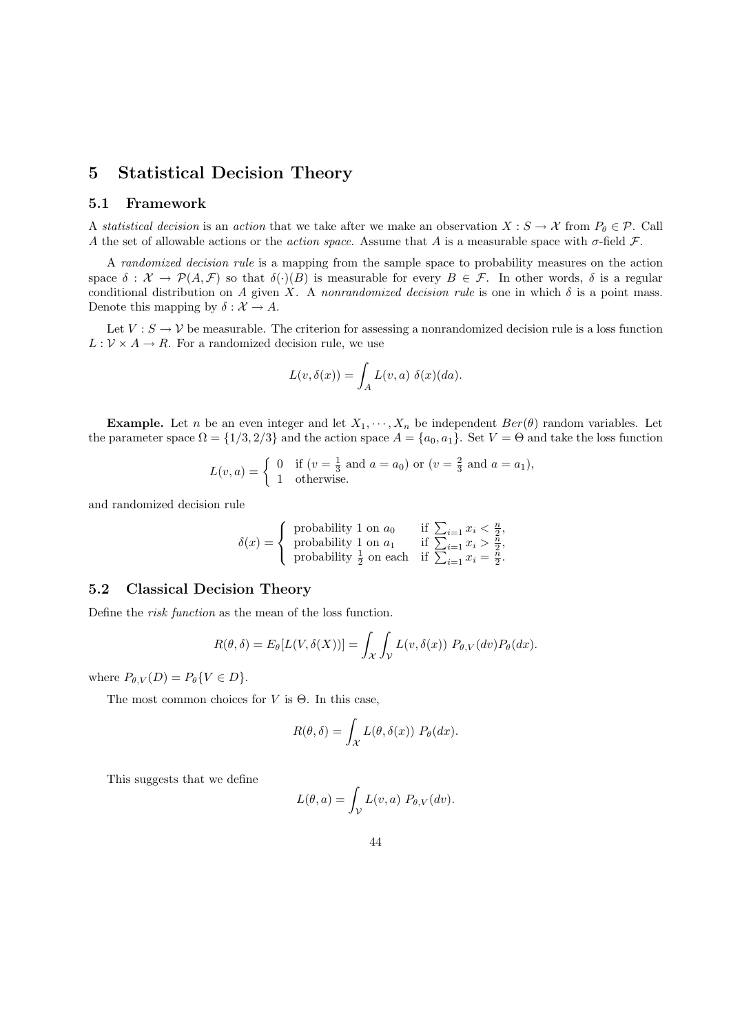# 5 Statistical Decision Theory

## 5.1 Framework

A *statistical decision* is an *action* that we take after we make an observation $X : S \to \mathcal{X}$ from $P_\theta \in \mathcal{P}$. Call $A$ the set of allowable actions or the *action space*. Assume that $A$ is a measurable space with $\sigma$-field $\mathcal{F}$.

A *randomized decision rule* is a mapping from the sample space to probability measures on the action space $\delta : \mathcal{X} \to \mathcal{P}(A, \mathcal{F})$ so that $\delta(\cdot)(B)$ is measurable for every $B \in \mathcal{F}$. In other words, $\delta$ is a regular conditional distribution on $A$ given $X$. A *nonrandomized decision rule* is one in which $\delta$ is a point mass. Denote this mapping by $\delta : \mathcal{X} \to A$.

Let $V : S \to \mathcal{V}$ be measurable. The criterion for assessing a nonrandomized decision rule is a loss function $L : \mathcal{V} \times A \to R$. For a randomized decision rule, we use

$$L(v, \delta(x)) = \int_A L(v, a)\ \delta(x)(da).$$

**Example.** Let $n$ be an even integer and let $X_1, \cdots, X_n$ be independent $Ber(\theta)$ random variables. Let the parameter space $\Omega = \{1/3, 2/3\}$ and the action space $A = \{a_0, a_1\}$. Set $V = \Theta$ and take the loss function

$$L(v, a) = \begin{cases} 0 & \text{if } (v = \frac{1}{3} \text{ and } a = a_0) \text{ or } (v = \frac{2}{3} \text{ and } a = a_1), \\ 1 & \text{otherwise.} \end{cases}$$

and randomized decision rule

$$\delta(x) = \begin{cases} \text{probability 1 on } a_0 & \text{if } \sum_{i=1} x_i < \frac{n}{2}, \\ \text{probability 1 on } a_1 & \text{if } \sum_{i=1} x_i > \frac{n}{2}, \\ \text{probability } \frac{1}{2} \text{ on each} & \text{if } \sum_{i=1} x_i = \frac{n}{2}. \end{cases}$$

## 5.2 Classical Decision Theory

Define the *risk function* as the mean of the loss function.

$$R(\theta, \delta) = E_\theta[L(V, \delta(X))] = \int_{\mathcal{X}} \int_{\mathcal{V}} L(v, \delta(x))\ P_{\theta,V}(dv) P_\theta(dx).$$

where $P_{\theta,V}(D) = P_\theta\{V \in D\}$.

The most common choices for $V$ is $\Theta$. In this case,

$$R(\theta, \delta) = \int_{\mathcal{X}} L(\theta, \delta(x))\ P_\theta(dx).$$

This suggests that we define

$$L(\theta, a) = \int_{\mathcal{V}} L(v, a)\ P_{\theta,V}(dv).$$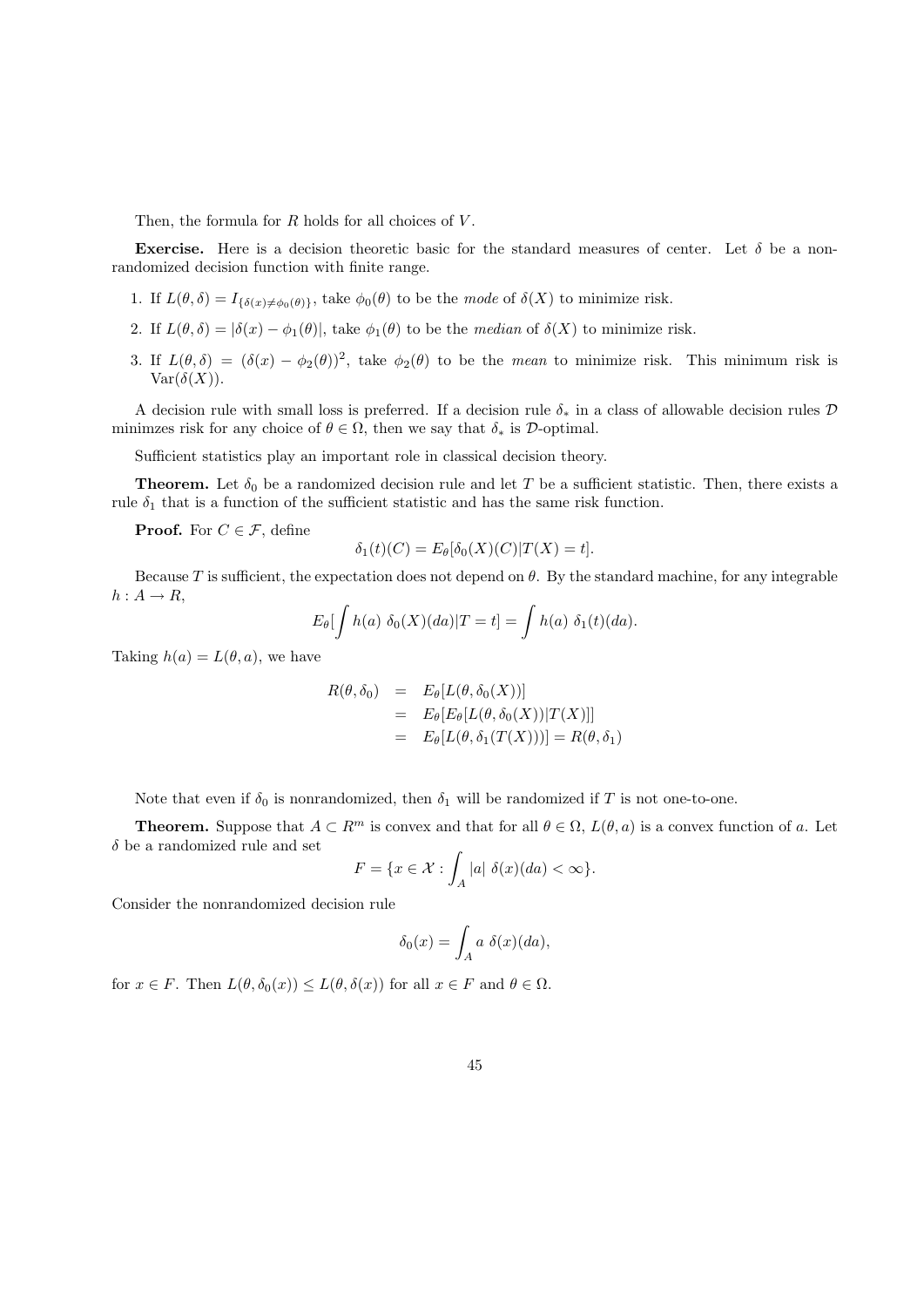Then, the formula for $R$ holds for all choices of $V$.

**Exercise.** Here is a decision theoretic basic for the standard measures of center. Let $\delta$ be a non-randomized decision function with finite range.

1. If $L(\theta, \delta) = I_{\{\delta(x) \neq \phi_0(\theta)\}}$, take $\phi_0(\theta)$ to be the *mode* of $\delta(X)$ to minimize risk.
2. If $L(\theta, \delta) = |\delta(x) - \phi_1(\theta)|$, take $\phi_1(\theta)$ to be the *median* of $\delta(X)$ to minimize risk.
3. If $L(\theta, \delta) = (\delta(x) - \phi_2(\theta))^2$, take $\phi_2(\theta)$ to be the *mean* to minimize risk. This minimum risk is $\text{Var}(\delta(X))$.

A decision rule with small loss is preferred. If a decision rule $\delta_*$ in a class of allowable decision rules $\mathcal{D}$ minimzes risk for any choice of $\theta \in \Omega$, then we say that $\delta_*$ is $\mathcal{D}$-optimal.

Sufficient statistics play an important role in classical decision theory.

**Theorem.** Let $\delta_0$ be a randomized decision rule and let $T$ be a sufficient statistic. Then, there exists a rule $\delta_1$ that is a function of the sufficient statistic and has the same risk function.

**Proof.** For $C \in \mathcal{F}$, define

$$\delta_1(t)(C) = E_\theta[\delta_0(X)(C)|T(X) = t].$$

Because $T$ is sufficient, the expectation does not depend on $\theta$. By the standard machine, for any integrable $h : A \to R$,

$$E_\theta[\int h(a)\ \delta_0(X)(da)|T = t] = \int h(a)\ \delta_1(t)(da).$$

Taking $h(a) = L(\theta, a)$, we have

$$\begin{aligned}
R(\theta, \delta_0) &= E_\theta[L(\theta, \delta_0(X))] \\
&= E_\theta[E_\theta[L(\theta, \delta_0(X))|T(X)]] \\
&= E_\theta[L(\theta, \delta_1(T(X)))] = R(\theta, \delta_1)
\end{aligned}$$

Note that even if $\delta_0$ is nonrandomized, then $\delta_1$ will be randomized if $T$ is not one-to-one.

**Theorem.** Suppose that $A \subset R^m$ is convex and that for all $\theta \in \Omega$, $L(\theta, a)$ is a convex function of $a$. Let $\delta$ be a randomized rule and set

$$F = \{x \in \mathcal{X} : \int_A |a|\ \delta(x)(da) < \infty\}.$$

Consider the nonrandomized decision rule

$$\delta_0(x) = \int_A a\ \delta(x)(da),$$

for $x \in F$. Then $L(\theta, \delta_0(x)) \leq L(\theta, \delta(x))$ for all $x \in F$ and $\theta \in \Omega$.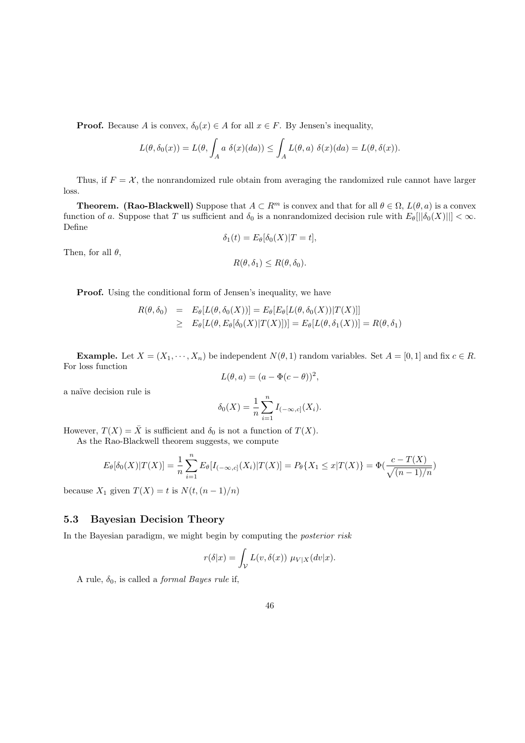**Proof.** Because $A$ is convex, $\delta_0(x) \in A$ for all $x \in F$. By Jensen's inequality,

$$L(\theta, \delta_0(x)) = L(\theta, \int_A a \ \delta(x)(da)) \leq \int_A L(\theta, a) \ \delta(x)(da) = L(\theta, \delta(x)).$$

Thus, if $F = \mathcal{X}$, the nonrandomized rule obtain from averaging the randomized rule cannot have larger loss.

**Theorem. (Rao-Blackwell)** Suppose that $A \subset R^m$ is convex and that for all $\theta \in \Omega$, $L(\theta, a)$ is a convex function of $a$. Suppose that $T$ us sufficient and $\delta_0$ is a nonrandomized decision rule with $E_\theta[||\delta_0(X)||] < \infty$. Define

$$\delta_1(t) = E_\theta[\delta_0(X)|T = t],$$

Then, for all $\theta$,

$$R(\theta, \delta_1) \leq R(\theta, \delta_0).$$

**Proof.** Using the conditional form of Jensen's inequality, we have

$$\begin{aligned} R(\theta, \delta_0) &= E_\theta[L(\theta, \delta_0(X))] = E_\theta[E_\theta[L(\theta, \delta_0(X))|T(X)]] \\ &\geq E_\theta[L(\theta, E_\theta[\delta_0(X)|T(X)])] = E_\theta[L(\theta, \delta_1(X))] = R(\theta, \delta_1) \end{aligned}$$

**Example.** Let $X = (X_1, \cdots, X_n)$ be independent $N(\theta, 1)$ random variables. Set $A = [0, 1]$ and fix $c \in R$. For loss function

$$L(\theta, a) = (a - \Phi(c - \theta))^2,$$

a naïve decision rule is

$$\delta_0(X) = \frac{1}{n}\sum_{i=1}^n I_{(-\infty, c]}(X_i).$$

However, $T(X) = \bar{X}$ is sufficient and $\delta_0$ is not a function of $T(X)$.

As the Rao-Blackwell theorem suggests, we compute

$$E_\theta[\delta_0(X)|T(X)] = \frac{1}{n}\sum_{i=1}^n E_\theta[I_{(-\infty, c]}(X_i)|T(X)] = P_\theta\{X_1 \leq x|T(X)\} = \Phi(\frac{c - T(X)}{\sqrt{(n-1)/n}})$$

because $X_1$ given $T(X) = t$ is $N(t, (n-1)/n)$

## 5.3 Bayesian Decision Theory

In the Bayesian paradigm, we might begin by computing the *posterior risk*

$$r(\delta|x) = \int_{\mathcal{V}} L(v, \delta(x)) \ \mu_{V|X}(dv|x).$$

A rule, $\delta_0$, is called a *formal Bayes rule* if,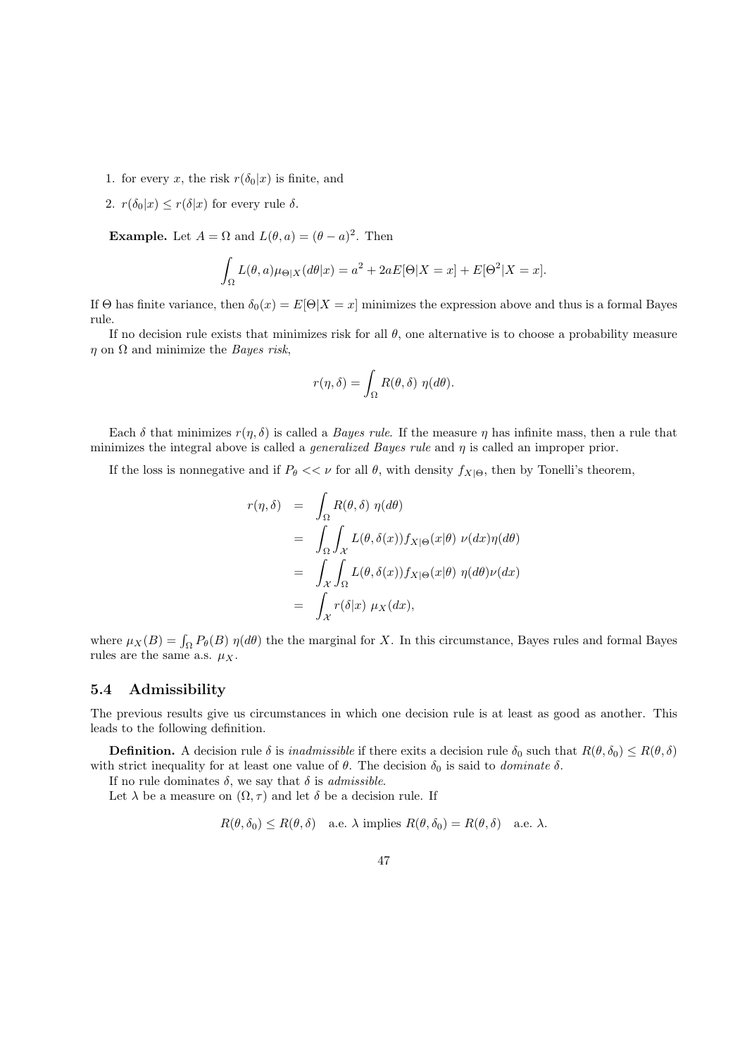1. for every $x$, the risk $r(\delta_0|x)$ is finite, and
2. $r(\delta_0|x) \leq r(\delta|x)$ for every rule $\delta$.

**Example.** Let $A = \Omega$ and $L(\theta, a) = (\theta - a)^2$. Then

$$\int_\Omega L(\theta, a)\mu_{\Theta|X}(d\theta|x) = a^2 + 2aE[\Theta|X = x] + E[\Theta^2|X = x].$$

If $\Theta$ has finite variance, then $\delta_0(x) = E[\Theta|X = x]$ minimizes the expression above and thus is a formal Bayes rule.

If no decision rule exists that minimizes risk for all $\theta$, one alternative is to choose a probability measure $\eta$ on $\Omega$ and minimize the *Bayes risk*,

$$r(\eta, \delta) = \int_\Omega R(\theta, \delta)\ \eta(d\theta).$$

Each $\delta$ that minimizes $r(\eta, \delta)$ is called a *Bayes rule*. If the measure $\eta$ has infinite mass, then a rule that minimizes the integral above is called a *generalized Bayes rule* and $\eta$ is called an improper prior.

If the loss is nonnegative and if $P_\theta << \nu$ for all $\theta$, with density $f_{X|\Theta}$, then by Tonelli's theorem,

$$\begin{aligned}
r(\eta, \delta) &= \int_\Omega R(\theta, \delta)\ \eta(d\theta) \\
&= \int_\Omega \int_\mathcal{X} L(\theta, \delta(x)) f_{X|\Theta}(x|\theta)\ \nu(dx)\eta(d\theta) \\
&= \int_\mathcal{X} \int_\Omega L(\theta, \delta(x)) f_{X|\Theta}(x|\theta)\ \eta(d\theta)\nu(dx) \\
&= \int_\mathcal{X} r(\delta|x)\ \mu_X(dx),
\end{aligned}$$

where $\mu_X(B) = \int_\Omega P_\theta(B)\ \eta(d\theta)$ the the marginal for $X$. In this circumstance, Bayes rules and formal Bayes rules are the same a.s. $\mu_X$.

## 5.4 Admissibility

The previous results give us circumstances in which one decision rule is at least as good as another. This leads to the following definition.

**Definition.** A decision rule $\delta$ is *inadmissible* if there exits a decision rule $\delta_0$ such that $R(\theta, \delta_0) \leq R(\theta, \delta)$ with strict inequality for at least one value of $\theta$. The decision $\delta_0$ is said to *dominate* $\delta$.

If no rule dominates $\delta$, we say that $\delta$ is *admissible*.

Let $\lambda$ be a measure on $(\Omega, \tau)$ and let $\delta$ be a decision rule. If

$$R(\theta, \delta_0) \leq R(\theta, \delta) \quad \text{a.e. } \lambda \text{ implies } R(\theta, \delta_0) = R(\theta, \delta) \quad \text{a.e. } \lambda.$$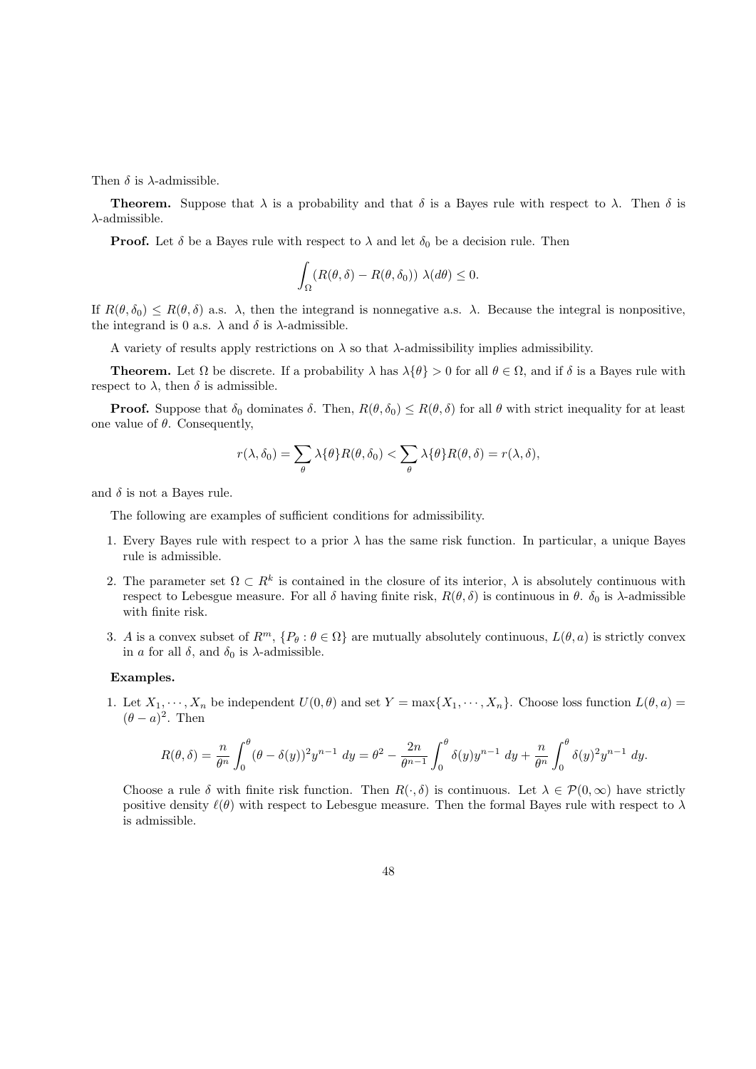Then $\delta$ is $\lambda$-admissible.

**Theorem.** Suppose that $\lambda$ is a probability and that $\delta$ is a Bayes rule with respect to $\lambda$. Then $\delta$ is $\lambda$-admissible.

**Proof.** Let $\delta$ be a Bayes rule with respect to $\lambda$ and let $\delta_0$ be a decision rule. Then

$$\int_{\Omega} (R(\theta, \delta) - R(\theta, \delta_0))\ \lambda(d\theta) \leq 0.$$

If $R(\theta, \delta_0) \leq R(\theta, \delta)$ a.s. $\lambda$, then the integrand is nonnegative a.s. $\lambda$. Because the integral is nonpositive, the integrand is 0 a.s. $\lambda$ and $\delta$ is $\lambda$-admissible.

A variety of results apply restrictions on $\lambda$ so that $\lambda$-admissibility implies admissibility.

**Theorem.** Let $\Omega$ be discrete. If a probability $\lambda$ has $\lambda\{\theta\} > 0$ for all $\theta \in \Omega$, and if $\delta$ is a Bayes rule with respect to $\lambda$, then $\delta$ is admissible.

**Proof.** Suppose that $\delta_0$ dominates $\delta$. Then, $R(\theta, \delta_0) \leq R(\theta, \delta)$ for all $\theta$ with strict inequality for at least one value of $\theta$. Consequently,

$$r(\lambda, \delta_0) = \sum_{\theta} \lambda\{\theta\} R(\theta, \delta_0) < \sum_{\theta} \lambda\{\theta\} R(\theta, \delta) = r(\lambda, \delta),$$

and $\delta$ is not a Bayes rule.

The following are examples of sufficient conditions for admissibility.

1. Every Bayes rule with respect to a prior $\lambda$ has the same risk function. In particular, a unique Bayes rule is admissible.
2. The parameter set $\Omega \subset R^k$ is contained in the closure of its interior, $\lambda$ is absolutely continuous with respect to Lebesgue measure. For all $\delta$ having finite risk, $R(\theta, \delta)$ is continuous in $\theta$. $\delta_0$ is $\lambda$-admissible with finite risk.
3. $A$ is a convex subset of $R^m$, $\{P_\theta : \theta \in \Omega\}$ are mutually absolutely continuous, $L(\theta, a)$ is strictly convex in $a$ for all $\delta$, and $\delta_0$ is $\lambda$-admissible.

**Examples.**

1. Let $X_1, \cdots, X_n$ be independent $U(0, \theta)$ and set $Y = \max\{X_1, \cdots, X_n\}$. Choose loss function $L(\theta, a) = (\theta - a)^2$. Then

$$R(\theta, \delta) = \frac{n}{\theta^n} \int_0^\theta (\theta - \delta(y))^2 y^{n-1}\ dy = \theta^2 - \frac{2n}{\theta^{n-1}} \int_0^\theta \delta(y) y^{n-1}\ dy + \frac{n}{\theta^n} \int_0^\theta \delta(y)^2 y^{n-1}\ dy.$$

Choose a rule $\delta$ with finite risk function. Then $R(\cdot, \delta)$ is continuous. Let $\lambda \in \mathcal{P}(0, \infty)$ have strictly positive density $\ell(\theta)$ with respect to Lebesgue measure. Then the formal Bayes rule with respect to $\lambda$ is admissible.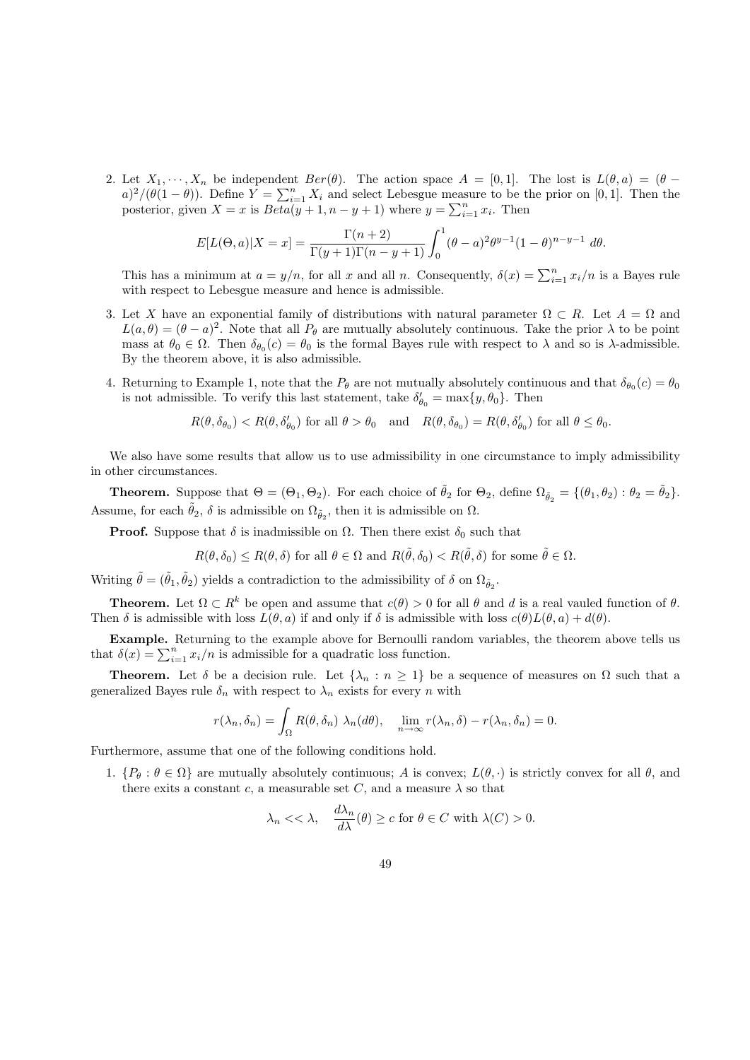2. Let $X_1, \cdots, X_n$ be independent $Ber(\theta)$. The action space $A = [0,1]$. The lost is $L(\theta, a) = (\theta - a)^2/(\theta(1-\theta))$. Define $Y = \sum_{i=1}^n X_i$ and select Lebesgue measure to be the prior on $[0,1]$. Then the posterior, given $X = x$ is $Beta(y+1, n-y+1)$ where $y = \sum_{i=1}^n x_i$. Then

$$E[L(\Theta, a)|X = x] = \frac{\Gamma(n+2)}{\Gamma(y+1)\Gamma(n-y+1)} \int_0^1 (\theta - a)^2 \theta^{y-1}(1-\theta)^{n-y-1} \, d\theta.$$

This has a minimum at $a = y/n$, for all $x$ and all $n$. Consequently, $\delta(x) = \sum_{i=1}^n x_i/n$ is a Bayes rule with respect to Lebesgue measure and hence is admissible.

3. Let $X$ have an exponential family of distributions with natural parameter $\Omega \subset R$. Let $A = \Omega$ and $L(a, \theta) = (\theta - a)^2$. Note that all $P_\theta$ are mutually absolutely continuous. Take the prior $\lambda$ to be point mass at $\theta_0 \in \Omega$. Then $\delta_{\theta_0}(c) = \theta_0$ is the formal Bayes rule with respect to $\lambda$ and so is $\lambda$-admissible. By the theorem above, it is also admissible.

4. Returning to Example 1, note that the $P_\theta$ are not mutually absolutely continuous and that $\delta_{\theta_0}(c) = \theta_0$ is not admissible. To verify this last statement, take $\delta'_{\theta_0} = \max\{y, \theta_0\}$. Then

$$R(\theta, \delta_{\theta_0}) < R(\theta, \delta'_{\theta_0}) \text{ for all } \theta > \theta_0 \quad \text{and} \quad R(\theta, \delta_{\theta_0}) = R(\theta, \delta'_{\theta_0}) \text{ for all } \theta \leq \theta_0.$$

We also have some results that allow us to use admissibility in one circumstance to imply admissibility in other circumstances.

**Theorem.** Suppose that $\Theta = (\Theta_1, \Theta_2)$. For each choice of $\tilde{\theta}_2$ for $\Theta_2$, define $\Omega_{\tilde{\theta}_2} = \{(\theta_1, \theta_2) : \theta_2 = \tilde{\theta}_2\}$. Assume, for each $\tilde{\theta}_2$, $\delta$ is admissible on $\Omega_{\tilde{\theta}_2}$, then it is admissible on $\Omega$.

**Proof.** Suppose that $\delta$ is inadmissible on $\Omega$. Then there exist $\delta_0$ such that

$$R(\theta, \delta_0) \leq R(\theta, \delta) \text{ for all } \theta \in \Omega \text{ and } R(\tilde{\theta}, \delta_0) < R(\tilde{\theta}, \delta) \text{ for some } \tilde{\theta} \in \Omega.$$

Writing $\tilde{\theta} = (\tilde{\theta}_1, \tilde{\theta}_2)$ yields a contradiction to the admissibility of $\delta$ on $\Omega_{\tilde{\theta}_2}$.

**Theorem.** Let $\Omega \subset R^k$ be open and assume that $c(\theta) > 0$ for all $\theta$ and $d$ is a real vauled function of $\theta$. Then $\delta$ is admissible with loss $L(\theta, a)$ if and only if $\delta$ is admissible with loss $c(\theta)L(\theta, a) + d(\theta)$.

**Example.** Returning to the example above for Bernoulli random variables, the theorem above tells us that $\delta(x) = \sum_{i=1}^n x_i/n$ is admissible for a quadratic loss function.

**Theorem.** Let $\delta$ be a decision rule. Let $\{\lambda_n : n \geq 1\}$ be a sequence of measures on $\Omega$ such that a generalized Bayes rule $\delta_n$ with respect to $\lambda_n$ exists for every $n$ with

$$r(\lambda_n, \delta_n) = \int_\Omega R(\theta, \delta_n) \, \lambda_n(d\theta), \quad \lim_{n \to \infty} r(\lambda_n, \delta) - r(\lambda_n, \delta_n) = 0.$$

Furthermore, assume that one of the following conditions hold.

1. $\{P_\theta : \theta \in \Omega\}$ are mutually absolutely continuous; $A$ is convex; $L(\theta, \cdot)$ is strictly convex for all $\theta$, and there exits a constant $c$, a measurable set $C$, and a measure $\lambda$ so that

$$\lambda_n << \lambda, \quad \frac{d\lambda_n}{d\lambda}(\theta) \geq c \text{ for } \theta \in C \text{ with } \lambda(C) > 0.$$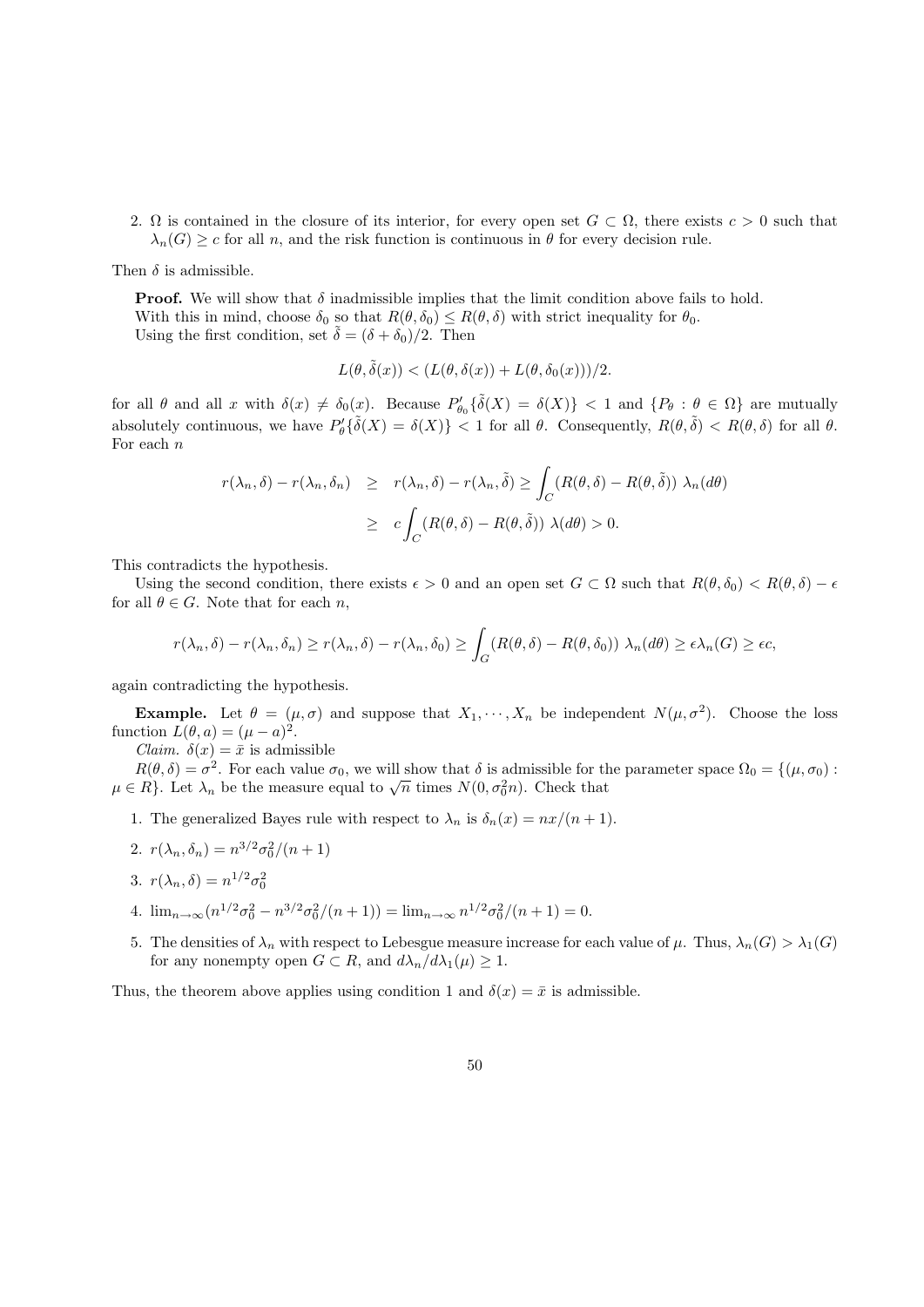2. $\Omega$ is contained in the closure of its interior, for every open set $G \subset \Omega$, there exists $c > 0$ such that $\lambda_n(G) \geq c$ for all $n$, and the risk function is continuous in $\theta$ for every decision rule.

Then $\delta$ is admissible.

**Proof.** We will show that $\delta$ inadmissible implies that the limit condition above fails to hold.
With this in mind, choose $\delta_0$ so that $R(\theta, \delta_0) \leq R(\theta, \delta)$ with strict inequality for $\theta_0$.
Using the first condition, set $\tilde{\delta} = (\delta + \delta_0)/2$. Then

$$L(\theta, \tilde{\delta}(x)) < (L(\theta, \delta(x)) + L(\theta, \delta_0(x)))/2.$$

for all $\theta$ and all $x$ with $\delta(x) \neq \delta_0(x)$. Because $P'_{\theta_0}\{\tilde{\delta}(X) = \delta(X)\} < 1$ and $\{P_\theta : \theta \in \Omega\}$ are mutually absolutely continuous, we have $P'_\theta\{\tilde{\delta}(X) = \delta(X)\} < 1$ for all $\theta$. Consequently, $R(\theta, \tilde{\delta}) < R(\theta, \delta)$ for all $\theta$.
For each $n$

$$\begin{aligned} r(\lambda_n, \delta) - r(\lambda_n, \delta_n) &\geq r(\lambda_n, \delta) - r(\lambda_n, \tilde{\delta}) \geq \int_C (R(\theta, \delta) - R(\theta, \tilde{\delta}))\ \lambda_n(d\theta) \\ &\geq c \int_C (R(\theta, \delta) - R(\theta, \tilde{\delta}))\ \lambda(d\theta) > 0. \end{aligned}$$

This contradicts the hypothesis.

Using the second condition, there exists $\epsilon > 0$ and an open set $G \subset \Omega$ such that $R(\theta, \delta_0) < R(\theta, \delta) - \epsilon$ for all $\theta \in G$. Note that for each $n$,

$$r(\lambda_n, \delta) - r(\lambda_n, \delta_n) \geq r(\lambda_n, \delta) - r(\lambda_n, \delta_0) \geq \int_G (R(\theta, \delta) - R(\theta, \delta_0))\ \lambda_n(d\theta) \geq \epsilon \lambda_n(G) \geq \epsilon c,$$

again contradicting the hypothesis.

**Example.** Let $\theta = (\mu, \sigma)$ and suppose that $X_1, \cdots, X_n$ be independent $N(\mu, \sigma^2)$. Choose the loss function $L(\theta, a) = (\mu - a)^2$.

*Claim.* $\delta(x) = \bar{x}$ is admissible

$R(\theta, \delta) = \sigma^2$. For each value $\sigma_0$, we will show that $\delta$ is admissible for the parameter space $\Omega_0 = \{(\mu, \sigma_0) : \mu \in R\}$. Let $\lambda_n$ be the measure equal to $\sqrt{n}$ times $N(0, \sigma_0^2 n)$. Check that

1. The generalized Bayes rule with respect to $\lambda_n$ is $\delta_n(x) = nx/(n+1)$.
2. $r(\lambda_n, \delta_n) = n^{3/2}\sigma_0^2/(n+1)$
3. $r(\lambda_n, \delta) = n^{1/2}\sigma_0^2$
4. $\lim_{n\to\infty}(n^{1/2}\sigma_0^2 - n^{3/2}\sigma_0^2/(n+1)) = \lim_{n\to\infty} n^{1/2}\sigma_0^2/(n+1) = 0.$
5. The densities of $\lambda_n$ with respect to Lebesgue measure increase for each value of $\mu$. Thus, $\lambda_n(G) > \lambda_1(G)$ for any nonempty open $G \subset R$, and $d\lambda_n/d\lambda_1(\mu) \geq 1$.

Thus, the theorem above applies using condition 1 and $\delta(x) = \bar{x}$ is admissible.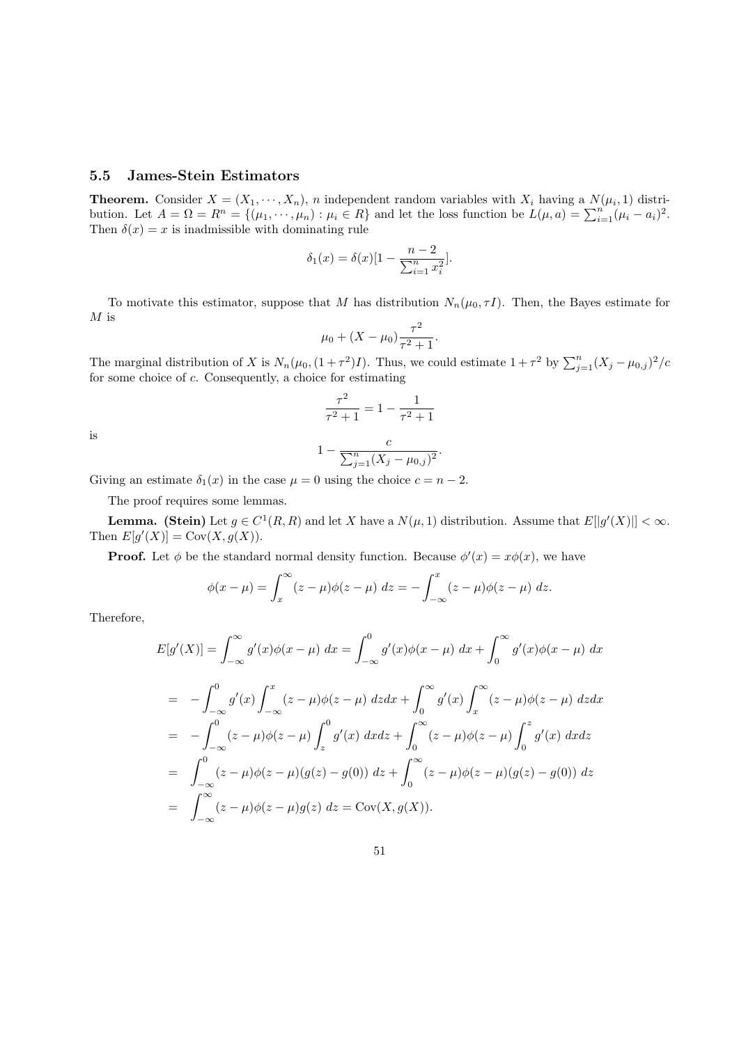### 5.5 James-Stein Estimators

**Theorem.** Consider $X = (X_1, \cdots, X_n)$, $n$ independent random variables with $X_i$ having a $N(\mu_i, 1)$ distribution. Let $A = \Omega = R^n = \{(\mu_1, \cdots, \mu_n) : \mu_i \in R\}$ and let the loss function be $L(\mu, a) = \sum_{i=1}^n (\mu_i - a_i)^2$. Then $\delta(x) = x$ is inadmissible with dominating rule

$$\delta_1(x) = \delta(x)[1 - \frac{n-2}{\sum_{i=1}^n x_i^2}].$$

To motivate this estimator, suppose that $M$ has distribution $N_n(\mu_0, \tau I)$. Then, the Bayes estimate for $M$ is

$$\mu_0 + (X - \mu_0)\frac{\tau^2}{\tau^2 + 1}.$$

The marginal distribution of $X$ is $N_n(\mu_0, (1 + \tau^2)I)$. Thus, we could estimate $1 + \tau^2$ by $\sum_{j=1}^n (X_j - \mu_{0,j})^2/c$ for some choice of $c$. Consequently, a choice for estimating

$$\frac{\tau^2}{\tau^2 + 1} = 1 - \frac{1}{\tau^2 + 1}$$

is

$$1 - \frac{c}{\sum_{j=1}^n (X_j - \mu_{0,j})^2}.$$

Giving an estimate $\delta_1(x)$ in the case $\mu = 0$ using the choice $c = n - 2$.

The proof requires some lemmas.

**Lemma. (Stein)** Let $g \in C^1(R, R)$ and let $X$ have a $N(\mu, 1)$ distribution. Assume that $E[|g'(X)|] < \infty$. Then $E[g'(X)] = \text{Cov}(X, g(X))$.

**Proof.** Let $\phi$ be the standard normal density function. Because $\phi'(x) = x\phi(x)$, we have

$$\phi(x - \mu) = \int_x^\infty (z - \mu)\phi(z - \mu)\, dz = -\int_{-\infty}^x (z - \mu)\phi(z - \mu)\, dz.$$

Therefore,

$$E[g'(X)] = \int_{-\infty}^\infty g'(x)\phi(x - \mu)\, dx = \int_{-\infty}^0 g'(x)\phi(x - \mu)\, dx + \int_0^\infty g'(x)\phi(x - \mu)\, dx$$

$$\begin{aligned}
&= -\int_{-\infty}^0 g'(x)\int_{-\infty}^x (z - \mu)\phi(z - \mu)\, dzdx + \int_0^\infty g'(x)\int_x^\infty (z - \mu)\phi(z - \mu)\, dzdx \\
&= -\int_{-\infty}^0 (z - \mu)\phi(z - \mu)\int_z^0 g'(x)\, dxdz + \int_0^\infty (z - \mu)\phi(z - \mu)\int_0^z g'(x)\, dxdz \\
&= \int_{-\infty}^0 (z - \mu)\phi(z - \mu)(g(z) - g(0))\, dz + \int_0^\infty (z - \mu)\phi(z - \mu)(g(z) - g(0))\, dz \\
&= \int_{-\infty}^\infty (z - \mu)\phi(z - \mu)g(z)\, dz = \text{Cov}(X, g(X)).
\end{aligned}$$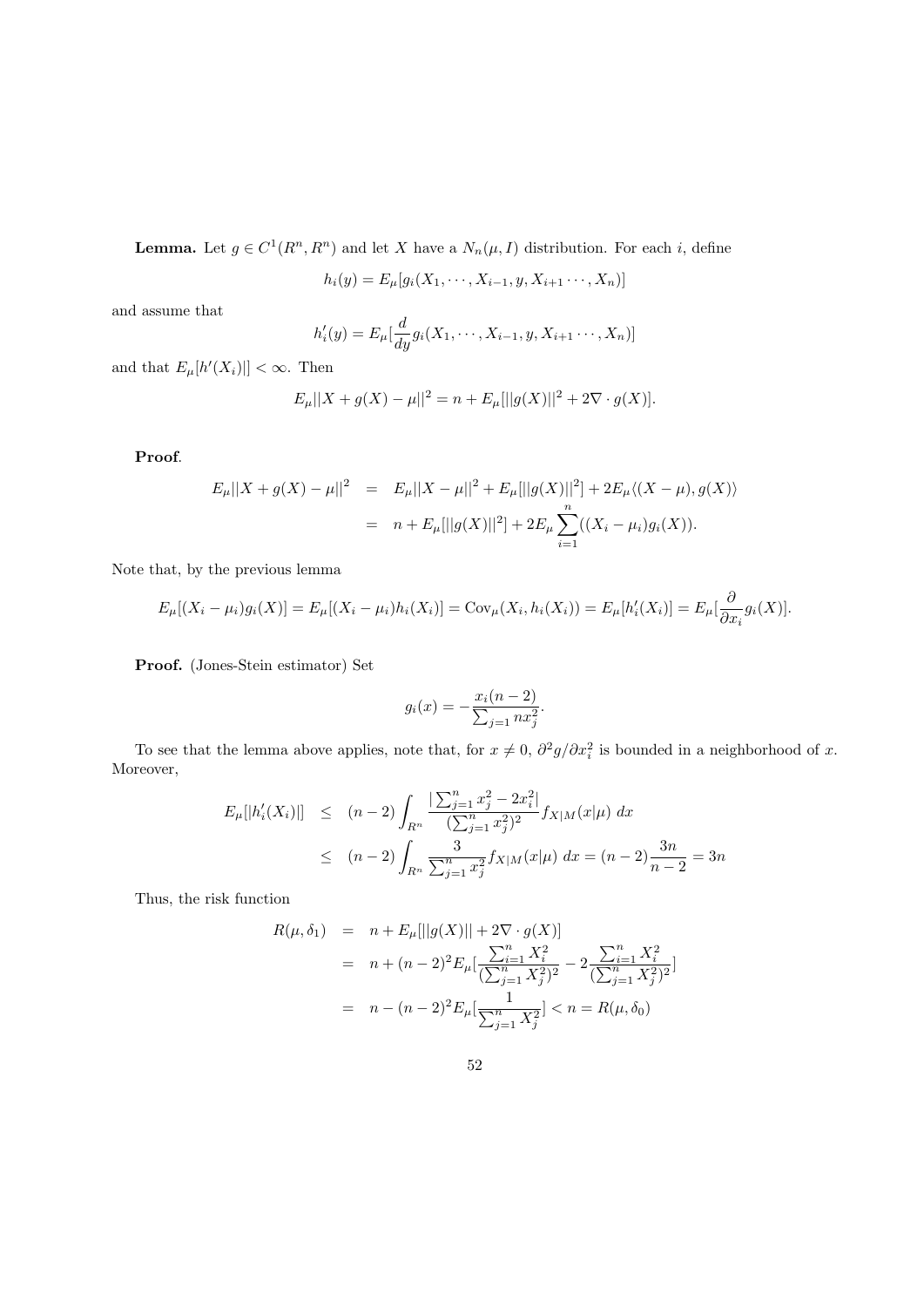**Lemma.** Let $g \in C^1(R^n, R^n)$ and let $X$ have a $N_n(\mu, I)$ distribution. For each $i$, define

$$h_i(y) = E_\mu[g_i(X_1, \cdots, X_{i-1}, y, X_{i+1} \cdots, X_n)]$$

and assume that

$$h_i'(y) = E_\mu[\frac{d}{dy} g_i(X_1, \cdots, X_{i-1}, y, X_{i+1} \cdots, X_n)]$$

and that $E_\mu[h'(X_i)|] < \infty$. Then

$$E_\mu||X + g(X) - \mu||^2 = n + E_\mu[||g(X)||^2 + 2\nabla \cdot g(X)].$$

**Proof**.

$$\begin{aligned} E_\mu||X + g(X) - \mu||^2 &= E_\mu||X - \mu||^2 + E_\mu[||g(X)||^2] + 2E_\mu\langle(X - \mu), g(X)\rangle \\ &= n + E_\mu[||g(X)||^2] + 2E_\mu \sum_{i=1}^n ((X_i - \mu_i) g_i(X)). \end{aligned}$$

Note that, by the previous lemma

$$E_\mu[(X_i - \mu_i) g_i(X)] = E_\mu[(X_i - \mu_i) h_i(X_i)] = \text{Cov}_\mu(X_i, h_i(X_i)) = E_\mu[h_i'(X_i)] = E_\mu[\frac{\partial}{\partial x_i} g_i(X)].$$

**Proof.** (Jones-Stein estimator) Set

$$g_i(x) = -\frac{x_i(n-2)}{\sum_{j=1} n x_j^2}.$$

To see that the lemma above applies, note that, for $x \neq 0$, $\partial^2 g/\partial x_i^2$ is bounded in a neighborhood of $x$. Moreover,

$$\begin{aligned} E_\mu[|h_i'(X_i)|] &\leq (n-2) \int_{R^n} \frac{|\sum_{j=1}^n x_j^2 - 2x_i^2|}{(\sum_{j=1}^n x_j^2)^2} f_{X|M}(x|\mu)\ dx \\ &\leq (n-2) \int_{R^n} \frac{3}{\sum_{j=1}^n x_j^2} f_{X|M}(x|\mu)\ dx = (n-2)\frac{3n}{n-2} = 3n \end{aligned}$$

Thus, the risk function

$$\begin{aligned} R(\mu, \delta_1) &= n + E_\mu[||g(X)|| + 2\nabla \cdot g(X)] \\ &= n + (n-2)^2 E_\mu[\frac{\sum_{i=1}^n X_i^2}{(\sum_{j=1}^n X_j^2)^2} - 2\frac{\sum_{i=1}^n X_i^2}{(\sum_{j=1}^n X_j^2)^2}] \\ &= n - (n-2)^2 E_\mu[\frac{1}{\sum_{j=1}^n X_j^2}] < n = R(\mu, \delta_0) \end{aligned}$$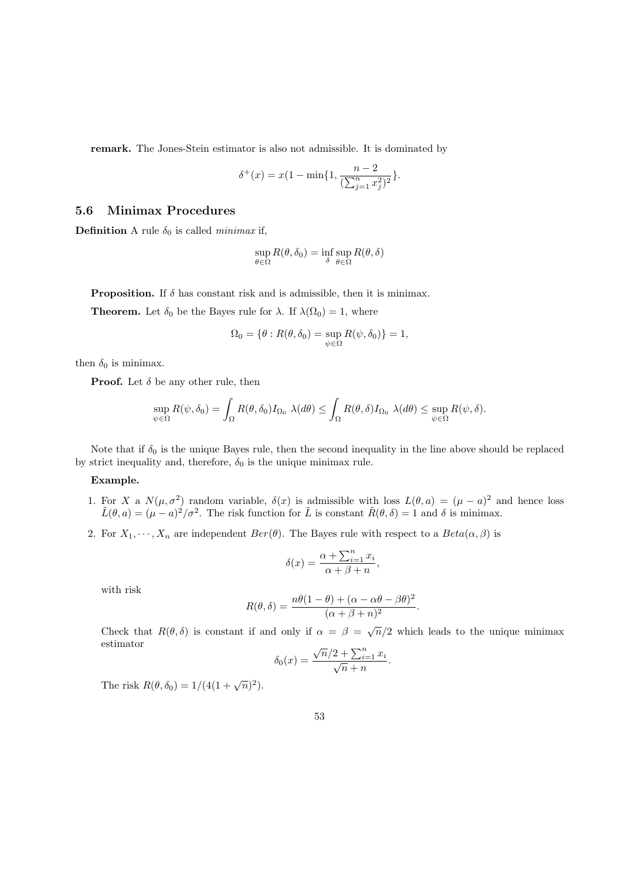**remark.** The Jones-Stein estimator is also not admissible. It is dominated by

$$\delta^+(x) = x(1 - \min\{1, \frac{n-2}{(\sum_{j=1}^n x_j^2)^2}\}.$$

### 5.6 Minimax Procedures

**Definition** A rule $\delta_0$ is called *minimax* if,

$$\sup_{\theta \in \Omega} R(\theta, \delta_0) = \inf_{\delta} \sup_{\theta \in \Omega} R(\theta, \delta)$$

**Proposition.** If $\delta$ has constant risk and is admissible, then it is minimax.

**Theorem.** Let $\delta_0$ be the Bayes rule for $\lambda$. If $\lambda(\Omega_0) = 1$, where

$$\Omega_0 = \{\theta : R(\theta, \delta_0) = \sup_{\psi \in \Omega} R(\psi, \delta_0)\} = 1,$$

then $\delta_0$ is minimax.

**Proof.** Let $\delta$ be any other rule, then

$$\sup_{\psi \in \Omega} R(\psi, \delta_0) = \int_{\Omega} R(\theta, \delta_0) I_{\Omega_0} \ \lambda(d\theta) \leq \int_{\Omega} R(\theta, \delta) I_{\Omega_0} \ \lambda(d\theta) \leq \sup_{\psi \in \Omega} R(\psi, \delta).$$

Note that if $\delta_0$ is the unique Bayes rule, then the second inequality in the line above should be replaced by strict inequality and, therefore, $\delta_0$ is the unique minimax rule.

**Example.**

1. For $X$ a $N(\mu, \sigma^2)$ random variable, $\delta(x)$ is admissible with loss $L(\theta, a) = (\mu - a)^2$ and hence loss $\tilde{L}(\theta, a) = (\mu - a)^2/\sigma^2$. The risk function for $\tilde{L}$ is constant $\tilde{R}(\theta, \delta) = 1$ and $\delta$ is minimax.

2. For $X_1, \cdots, X_n$ are independent $Ber(\theta)$. The Bayes rule with respect to a $Beta(\alpha, \beta)$ is

$$\delta(x) = \frac{\alpha + \sum_{i=1}^n x_i}{\alpha + \beta + n},$$

with risk

$$R(\theta, \delta) = \frac{n\theta(1-\theta) + (\alpha - \alpha\theta - \beta\theta)^2}{(\alpha + \beta + n)^2}.$$

Check that $R(\theta, \delta)$ is constant if and only if $\alpha = \beta = \sqrt{n}/2$ which leads to the unique minimax estimator

$$\delta_0(x) = \frac{\sqrt{n}/2 + \sum_{i=1}^n x_i}{\sqrt{n} + n}.$$

The risk $R(\theta, \delta_0) = 1/(4(1 + \sqrt{n})^2)$.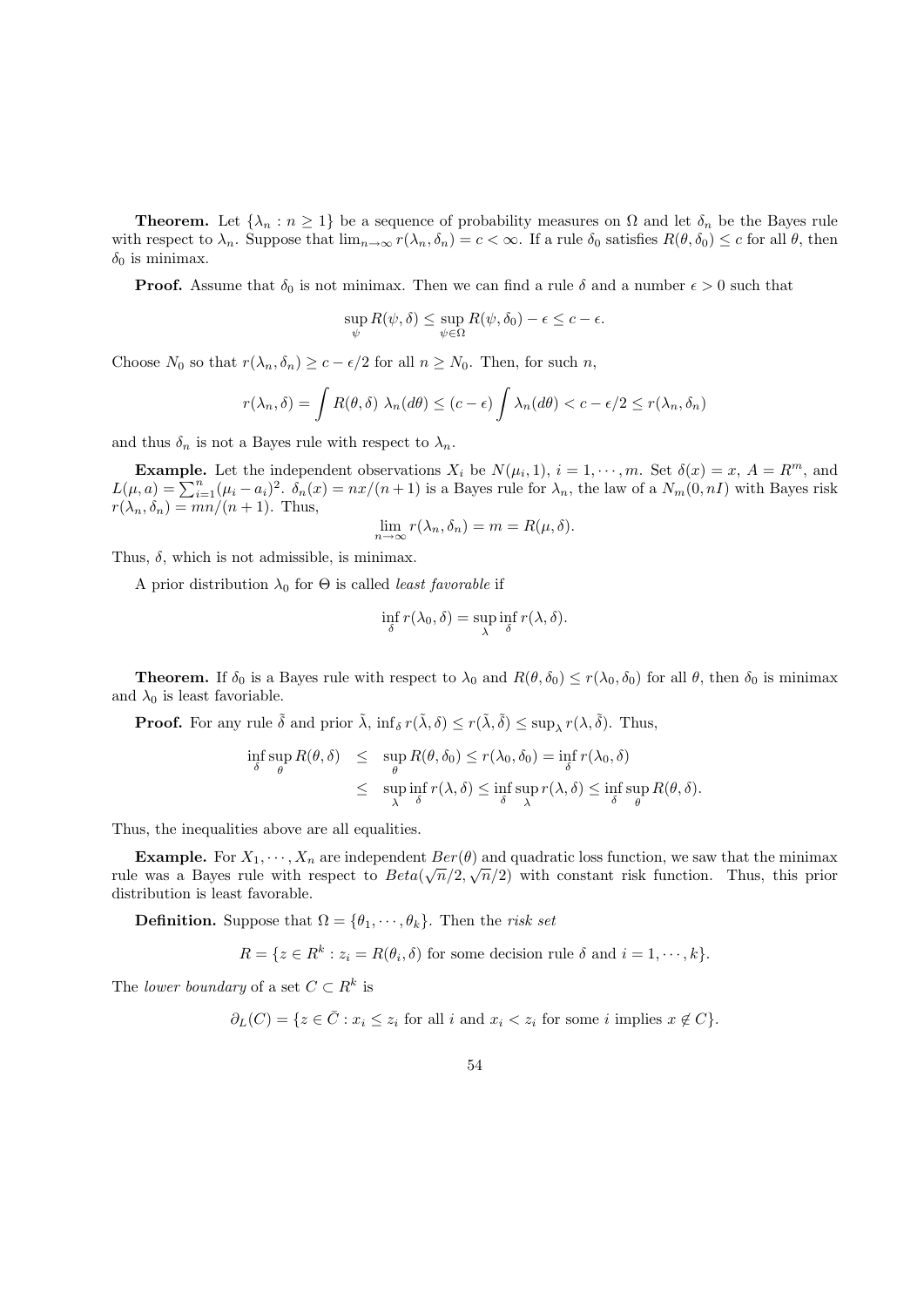**Theorem.** Let $\{\lambda_n : n \geq 1\}$ be a sequence of probability measures on $\Omega$ and let $\delta_n$ be the Bayes rule with respect to $\lambda_n$. Suppose that $\lim_{n\to\infty} r(\lambda_n, \delta_n) = c < \infty$. If a rule $\delta_0$ satisfies $R(\theta, \delta_0) \leq c$ for all $\theta$, then $\delta_0$ is minimax.

**Proof.** Assume that $\delta_0$ is not minimax. Then we can find a rule $\delta$ and a number $\epsilon > 0$ such that

$$\sup_{\psi} R(\psi, \delta) \leq \sup_{\psi\in\Omega} R(\psi, \delta_0) - \epsilon \leq c - \epsilon.$$

Choose $N_0$ so that $r(\lambda_n, \delta_n) \geq c - \epsilon/2$ for all $n \geq N_0$. Then, for such $n$,

$$r(\lambda_n, \delta) = \int R(\theta, \delta)\ \lambda_n(d\theta) \leq (c - \epsilon) \int \lambda_n(d\theta) < c - \epsilon/2 \leq r(\lambda_n, \delta_n)$$

and thus $\delta_n$ is not a Bayes rule with respect to $\lambda_n$.

**Example.** Let the independent observations $X_i$ be $N(\mu_i, 1)$, $i = 1, \cdots, m$. Set $\delta(x) = x$, $A = R^m$, and $L(\mu, a) = \sum_{i=1}^n (\mu_i - a_i)^2$. $\delta_n(x) = nx/(n+1)$ is a Bayes rule for $\lambda_n$, the law of a $N_m(0, nI)$ with Bayes risk $r(\lambda_n, \delta_n) = mn/(n+1)$. Thus,

$$\lim_{n\to\infty} r(\lambda_n, \delta_n) = m = R(\mu, \delta).$$

Thus, $\delta$, which is not admissible, is minimax.

A prior distribution $\lambda_0$ for $\Theta$ is called *least favorable* if

$$\inf_{\delta} r(\lambda_0, \delta) = \sup_{\lambda} \inf_{\delta} r(\lambda, \delta).$$

**Theorem.** If $\delta_0$ is a Bayes rule with respect to $\lambda_0$ and $R(\theta, \delta_0) \leq r(\lambda_0, \delta_0)$ for all $\theta$, then $\delta_0$ is minimax and $\lambda_0$ is least favoriable.

**Proof.** For any rule $\tilde{\delta}$ and prior $\tilde{\lambda}$, $\inf_\delta r(\tilde{\lambda}, \delta) \leq r(\tilde{\lambda}, \tilde{\delta}) \leq \sup_\lambda r(\lambda, \tilde{\delta})$. Thus,

$$\begin{aligned}
\inf_{\delta} \sup_{\theta} R(\theta, \delta) &\leq \sup_{\theta} R(\theta, \delta_0) \leq r(\lambda_0, \delta_0) = \inf_{\delta} r(\lambda_0, \delta) \\
&\leq \sup_{\lambda} \inf_{\delta} r(\lambda, \delta) \leq \inf_{\delta} \sup_{\lambda} r(\lambda, \delta) \leq \inf_{\delta} \sup_{\theta} R(\theta, \delta).
\end{aligned}$$

Thus, the inequalities above are all equalities.

**Example.** For $X_1, \cdots, X_n$ are independent $Ber(\theta)$ and quadratic loss function, we saw that the minimax rule was a Bayes rule with respect to $Beta(\sqrt{n}/2, \sqrt{n}/2)$ with constant risk function. Thus, this prior distribution is least favorable.

**Definition.** Suppose that $\Omega = \{\theta_1, \cdots, \theta_k\}$. Then the *risk set*

$$R = \{z \in R^k : z_i = R(\theta_i, \delta) \text{ for some decision rule } \delta \text{ and } i = 1, \cdots, k\}.$$

The *lower boundary* of a set $C \subset R^k$ is

$$\partial_L(C) = \{z \in \bar{C} : x_i \leq z_i \text{ for all } i \text{ and } x_i < z_i \text{ for some } i \text{ implies } x \notin C\}.$$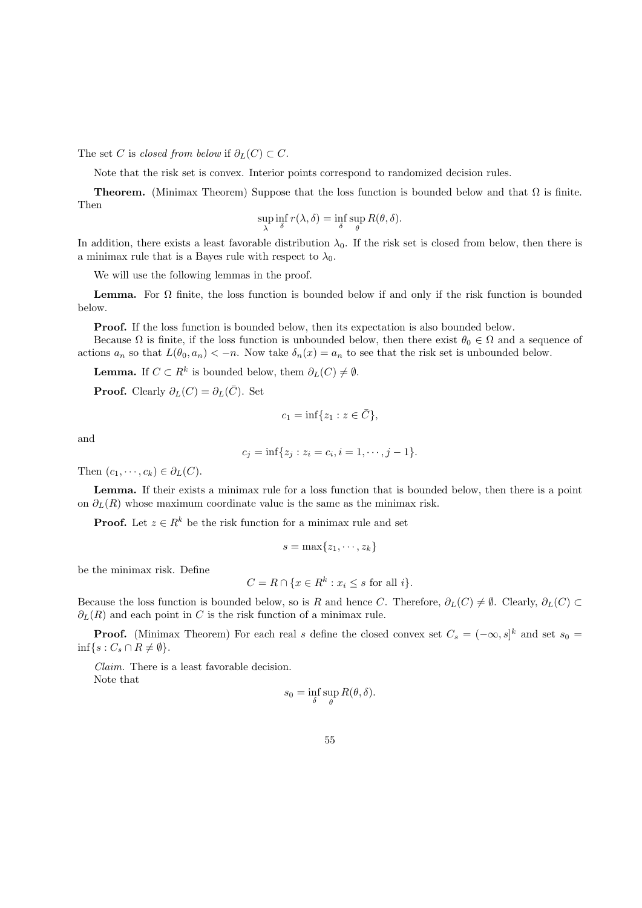The set $C$ is *closed from below* if $\partial_L(C) \subset C$.

Note that the risk set is convex. Interior points correspond to randomized decision rules.

**Theorem.** (Minimax Theorem) Suppose that the loss function is bounded below and that $\Omega$ is finite. Then

$$\sup_{\lambda} \inf_{\delta} r(\lambda, \delta) = \inf_{\delta} \sup_{\theta} R(\theta, \delta).$$

In addition, there exists a least favorable distribution $\lambda_0$. If the risk set is closed from below, then there is a minimax rule that is a Bayes rule with respect to $\lambda_0$.

We will use the following lemmas in the proof.

**Lemma.** For $\Omega$ finite, the loss function is bounded below if and only if the risk function is bounded below.

**Proof.** If the loss function is bounded below, then its expectation is also bounded below.

Because $\Omega$ is finite, if the loss function is unbounded below, then there exist $\theta_0 \in \Omega$ and a sequence of actions $a_n$ so that $L(\theta_0, a_n) < -n$. Now take $\delta_n(x) = a_n$ to see that the risk set is unbounded below.

**Lemma.** If $C \subset R^k$ is bounded below, them $\partial_L(C) \neq \emptyset$.

**Proof.** Clearly $\partial_L(C) = \partial_L(\bar{C})$. Set

$$c_1 = \inf\{z_1 : z \in \bar{C}\},$$

and

$$c_j = \inf\{z_j : z_i = c_i, i = 1, \cdots, j-1\}.$$

Then $(c_1, \cdots, c_k) \in \partial_L(C)$.

**Lemma.** If their exists a minimax rule for a loss function that is bounded below, then there is a point on $\partial_L(R)$ whose maximum coordinate value is the same as the minimax risk.

**Proof.** Let $z \in R^k$ be the risk function for a minimax rule and set

$$s = \max\{z_1, \cdots, z_k\}$$

be the minimax risk. Define

$$C = R \cap \{x \in R^k : x_i \leq s \text{ for all } i\}.$$

Because the loss function is bounded below, so is $R$ and hence $C$. Therefore, $\partial_L(C) \neq \emptyset$. Clearly, $\partial_L(C) \subset \partial_L(R)$ and each point in $C$ is the risk function of a minimax rule.

**Proof.** (Minimax Theorem) For each real $s$ define the closed convex set $C_s = (-\infty, s]^k$ and set $s_0 = \inf\{s : C_s \cap R \neq \emptyset\}$.

*Claim.* There is a least favorable decision.

Note that

$$s_0 = \inf_{\delta} \sup_{\theta} R(\theta, \delta).$$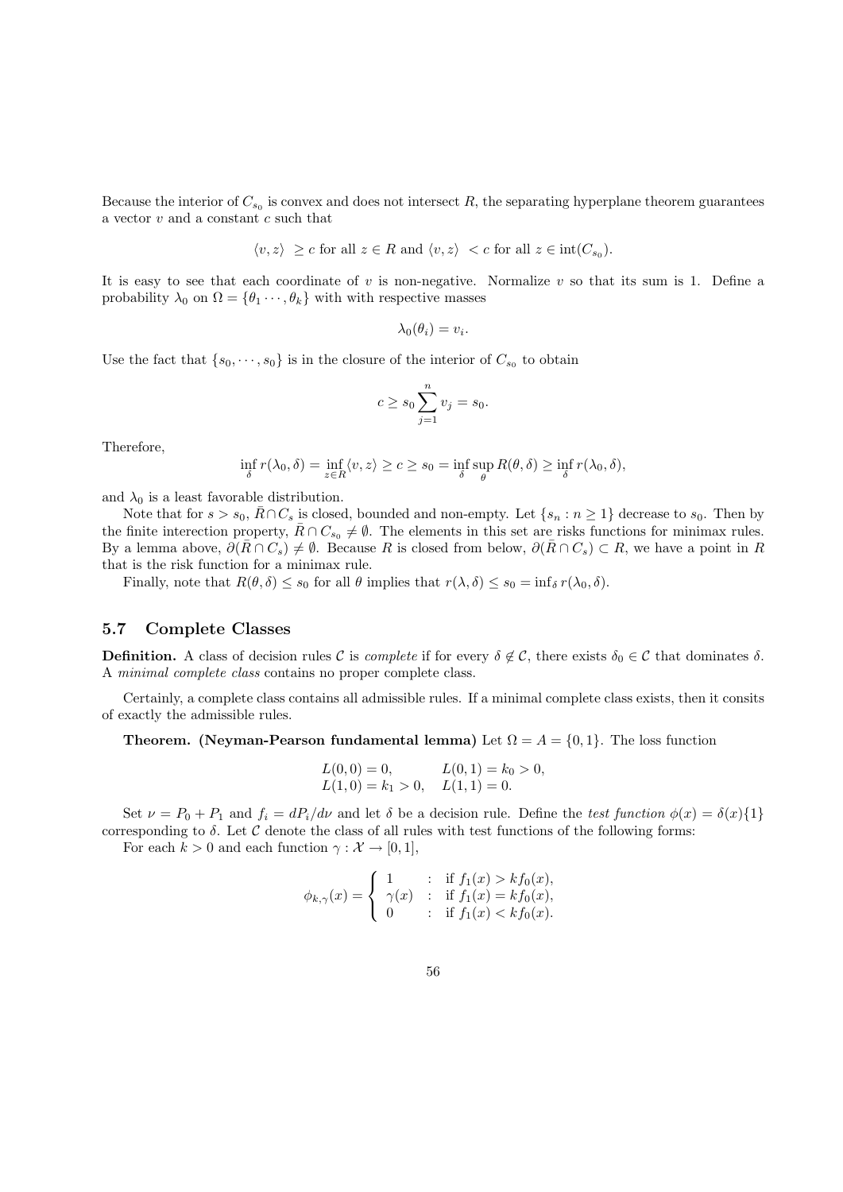Because the interior of $C_{s_0}$ is convex and does not intersect $R$, the separating hyperplane theorem guarantees a vector $v$ and a constant $c$ such that

$$\langle v, z\rangle \; \geq c \text{ for all } z \in R \text{ and } \langle v, z\rangle \; < c \text{ for all } z \in \text{int}(C_{s_0}).$$

It is easy to see that each coordinate of $v$ is non-negative. Normalize $v$ so that its sum is 1. Define a probability $\lambda_0$ on $\Omega = \{\theta_1 \cdots, \theta_k\}$ with with respective masses

$$\lambda_0(\theta_i) = v_i.$$

Use the fact that $\{s_0, \cdots, s_0\}$ is in the closure of the interior of $C_{s_0}$ to obtain

$$c \geq s_0 \sum_{j=1}^{n} v_j = s_0.$$

Therefore,

$$\inf_{\delta} r(\lambda_0, \delta) = \inf_{z \in R} \langle v, z\rangle \geq c \geq s_0 = \inf_{\delta} \sup_{\theta} R(\theta, \delta) \geq \inf_{\delta} r(\lambda_0, \delta),$$

and $\lambda_0$ is a least favorable distribution.

Note that for $s > s_0$, $\bar{R} \cap C_s$ is closed, bounded and non-empty. Let $\{s_n : n \geq 1\}$ decrease to $s_0$. Then by the finite interection property, $\bar{R} \cap C_{s_0} \neq \emptyset$. The elements in this set are risks functions for minimax rules. By a lemma above, $\partial(\bar{R} \cap C_s) \neq \emptyset$. Because $R$ is closed from below, $\partial(\bar{R} \cap C_s) \subset R$, we have a point in $R$ that is the risk function for a minimax rule.

Finally, note that $R(\theta, \delta) \leq s_0$ for all $\theta$ implies that $r(\lambda, \delta) \leq s_0 = \inf_\delta r(\lambda_0, \delta)$.

## 5.7 Complete Classes

**Definition.** A class of decision rules $\mathcal{C}$ is *complete* if for every $\delta \notin \mathcal{C}$, there exists $\delta_0 \in \mathcal{C}$ that dominates $\delta$. A *minimal complete class* contains no proper complete class.

Certainly, a complete class contains all admissible rules. If a minimal complete class exists, then it consits of exactly the admissible rules.

**Theorem. (Neyman-Pearson fundamental lemma)** Let $\Omega = A = \{0, 1\}$. The loss function

$$\begin{array}{ll} L(0,0) = 0, & L(0,1) = k_0 > 0, \\ L(1,0) = k_1 > 0, & L(1,1) = 0. \end{array}$$

Set $\nu = P_0 + P_1$ and $f_i = dP_i/d\nu$ and let $\delta$ be a decision rule. Define the *test function* $\phi(x) = \delta(x)\{1\}$ corresponding to $\delta$. Let $\mathcal{C}$ denote the class of all rules with test functions of the following forms:

For each $k > 0$ and each function $\gamma : \mathcal{X} \to [0, 1]$,

$$\phi_{k,\gamma}(x) = \left\{ \begin{array}{lll} 1 & : & \text{if } f_1(x) > k f_0(x), \\ \gamma(x) & : & \text{if } f_1(x) = k f_0(x), \\ 0 & : & \text{if } f_1(x) < k f_0(x). \end{array} \right.$$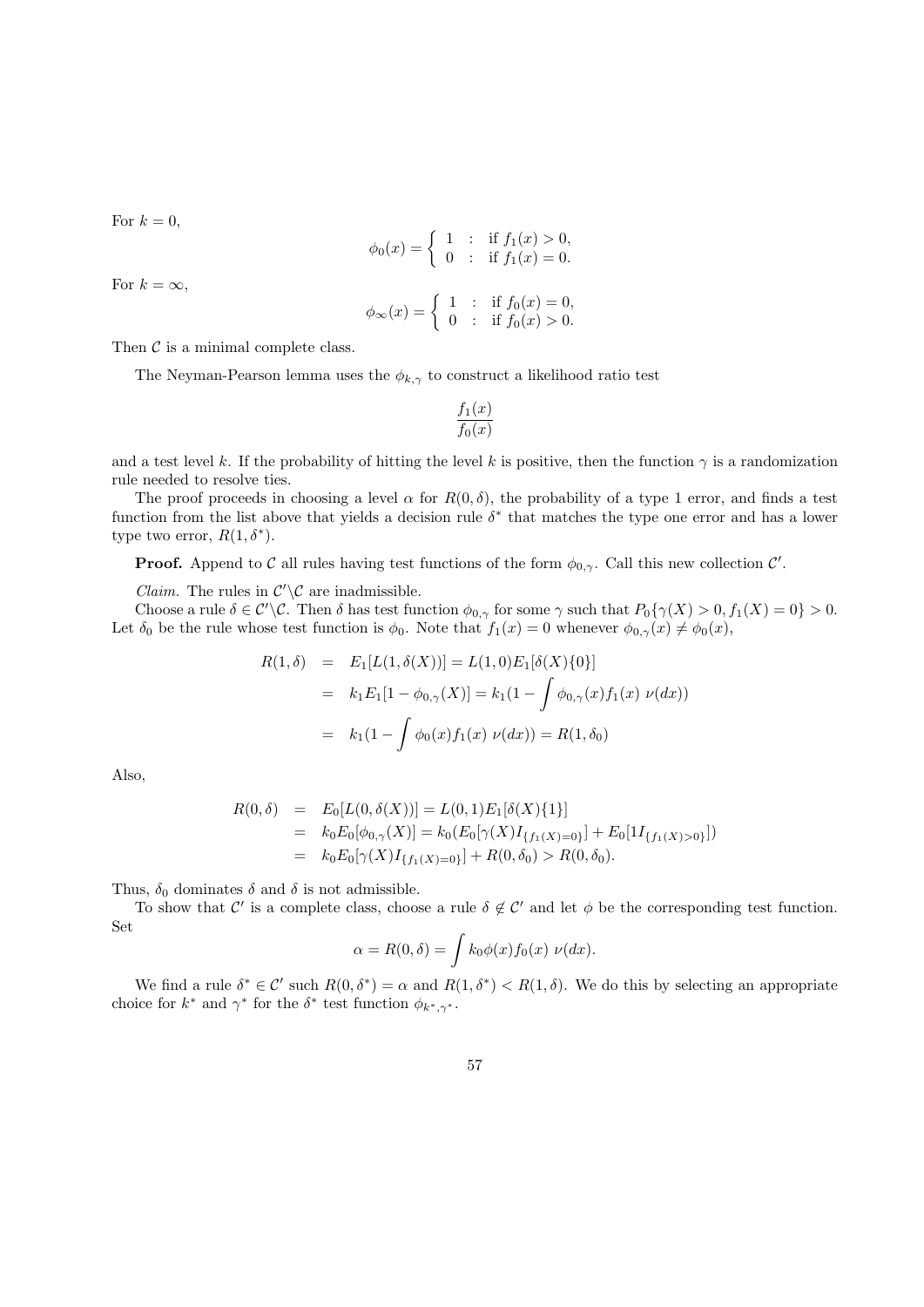For $k = 0$,

$$\phi_0(x) = \begin{cases} 1 & : \text{ if } f_1(x) > 0, \\ 0 & : \text{ if } f_1(x) = 0. \end{cases}$$

For $k = \infty$,

$$\phi_\infty(x) = \begin{cases} 1 & : \text{ if } f_0(x) = 0, \\ 0 & : \text{ if } f_0(x) > 0. \end{cases}$$

Then $\mathcal{C}$ is a minimal complete class.

The Neyman-Pearson lemma uses the $\phi_{k,\gamma}$ to construct a likelihood ratio test

$$\frac{f_1(x)}{f_0(x)}$$

and a test level $k$. If the probability of hitting the level $k$ is positive, then the function $\gamma$ is a randomization rule needed to resolve ties.

The proof proceeds in choosing a level $\alpha$ for $R(0, \delta)$, the probability of a type 1 error, and finds a test function from the list above that yields a decision rule $\delta^*$ that matches the type one error and has a lower type two error, $R(1, \delta^*)$.

**Proof.** Append to $\mathcal{C}$ all rules having test functions of the form $\phi_{0,\gamma}$. Call this new collection $\mathcal{C}'$.

*Claim.* The rules in $\mathcal{C}' \backslash \mathcal{C}$ are inadmissible.

Choose a rule $\delta \in \mathcal{C}' \backslash \mathcal{C}$. Then $\delta$ has test function $\phi_{0,\gamma}$ for some $\gamma$ such that $P_0\{\gamma(X) > 0, f_1(X) = 0\} > 0$. Let $\delta_0$ be the rule whose test function is $\phi_0$. Note that $f_1(x) = 0$ whenever $\phi_{0,\gamma}(x) \neq \phi_0(x)$,

$$\begin{aligned}
R(1, \delta) &= E_1[L(1, \delta(X))] = L(1, 0)E_1[\delta(X)\{0\}] \\
&= k_1 E_1[1 - \phi_{0,\gamma}(X)] = k_1(1 - \int \phi_{0,\gamma}(x) f_1(x)\ \nu(dx)) \\
&= k_1(1 - \int \phi_0(x) f_1(x)\ \nu(dx)) = R(1, \delta_0)
\end{aligned}$$

Also,

$$\begin{aligned}
R(0, \delta) &= E_0[L(0, \delta(X))] = L(0, 1)E_1[\delta(X)\{1\}] \\
&= k_0 E_0[\phi_{0,\gamma}(X)] = k_0(E_0[\gamma(X) I_{\{f_1(X)=0\}}] + E_0[1 I_{\{f_1(X)>0\}}]) \\
&= k_0 E_0[\gamma(X) I_{\{f_1(X)=0\}}] + R(0, \delta_0) > R(0, \delta_0).
\end{aligned}$$

Thus, $\delta_0$ dominates $\delta$ and $\delta$ is not admissible.

To show that $\mathcal{C}'$ is a complete class, choose a rule $\delta \notin \mathcal{C}'$ and let $\phi$ be the corresponding test function. Set

$$\alpha = R(0, \delta) = \int k_0 \phi(x) f_0(x)\ \nu(dx).$$

We find a rule $\delta^* \in \mathcal{C}'$ such $R(0, \delta^*) = \alpha$ and $R(1, \delta^*) < R(1, \delta)$. We do this by selecting an appropriate choice for $k^*$ and $\gamma^*$ for the $\delta^*$ test function $\phi_{k^*,\gamma^*}$.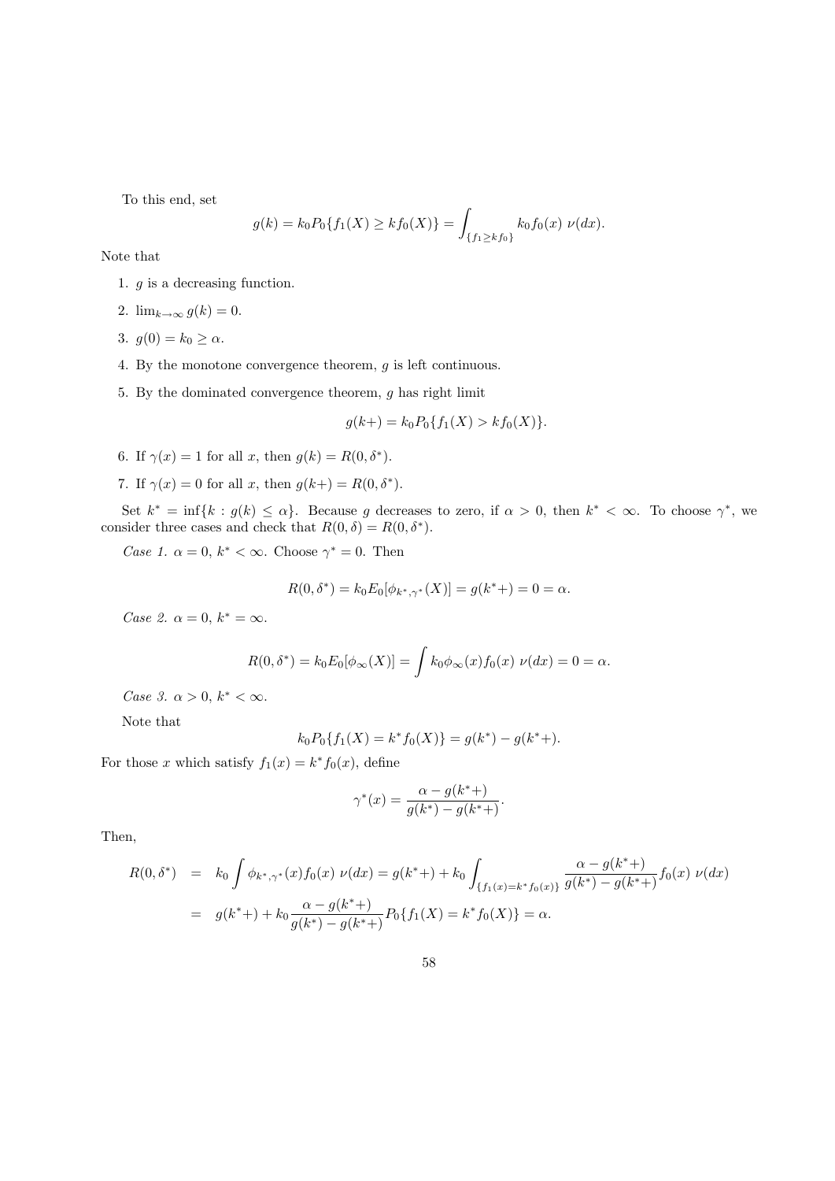To this end, set

$$g(k) = k_0 P_0\{f_1(X) \geq k f_0(X)\} = \int_{\{f_1 \geq k f_0\}} k_0 f_0(x) \ \nu(dx).$$

Note that

1. $g$ is a decreasing function.
2. $\lim_{k\to\infty} g(k) = 0$.
3. $g(0) = k_0 \geq \alpha$.
4. By the monotone convergence theorem, $g$ is left continuous.
5. By the dominated convergence theorem, $g$ has right limit

$$g(k+) = k_0 P_0\{f_1(X) > k f_0(X)\}.$$

6. If $\gamma(x) = 1$ for all $x$, then $g(k) = R(0, \delta^*)$.
7. If $\gamma(x) = 0$ for all $x$, then $g(k+) = R(0, \delta^*)$.

Set $k^* = \inf\{k : g(k) \leq \alpha\}$. Because $g$ decreases to zero, if $\alpha > 0$, then $k^* < \infty$. To choose $\gamma^*$, we consider three cases and check that $R(0, \delta) = R(0, \delta^*)$.

*Case 1.* $\alpha = 0$, $k^* < \infty$. Choose $\gamma^* = 0$. Then

$$R(0, \delta^*) = k_0 E_0[\phi_{k^*,\gamma^*}(X)] = g(k^*+) = 0 = \alpha.$$

*Case 2.* $\alpha = 0$, $k^* = \infty$.

$$R(0, \delta^*) = k_0 E_0[\phi_\infty(X)] = \int k_0 \phi_\infty(x) f_0(x) \ \nu(dx) = 0 = \alpha.$$

*Case 3.* $\alpha > 0$, $k^* < \infty$.

Note that

$$k_0 P_0\{f_1(X) = k^* f_0(X)\} = g(k^*) - g(k^*+).$$

For those $x$ which satisfy $f_1(x) = k^* f_0(x)$, define

$$\gamma^*(x) = \frac{\alpha - g(k^*+)}{g(k^*) - g(k^*+)}.$$

Then,

$$\begin{aligned}
R(0, \delta^*) &= k_0 \int \phi_{k^*,\gamma^*}(x) f_0(x) \ \nu(dx) = g(k^*+) + k_0 \int_{\{f_1(x) = k^* f_0(x)\}} \frac{\alpha - g(k^*+)}{g(k^*) - g(k^*+)} f_0(x) \ \nu(dx) \\
&= g(k^*+) + k_0 \frac{\alpha - g(k^*+)}{g(k^*) - g(k^*+)} P_0\{f_1(X) = k^* f_0(X)\} = \alpha.
\end{aligned}$$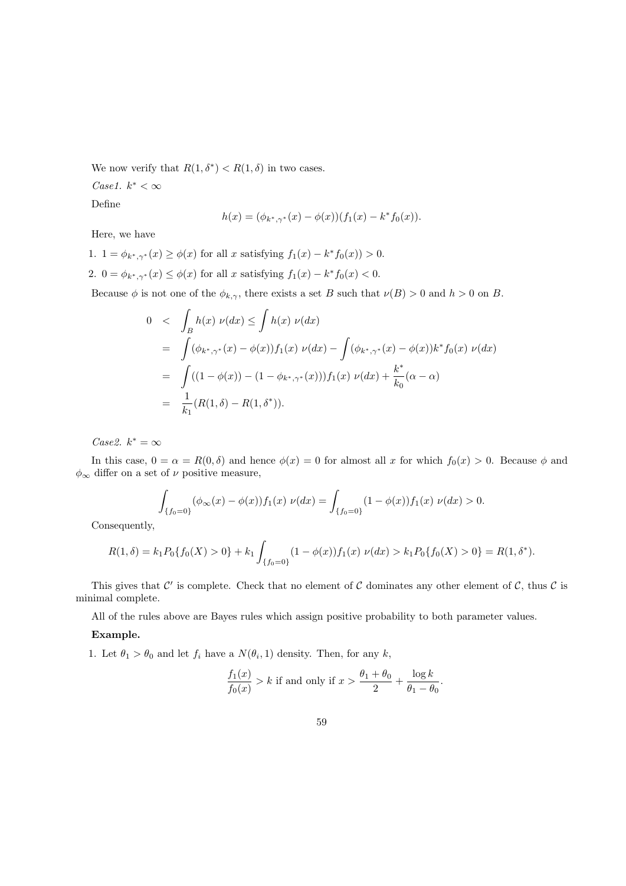We now verify that $R(1, \delta^*) < R(1, \delta)$ in two cases.

*Case1.* $k^* < \infty$

Define

$$h(x) = (\phi_{k^*,\gamma^*}(x) - \phi(x))(f_1(x) - k^* f_0(x)).$$

Here, we have

1. $1 = \phi_{k^*,\gamma^*}(x) \geq \phi(x)$ for all $x$ satisfying $f_1(x) - k^* f_0(x)) > 0$.
2. $0 = \phi_{k^*,\gamma^*}(x) \leq \phi(x)$ for all $x$ satisfying $f_1(x) - k^* f_0(x) < 0$.

Because $\phi$ is not one of the $\phi_{k,\gamma}$, there exists a set $B$ such that $\nu(B) > 0$ and $h > 0$ on $B$.

$$\begin{aligned}
0 &< \int_B h(x)\ \nu(dx) \leq \int h(x)\ \nu(dx) \\
&= \int (\phi_{k^*,\gamma^*}(x) - \phi(x)) f_1(x)\ \nu(dx) - \int (\phi_{k^*,\gamma^*}(x) - \phi(x)) k^* f_0(x)\ \nu(dx) \\
&= \int ((1 - \phi(x)) - (1 - \phi_{k^*,\gamma^*}(x))) f_1(x)\ \nu(dx) + \frac{k^*}{k_0}(\alpha - \alpha) \\
&= \frac{1}{k_1}(R(1, \delta) - R(1, \delta^*)).
\end{aligned}$$

*Case2.* $k^* = \infty$

In this case, $0 = \alpha = R(0, \delta)$ and hence $\phi(x) = 0$ for almost all $x$ for which $f_0(x) > 0$. Because $\phi$ and $\phi_\infty$ differ on a set of $\nu$ positive measure,

$$\int_{\{f_0 = 0\}} (\phi_\infty(x) - \phi(x)) f_1(x)\ \nu(dx) = \int_{\{f_0 = 0\}} (1 - \phi(x)) f_1(x)\ \nu(dx) > 0.$$

Consequently,

$$R(1, \delta) = k_1 P_0\{f_0(X) > 0\} + k_1 \int_{\{f_0 = 0\}} (1 - \phi(x)) f_1(x)\ \nu(dx) > k_1 P_0\{f_0(X) > 0\} = R(1, \delta^*).$$

This gives that $\mathcal{C}'$ is complete. Check that no element of $\mathcal{C}$ dominates any other element of $\mathcal{C}$, thus $\mathcal{C}$ is minimal complete.

All of the rules above are Bayes rules which assign positive probability to both parameter values.

**Example.**

1. Let $\theta_1 > \theta_0$ and let $f_i$ have a $N(\theta_i, 1)$ density. Then, for any $k$,

$$\frac{f_1(x)}{f_0(x)} > k \text{ if and only if } x > \frac{\theta_1 + \theta_0}{2} + \frac{\log k}{\theta_1 - \theta_0}.$$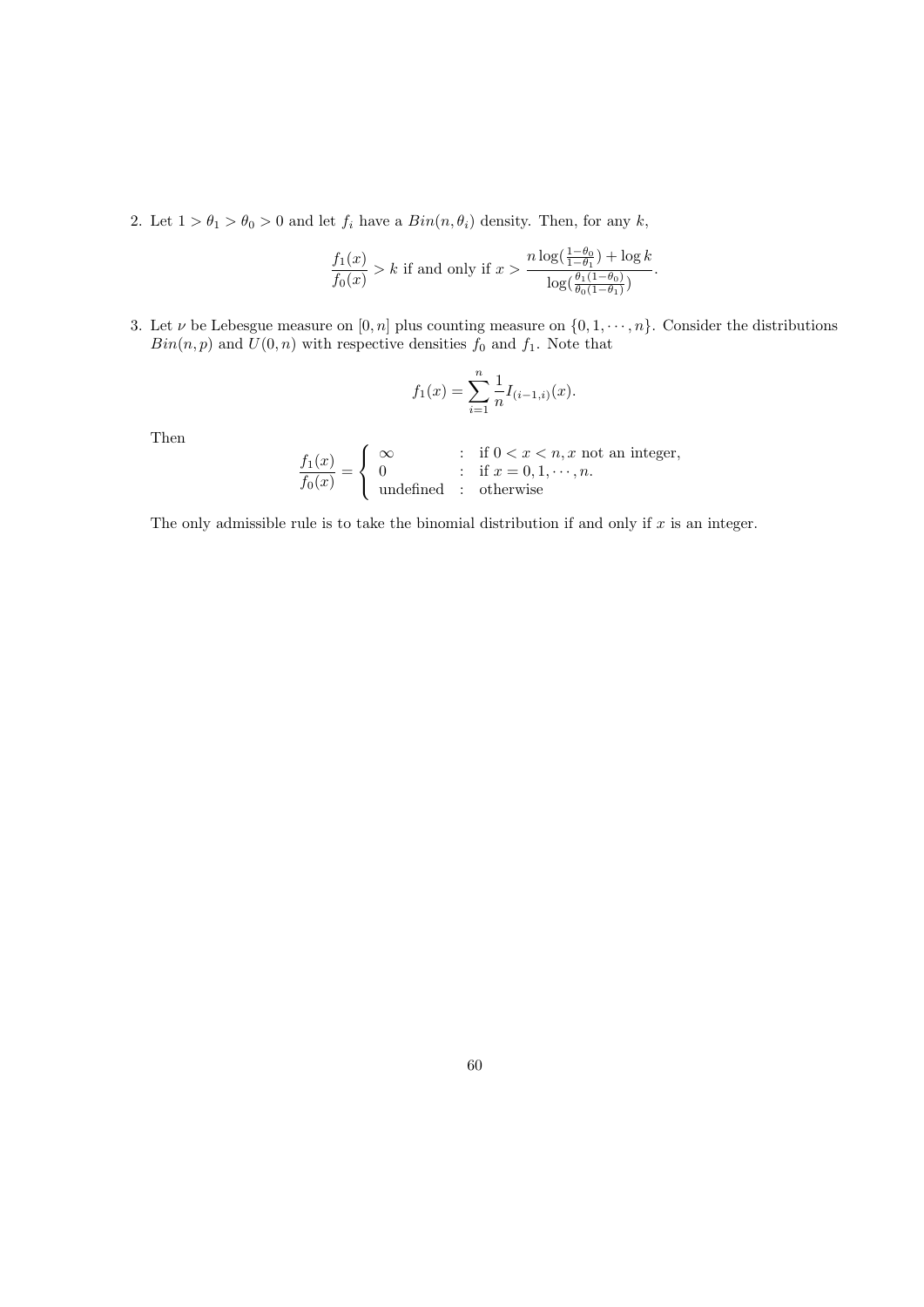2. Let $1 > \theta_1 > \theta_0 > 0$ and let $f_i$ have a $Bin(n, \theta_i)$ density. Then, for any $k$,

$$\frac{f_1(x)}{f_0(x)} > k \text{ if and only if } x > \frac{n \log(\frac{1-\theta_0}{1-\theta_1}) + \log k}{\log(\frac{\theta_1(1-\theta_0)}{\theta_0(1-\theta_1)})}.$$

3. Let $\nu$ be Lebesgue measure on $[0, n]$ plus counting measure on $\{0, 1, \cdots, n\}$. Consider the distributions $Bin(n, p)$ and $U(0, n)$ with respective densities $f_0$ and $f_1$. Note that

$$f_1(x) = \sum_{i=1}^{n} \frac{1}{n} I_{(i-1,i)}(x).$$

Then

$$\frac{f_1(x)}{f_0(x)} = \begin{cases} \infty & : \text{ if } 0 < x < n, x \text{ not an integer,} \\ 0 & : \text{ if } x = 0, 1, \cdots, n. \\ \text{undefined} & : \text{ otherwise} \end{cases}$$

The only admissible rule is to take the binomial distribution if and only if $x$ is an integer.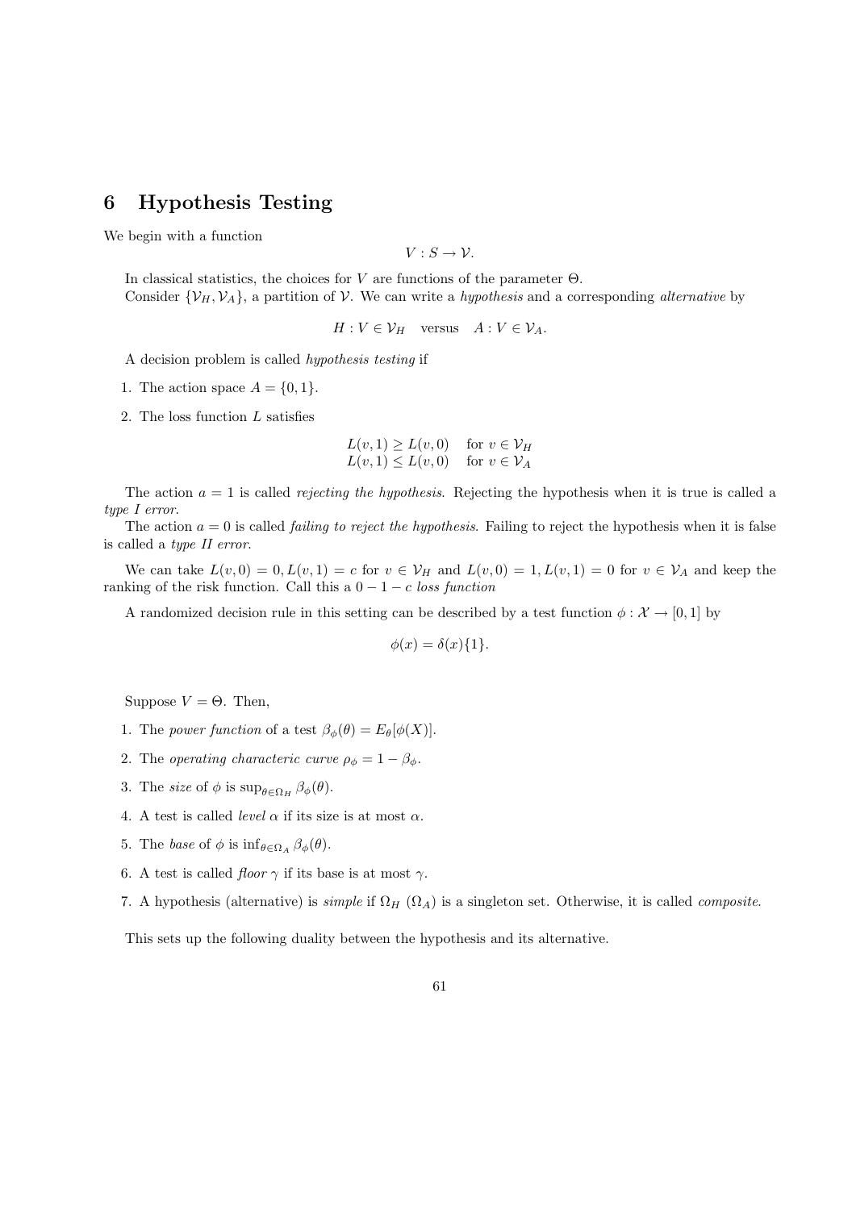# 6 Hypothesis Testing

We begin with a function

$$V : S \to \mathcal{V}.$$

In classical statistics, the choices for $V$ are functions of the parameter $\Theta$.

Consider $\{\mathcal{V}_H, \mathcal{V}_A\}$, a partition of $\mathcal{V}$. We can write a *hypothesis* and a corresponding *alternative* by

$$H : V \in \mathcal{V}_H \quad \text{versus} \quad A : V \in \mathcal{V}_A.$$

A decision problem is called *hypothesis testing* if

1. The action space $A = \{0, 1\}$.
2. The loss function $L$ satisfies

$$\begin{array}{ll} L(v,1) \geq L(v,0) & \text{for } v \in \mathcal{V}_H \\ L(v,1) \leq L(v,0) & \text{for } v \in \mathcal{V}_A \end{array}$$

The action $a = 1$ is called *rejecting the hypothesis*. Rejecting the hypothesis when it is true is called a *type I error*.

The action $a = 0$ is called *failing to reject the hypothesis*. Failing to reject the hypothesis when it is false is called a *type II error*.

We can take $L(v,0) = 0, L(v,1) = c$ for $v \in \mathcal{V}_H$ and $L(v,0) = 1, L(v,1) = 0$ for $v \in \mathcal{V}_A$ and keep the ranking of the risk function. Call this a $0-1-c$ *loss function*

A randomized decision rule in this setting can be described by a test function $\phi : \mathcal{X} \to [0,1]$ by

$$\phi(x) = \delta(x)\{1\}.$$

Suppose $V = \Theta$. Then,

1. The *power function* of a test $\beta_\phi(\theta) = E_\theta[\phi(X)]$.
2. The *operating characteric curve* $\rho_\phi = 1 - \beta_\phi$.
3. The *size* of $\phi$ is $\sup_{\theta \in \Omega_H} \beta_\phi(\theta)$.
4. A test is called *level* $\alpha$ if its size is at most $\alpha$.
5. The *base* of $\phi$ is $\inf_{\theta \in \Omega_A} \beta_\phi(\theta)$.
6. A test is called *floor* $\gamma$ if its base is at most $\gamma$.
7. A hypothesis (alternative) is *simple* if $\Omega_H$ ($\Omega_A$) is a singleton set. Otherwise, it is called *composite*.

This sets up the following duality between the hypothesis and its alternative.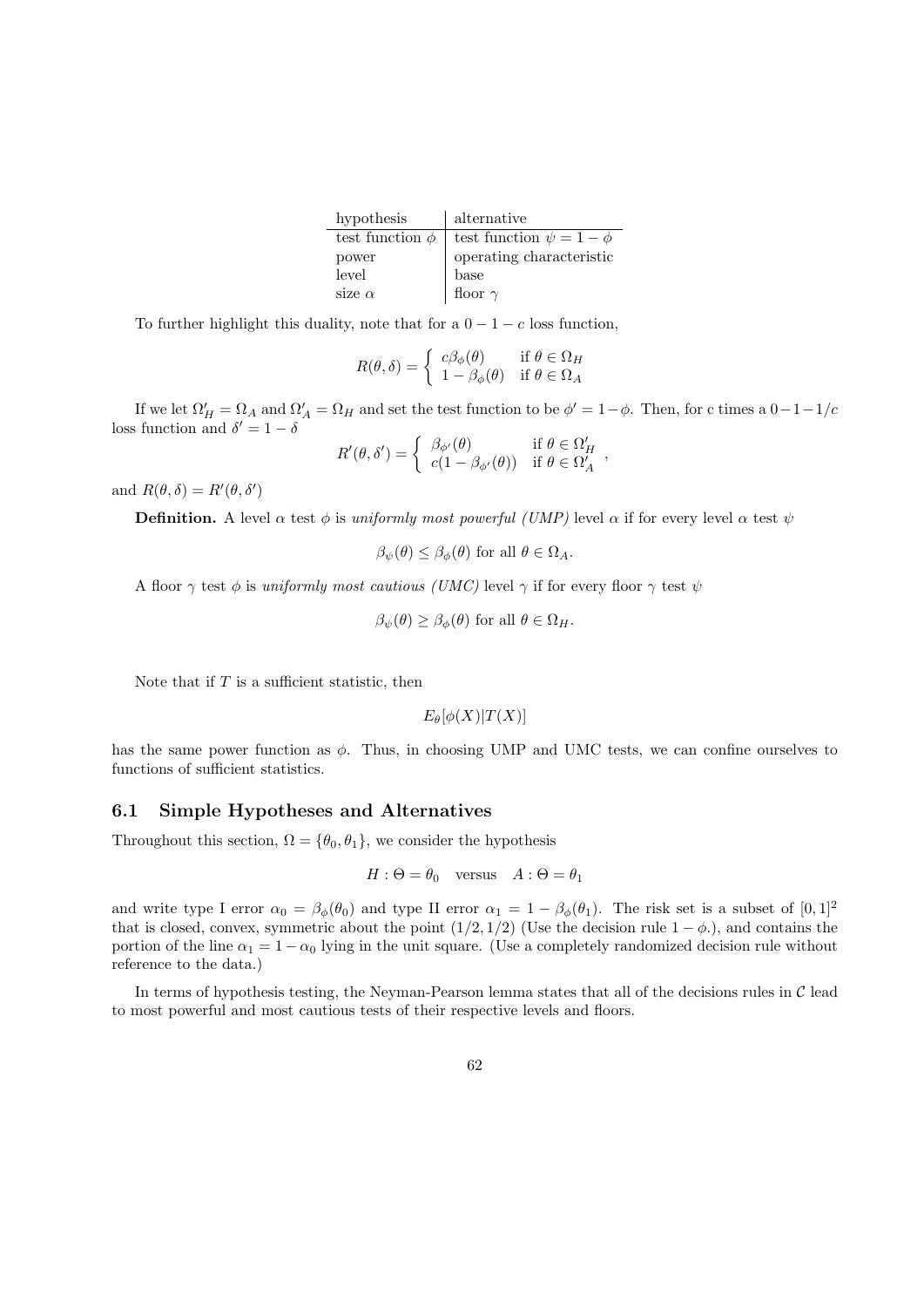| hypothesis | alternative |
|---|---|
| test function $\phi$ | test function $\psi = 1 - \phi$ |
| power | operating characteristic |
| level | base |
| size $\alpha$ | floor $\gamma$ |

To further highlight this duality, note that for a $0 - 1 - c$ loss function,

$$R(\theta, \delta) = \begin{cases} c\beta_\phi(\theta) & \text{if } \theta \in \Omega_H \\ 1 - \beta_\phi(\theta) & \text{if } \theta \in \Omega_A \end{cases}$$

If we let $\Omega_H' = \Omega_A$ and $\Omega_A' = \Omega_H$ and set the test function to be $\phi' = 1 - \phi$. Then, for c times a $0 - 1 - 1/c$ loss function and $\delta' = 1 - \delta$

$$R'(\theta, \delta') = \begin{cases} \beta_{\phi'}(\theta) & \text{if } \theta \in \Omega_H' \\ c(1 - \beta_{\phi'}(\theta)) & \text{if } \theta \in \Omega_A' \end{cases},$$

and $R(\theta, \delta) = R'(\theta, \delta')$

**Definition.** A level $\alpha$ test $\phi$ is *uniformly most powerful (UMP)* level $\alpha$ if for every level $\alpha$ test $\psi$

$$\beta_\psi(\theta) \leq \beta_\phi(\theta) \text{ for all } \theta \in \Omega_A.$$

A floor $\gamma$ test $\phi$ is *uniformly most cautious (UMC)* level $\gamma$ if for every floor $\gamma$ test $\psi$

$$\beta_\psi(\theta) \geq \beta_\phi(\theta) \text{ for all } \theta \in \Omega_H.$$

Note that if $T$ is a sufficient statistic, then

$$E_\theta[\phi(X)|T(X)]$$

has the same power function as $\phi$. Thus, in choosing UMP and UMC tests, we can confine ourselves to functions of sufficient statistics.

### 6.1 Simple Hypotheses and Alternatives

Throughout this section, $\Omega = \{\theta_0, \theta_1\}$, we consider the hypothesis

$$H : \Theta = \theta_0 \quad \text{versus} \quad A : \Theta = \theta_1$$

and write type I error $\alpha_0 = \beta_\phi(\theta_0)$ and type II error $\alpha_1 = 1 - \beta_\phi(\theta_1)$. The risk set is a subset of $[0,1]^2$ that is closed, convex, symmetric about the point $(1/2, 1/2)$ (Use the decision rule $1 - \phi$.), and contains the portion of the line $\alpha_1 = 1 - \alpha_0$ lying in the unit square. (Use a completely randomized decision rule without reference to the data.)

In terms of hypothesis testing, the Neyman-Pearson lemma states that all of the decisions rules in $\mathcal{C}$ lead to most powerful and most cautious tests of their respective levels and floors.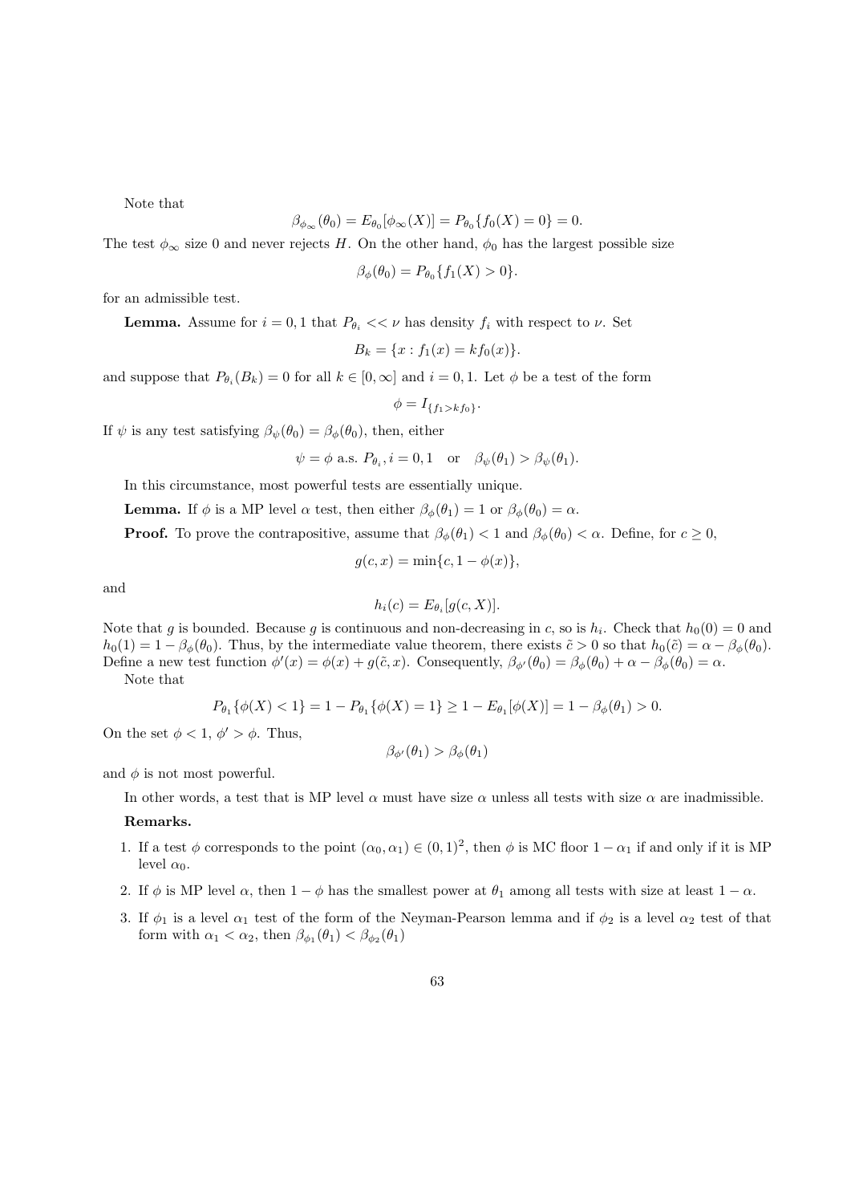Note that

$$\beta_{\phi_\infty}(\theta_0) = E_{\theta_0}[\phi_\infty(X)] = P_{\theta_0}\{f_0(X) = 0\} = 0.$$

The test $\phi_\infty$ size 0 and never rejects $H$. On the other hand, $\phi_0$ has the largest possible size

$$\beta_\phi(\theta_0) = P_{\theta_0}\{f_1(X) > 0\}.$$

for an admissible test.

**Lemma.** Assume for $i = 0, 1$ that $P_{\theta_i} << \nu$ has density $f_i$ with respect to $\nu$. Set

$$B_k = \{x : f_1(x) = kf_0(x)\}.$$

and suppose that $P_{\theta_i}(B_k) = 0$ for all $k \in [0, \infty]$ and $i = 0, 1$. Let $\phi$ be a test of the form

$$\phi = I_{\{f_1 > kf_0\}}.$$

If $\psi$ is any test satisfying $\beta_\psi(\theta_0) = \beta_\phi(\theta_0)$, then, either

$$\psi = \phi \text{ a.s. } P_{\theta_i}, i = 0, 1 \quad \text{or} \quad \beta_\psi(\theta_1) > \beta_\psi(\theta_1).$$

In this circumstance, most powerful tests are essentially unique.

**Lemma.** If $\phi$ is a MP level $\alpha$ test, then either $\beta_\phi(\theta_1) = 1$ or $\beta_\phi(\theta_0) = \alpha$.

**Proof.** To prove the contrapositive, assume that $\beta_\phi(\theta_1) < 1$ and $\beta_\phi(\theta_0) < \alpha$. Define, for $c \geq 0$,

$$g(c, x) = \min\{c, 1 - \phi(x)\},$$

and

$$h_i(c) = E_{\theta_i}[g(c, X)].$$

Note that $g$ is bounded. Because $g$ is continuous and non-decreasing in $c$, so is $h_i$. Check that $h_0(0) = 0$ and $h_0(1) = 1 - \beta_\phi(\theta_0)$. Thus, by the intermediate value theorem, there exists $\tilde{c} > 0$ so that $h_0(\tilde{c}) = \alpha - \beta_\phi(\theta_0)$. Define a new test function $\phi'(x) = \phi(x) + g(\tilde{c}, x)$. Consequently, $\beta_{\phi'}(\theta_0) = \beta_\phi(\theta_0) + \alpha - \beta_\phi(\theta_0) = \alpha$.

Note that

$$P_{\theta_1}\{\phi(X) < 1\} = 1 - P_{\theta_1}\{\phi(X) = 1\} \geq 1 - E_{\theta_1}[\phi(X)] = 1 - \beta_\phi(\theta_1) > 0.$$

On the set $\phi < 1$, $\phi' > \phi$. Thus,

$$\beta_{\phi'}(\theta_1) > \beta_\phi(\theta_1)$$

and $\phi$ is not most powerful.

In other words, a test that is MP level $\alpha$ must have size $\alpha$ unless all tests with size $\alpha$ are inadmissible.

**Remarks.**

1. If a test $\phi$ corresponds to the point $(\alpha_0, \alpha_1) \in (0, 1)^2$, then $\phi$ is MC floor $1 - \alpha_1$ if and only if it is MP level $\alpha_0$.
2. If $\phi$ is MP level $\alpha$, then $1 - \phi$ has the smallest power at $\theta_1$ among all tests with size at least $1 - \alpha$.
3. If $\phi_1$ is a level $\alpha_1$ test of the form of the Neyman-Pearson lemma and if $\phi_2$ is a level $\alpha_2$ test of that form with $\alpha_1 < \alpha_2$, then $\beta_{\phi_1}(\theta_1) < \beta_{\phi_2}(\theta_1)$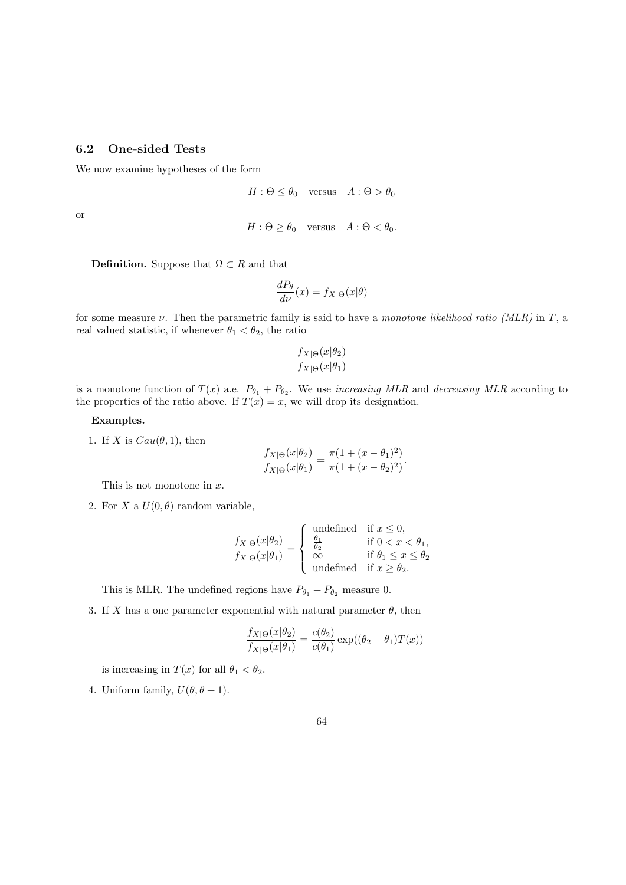## 6.2 One-sided Tests

We now examine hypotheses of the form

$$H : \Theta \leq \theta_0 \quad \text{versus} \quad A : \Theta > \theta_0$$

or

$$H : \Theta \geq \theta_0 \quad \text{versus} \quad A : \Theta < \theta_0.$$

**Definition.** Suppose that $\Omega \subset R$ and that

$$\frac{dP_\theta}{d\nu}(x) = f_{X|\Theta}(x|\theta)$$

for some measure $\nu$. Then the parametric family is said to have a *monotone likelihood ratio (MLR)* in $T$, a real valued statistic, if whenever $\theta_1 < \theta_2$, the ratio

$$\frac{f_{X|\Theta}(x|\theta_2)}{f_{X|\Theta}(x|\theta_1)}$$

is a monotone function of $T(x)$ a.e. $P_{\theta_1} + P_{\theta_2}$. We use *increasing MLR* and *decreasing MLR* according to the properties of the ratio above. If $T(x) = x$, we will drop its designation.

**Examples.**

1. If $X$ is $Cau(\theta, 1)$, then

$$\frac{f_{X|\Theta}(x|\theta_2)}{f_{X|\Theta}(x|\theta_1)} = \frac{\pi(1 + (x - \theta_1)^2)}{\pi(1 + (x - \theta_2)^2)}.$$

   This is not monotone in $x$.

2. For $X$ a $U(0, \theta)$ random variable,

$$\frac{f_{X|\Theta}(x|\theta_2)}{f_{X|\Theta}(x|\theta_1)} = \begin{cases} \text{undefined} & \text{if } x \leq 0, \\ \frac{\theta_1}{\theta_2} & \text{if } 0 < x < \theta_1, \\ \infty & \text{if } \theta_1 \leq x \leq \theta_2 \\ \text{undefined} & \text{if } x \geq \theta_2. \end{cases}$$

   This is MLR. The undefined regions have $P_{\theta_1} + P_{\theta_2}$ measure 0.

3. If $X$ has a one parameter exponential with natural parameter $\theta$, then

$$\frac{f_{X|\Theta}(x|\theta_2)}{f_{X|\Theta}(x|\theta_1)} = \frac{c(\theta_2)}{c(\theta_1)} \exp((\theta_2 - \theta_1)T(x))$$

   is increasing in $T(x)$ for all $\theta_1 < \theta_2$.

4. Uniform family, $U(\theta, \theta + 1)$.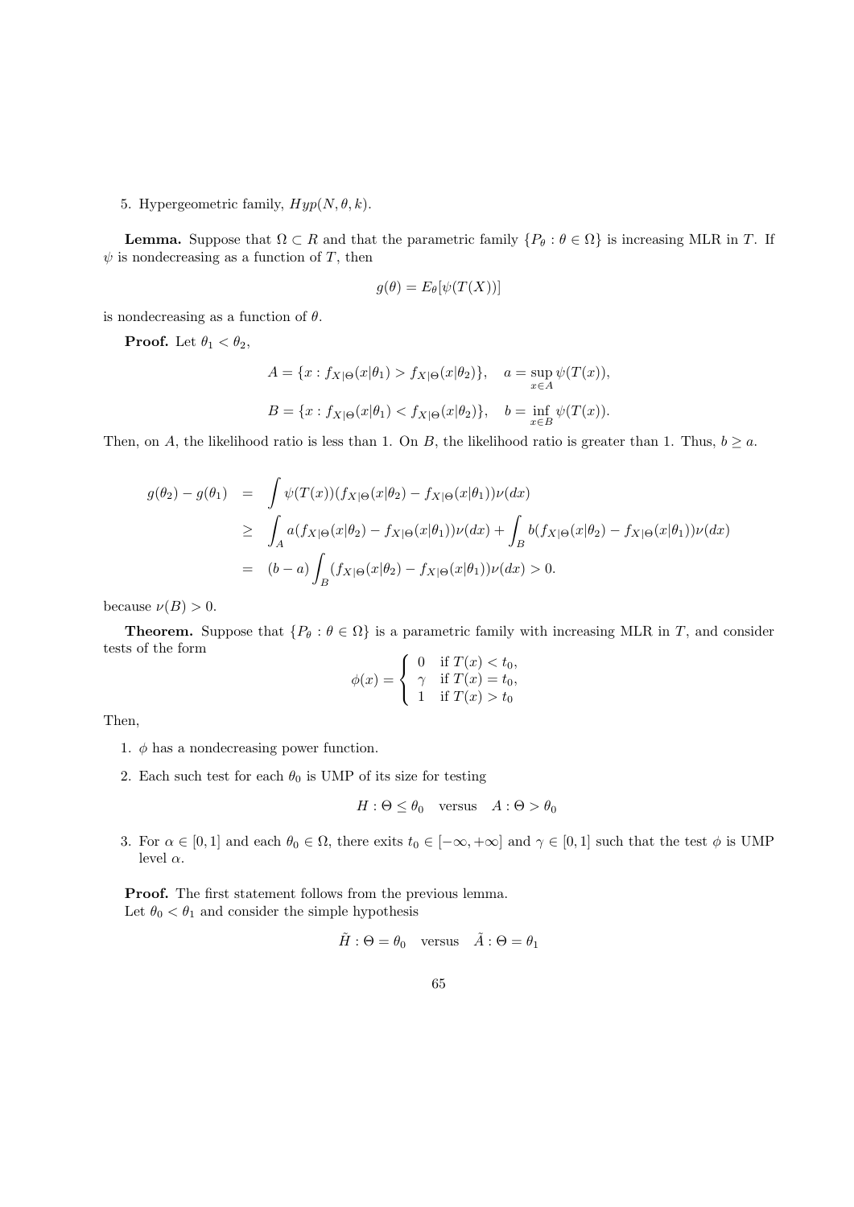5. Hypergeometric family, $Hyp(N, \theta, k)$.

**Lemma.** Suppose that $\Omega \subset R$ and that the parametric family $\{P_\theta : \theta \in \Omega\}$ is increasing MLR in $T$. If $\psi$ is nondecreasing as a function of $T$, then

$$g(\theta) = E_\theta[\psi(T(X))]$$

is nondecreasing as a function of $\theta$.

**Proof.** Let $\theta_1 < \theta_2$,

$$A = \{x : f_{X|\Theta}(x|\theta_1) > f_{X|\Theta}(x|\theta_2)\}, \quad a = \sup_{x \in A} \psi(T(x)),$$

$$B = \{x : f_{X|\Theta}(x|\theta_1) < f_{X|\Theta}(x|\theta_2)\}, \quad b = \inf_{x \in B} \psi(T(x)).$$

Then, on $A$, the likelihood ratio is less than 1. On $B$, the likelihood ratio is greater than 1. Thus, $b \geq a$.

$$\begin{aligned}
g(\theta_2) - g(\theta_1) &= \int \psi(T(x))(f_{X|\Theta}(x|\theta_2) - f_{X|\Theta}(x|\theta_1))\nu(dx) \\
&\geq \int_A a(f_{X|\Theta}(x|\theta_2) - f_{X|\Theta}(x|\theta_1))\nu(dx) + \int_B b(f_{X|\Theta}(x|\theta_2) - f_{X|\Theta}(x|\theta_1))\nu(dx) \\
&= (b - a)\int_B (f_{X|\Theta}(x|\theta_2) - f_{X|\Theta}(x|\theta_1))\nu(dx) > 0.
\end{aligned}$$

because $\nu(B) > 0$.

**Theorem.** Suppose that $\{P_\theta : \theta \in \Omega\}$ is a parametric family with increasing MLR in $T$, and consider tests of the form

$$\phi(x) = \begin{cases} 0 & \text{if } T(x) < t_0, \\ \gamma & \text{if } T(x) = t_0, \\ 1 & \text{if } T(x) > t_0 \end{cases}$$

Then,

1. $\phi$ has a nondecreasing power function.

2. Each such test for each $\theta_0$ is UMP of its size for testing

$$H : \Theta \leq \theta_0 \quad \text{versus} \quad A : \Theta > \theta_0$$

3. For $\alpha \in [0, 1]$ and each $\theta_0 \in \Omega$, there exits $t_0 \in [-\infty, +\infty]$ and $\gamma \in [0, 1]$ such that the test $\phi$ is UMP level $\alpha$.

**Proof.** The first statement follows from the previous lemma.
Let $\theta_0 < \theta_1$ and consider the simple hypothesis

$$\tilde{H} : \Theta = \theta_0 \quad \text{versus} \quad \tilde{A} : \Theta = \theta_1$$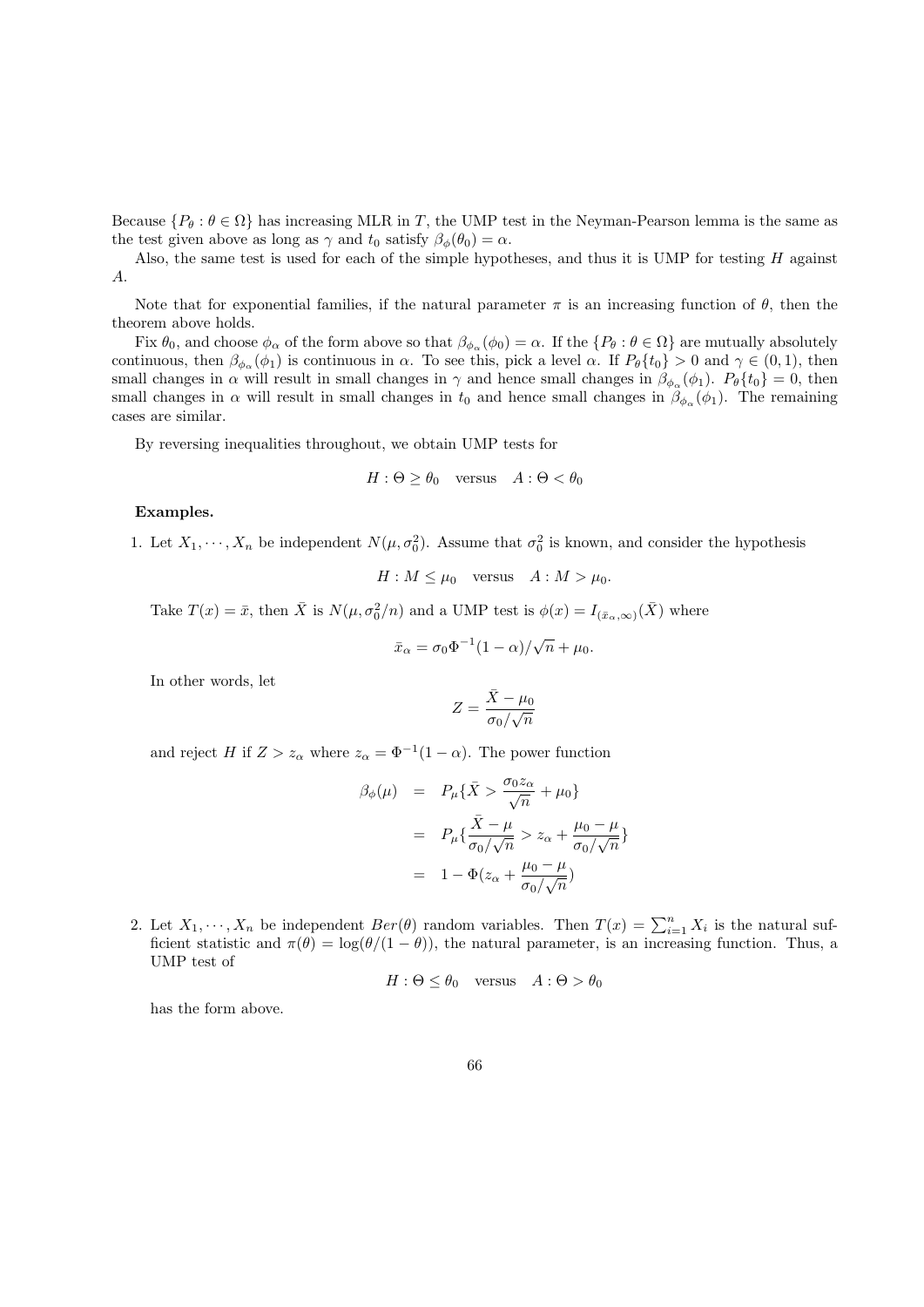Because $\{P_\theta : \theta \in \Omega\}$ has increasing MLR in $T$, the UMP test in the Neyman-Pearson lemma is the same as the test given above as long as $\gamma$ and $t_0$ satisfy $\beta_\phi(\theta_0) = \alpha$.

Also, the same test is used for each of the simple hypotheses, and thus it is UMP for testing $H$ against $A$.

Note that for exponential families, if the natural parameter $\pi$ is an increasing function of $\theta$, then the theorem above holds.

Fix $\theta_0$, and choose $\phi_\alpha$ of the form above so that $\beta_{\phi_\alpha}(\phi_0) = \alpha$. If the $\{P_\theta : \theta \in \Omega\}$ are mutually absolutely continuous, then $\beta_{\phi_\alpha}(\phi_1)$ is continuous in $\alpha$. To see this, pick a level $\alpha$. If $P_\theta\{t_0\} > 0$ and $\gamma \in (0,1)$, then small changes in $\alpha$ will result in small changes in $\gamma$ and hence small changes in $\beta_{\phi_\alpha}(\phi_1)$. $P_\theta\{t_0\} = 0$, then small changes in $\alpha$ will result in small changes in $t_0$ and hence small changes in $\beta_{\phi_\alpha}(\phi_1)$. The remaining cases are similar.

By reversing inequalities throughout, we obtain UMP tests for

$$H : \Theta \geq \theta_0 \quad \text{versus} \quad A : \Theta < \theta_0$$

**Examples.**

1. Let $X_1, \cdots, X_n$ be independent $N(\mu, \sigma_0^2)$. Assume that $\sigma_0^2$ is known, and consider the hypothesis

$$H : M \leq \mu_0 \quad \text{versus} \quad A : M > \mu_0.$$

Take $T(x) = \bar{x}$, then $\bar{X}$ is $N(\mu, \sigma_0^2/n)$ and a UMP test is $\phi(x) = I_{(\bar{x}_\alpha,\infty)}(\bar{X})$ where

$$\bar{x}_\alpha = \sigma_0 \Phi^{-1}(1-\alpha)/\sqrt{n} + \mu_0.$$

In other words, let

$$Z = \frac{\bar{X} - \mu_0}{\sigma_0/\sqrt{n}}$$

and reject $H$ if $Z > z_\alpha$ where $z_\alpha = \Phi^{-1}(1-\alpha)$. The power function

$$\begin{aligned}
\beta_\phi(\mu) &= P_\mu\{\bar{X} > \frac{\sigma_0 z_\alpha}{\sqrt{n}} + \mu_0\} \\
&= P_\mu\{\frac{\bar{X} - \mu}{\sigma_0/\sqrt{n}} > z_\alpha + \frac{\mu_0 - \mu}{\sigma_0/\sqrt{n}}\} \\
&= 1 - \Phi(z_\alpha + \frac{\mu_0 - \mu}{\sigma_0/\sqrt{n}})
\end{aligned}$$

2. Let $X_1, \cdots, X_n$ be independent $Ber(\theta)$ random variables. Then $T(x) = \sum_{i=1}^n X_i$ is the natural sufficient statistic and $\pi(\theta) = \log(\theta/(1-\theta))$, the natural parameter, is an increasing function. Thus, a UMP test of

$$H : \Theta \leq \theta_0 \quad \text{versus} \quad A : \Theta > \theta_0$$

has the form above.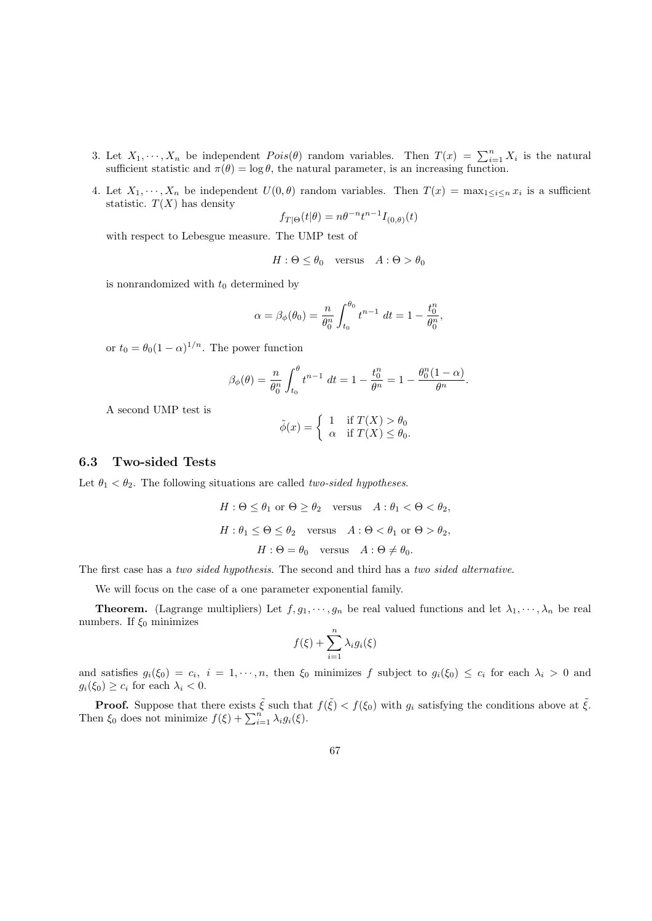3. Let $X_1, \cdots, X_n$ be independent $Pois(\theta)$ random variables. Then $T(x) = \sum_{i=1}^n X_i$ is the natural sufficient statistic and $\pi(\theta) = \log \theta$, the natural parameter, is an increasing function.

4. Let $X_1, \cdots, X_n$ be independent $U(0, \theta)$ random variables. Then $T(x) = \max_{1 \leq i \leq n} x_i$ is a sufficient statistic. $T(X)$ has density
$$f_{T|\Theta}(t|\theta) = n\theta^{-n} t^{n-1} I_{(0,\theta)}(t)$$
with respect to Lebesgue measure. The UMP test of
$$H : \Theta \leq \theta_0 \quad \text{versus} \quad A : \Theta > \theta_0$$
is nonrandomized with $t_0$ determined by
$$\alpha = \beta_\phi(\theta_0) = \frac{n}{\theta_0^n} \int_{t_0}^{\theta_0} t^{n-1}\, dt = 1 - \frac{t_0^n}{\theta_0^n},$$
or $t_0 = \theta_0(1-\alpha)^{1/n}$. The power function
$$\beta_\phi(\theta) = \frac{n}{\theta_0^n} \int_{t_0}^{\theta} t^{n-1}\, dt = 1 - \frac{t_0^n}{\theta^n} = 1 - \frac{\theta_0^n(1-\alpha)}{\theta^n}.$$
A second UMP test is
$$\tilde{\phi}(x) = \begin{cases} 1 & \text{if } T(X) > \theta_0 \\ \alpha & \text{if } T(X) \leq \theta_0. \end{cases}$$

## 6.3 Two-sided Tests

Let $\theta_1 < \theta_2$. The following situations are called *two-sided hypotheses*.

$$H : \Theta \leq \theta_1 \text{ or } \Theta \geq \theta_2 \quad \text{versus} \quad A : \theta_1 < \Theta < \theta_2,$$

$$H : \theta_1 \leq \Theta \leq \theta_2 \quad \text{versus} \quad A : \Theta < \theta_1 \text{ or } \Theta > \theta_2,$$

$$H : \Theta = \theta_0 \quad \text{versus} \quad A : \Theta \neq \theta_0.$$

The first case has a *two sided hypothesis*. The second and third has a *two sided alternative*.

We will focus on the case of a one parameter exponential family.

**Theorem.** (Lagrange multipliers) Let $f, g_1, \cdots, g_n$ be real valued functions and let $\lambda_1, \cdots, \lambda_n$ be real numbers. If $\xi_0$ minimizes
$$f(\xi) + \sum_{i=1}^n \lambda_i g_i(\xi)$$
and satisfies $g_i(\xi_0) = c_i$, $i = 1, \cdots, n$, then $\xi_0$ minimizes $f$ subject to $g_i(\xi_0) \leq c_i$ for each $\lambda_i > 0$ and $g_i(\xi_0) \geq c_i$ for each $\lambda_i < 0$.

**Proof.** Suppose that there exists $\tilde{\xi}$ such that $f(\tilde{\xi}) < f(\xi_0)$ with $g_i$ satisfying the conditions above at $\tilde{\xi}$. Then $\xi_0$ does not minimize $f(\xi) + \sum_{i=1}^n \lambda_i g_i(\xi)$.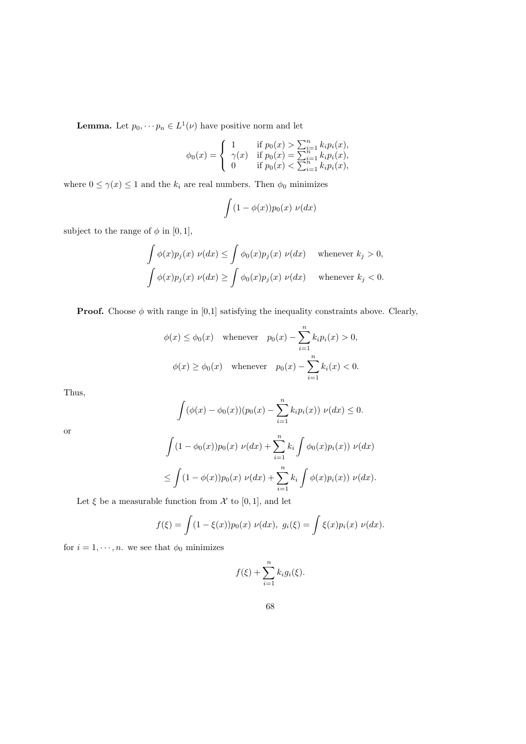**Lemma.** Let $p_0, \cdots p_n \in L^1(\nu)$ have positive norm and let

$$\phi_0(x) = \begin{cases} 1 & \text{if } p_0(x) > \sum_{i=1}^n k_i p_i(x), \\ \gamma(x) & \text{if } p_0(x) = \sum_{i=1}^n k_i p_i(x), \\ 0 & \text{if } p_0(x) < \sum_{i=1}^n k_i p_i(x), \end{cases}$$

where $0 \leq \gamma(x) \leq 1$ and the $k_i$ are real numbers. Then $\phi_0$ minimizes

$$\int (1 - \phi(x)) p_0(x) \; \nu(dx)$$

subject to the range of $\phi$ in $[0, 1]$,

$$\int \phi(x) p_j(x) \; \nu(dx) \leq \int \phi_0(x) p_j(x) \; \nu(dx) \quad \text{ whenever } k_j > 0,$$

$$\int \phi(x) p_j(x) \; \nu(dx) \geq \int \phi_0(x) p_j(x) \; \nu(dx) \quad \text{ whenever } k_j < 0.$$

**Proof.** Choose $\phi$ with range in [0,1] satisfying the inequality constraints above. Clearly,

$$\phi(x) \leq \phi_0(x) \quad \text{whenever} \quad p_0(x) - \sum_{i=1}^n k_i p_i(x) > 0,$$

$$\phi(x) \geq \phi_0(x) \quad \text{whenever} \quad p_0(x) - \sum_{i=1}^n k_i(x) < 0.$$

Thus,

$$\int (\phi(x) - \phi_0(x))(p_0(x) - \sum_{i=1}^n k_i p_i(x)) \; \nu(dx) \leq 0.$$

or

$$\int (1 - \phi_0(x)) p_0(x) \; \nu(dx) + \sum_{i=1}^n k_i \int \phi_0(x) p_i(x)) \; \nu(dx)$$

$$\leq \int (1 - \phi(x)) p_0(x) \; \nu(dx) + \sum_{i=1}^n k_i \int \phi(x) p_i(x)) \; \nu(dx).$$

Let $\xi$ be a measurable function from $\mathcal{X}$ to $[0, 1]$, and let

$$f(\xi) = \int (1 - \xi(x)) p_0(x) \; \nu(dx), \; g_i(\xi) = \int \xi(x) p_i(x) \; \nu(dx).$$

for $i = 1, \cdots, n$. we see that $\phi_0$ minimizes

$$f(\xi) + \sum_{i=1}^n k_i g_i(\xi).$$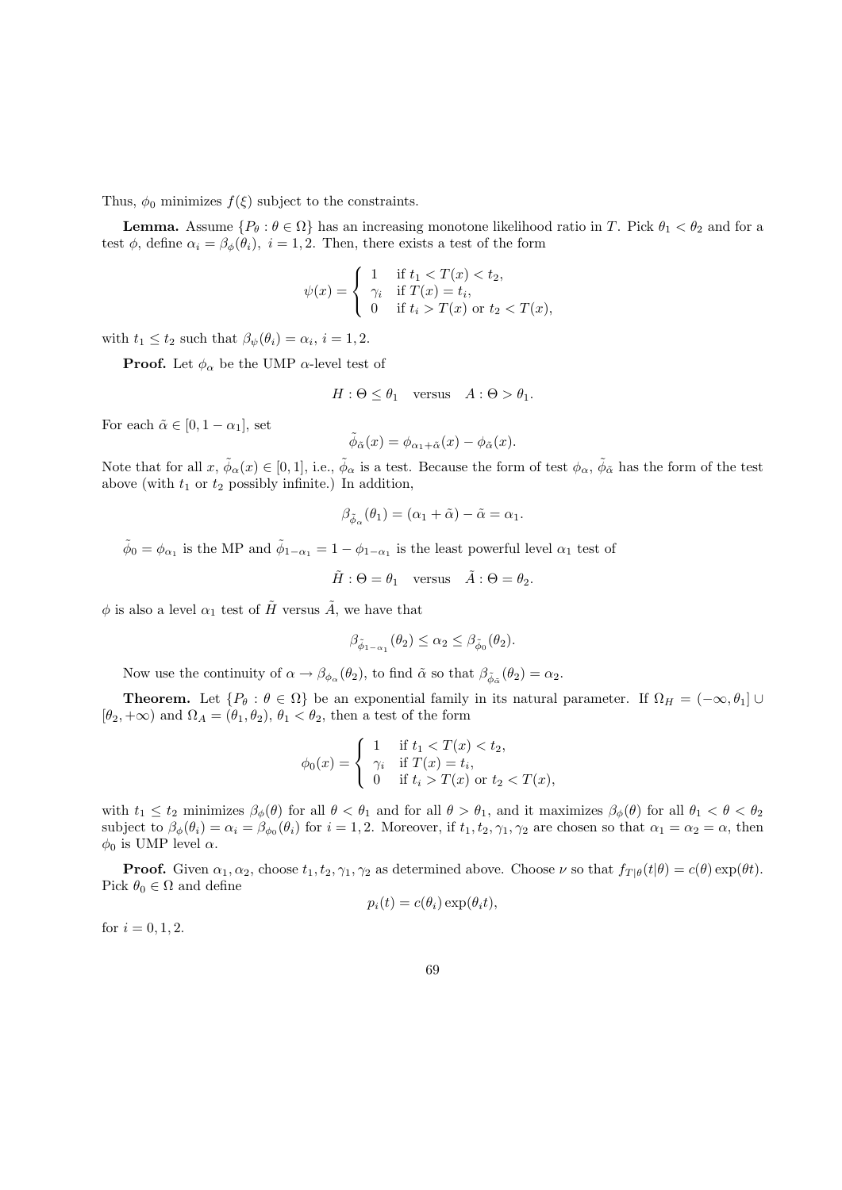Thus, $\phi_0$ minimizes $f(\xi)$ subject to the constraints.

**Lemma.** Assume $\{P_\theta : \theta \in \Omega\}$ has an increasing monotone likelihood ratio in $T$. Pick $\theta_1 < \theta_2$ and for a test $\phi$, define $\alpha_i = \beta_\phi(\theta_i),\ i = 1, 2$. Then, there exists a test of the form

$$
\psi(x) = \begin{cases} 1 & \text{if } t_1 < T(x) < t_2, \\ \gamma_i & \text{if } T(x) = t_i, \\ 0 & \text{if } t_i > T(x) \text{ or } t_2 < T(x), \end{cases}
$$

with $t_1 \leq t_2$ such that $\beta_\psi(\theta_i) = \alpha_i$, $i = 1, 2$.

**Proof.** Let $\phi_\alpha$ be the UMP $\alpha$-level test of

$$
H : \Theta \leq \theta_1 \quad \text{versus} \quad A : \Theta > \theta_1.
$$

For each $\tilde{\alpha} \in [0, 1 - \alpha_1]$, set

$$
\tilde{\phi}_{\tilde{\alpha}}(x) = \phi_{\alpha_1 + \tilde{\alpha}}(x) - \phi_{\tilde{\alpha}}(x).
$$

Note that for all $x$, $\tilde{\phi}_\alpha(x) \in [0, 1]$, i.e., $\tilde{\phi}_\alpha$ is a test. Because the form of test $\phi_\alpha$, $\tilde{\phi}_{\tilde{\alpha}}$ has the form of the test above (with $t_1$ or $t_2$ possibly infinite.) In addition,

$$
\beta_{\tilde{\phi}_\alpha}(\theta_1) = (\alpha_1 + \tilde{\alpha}) - \tilde{\alpha} = \alpha_1.
$$

$\tilde{\phi}_0 = \phi_{\alpha_1}$ is the MP and $\tilde{\phi}_{1-\alpha_1} = 1 - \phi_{1-\alpha_1}$ is the least powerful level $\alpha_1$ test of

$$
\tilde{H} : \Theta = \theta_1 \quad \text{versus} \quad \tilde{A} : \Theta = \theta_2.
$$

$\phi$ is also a level $\alpha_1$ test of $\tilde{H}$ versus $\tilde{A}$, we have that

$$
\beta_{\tilde{\phi}_{1-\alpha_1}}(\theta_2) \leq \alpha_2 \leq \beta_{\tilde{\phi}_0}(\theta_2).
$$

Now use the continuity of $\alpha \to \beta_{\phi_\alpha}(\theta_2)$, to find $\tilde{\alpha}$ so that $\beta_{\tilde{\phi}_{\tilde{\alpha}}}(\theta_2) = \alpha_2$.

**Theorem.** Let $\{P_\theta : \theta \in \Omega\}$ be an exponential family in its natural parameter. If $\Omega_H = (-\infty, \theta_1] \cup [\theta_2, +\infty)$ and $\Omega_A = (\theta_1, \theta_2)$, $\theta_1 < \theta_2$, then a test of the form

$$
\phi_0(x) = \begin{cases} 1 & \text{if } t_1 < T(x) < t_2, \\ \gamma_i & \text{if } T(x) = t_i, \\ 0 & \text{if } t_i > T(x) \text{ or } t_2 < T(x), \end{cases}
$$

with $t_1 \leq t_2$ minimizes $\beta_\phi(\theta)$ for all $\theta < \theta_1$ and for all $\theta > \theta_1$, and it maximizes $\beta_\phi(\theta)$ for all $\theta_1 < \theta < \theta_2$ subject to $\beta_\phi(\theta_i) = \alpha_i = \beta_{\phi_0}(\theta_i)$ for $i = 1, 2$. Moreover, if $t_1, t_2, \gamma_1, \gamma_2$ are chosen so that $\alpha_1 = \alpha_2 = \alpha$, then $\phi_0$ is UMP level $\alpha$.

**Proof.** Given $\alpha_1, \alpha_2$, choose $t_1, t_2, \gamma_1, \gamma_2$ as determined above. Choose $\nu$ so that $f_{T|\theta}(t|\theta) = c(\theta)\exp(\theta t)$. Pick $\theta_0 \in \Omega$ and define

$$
p_i(t) = c(\theta_i)\exp(\theta_i t),
$$

for $i = 0, 1, 2$.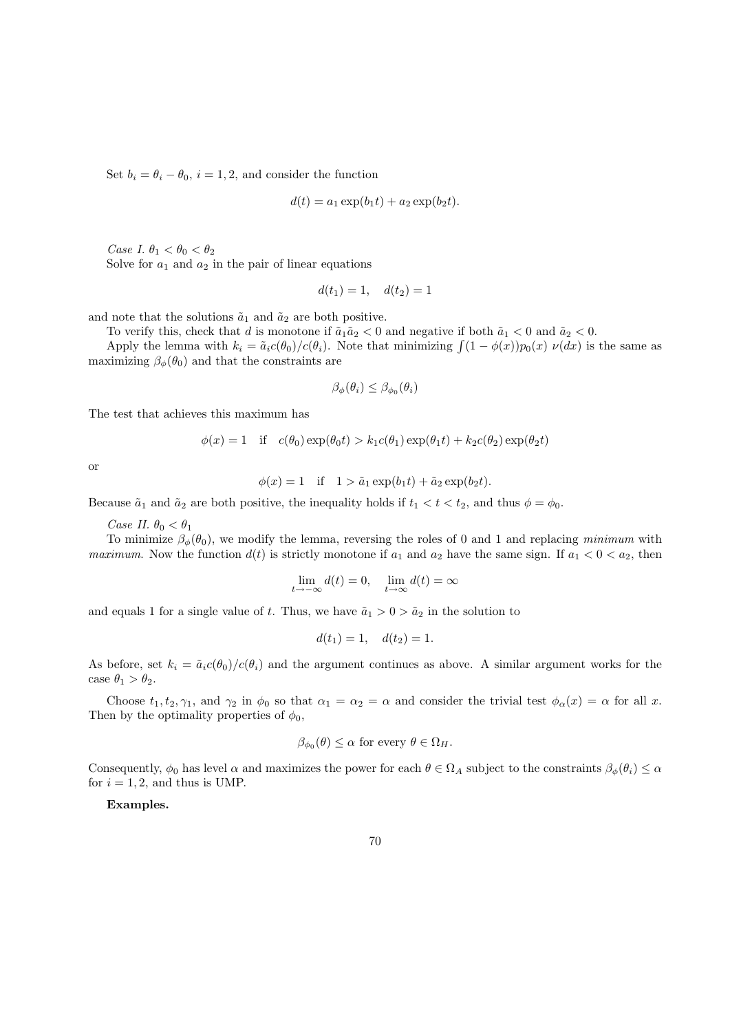Set $b_i = \theta_i - \theta_0$, $i = 1, 2$, and consider the function

$$d(t) = a_1 \exp(b_1 t) + a_2 \exp(b_2 t).$$

*Case I.* $\theta_1 < \theta_0 < \theta_2$

Solve for $a_1$ and $a_2$ in the pair of linear equations

$$d(t_1) = 1, \quad d(t_2) = 1$$

and note that the solutions $\tilde{a}_1$ and $\tilde{a}_2$ are both positive.

To verify this, check that $d$ is monotone if $\tilde{a}_1\tilde{a}_2 < 0$ and negative if both $\tilde{a}_1 < 0$ and $\tilde{a}_2 < 0$.

Apply the lemma with $k_i = \tilde{a}_i c(\theta_0)/c(\theta_i)$. Note that minimizing $\int(1 - \phi(x))p_0(x)\ \nu(dx)$ is the same as maximizing $\beta_\phi(\theta_0)$ and that the constraints are

$$\beta_\phi(\theta_i) \le \beta_{\phi_0}(\theta_i)$$

The test that achieves this maximum has

$$\phi(x) = 1 \quad \text{if} \quad c(\theta_0)\exp(\theta_0 t) > k_1 c(\theta_1)\exp(\theta_1 t) + k_2 c(\theta_2)\exp(\theta_2 t)$$

or

$$\phi(x) = 1 \quad \text{if} \quad 1 > \tilde{a}_1 \exp(b_1 t) + \tilde{a}_2 \exp(b_2 t).$$

Because $\tilde{a}_1$ and $\tilde{a}_2$ are both positive, the inequality holds if $t_1 < t < t_2$, and thus $\phi = \phi_0$.

*Case II.* $\theta_0 < \theta_1$

To minimize $\beta_\phi(\theta_0)$, we modify the lemma, reversing the roles of 0 and 1 and replacing *minimum* with *maximum*. Now the function $d(t)$ is strictly monotone if $a_1$ and $a_2$ have the same sign. If $a_1 < 0 < a_2$, then

$$\lim_{t\to-\infty} d(t) = 0, \quad \lim_{t\to\infty} d(t) = \infty$$

and equals 1 for a single value of $t$. Thus, we have $\tilde{a}_1 > 0 > \tilde{a}_2$ in the solution to

$$d(t_1) = 1, \quad d(t_2) = 1.$$

As before, set $k_i = \tilde{a}_i c(\theta_0)/c(\theta_i)$ and the argument continues as above. A similar argument works for the case $\theta_1 > \theta_2$.

Choose $t_1, t_2, \gamma_1$, and $\gamma_2$ in $\phi_0$ so that $\alpha_1 = \alpha_2 = \alpha$ and consider the trivial test $\phi_\alpha(x) = \alpha$ for all $x$. Then by the optimality properties of $\phi_0$,

$$\beta_{\phi_0}(\theta) \le \alpha \text{ for every } \theta \in \Omega_H.$$

Consequently, $\phi_0$ has level $\alpha$ and maximizes the power for each $\theta \in \Omega_A$ subject to the constraints $\beta_\phi(\theta_i) \le \alpha$ for $i = 1, 2$, and thus is UMP.

**Examples.**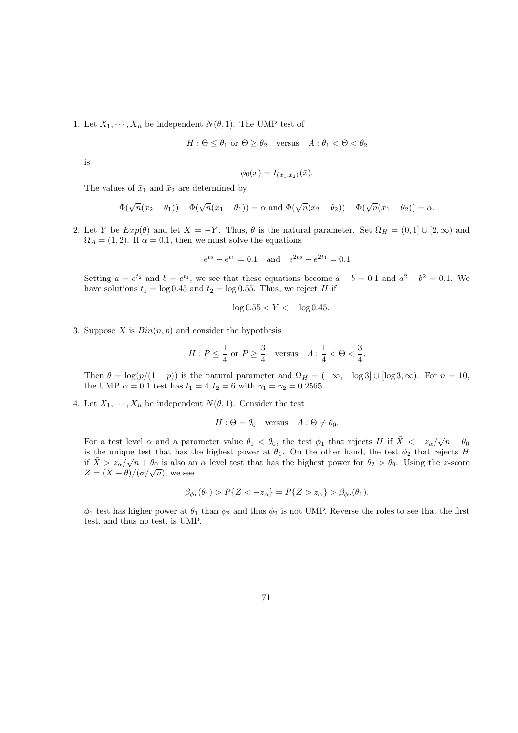1. Let $X_1, \cdots, X_n$ be independent $N(\theta, 1)$. The UMP test of

$$H : \Theta \leq \theta_1 \text{ or } \Theta \geq \theta_2 \quad \text{versus} \quad A : \theta_1 < \Theta < \theta_2$$

is

$$\phi_0(x) = I_{(\bar{x}_1, \bar{x}_2)}(\bar{x}).$$

The values of $\bar{x}_1$ and $\bar{x}_2$ are determined by

$$\Phi(\sqrt{n}(\bar{x}_2 - \theta_1)) - \Phi(\sqrt{n}(\bar{x}_1 - \theta_1)) = \alpha \text{ and } \Phi(\sqrt{n}(\bar{x}_2 - \theta_2)) - \Phi(\sqrt{n}(\bar{x}_1 - \theta_2)) = \alpha.$$

2. Let $Y$ be $Exp(\theta)$ and let $X = -Y$. Thus, $\theta$ is the natural parameter. Set $\Omega_H = (0, 1] \cup [2, \infty)$ and $\Omega_A = (1, 2)$. If $\alpha = 0.1$, then we must solve the equations

$$e^{t_2} - e^{t_1} = 0.1 \quad \text{and} \quad e^{2t_2} - e^{2t_1} = 0.1$$

Setting $a = e^{t_2}$ and $b = e^{t_1}$, we see that these equations become $a - b = 0.1$ and $a^2 - b^2 = 0.1$. We have solutions $t_1 = \log 0.45$ and $t_2 = \log 0.55$. Thus, we reject $H$ if

$$-\log 0.55 < Y < -\log 0.45.$$

3. Suppose $X$ is $Bin(n, p)$ and consider the hypothesis

$$H : P \leq \frac{1}{4} \text{ or } P \geq \frac{3}{4} \quad \text{versus} \quad A : \frac{1}{4} < \Theta < \frac{3}{4}.$$

Then $\theta = \log(p/(1-p))$ is the natural parameter and $\Omega_H = (-\infty, -\log 3] \cup [\log 3, \infty)$. For $n = 10$, the UMP $\alpha = 0.1$ test has $t_1 = 4, t_2 = 6$ with $\gamma_1 = \gamma_2 = 0.2565$.

4. Let $X_1, \cdots, X_n$ be independent $N(\theta, 1)$. Consider the test

$$H : \Theta = \theta_0 \quad \text{versus} \quad A : \Theta \neq \theta_0.$$

For a test level $\alpha$ and a parameter value $\theta_1 < \theta_0$, the test $\phi_1$ that rejects $H$ if $\bar{X} < -z_\alpha/\sqrt{n} + \theta_0$ is the unique test that has the highest power at $\theta_1$. On the other hand, the test $\phi_2$ that rejects $H$ if $\bar{X} > z_\alpha/\sqrt{n} + \theta_0$ is also an $\alpha$ level test that has the highest power for $\theta_2 > \theta_0$. Using the $z$-score $Z = (\bar{X} - \theta)/(\sigma/\sqrt{n})$, we see

$$\beta_{\phi_1}(\theta_1) > P\{Z < -z_\alpha\} = P\{Z > z_\alpha\} > \beta_{\phi_2}(\theta_1).$$

$\phi_1$ test has higher power at $\theta_1$ than $\phi_2$ and thus $\phi_2$ is not UMP. Reverse the roles to see that the first test, and thus no test, is UMP.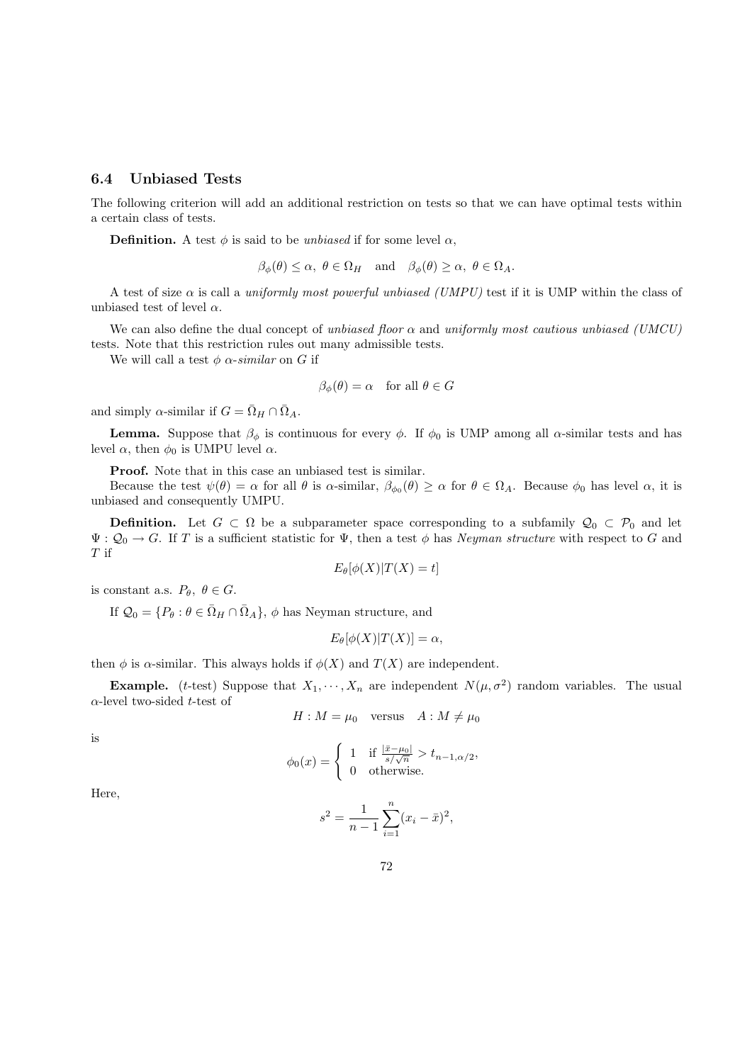### 6.4 Unbiased Tests

The following criterion will add an additional restriction on tests so that we can have optimal tests within a certain class of tests.

**Definition.** A test $\phi$ is said to be *unbiased* if for some level $\alpha$,

$$\beta_\phi(\theta) \leq \alpha, \ \theta \in \Omega_H \quad \text{and} \quad \beta_\phi(\theta) \geq \alpha, \ \theta \in \Omega_A.$$

A test of size $\alpha$ is call a *uniformly most powerful unbiased (UMPU)* test if it is UMP within the class of unbiased test of level $\alpha$.

We can also define the dual concept of *unbiased floor* $\alpha$ and *uniformly most cautious unbiased (UMCU)* tests. Note that this restriction rules out many admissible tests.

We will call a test $\phi$ $\alpha$*-similar* on $G$ if

$$\beta_\phi(\theta) = \alpha \quad \text{for all } \theta \in G$$

and simply $\alpha$-similar if $G = \bar{\Omega}_H \cap \bar{\Omega}_A$.

**Lemma.** Suppose that $\beta_\phi$ is continuous for every $\phi$. If $\phi_0$ is UMP among all $\alpha$-similar tests and has level $\alpha$, then $\phi_0$ is UMPU level $\alpha$.

**Proof.** Note that in this case an unbiased test is similar.

Because the test $\psi(\theta) = \alpha$ for all $\theta$ is $\alpha$-similar, $\beta_{\phi_0}(\theta) \geq \alpha$ for $\theta \in \Omega_A$. Because $\phi_0$ has level $\alpha$, it is unbiased and consequently UMPU.

**Definition.** Let $G \subset \Omega$ be a subparameter space corresponding to a subfamily $\mathcal{Q}_0 \subset \mathcal{P}_0$ and let $\Psi : \mathcal{Q}_0 \to G$. If $T$ is a sufficient statistic for $\Psi$, then a test $\phi$ has *Neyman structure* with respect to $G$ and $T$ if

$$E_\theta[\phi(X)|T(X) = t]$$

is constant a.s. $P_\theta, \ \theta \in G$.

If $\mathcal{Q}_0 = \{P_\theta : \theta \in \bar{\Omega}_H \cap \bar{\Omega}_A\}$, $\phi$ has Neyman structure, and

$$E_\theta[\phi(X)|T(X)] = \alpha,$$

then $\phi$ is $\alpha$-similar. This always holds if $\phi(X)$ and $T(X)$ are independent.

**Example.** ($t$-test) Suppose that $X_1, \cdots, X_n$ are independent $N(\mu, \sigma^2)$ random variables. The usual $\alpha$-level two-sided $t$-test of

$$H : M = \mu_0 \quad \text{versus} \quad A : M \neq \mu_0$$

is

$$\phi_0(x) = \begin{cases} 1 & \text{if } \frac{|\bar{x} - \mu_0|}{s/\sqrt{n}} > t_{n-1,\alpha/2}, \\ 0 & \text{otherwise.} \end{cases}$$

Here,

$$s^2 = \frac{1}{n-1} \sum_{i=1}^{n} (x_i - \bar{x})^2,$$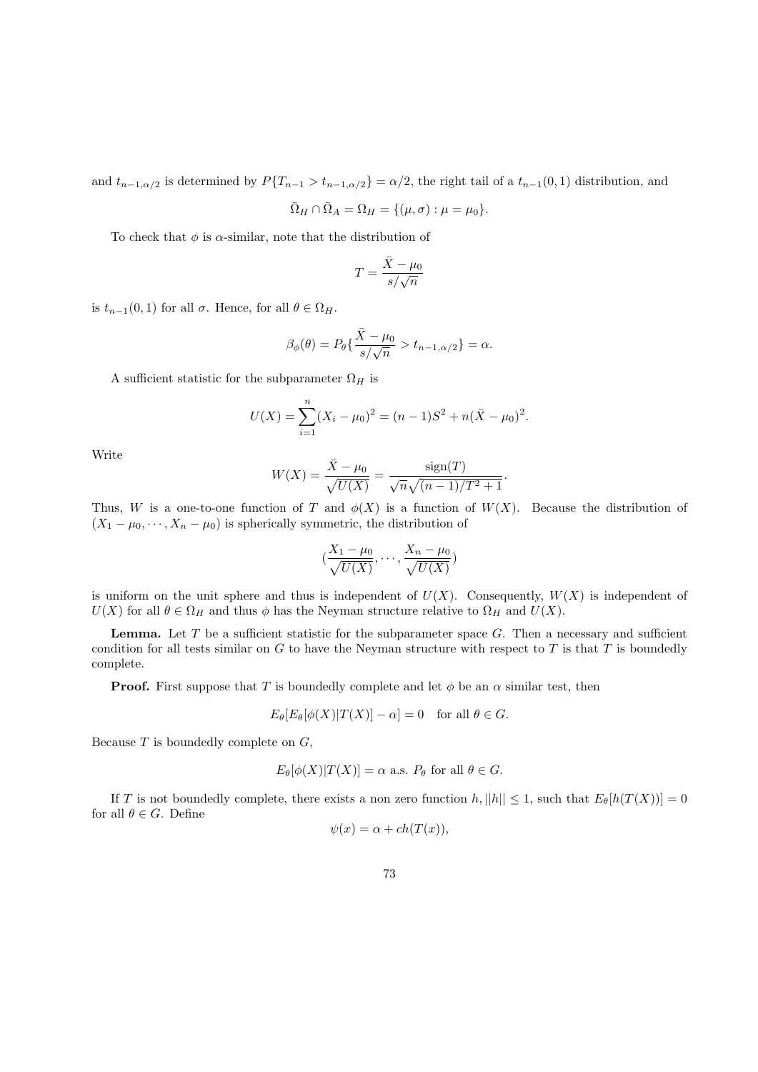and $t_{n-1,\alpha/2}$ is determined by $P\{T_{n-1} > t_{n-1,\alpha/2}\} = \alpha/2$, the right tail of a $t_{n-1}(0,1)$ distribution, and

$$\bar{\Omega}_H \cap \bar{\Omega}_A = \Omega_H = \{(\mu, \sigma) : \mu = \mu_0\}.$$

To check that $\phi$ is $\alpha$-similar, note that the distribution of

$$T = \frac{\bar{X} - \mu_0}{s/\sqrt{n}}$$

is $t_{n-1}(0,1)$ for all $\sigma$. Hence, for all $\theta \in \Omega_H$.

$$\beta_\phi(\theta) = P_\theta\{\frac{\bar{X} - \mu_0}{s/\sqrt{n}} > t_{n-1,\alpha/2}\} = \alpha.$$

A sufficient statistic for the subparameter $\Omega_H$ is

$$U(X) = \sum_{i=1}^n (X_i - \mu_0)^2 = (n-1)S^2 + n(\bar{X} - \mu_0)^2.$$

Write

$$W(X) = \frac{\bar{X} - \mu_0}{\sqrt{U(X)}} = \frac{\text{sign}(T)}{\sqrt{n}\sqrt{(n-1)/T^2 + 1}}.$$

Thus, $W$ is a one-to-one function of $T$ and $\phi(X)$ is a function of $W(X)$. Because the distribution of $(X_1 - \mu_0, \cdots, X_n - \mu_0)$ is spherically symmetric, the distribution of

$$(\frac{X_1 - \mu_0}{\sqrt{U(X)}}, \cdots, \frac{X_n - \mu_0}{\sqrt{U(X)}})$$

is uniform on the unit sphere and thus is independent of $U(X)$. Consequently, $W(X)$ is independent of $U(X)$ for all $\theta \in \Omega_H$ and thus $\phi$ has the Neyman structure relative to $\Omega_H$ and $U(X)$.

**Lemma.** Let $T$ be a sufficient statistic for the subparameter space $G$. Then a necessary and sufficient condition for all tests similar on $G$ to have the Neyman structure with respect to $T$ is that $T$ is boundedly complete.

**Proof.** First suppose that $T$ is boundedly complete and let $\phi$ be an $\alpha$ similar test, then

$$E_\theta[E_\theta[\phi(X)|T(X)] - \alpha] = 0 \quad \text{for all } \theta \in G.$$

Because $T$ is boundedly complete on $G$,

$$E_\theta[\phi(X)|T(X)] = \alpha \text{ a.s. } P_\theta \text{ for all } \theta \in G.$$

If $T$ is not boundedly complete, there exists a non zero function $h, ||h|| \leq 1$, such that $E_\theta[h(T(X))] = 0$ for all $\theta \in G$. Define

$$\psi(x) = \alpha + ch(T(x)),$$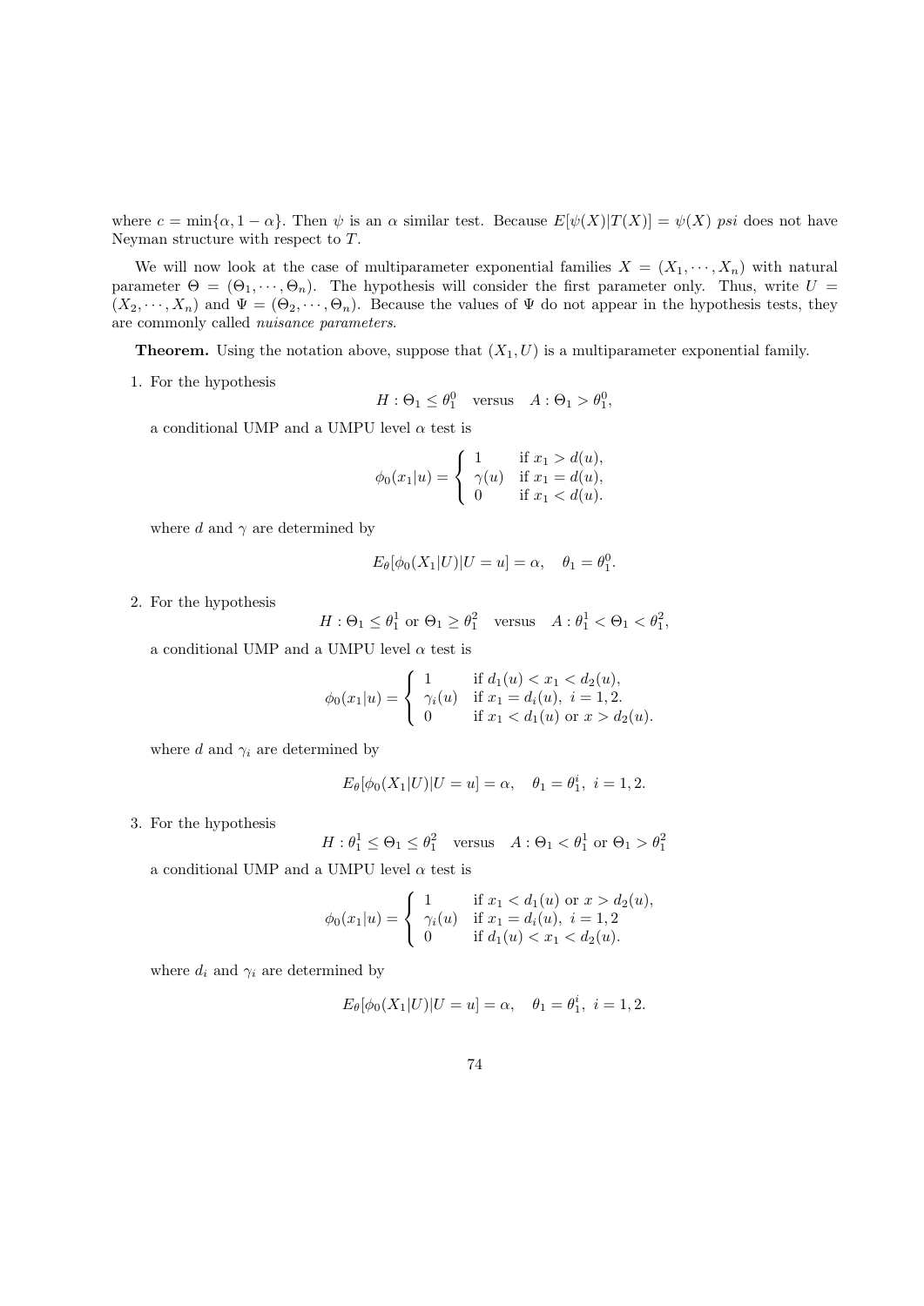where $c = \min\{\alpha, 1-\alpha\}$. Then $\psi$ is an $\alpha$ similar test. Because $E[\psi(X)|T(X)] = \psi(X)$ *psi* does not have Neyman structure with respect to $T$.

We will now look at the case of multiparameter exponential families $X = (X_1, \cdots, X_n)$ with natural parameter $\Theta = (\Theta_1, \cdots, \Theta_n)$. The hypothesis will consider the first parameter only. Thus, write $U = (X_2, \cdots, X_n)$ and $\Psi = (\Theta_2, \cdots, \Theta_n)$. Because the values of $\Psi$ do not appear in the hypothesis tests, they are commonly called *nuisance parameters*.

**Theorem.** Using the notation above, suppose that $(X_1, U)$ is a multiparameter exponential family.

1. For the hypothesis
$$H : \Theta_1 \leq \theta_1^0 \quad \text{versus} \quad A : \Theta_1 > \theta_1^0,$$
a conditional UMP and a UMPU level $\alpha$ test is
$$\phi_0(x_1|u) = \begin{cases} 1 & \text{if } x_1 > d(u), \\ \gamma(u) & \text{if } x_1 = d(u), \\ 0 & \text{if } x_1 < d(u). \end{cases}$$
where $d$ and $\gamma$ are determined by
$$E_\theta[\phi_0(X_1|U)|U = u] = \alpha, \quad \theta_1 = \theta_1^0.$$

2. For the hypothesis
$$H : \Theta_1 \leq \theta_1^1 \text{ or } \Theta_1 \geq \theta_1^2 \quad \text{versus} \quad A : \theta_1^1 < \Theta_1 < \theta_1^2,$$
a conditional UMP and a UMPU level $\alpha$ test is
$$\phi_0(x_1|u) = \begin{cases} 1 & \text{if } d_1(u) < x_1 < d_2(u), \\ \gamma_i(u) & \text{if } x_1 = d_i(u),\ i = 1, 2. \\ 0 & \text{if } x_1 < d_1(u) \text{ or } x > d_2(u). \end{cases}$$
where $d$ and $\gamma_i$ are determined by
$$E_\theta[\phi_0(X_1|U)|U = u] = \alpha, \quad \theta_1 = \theta_1^i,\ i = 1, 2.$$

3. For the hypothesis
$$H : \theta_1^1 \leq \Theta_1 \leq \theta_1^2 \quad \text{versus} \quad A : \Theta_1 < \theta_1^1 \text{ or } \Theta_1 > \theta_1^2$$
a conditional UMP and a UMPU level $\alpha$ test is
$$\phi_0(x_1|u) = \begin{cases} 1 & \text{if } x_1 < d_1(u) \text{ or } x > d_2(u), \\ \gamma_i(u) & \text{if } x_1 = d_i(u),\ i = 1, 2 \\ 0 & \text{if } d_1(u) < x_1 < d_2(u). \end{cases}$$
where $d_i$ and $\gamma_i$ are determined by
$$E_\theta[\phi_0(X_1|U)|U = u] = \alpha, \quad \theta_1 = \theta_1^i,\ i = 1, 2.$$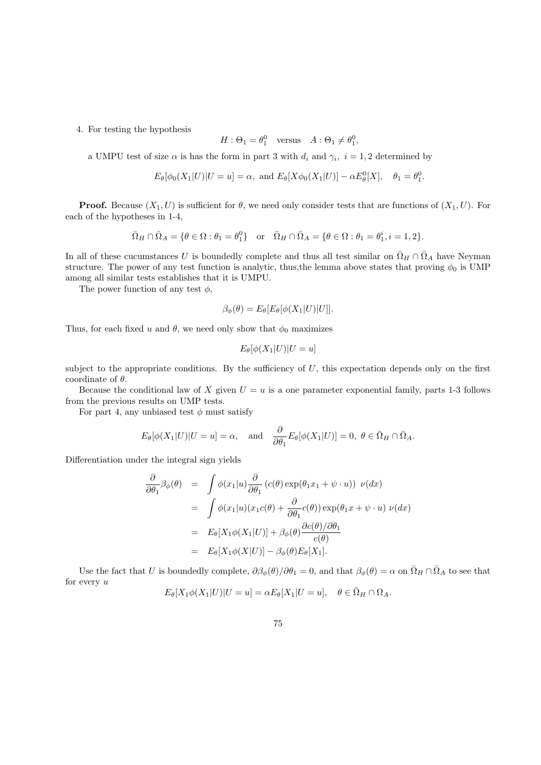4. For testing the hypothesis

$$H : \Theta_1 = \theta_1^0 \quad \text{versus} \quad A : \Theta_1 \neq \theta_1^0,$$

a UMPU test of size $\alpha$ is has the form in part 3 with $d_i$ and $\gamma_i$, $i = 1, 2$ determined by

$$E_\theta[\phi_0(X_1|U)|U = u] = \alpha, \text{ and } E_\theta[X\phi_0(X_1|U)] - \alpha E_\theta^0[X], \quad \theta_1 = \theta_1^0.$$

**Proof.** Because $(X_1, U)$ is sufficient for $\theta$, we need only consider tests that are functions of $(X_1, U)$. For each of the hypotheses in 1-4,

$$\bar{\Omega}_H \cap \bar{\Omega}_A = \{\theta \in \Omega : \theta_1 = \theta_1^0\} \quad \text{or} \quad \bar{\Omega}_H \cap \bar{\Omega}_A = \{\theta \in \Omega : \theta_1 = \theta_1^i, i = 1, 2\}.$$

In all of these cucumstances $U$ is boundedly complete and thus all test similar on $\bar{\Omega}_H \cap \bar{\Omega}_A$ have Neyman structure. The power of any test function is analytic, thus,the lemma above states that proving $\phi_0$ is UMP among all similar tests establishes that it is UMPU.

The power function of any test $\phi$,

$$\beta_\phi(\theta) = E_\theta[E_\theta[\phi(X_1|U)|U]].$$

Thus, for each fixed $u$ and $\theta$, we need only show that $\phi_0$ maximizes

$$E_\theta[\phi(X_1|U)|U = u]$$

subject to the appropriate conditions. By the sufficiency of $U$, this expectation depends only on the first coordinate of $\theta$.

Because the conditional law of $X$ given $U = u$ is a one parameter exponential family, parts 1-3 follows from the previous results on UMP tests.

For part 4, any unbiased test $\phi$ must satisfy

$$E_\theta[\phi(X_1|U)|U = u] = \alpha, \quad \text{and} \quad \frac{\partial}{\partial\theta_1} E_\theta[\phi(X_1|U)] = 0, \ \theta \in \bar{\Omega}_H \cap \bar{\Omega}_A.$$

Differentiation under the integral sign yields

$$\begin{aligned}
\frac{\partial}{\partial\theta_1}\beta_\phi(\theta) &= \int \phi(x_1|u)\frac{\partial}{\partial\theta_1}\left(c(\theta)\exp(\theta_1 x_1 + \psi \cdot u)\right)\ \nu(dx) \\
&= \int \phi(x_1|u)(x_1 c(\theta) + \frac{\partial}{\partial\theta_1}c(\theta))\exp(\theta_1 x + \psi \cdot u)\ \nu(dx) \\
&= E_\theta[X_1\phi(X_1|U)] + \beta_\phi(\theta)\frac{\partial c(\theta)/\partial\theta_1}{c(\theta)} \\
&= E_\theta[X_1\phi(X|U)] - \beta_\phi(\theta)E_\theta[X_1].
\end{aligned}$$

Use the fact that $U$ is boundedly complete, $\partial\beta_\phi(\theta)/\partial\theta_1 = 0$, and that $\beta_\phi(\theta) = \alpha$ on $\bar{\Omega}_H \cap \bar{\Omega}_A$ to see that for every $u$

$$E_\theta[X_1\phi(X_1|U)|U = u] = \alpha E_\theta[X_1|U = u], \quad \theta \in \bar{\Omega}_H \cap \Omega_A.$$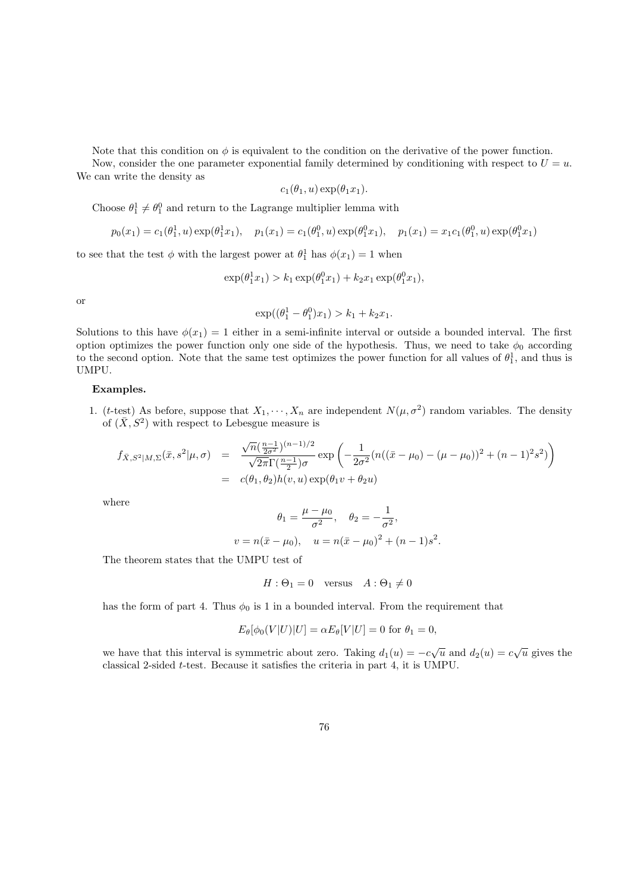Note that this condition on $\phi$ is equivalent to the condition on the derivative of the power function.

Now, consider the one parameter exponential family determined by conditioning with respect to $U = u$. We can write the density as

$$c_1(\theta_1, u) \exp(\theta_1 x_1).$$

Choose $\theta_1^1 \neq \theta_1^0$ and return to the Lagrange multiplier lemma with

$$p_0(x_1) = c_1(\theta_1^1, u) \exp(\theta_1^1 x_1), \quad p_1(x_1) = c_1(\theta_1^0, u) \exp(\theta_1^0 x_1), \quad p_1(x_1) = x_1 c_1(\theta_1^0, u) \exp(\theta_1^0 x_1)$$

to see that the test $\phi$ with the largest power at $\theta_1^1$ has $\phi(x_1) = 1$ when

$$\exp(\theta_1^1 x_1) > k_1 \exp(\theta_1^0 x_1) + k_2 x_1 \exp(\theta_1^0 x_1),$$

or

$$\exp((\theta_1^1 - \theta_1^0) x_1) > k_1 + k_2 x_1.$$

Solutions to this have $\phi(x_1) = 1$ either in a semi-infinite interval or outside a bounded interval. The first option optimizes the power function only one side of the hypothesis. Thus, we need to take $\phi_0$ according to the second option. Note that the same test optimizes the power function for all values of $\theta_1^1$, and thus is UMPU.

**Examples.**

1. ($t$-test) As before, suppose that $X_1, \cdots, X_n$ are independent $N(\mu, \sigma^2)$ random variables. The density of $(\bar{X}, S^2)$ with respect to Lebesgue measure is

$$\begin{aligned} f_{\bar{X},S^2|M,\Sigma}(\bar{x}, s^2|\mu, \sigma) &= \frac{\sqrt{n}(\frac{n-1}{2\sigma^2})^{(n-1)/2}}{\sqrt{2\pi}\Gamma(\frac{n-1}{2})\sigma} \exp\left(-\frac{1}{2\sigma^2}(n((\bar{x} - \mu_0) - (\mu - \mu_0))^2 + (n-1)^2 s^2)\right) \\ &= c(\theta_1, \theta_2) h(v, u) \exp(\theta_1 v + \theta_2 u) \end{aligned}$$

   where

$$\theta_1 = \frac{\mu - \mu_0}{\sigma^2}, \quad \theta_2 = -\frac{1}{\sigma^2},$$

$$v = n(\bar{x} - \mu_0), \quad u = n(\bar{x} - \mu_0)^2 + (n-1)s^2.$$

   The theorem states that the UMPU test of

$$H : \Theta_1 = 0 \quad \text{versus} \quad A : \Theta_1 \neq 0$$

   has the form of part 4. Thus $\phi_0$ is 1 in a bounded interval. From the requirement that

$$E_\theta[\phi_0(V|U)|U] = \alpha E_\theta[V|U] = 0 \text{ for } \theta_1 = 0,$$

   we have that this interval is symmetric about zero. Taking $d_1(u) = -c\sqrt{u}$ and $d_2(u) = c\sqrt{u}$ gives the classical 2-sided $t$-test. Because it satisfies the criteria in part 4, it is UMPU.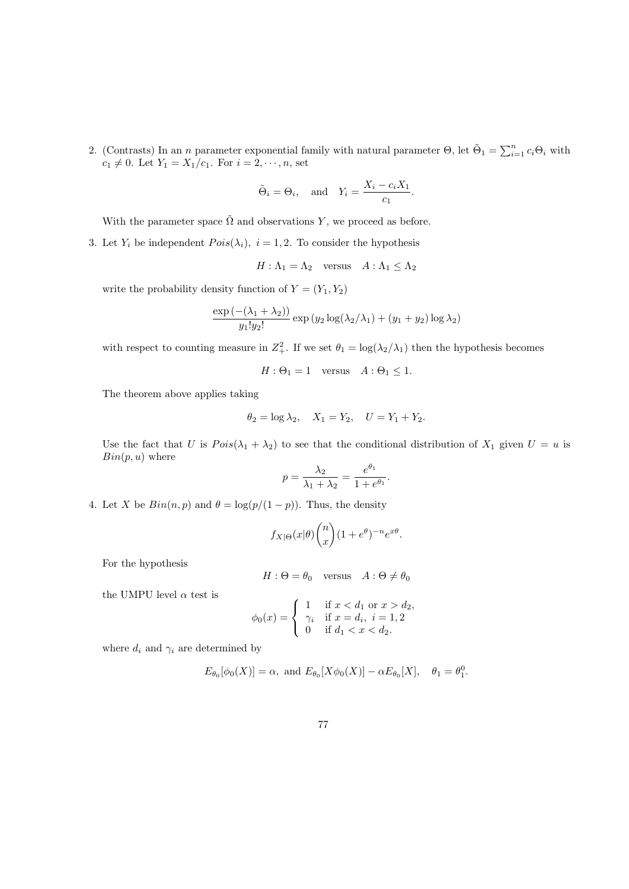2. (Contrasts) In an $n$ parameter exponential family with natural parameter $\Theta$, let $\tilde{\Theta}_1 = \sum_{i=1}^n c_i \Theta_i$ with $c_1 \neq 0$. Let $Y_1 = X_1/c_1$. For $i = 2, \cdots, n$, set

$$\tilde{\Theta}_i = \Theta_i, \quad \text{and} \quad Y_i = \frac{X_i - c_i X_1}{c_1}.$$

With the parameter space $\tilde{\Omega}$ and observations $Y$, we proceed as before.

3. Let $Y_i$ be independent $Pois(\lambda_i)$, $i = 1, 2$. To consider the hypothesis

$$H : \Lambda_1 = \Lambda_2 \quad \text{versus} \quad A : \Lambda_1 \leq \Lambda_2$$

write the probability density function of $Y = (Y_1, Y_2)$

$$\frac{\exp\left(-(\lambda_1 + \lambda_2)\right)}{y_1! y_2!} \exp\left(y_2 \log(\lambda_2/\lambda_1) + (y_1 + y_2) \log \lambda_2\right)$$

with respect to counting measure in $Z_+^2$. If we set $\theta_1 = \log(\lambda_2/\lambda_1)$ then the hypothesis becomes

$$H : \Theta_1 = 1 \quad \text{versus} \quad A : \Theta_1 \leq 1.$$

The theorem above applies taking

$$\theta_2 = \log \lambda_2, \quad X_1 = Y_2, \quad U = Y_1 + Y_2.$$

Use the fact that $U$ is $Pois(\lambda_1 + \lambda_2)$ to see that the conditional distribution of $X_1$ given $U = u$ is $Bin(p, u)$ where

$$p = \frac{\lambda_2}{\lambda_1 + \lambda_2} = \frac{e^{\theta_1}}{1 + e^{\theta_1}}.$$

4. Let $X$ be $Bin(n, p)$ and $\theta = \log(p/(1-p))$. Thus, the density

$$f_{X|\Theta}(x|\theta) \binom{n}{x} (1 + e^{\theta})^{-n} e^{x\theta}.$$

For the hypothesis

$$H : \Theta = \theta_0 \quad \text{versus} \quad A : \Theta \neq \theta_0$$

the UMPU level $\alpha$ test is

$$\phi_0(x) = \begin{cases} 1 & \text{if } x < d_1 \text{ or } x > d_2, \\ \gamma_i & \text{if } x = d_i, \ i = 1, 2 \\ 0 & \text{if } d_1 < x < d_2. \end{cases}$$

where $d_i$ and $\gamma_i$ are determined by

$$E_{\theta_0}[\phi_0(X)] = \alpha, \text{ and } E_{\theta_0}[X\phi_0(X)] - \alpha E_{\theta_0}[X], \quad \theta_1 = \theta_1^0.$$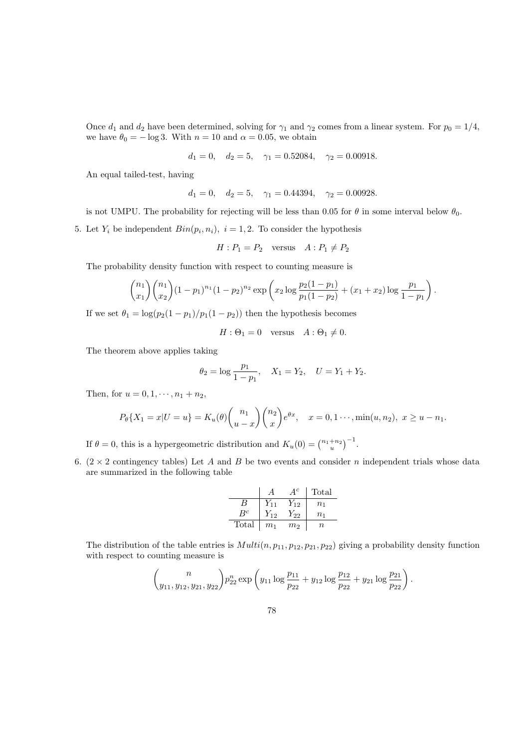Once $d_1$ and $d_2$ have been determined, solving for $\gamma_1$ and $\gamma_2$ comes from a linear system. For $p_0 = 1/4$, we have $\theta_0 = -\log 3$. With $n = 10$ and $\alpha = 0.05$, we obtain

$$d_1 = 0, \quad d_2 = 5, \quad \gamma_1 = 0.52084, \quad \gamma_2 = 0.00918.$$

An equal tailed-test, having

$$d_1 = 0, \quad d_2 = 5, \quad \gamma_1 = 0.44394, \quad \gamma_2 = 0.00928.$$

is not UMPU. The probability for rejecting will be less than 0.05 for $\theta$ in some interval below $\theta_0$.

5. Let $Y_i$ be independent $Bin(p_i, n_i),\ i = 1, 2$. To consider the hypothesis

$$H : P_1 = P_2 \quad \text{versus} \quad A : P_1 \neq P_2$$

The probability density function with respect to counting measure is

$$\binom{n_1}{x_1}\binom{n_1}{x_2}(1-p_1)^{n_1}(1-p_2)^{n_2} \exp\left(x_2 \log \frac{p_2(1-p_1)}{p_1(1-p_2)} + (x_1 + x_2) \log \frac{p_1}{1-p_1}\right).$$

If we set $\theta_1 = \log(p_2(1-p_1)/p_1(1-p_2))$ then the hypothesis becomes

$$H : \Theta_1 = 0 \quad \text{versus} \quad A : \Theta_1 \neq 0.$$

The theorem above applies taking

$$\theta_2 = \log \frac{p_1}{1-p_1}, \quad X_1 = Y_2, \quad U = Y_1 + Y_2.$$

Then, for $u = 0, 1, \cdots, n_1 + n_2$,

$$P_\theta\{X_1 = x | U = u\} = K_u(\theta)\binom{n_1}{u-x}\binom{n_2}{x}e^{\theta x}, \quad x = 0, 1\cdots, \min(u, n_2),\ x \geq u - n_1.$$

If $\theta = 0$, this is a hypergeometric distribution and $K_u(0) = \binom{n_1+n_2}{u}^{-1}$.

6. ($2 \times 2$ contingency tables) Let $A$ and $B$ be two events and consider $n$ independent trials whose data are summarized in the following table

| | $A$ | $A^c$ | Total |
|---|---|---|---|
| $B$ | $Y_{11}$ | $Y_{12}$ | $n_1$ |
| $B^c$ | $Y_{12}$ | $Y_{22}$ | $n_1$ |
| Total | $m_1$ | $m_2$ | $n$ |

The distribution of the table entries is $Multi(n, p_{11}, p_{12}, p_{21}, p_{22})$ giving a probability density function with respect to counting measure is

$$\binom{n}{y_{11}, y_{12}, y_{21}, y_{22}} p_{22}^n \exp\left(y_{11} \log \frac{p_{11}}{p_{22}} + y_{12} \log \frac{p_{12}}{p_{22}} + y_{21} \log \frac{p_{21}}{p_{22}}\right).$$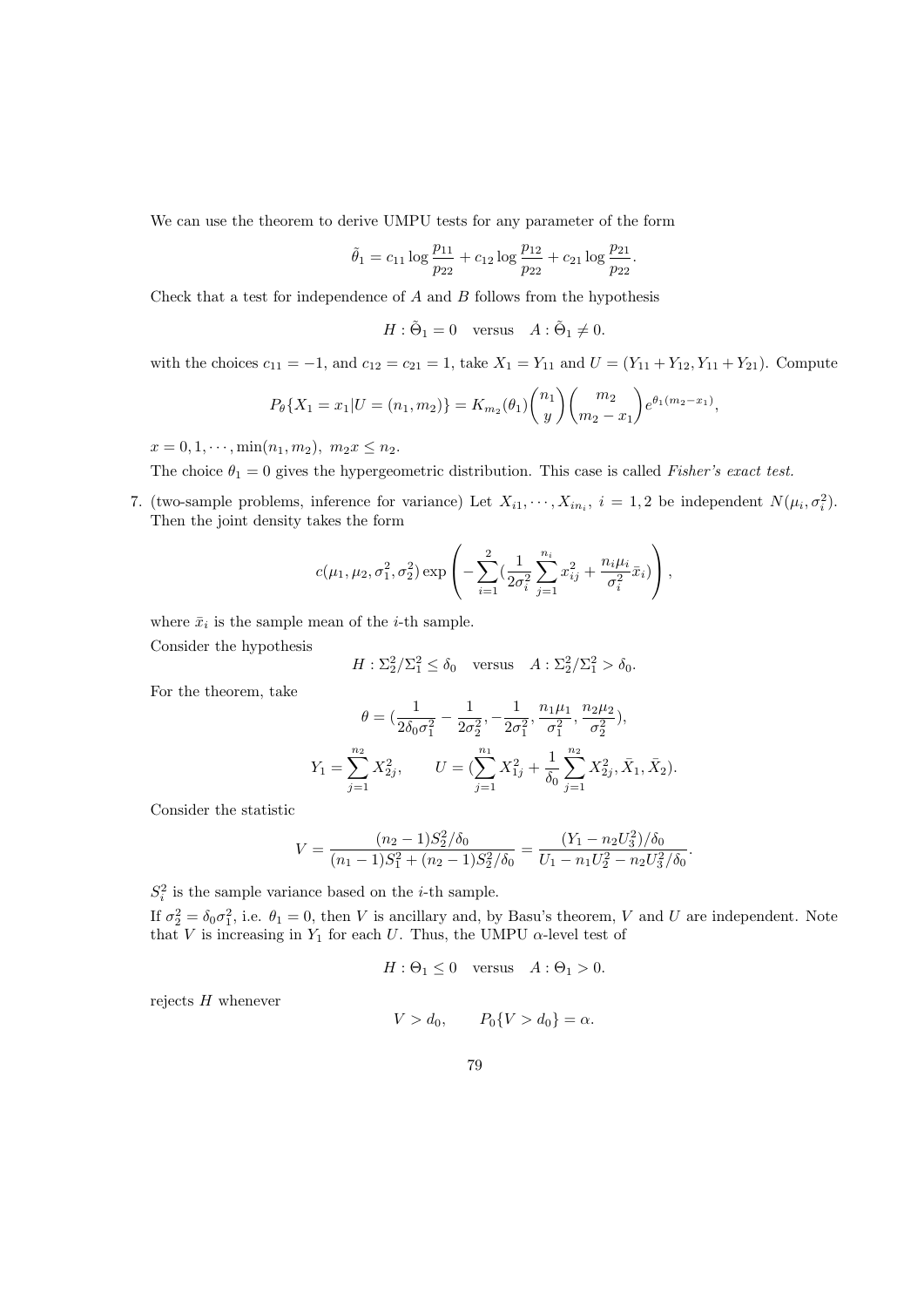We can use the theorem to derive UMPU tests for any parameter of the form

$$\tilde{\theta}_1 = c_{11} \log \frac{p_{11}}{p_{22}} + c_{12} \log \frac{p_{12}}{p_{22}} + c_{21} \log \frac{p_{21}}{p_{22}}.$$

Check that a test for independence of $A$ and $B$ follows from the hypothesis

$$H : \tilde{\Theta}_1 = 0 \quad \text{versus} \quad A : \tilde{\Theta}_1 \neq 0.$$

with the choices $c_{11} = -1$, and $c_{12} = c_{21} = 1$, take $X_1 = Y_{11}$ and $U = (Y_{11} + Y_{12}, Y_{11} + Y_{21})$. Compute

$$P_\theta\{X_1 = x_1 | U = (n_1, m_2)\} = K_{m_2}(\theta_1) \binom{n_1}{y} \binom{m_2}{m_2 - x_1} e^{\theta_1(m_2 - x_1)},$$

$x = 0, 1, \cdots, \min(n_1, m_2),\ m_2 x \leq n_2$.

The choice $\theta_1 = 0$ gives the hypergeometric distribution. This case is called *Fisher's exact test.*

7. (two-sample problems, inference for variance) Let $X_{i1}, \cdots, X_{in_i},\ i = 1, 2$ be independent $N(\mu_i, \sigma_i^2)$. Then the joint density takes the form

$$c(\mu_1, \mu_2, \sigma_1^2, \sigma_2^2) \exp\left( -\sum_{i=1}^{2} \left( \frac{1}{2\sigma_i^2} \sum_{j=1}^{n_i} x_{ij}^2 + \frac{n_i \mu_i}{\sigma_i^2} \bar{x}_i \right) \right),$$

where $\bar{x}_i$ is the sample mean of the $i$-th sample.

Consider the hypothesis

$$H : \Sigma_2^2 / \Sigma_1^2 \leq \delta_0 \quad \text{versus} \quad A : \Sigma_2^2 / \Sigma_1^2 > \delta_0.$$

For the theorem, take

$$\theta = \left( \frac{1}{2\delta_0 \sigma_1^2} - \frac{1}{2\sigma_2^2}, -\frac{1}{2\sigma_1^2}, \frac{n_1 \mu_1}{\sigma_1^2}, \frac{n_2 \mu_2}{\sigma_2^2} \right),$$

$$Y_1 = \sum_{j=1}^{n_2} X_{2j}^2, \qquad U = \left( \sum_{j=1}^{n_1} X_{1j}^2 + \frac{1}{\delta_0} \sum_{j=1}^{n_2} X_{2j}^2, \bar{X}_1, \bar{X}_2 \right).$$

Consider the statistic

$$V = \frac{(n_2 - 1) S_2^2 / \delta_0}{(n_1 - 1) S_1^2 + (n_2 - 1) S_2^2 / \delta_0} = \frac{(Y_1 - n_2 U_3^2)/\delta_0}{U_1 - n_1 U_2^2 - n_2 U_3^2 / \delta_0}.$$

$S_i^2$ is the sample variance based on the $i$-th sample.

If $\sigma_2^2 = \delta_0 \sigma_1^2$, i.e. $\theta_1 = 0$, then $V$ is ancillary and, by Basu's theorem, $V$ and $U$ are independent. Note that $V$ is increasing in $Y_1$ for each $U$. Thus, the UMPU $\alpha$-level test of

$$H : \Theta_1 \leq 0 \quad \text{versus} \quad A : \Theta_1 > 0.$$

rejects $H$ whenever

$$V > d_0, \qquad P_0\{V > d_0\} = \alpha.$$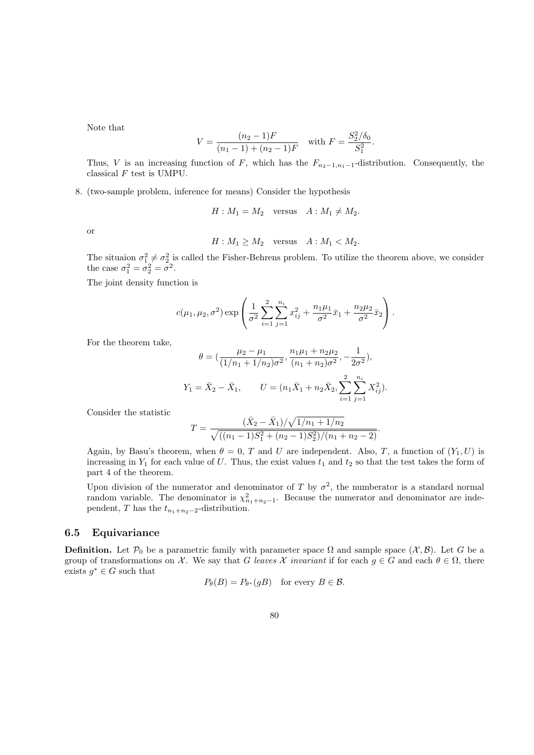Note that

$$V = \frac{(n_2 - 1)F}{(n_1 - 1) + (n_2 - 1)F} \quad \text{with } F = \frac{S_2^2/\delta_0}{S_1^2}.$$

Thus, $V$ is an increasing function of $F$, which has the $F_{n_2-1,n_1-1}$-distribution. Consequently, the classical $F$ test is UMPU.

8. (two-sample problem, inference for means) Consider the hypothesis

$$H : M_1 = M_2 \quad \text{versus} \quad A : M_1 \neq M_2.$$

or

$$H : M_1 \geq M_2 \quad \text{versus} \quad A : M_1 < M_2.$$

The situaion $\sigma_1^2 \neq \sigma_2^2$ is called the Fisher-Behrens problem. To utilize the theorem above, we consider the case $\sigma_1^2 = \sigma_2^2 = \sigma^2$.

The joint density function is

$$c(\mu_1, \mu_2, \sigma^2) \exp\left( \frac{1}{\sigma^2} \sum_{i=1}^{2} \sum_{j=1}^{n_i} x_{ij}^2 + \frac{n_1 \mu_1}{\sigma^2} \bar{x}_1 + \frac{n_2 \mu_2}{\sigma^2} \bar{x}_2 \right).$$

For the theorem take,

$$\theta = \left(\frac{\mu_2 - \mu_1}{(1/n_1 + 1/n_2)\sigma^2}, \frac{n_1\mu_1 + n_2\mu_2}{(n_1 + n_2)\sigma^2}, -\frac{1}{2\sigma^2}\right),$$

$$Y_1 = \bar{X}_2 - \bar{X}_1, \qquad U = (n_1\bar{X}_1 + n_2\bar{X}_2, \sum_{i=1}^{2}\sum_{j=1}^{n_i} X_{ij}^2).$$

Consider the statistic

$$T = \frac{(\bar{X}_2 - \bar{X}_1)/\sqrt{1/n_1 + 1/n_2}}{\sqrt{((n_1 - 1)S_1^2 + (n_2 - 1)S_2^2)/(n_1 + n_2 - 2)}}.$$

Again, by Basu's theorem, when $\theta = 0$, $T$ and $U$ are independent. Also, $T$, a function of $(Y_1, U)$ is increasing in $Y_1$ for each value of $U$. Thus, the exist values $t_1$ and $t_2$ so that the test takes the form of part 4 of the theorem.

Upon division of the numerator and denominator of $T$ by $\sigma^2$, the numberator is a standard normal random variable. The denominator is $\chi^2_{n_1+n_2-1}$. Because the numerator and denominator are independent, $T$ has the $t_{n_1+n_2-2}$-distribution.

## 6.5 Equivariance

**Definition.** Let $\mathcal{P}_0$ be a parametric family with parameter space $\Omega$ and sample space $(\mathcal{X}, \mathcal{B})$. Let $G$ be a group of transformations on $\mathcal{X}$. We say that $G$ *leaves $\mathcal{X}$ invariant* if for each $g \in G$ and each $\theta \in \Omega$, there exists $g^* \in G$ such that

$$P_\theta(B) = P_{\theta^*}(gB) \quad \text{for every } B \in \mathcal{B}.$$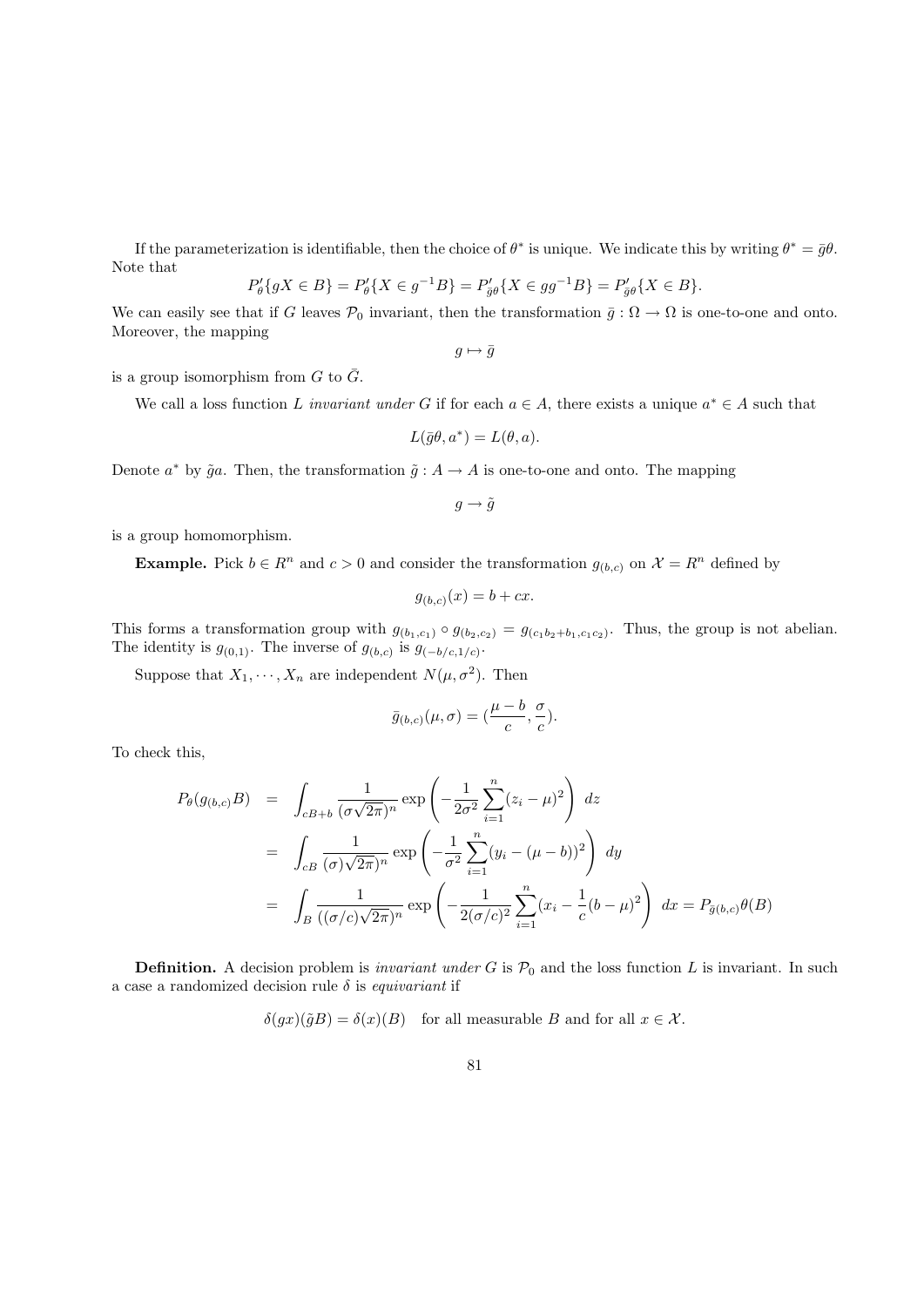If the parameterization is identifiable, then the choice of $\theta^*$ is unique. We indicate this by writing $\theta^* = \bar{g}\theta$. Note that

$$P'_\theta\{gX \in B\} = P'_\theta\{X \in g^{-1}B\} = P'_{\bar{g}\theta}\{X \in gg^{-1}B\} = P'_{\bar{g}\theta}\{X \in B\}.$$

We can easily see that if $G$ leaves $\mathcal{P}_0$ invariant, then the transformation $\bar{g} : \Omega \to \Omega$ is one-to-one and onto. Moreover, the mapping

$$g \mapsto \bar{g}$$

is a group isomorphism from $G$ to $\bar{G}$.

We call a loss function $L$ *invariant under* $G$ if for each $a \in A$, there exists a unique $a^* \in A$ such that

$$L(\bar{g}\theta, a^*) = L(\theta, a).$$

Denote $a^*$ by $\tilde{g}a$. Then, the transformation $\tilde{g} : A \to A$ is one-to-one and onto. The mapping

$$g \to \tilde{g}$$

is a group homomorphism.

**Example.** Pick $b \in R^n$ and $c > 0$ and consider the transformation $g_{(b,c)}$ on $\mathcal{X} = R^n$ defined by

$$g_{(b,c)}(x) = b + cx.$$

This forms a transformation group with $g_{(b_1,c_1)} \circ g_{(b_2,c_2)} = g_{(c_1 b_2 + b_1, c_1 c_2)}$. Thus, the group is not abelian. The identity is $g_{(0,1)}$. The inverse of $g_{(b,c)}$ is $g_{(-b/c,1/c)}$.

Suppose that $X_1, \cdots, X_n$ are independent $N(\mu, \sigma^2)$. Then

$$\bar{g}_{(b,c)}(\mu, \sigma) = (\frac{\mu - b}{c}, \frac{\sigma}{c}).$$

To check this,

$$\begin{aligned}
P_\theta(g_{(b,c)}B) &= \int_{cB+b} \frac{1}{(\sigma\sqrt{2\pi})^n} \exp\left(-\frac{1}{2\sigma^2}\sum_{i=1}^n (z_i - \mu)^2\right) \, dz \\
&= \int_{cB} \frac{1}{(\sigma)\sqrt{2\pi})^n} \exp\left(-\frac{1}{\sigma^2}\sum_{i=1}^n (y_i - (\mu - b))^2\right) \, dy \\
&= \int_B \frac{1}{((\sigma/c)\sqrt{2\pi})^n} \exp\left(-\frac{1}{2(\sigma/c)^2}\sum_{i=1}^n (x_i - \frac{1}{c}(b - \mu)^2\right) \, dx = P_{\bar{g}(b,c)}\theta(B)
\end{aligned}$$

**Definition.** A decision problem is *invariant under* $G$ is $\mathcal{P}_0$ and the loss function $L$ is invariant. In such a case a randomized decision rule $\delta$ is *equivariant* if

$$\delta(gx)(\tilde{g}B) = \delta(x)(B) \quad \text{for all measurable } B \text{ and for all } x \in \mathcal{X}.$$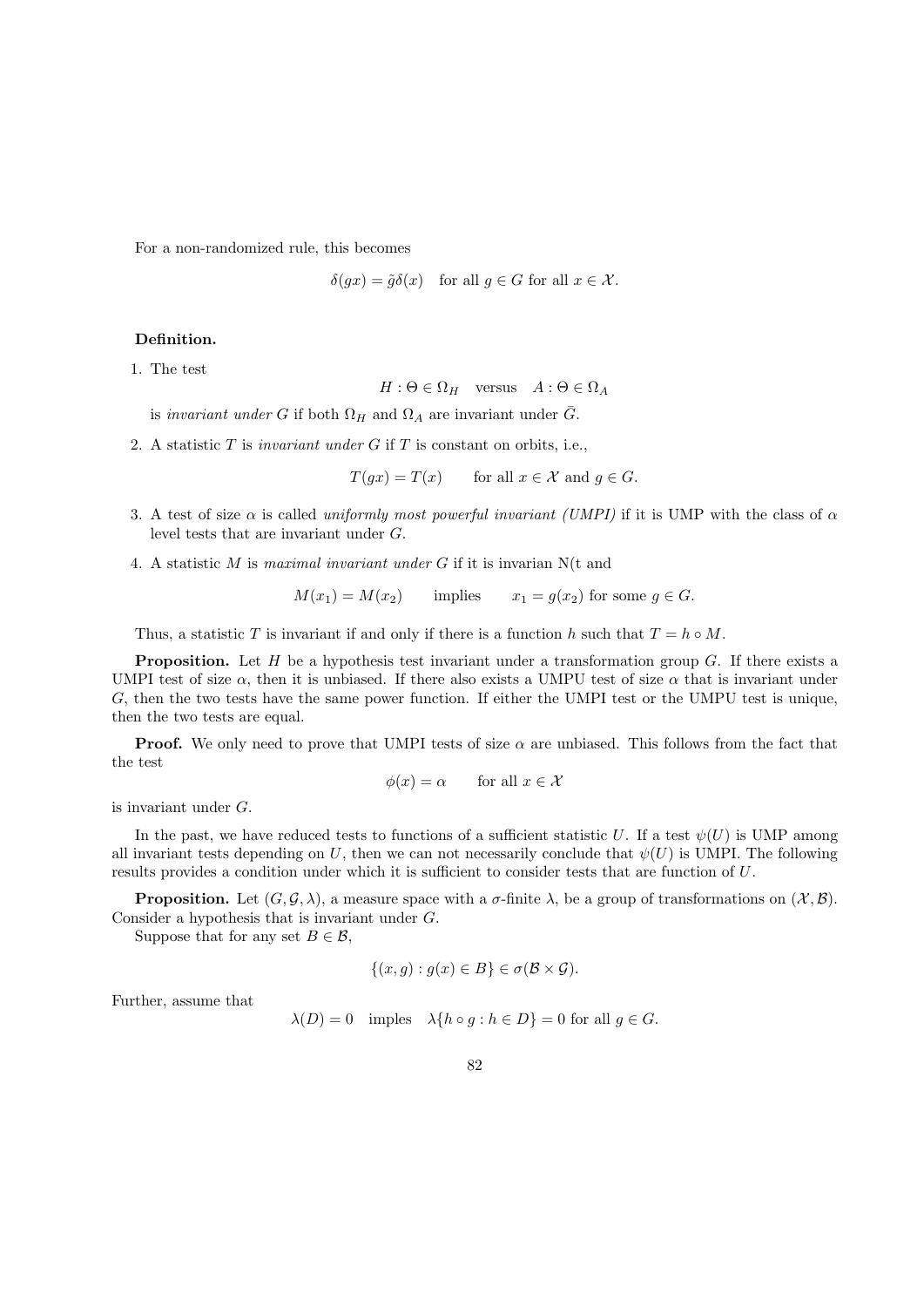For a non-randomized rule, this becomes

$$\delta(gx) = \tilde{g}\delta(x) \quad \text{for all } g \in G \text{ for all } x \in \mathcal{X}.$$

**Definition.**

1. The test

$$H : \Theta \in \Omega_H \quad \text{versus} \quad A : \Theta \in \Omega_A$$

   is *invariant under* $G$ if both $\Omega_H$ and $\Omega_A$ are invariant under $\bar{G}$.

2. A statistic $T$ is *invariant under* $G$ if $T$ is constant on orbits, i.e.,

$$T(gx) = T(x) \qquad \text{for all } x \in \mathcal{X} \text{ and } g \in G.$$

3. A test of size $\alpha$ is called *uniformly most powerful invariant (UMPI)* if it is UMP with the class of $\alpha$ level tests that are invariant under $G$.

4. A statistic $M$ is *maximal invariant under* $G$ if it is invarian N(t and

$$M(x_1) = M(x_2) \qquad \text{implies} \qquad x_1 = g(x_2) \text{ for some } g \in G.$$

   Thus, a statistic $T$ is invariant if and only if there is a function $h$ such that $T = h \circ M$.

**Proposition.** Let $H$ be a hypothesis test invariant under a transformation group $G$. If there exists a UMPI test of size $\alpha$, then it is unbiased. If there also exists a UMPU test of size $\alpha$ that is invariant under $G$, then the two tests have the same power function. If either the UMPI test or the UMPU test is unique, then the two tests are equal.

**Proof.** We only need to prove that UMPI tests of size $\alpha$ are unbiased. This follows from the fact that the test

$$\phi(x) = \alpha \qquad \text{for all } x \in \mathcal{X}$$

is invariant under $G$.

In the past, we have reduced tests to functions of a sufficient statistic $U$. If a test $\psi(U)$ is UMP among all invariant tests depending on $U$, then we can not necessarily conclude that $\psi(U)$ is UMPI. The following results provides a condition under which it is sufficient to consider tests that are function of $U$.

**Proposition.** Let $(G, \mathcal{G}, \lambda)$, a measure space with a $\sigma$-finite $\lambda$, be a group of transformations on $(\mathcal{X}, \mathcal{B})$. Consider a hypothesis that is invariant under $G$.

Suppose that for any set $B \in \mathcal{B}$,

$$\{(x, g) : g(x) \in B\} \in \sigma(\mathcal{B} \times \mathcal{G}).$$

Further, assume that

$$\lambda(D) = 0 \quad \text{imples} \quad \lambda\{h \circ g : h \in D\} = 0 \text{ for all } g \in G.$$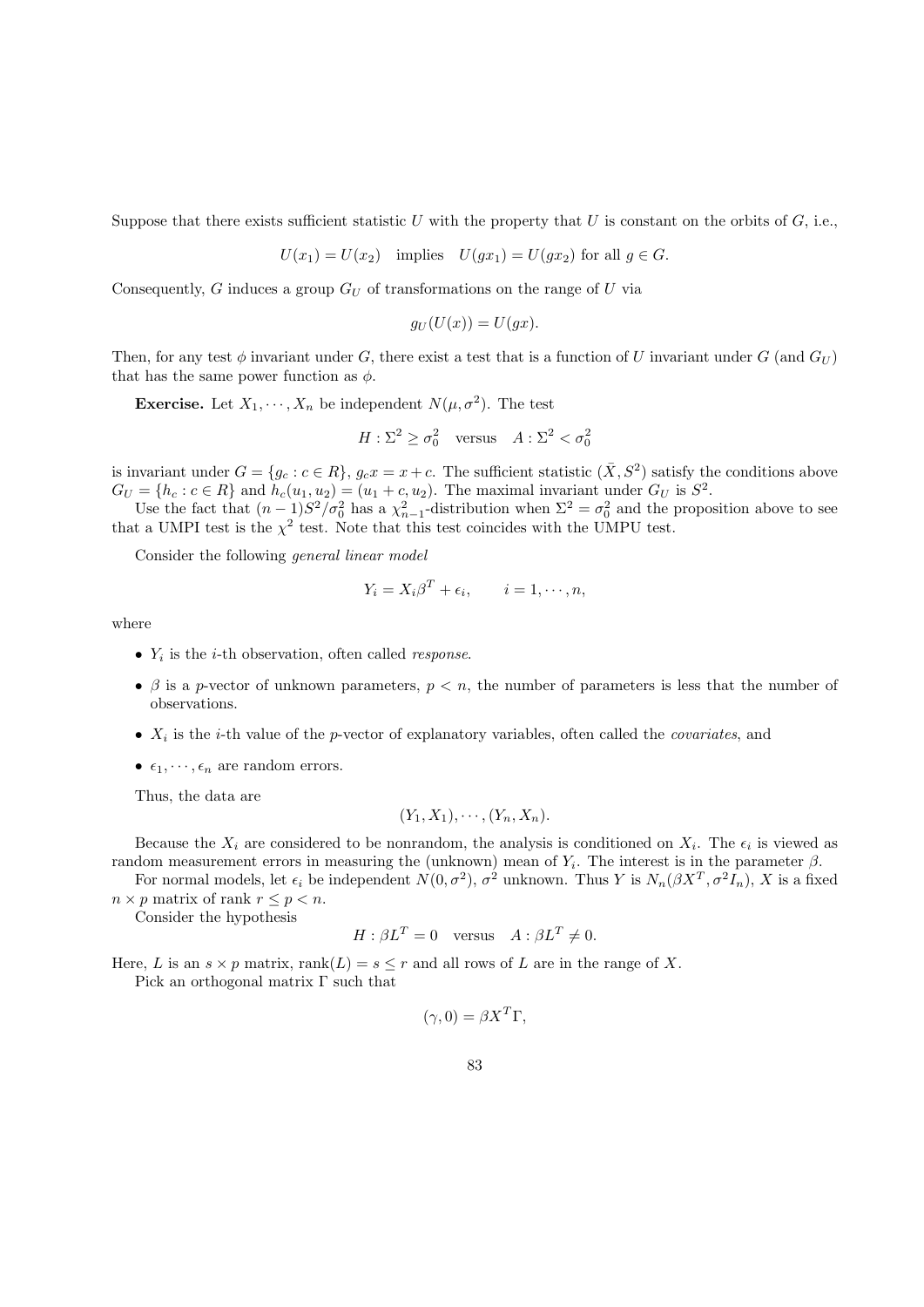Suppose that there exists sufficient statistic $U$ with the property that $U$ is constant on the orbits of $G$, i.e.,

$$U(x_1) = U(x_2) \quad \text{implies} \quad U(gx_1) = U(gx_2) \text{ for all } g \in G.$$

Consequently, $G$ induces a group $G_U$ of transformations on the range of $U$ via

$$g_U(U(x)) = U(gx).$$

Then, for any test $\phi$ invariant under $G$, there exist a test that is a function of $U$ invariant under $G$ (and $G_U$) that has the same power function as $\phi$.

**Exercise.** Let $X_1, \cdots, X_n$ be independent $N(\mu, \sigma^2)$. The test

$$H : \Sigma^2 \geq \sigma_0^2 \quad \text{versus} \quad A : \Sigma^2 < \sigma_0^2$$

is invariant under $G = \{g_c : c \in R\}$, $g_c x = x + c$. The sufficient statistic $(\bar{X}, S^2)$ satisfy the conditions above $G_U = \{h_c : c \in R\}$ and $h_c(u_1, u_2) = (u_1 + c, u_2)$. The maximal invariant under $G_U$ is $S^2$.

Use the fact that $(n-1)S^2/\sigma_0^2$ has a $\chi^2_{n-1}$-distribution when $\Sigma^2 = \sigma_0^2$ and the proposition above to see that a UMPI test is the $\chi^2$ test. Note that this test coincides with the UMPU test.

Consider the following *general linear model*

$$Y_i = X_i \beta^T + \epsilon_i, \qquad i = 1, \cdots, n,$$

where

- $Y_i$ is the $i$-th observation, often called *response*.
- $\beta$ is a $p$-vector of unknown parameters, $p < n$, the number of parameters is less that the number of observations.
- $X_i$ is the $i$-th value of the $p$-vector of explanatory variables, often called the *covariates*, and
- $\epsilon_1, \cdots, \epsilon_n$ are random errors.

Thus, the data are

$$(Y_1, X_1), \cdots, (Y_n, X_n).$$

Because the $X_i$ are considered to be nonrandom, the analysis is conditioned on $X_i$. The $\epsilon_i$ is viewed as random measurement errors in measuring the (unknown) mean of $Y_i$. The interest is in the parameter $\beta$.

For normal models, let $\epsilon_i$ be independent $N(0, \sigma^2)$, $\sigma^2$ unknown. Thus $Y$ is $N_n(\beta X^T, \sigma^2 I_n)$, $X$ is a fixed $n \times p$ matrix of rank $r \leq p < n$.

Consider the hypothesis

$$H : \beta L^T = 0 \quad \text{versus} \quad A : \beta L^T \neq 0.$$

Here, $L$ is an $s \times p$ matrix, $\text{rank}(L) = s \leq r$ and all rows of $L$ are in the range of $X$.

Pick an orthogonal matrix $\Gamma$ such that

$$(\gamma, 0) = \beta X^T \Gamma,$$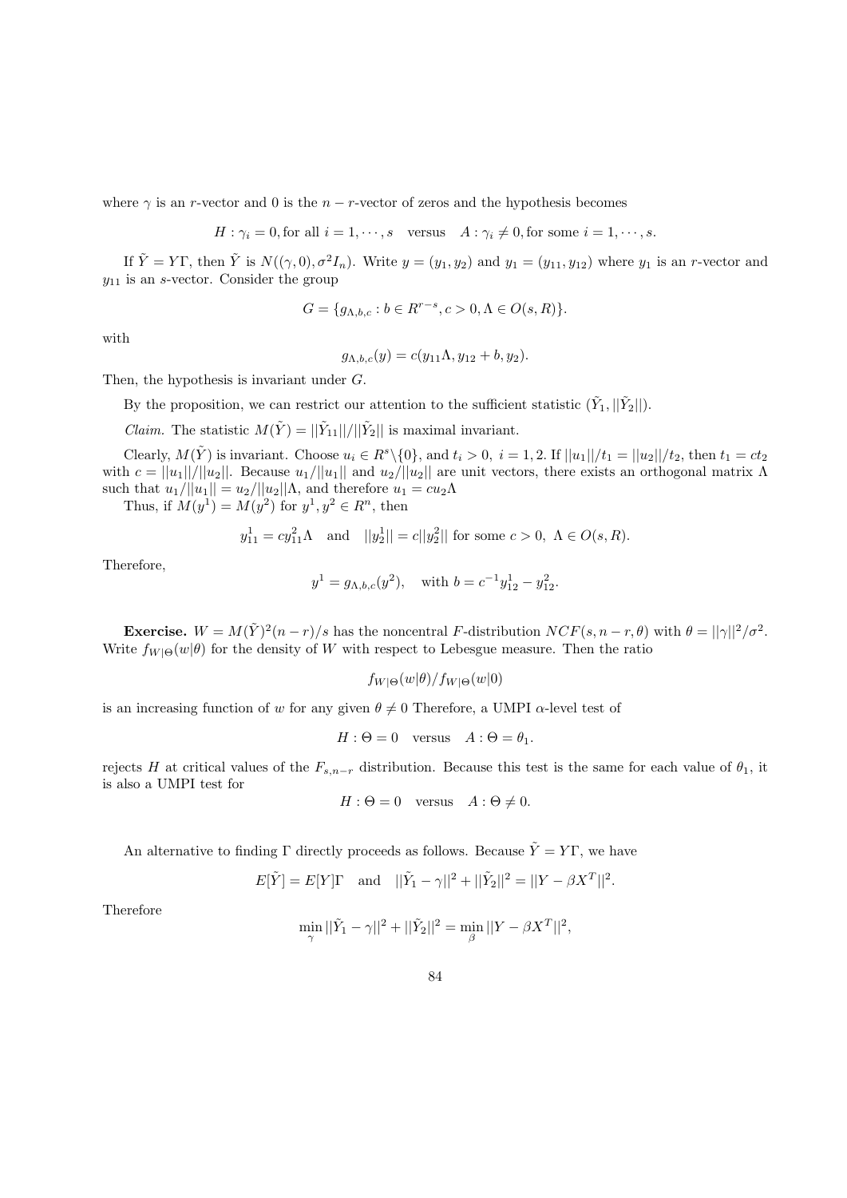where $\gamma$ is an $r$-vector and 0 is the $n-r$-vector of zeros and the hypothesis becomes

$$H : \gamma_i = 0, \text{for all } i = 1, \cdots, s \quad \text{versus} \quad A : \gamma_i \neq 0, \text{for some } i = 1, \cdots, s.$$

If $\tilde{Y} = Y\Gamma$, then $\tilde{Y}$ is $N((\gamma, 0), \sigma^2 I_n)$. Write $y = (y_1, y_2)$ and $y_1 = (y_{11}, y_{12})$ where $y_1$ is an $r$-vector and $y_{11}$ is an $s$-vector. Consider the group

$$G = \{g_{\Lambda,b,c} : b \in R^{r-s}, c > 0, \Lambda \in O(s, R)\}.$$

with

$$g_{\Lambda,b,c}(y) = c(y_{11}\Lambda, y_{12} + b, y_2).$$

Then, the hypothesis is invariant under $G$.

By the proposition, we can restrict our attention to the sufficient statistic $(\tilde{Y}_1, ||\tilde{Y}_2||)$.

*Claim.* The statistic $M(\tilde{Y}) = ||\tilde{Y}_{11}||/||\tilde{Y}_2||$ is maximal invariant.

Clearly, $M(\tilde{Y})$ is invariant. Choose $u_i \in R^s \backslash \{0\}$, and $t_i > 0$, $i = 1, 2$. If $||u_1||/t_1 = ||u_2||/t_2$, then $t_1 = ct_2$ with $c = ||u_1||/||u_2||$. Because $u_1/||u_1||$ and $u_2/||u_2||$ are unit vectors, there exists an orthogonal matrix $\Lambda$ such that $u_1/||u_1|| = u_2/||u_2||\Lambda$, and therefore $u_1 = cu_2\Lambda$

Thus, if $M(y^1) = M(y^2)$ for $y^1, y^2 \in R^n$, then

$$y_{11}^1 = cy_{11}^2\Lambda \quad \text{and} \quad ||y_2^1|| = c||y_2^2|| \text{ for some } c > 0,\ \Lambda \in O(s, R).$$

Therefore,

$$y^1 = g_{\Lambda,b,c}(y^2), \quad \text{with } b = c^{-1}y_{12}^1 - y_{12}^2.$$

**Exercise.** $W = M(\tilde{Y})^2(n-r)/s$ has the noncentral $F$-distribution $NCF(s, n-r, \theta)$ with $\theta = ||\gamma||^2/\sigma^2$. Write $f_{W|\Theta}(w|\theta)$ for the density of $W$ with respect to Lebesgue measure. Then the ratio

$$f_{W|\Theta}(w|\theta)/f_{W|\Theta}(w|0)$$

is an increasing function of $w$ for any given $\theta \neq 0$ Therefore, a UMPI $\alpha$-level test of

$$H : \Theta = 0 \quad \text{versus} \quad A : \Theta = \theta_1.$$

rejects $H$ at critical values of the $F_{s,n-r}$ distribution. Because this test is the same for each value of $\theta_1$, it is also a UMPI test for

$$H : \Theta = 0 \quad \text{versus} \quad A : \Theta \neq 0.$$

An alternative to finding $\Gamma$ directly proceeds as follows. Because $\tilde{Y} = Y\Gamma$, we have

$$E[\tilde{Y}] = E[Y]\Gamma \quad \text{and} \quad ||\tilde{Y}_1 - \gamma||^2 + ||\tilde{Y}_2||^2 = ||Y - \beta X^T||^2.$$

Therefore

$$\min_{\gamma} ||\tilde{Y}_1 - \gamma||^2 + ||\tilde{Y}_2||^2 = \min_{\beta} ||Y - \beta X^T||^2,$$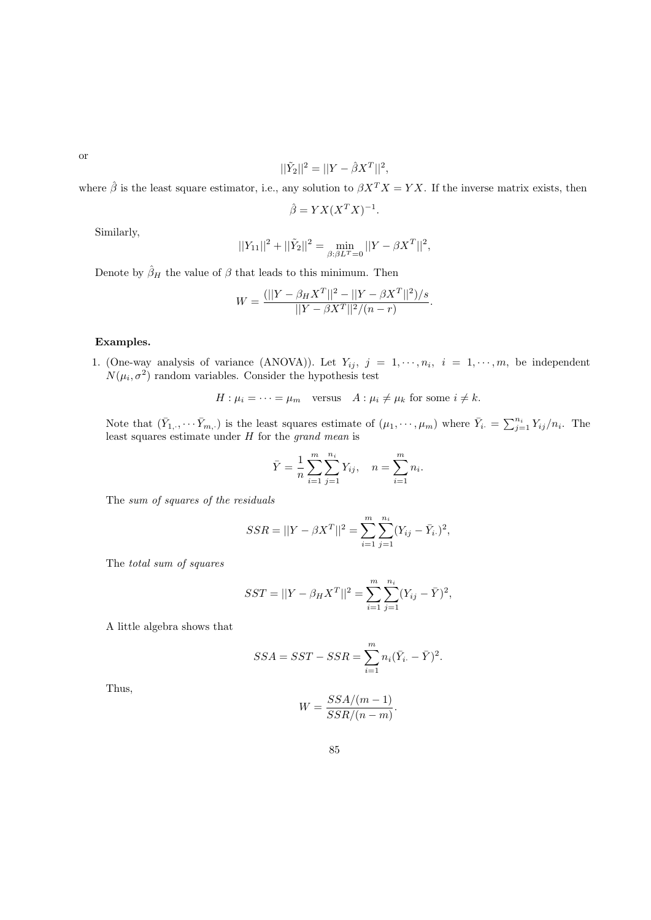or

$$||\tilde{Y}_2||^2 = ||Y - \hat{\beta} X^T||^2,$$

where $\hat{\beta}$ is the least square estimator, i.e., any solution to $\beta X^T X = YX$. If the inverse matrix exists, then

$$\hat{\beta} = YX(X^T X)^{-1}.$$

Similarly,

$$||Y_{11}||^2 + ||\tilde{Y}_2||^2 = \min_{\beta : \beta L^T = 0} ||Y - \beta X^T||^2,$$

Denote by $\hat{\beta}_H$ the value of $\beta$ that leads to this minimum. Then

$$W = \frac{(||Y - \beta_H X^T||^2 - ||Y - \beta X^T||^2)/s}{||Y - \beta X^T||^2/(n-r)}.$$

**Examples.**

1. (One-way analysis of variance (ANOVA)). Let $Y_{ij},\ j = 1, \cdots, n_i,\ i = 1, \cdots, m$, be independent $N(\mu_i, \sigma^2)$ random variables. Consider the hypothesis test

$$H : \mu_i = \cdots = \mu_m \quad \text{versus} \quad A : \mu_i \neq \mu_k \text{ for some } i \neq k.$$

Note that $(\bar{Y}_{1,\cdot}, \cdots \bar{Y}_{m,\cdot})$ is the least squares estimate of $(\mu_1, \cdots, \mu_m)$ where $\bar{Y}_{i\cdot} = \sum_{j=1}^{n_i} Y_{ij}/n_i$. The least squares estimate under $H$ for the *grand mean* is

$$\bar{Y} = \frac{1}{n} \sum_{i=1}^{m} \sum_{j=1}^{n_i} Y_{ij}, \quad n = \sum_{i=1}^{m} n_i.$$

The *sum of squares of the residuals*

$$SSR = ||Y - \beta X^T||^2 = \sum_{i=1}^{m} \sum_{j=1}^{n_i} (Y_{ij} - \bar{Y}_{i\cdot})^2,$$

The *total sum of squares*

$$SST = ||Y - \beta_H X^T||^2 = \sum_{i=1}^{m} \sum_{j=1}^{n_i} (Y_{ij} - \bar{Y})^2,$$

A little algebra shows that

$$SSA = SST - SSR = \sum_{i=1}^{m} n_i (\bar{Y}_{i\cdot} - \bar{Y})^2.$$

Thus,

$$W = \frac{SSA/(m-1)}{SSR/(n-m)}.$$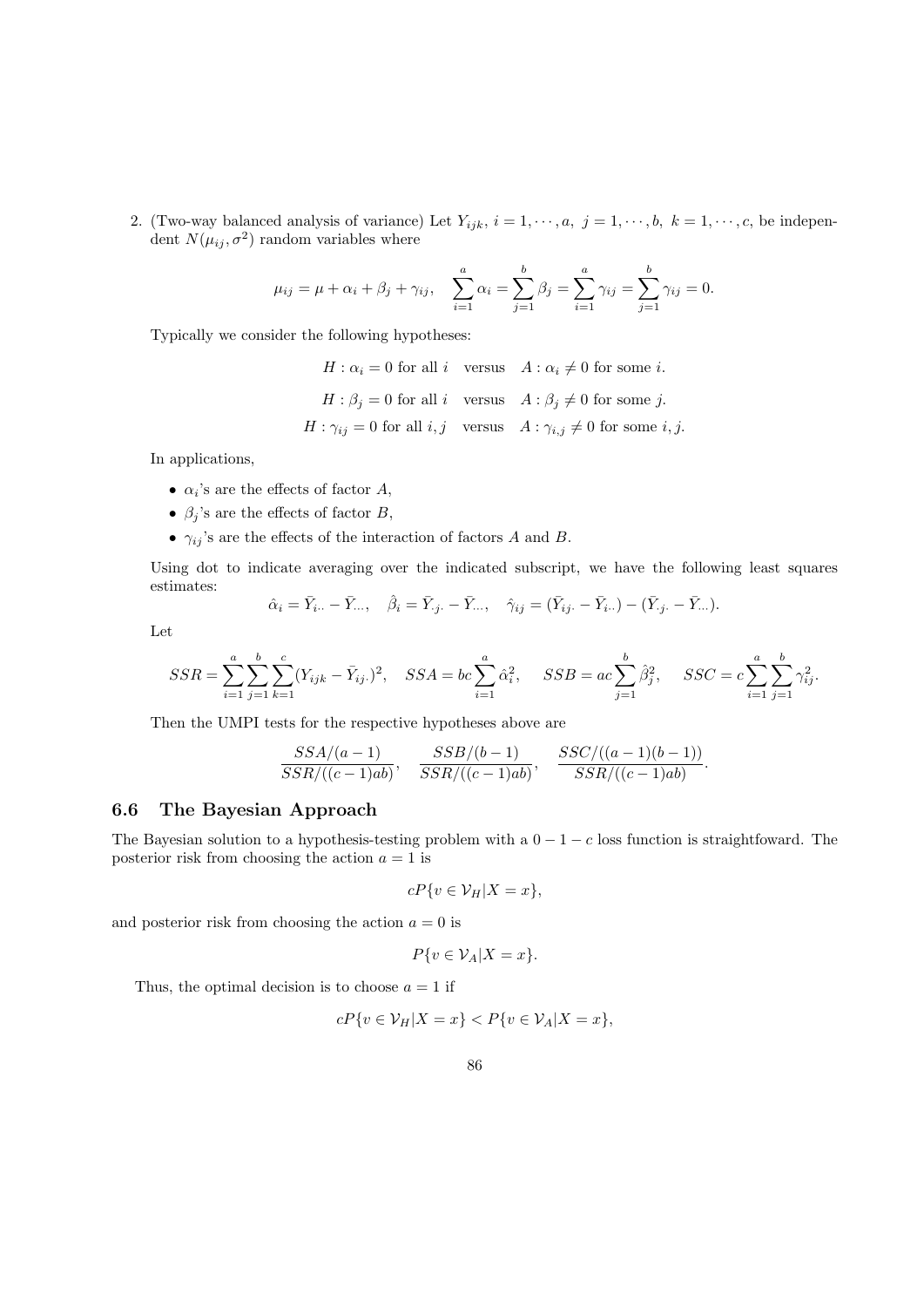2. (Two-way balanced analysis of variance) Let $Y_{ijk},\ i = 1, \cdots, a,\ j = 1, \cdots, b,\ k = 1, \cdots, c$, be independent $N(\mu_{ij}, \sigma^2)$ random variables where

$$\mu_{ij} = \mu + \alpha_i + \beta_j + \gamma_{ij}, \quad \sum_{i=1}^{a} \alpha_i = \sum_{j=1}^{b} \beta_j = \sum_{i=1}^{a} \gamma_{ij} = \sum_{j=1}^{b} \gamma_{ij} = 0.$$

Typically we consider the following hypotheses:

$$H : \alpha_i = 0 \text{ for all } i \quad \text{versus} \quad A : \alpha_i \neq 0 \text{ for some } i.$$

$$H : \beta_j = 0 \text{ for all } i \quad \text{versus} \quad A : \beta_j \neq 0 \text{ for some } j.$$

$$H : \gamma_{ij} = 0 \text{ for all } i, j \quad \text{versus} \quad A : \gamma_{i,j} \neq 0 \text{ for some } i, j.$$

In applications,

- $\alpha_i$'s are the effects of factor $A$,
- $\beta_j$'s are the effects of factor $B$,
- $\gamma_{ij}$'s are the effects of the interaction of factors $A$ and $B$.

Using dot to indicate averaging over the indicated subscript, we have the following least squares estimates:

$$\hat{\alpha}_i = \bar{Y}_{i\cdot\cdot} - \bar{Y}_{\cdot\cdot\cdot}, \quad \hat{\beta}_i = \bar{Y}_{\cdot j \cdot} - \bar{Y}_{\cdot\cdot\cdot}, \quad \hat{\gamma}_{ij} = (\bar{Y}_{ij\cdot} - \bar{Y}_{i\cdot\cdot}) - (\bar{Y}_{\cdot j\cdot} - \bar{Y}_{\cdot\cdot\cdot}).$$

Let

$$SSR = \sum_{i=1}^{a}\sum_{j=1}^{b}\sum_{k=1}^{c}(Y_{ijk} - \bar{Y}_{ij\cdot})^2, \quad SSA = bc\sum_{i=1}^{a}\hat{\alpha}_i^2, \quad SSB = ac\sum_{j=1}^{b}\hat{\beta}_j^2, \quad SSC = c\sum_{i=1}^{a}\sum_{j=1}^{b}\gamma_{ij}^2.$$

Then the UMPI tests for the respective hypotheses above are

$$\frac{SSA/(a-1)}{SSR/((c-1)ab)}, \quad \frac{SSB/(b-1)}{SSR/((c-1)ab)}, \quad \frac{SSC/((a-1)(b-1))}{SSR/((c-1)ab)}.$$

## 6.6 The Bayesian Approach

The Bayesian solution to a hypothesis-testing problem with a $0-1-c$ loss function is straightfoward. The posterior risk from choosing the action $a = 1$ is

$$cP\{v \in \mathcal{V}_H | X = x\},$$

and posterior risk from choosing the action $a = 0$ is

$$P\{v \in \mathcal{V}_A | X = x\}.$$

Thus, the optimal decision is to choose $a = 1$ if

$$cP\{v \in \mathcal{V}_H | X = x\} < P\{v \in \mathcal{V}_A | X = x\},$$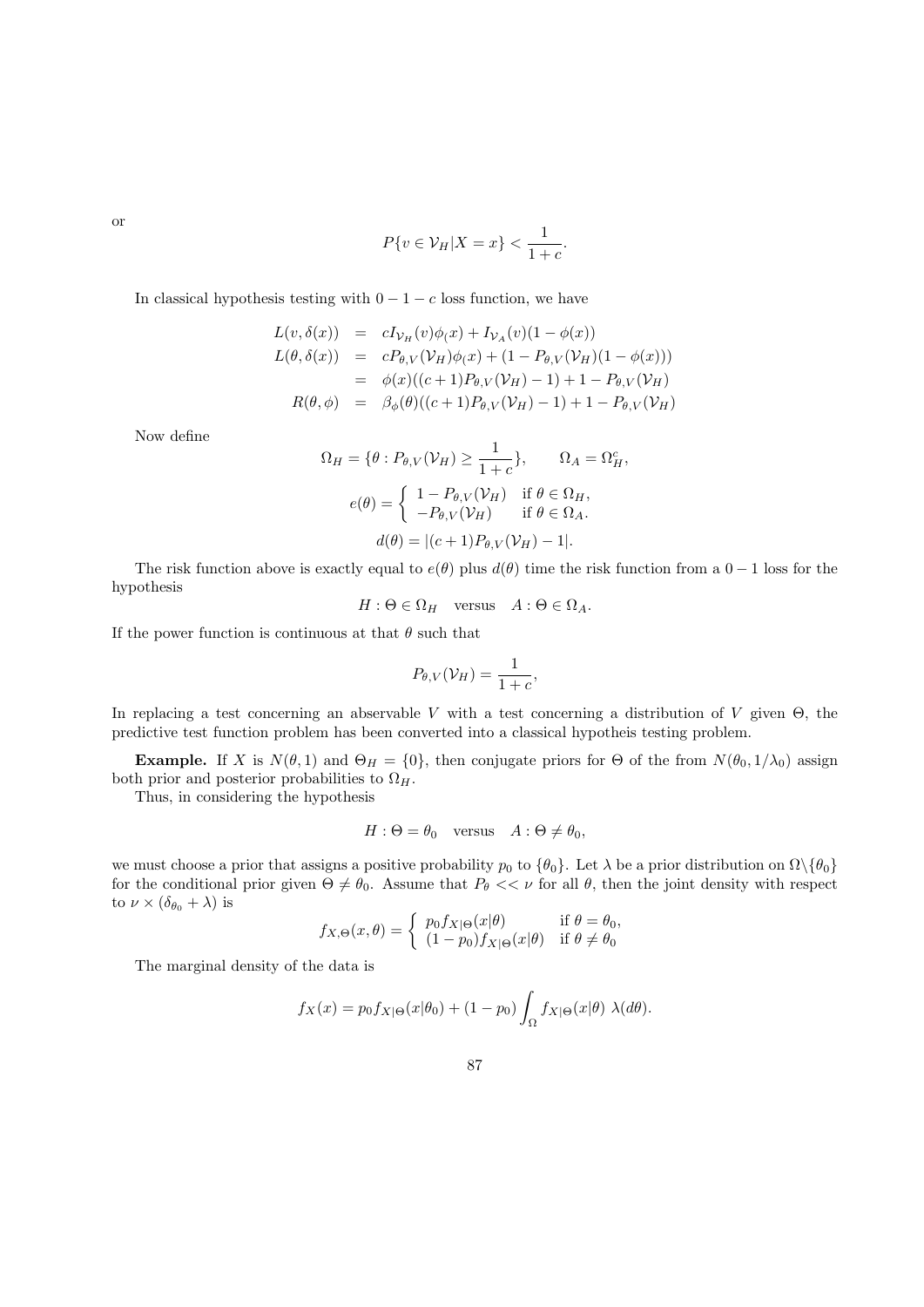or

$$P\{v \in \mathcal{V}_H | X = x\} < \frac{1}{1+c}.$$

In classical hypothesis testing with $0-1-c$ loss function, we have

$$\begin{aligned}
L(v, \delta(x)) &= cI_{\mathcal{V}_H}(v)\phi_(x) + I_{\mathcal{V}_A}(v)(1-\phi(x)) \\
L(\theta, \delta(x)) &= cP_{\theta,V}(\mathcal{V}_H)\phi_(x) + (1 - P_{\theta,V}(\mathcal{V}_H)(1-\phi(x))) \\
&= \phi(x)((c+1)P_{\theta,V}(\mathcal{V}_H) - 1) + 1 - P_{\theta,V}(\mathcal{V}_H) \\
R(\theta, \phi) &= \beta_\phi(\theta)((c+1)P_{\theta,V}(\mathcal{V}_H) - 1) + 1 - P_{\theta,V}(\mathcal{V}_H)
\end{aligned}$$

Now define

$$\Omega_H = \{\theta : P_{\theta,V}(\mathcal{V}_H) \geq \frac{1}{1+c}\}, \qquad \Omega_A = \Omega_H^c,$$

$$e(\theta) = \begin{cases} 1 - P_{\theta,V}(\mathcal{V}_H) & \text{if } \theta \in \Omega_H, \\ -P_{\theta,V}(\mathcal{V}_H) & \text{if } \theta \in \Omega_A. \end{cases}$$

$$d(\theta) = |(c+1)P_{\theta,V}(\mathcal{V}_H) - 1|.$$

The risk function above is exactly equal to $e(\theta)$ plus $d(\theta)$ time the risk function from a $0-1$ loss for the hypothesis

$$H : \Theta \in \Omega_H \quad \text{versus} \quad A : \Theta \in \Omega_A.$$

If the power function is continuous at that $\theta$ such that

$$P_{\theta,V}(\mathcal{V}_H) = \frac{1}{1+c},$$

In replacing a test concerning an observable $V$ with a test concerning a distribution of $V$ given $\Theta$, the predictive test function problem has been converted into a classical hypotheis testing problem.

**Example.** If $X$ is $N(\theta, 1)$ and $\Theta_H = \{0\}$, then conjugate priors for $\Theta$ of the from $N(\theta_0, 1/\lambda_0)$ assign both prior and posterior probabilities to $\Omega_H$.

Thus, in considering the hypothesis

$$H : \Theta = \theta_0 \quad \text{versus} \quad A : \Theta \neq \theta_0,$$

we must choose a prior that assigns a positive probability $p_0$ to $\{\theta_0\}$. Let $\lambda$ be a prior distribution on $\Omega \backslash \{\theta_0\}$ for the conditional prior given $\Theta \neq \theta_0$. Assume that $P_\theta << \nu$ for all $\theta$, then the joint density with respect to $\nu \times (\delta_{\theta_0} + \lambda)$ is

$$f_{X,\Theta}(x, \theta) = \begin{cases} p_0 f_{X|\Theta}(x|\theta) & \text{if } \theta = \theta_0, \\ (1-p_0) f_{X|\Theta}(x|\theta) & \text{if } \theta \neq \theta_0 \end{cases}$$

The marginal density of the data is

$$f_X(x) = p_0 f_{X|\Theta}(x|\theta_0) + (1-p_0) \int_\Omega f_{X|\Theta}(x|\theta) \; \lambda(d\theta).$$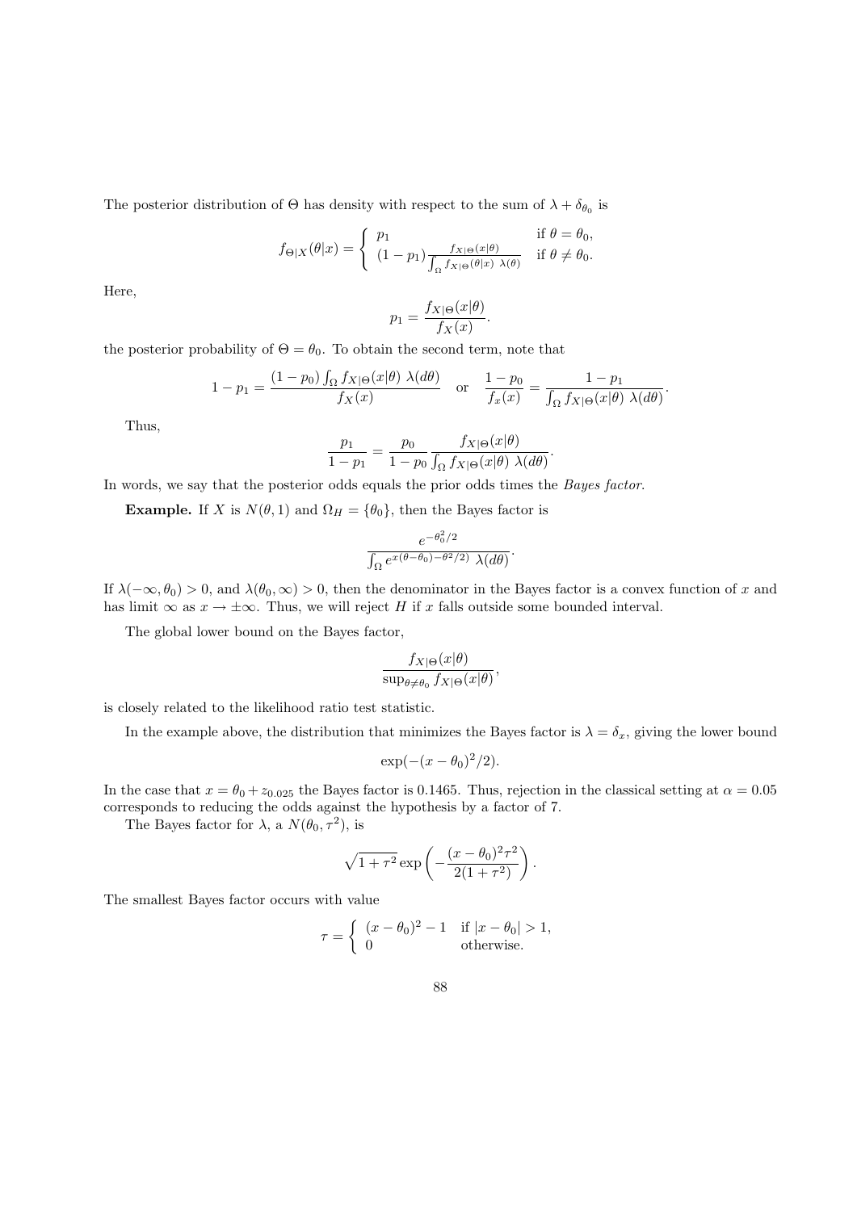The posterior distribution of $\Theta$ has density with respect to the sum of $\lambda + \delta_{\theta_0}$ is

$$f_{\Theta|X}(\theta|x) = \begin{cases} p_1 & \text{if } \theta = \theta_0, \\ (1-p_1)\frac{f_{X|\Theta}(x|\theta)}{\int_\Omega f_{X|\Theta}(\theta|x)\ \lambda(\theta)} & \text{if } \theta \neq \theta_0. \end{cases}$$

Here,

$$p_1 = \frac{f_{X|\Theta}(x|\theta)}{f_X(x)}.$$

the posterior probability of $\Theta = \theta_0$. To obtain the second term, note that

$$1 - p_1 = \frac{(1-p_0)\int_\Omega f_{X|\Theta}(x|\theta)\ \lambda(d\theta)}{f_X(x)} \quad \text{or} \quad \frac{1-p_0}{f_x(x)} = \frac{1-p_1}{\int_\Omega f_{X|\Theta}(x|\theta)\ \lambda(d\theta)}.$$

Thus,

$$\frac{p_1}{1-p_1} = \frac{p_0}{1-p_0}\frac{f_{X|\Theta}(x|\theta)}{\int_\Omega f_{X|\Theta}(x|\theta)\ \lambda(d\theta)}.$$

In words, we say that the posterior odds equals the prior odds times the *Bayes factor*.

**Example.** If $X$ is $N(\theta, 1)$ and $\Omega_H = \{\theta_0\}$, then the Bayes factor is

$$\frac{e^{-\theta_0^2/2}}{\int_\Omega e^{x(\theta-\theta_0)-\theta^2/2)}\ \lambda(d\theta)}.$$

If $\lambda(-\infty, \theta_0) > 0$, and $\lambda(\theta_0, \infty) > 0$, then the denominator in the Bayes factor is a convex function of $x$ and has limit $\infty$ as $x \to \pm\infty$. Thus, we will reject $H$ if $x$ falls outside some bounded interval.

The global lower bound on the Bayes factor,

$$\frac{f_{X|\Theta}(x|\theta)}{\sup_{\theta\neq\theta_0} f_{X|\Theta}(x|\theta)},$$

is closely related to the likelihood ratio test statistic.

In the example above, the distribution that minimizes the Bayes factor is $\lambda = \delta_x$, giving the lower bound

$$\exp(-(x-\theta_0)^2/2).$$

In the case that $x = \theta_0 + z_{0.025}$ the Bayes factor is 0.1465. Thus, rejection in the classical setting at $\alpha = 0.05$ corresponds to reducing the odds against the hypothesis by a factor of 7.

The Bayes factor for $\lambda$, a $N(\theta_0, \tau^2)$, is

$$\sqrt{1+\tau^2}\exp\left(-\frac{(x-\theta_0)^2\tau^2}{2(1+\tau^2)}\right).$$

The smallest Bayes factor occurs with value

$$\tau = \begin{cases} (x-\theta_0)^2 - 1 & \text{if } |x-\theta_0| > 1, \\ 0 & \text{otherwise.} \end{cases}$$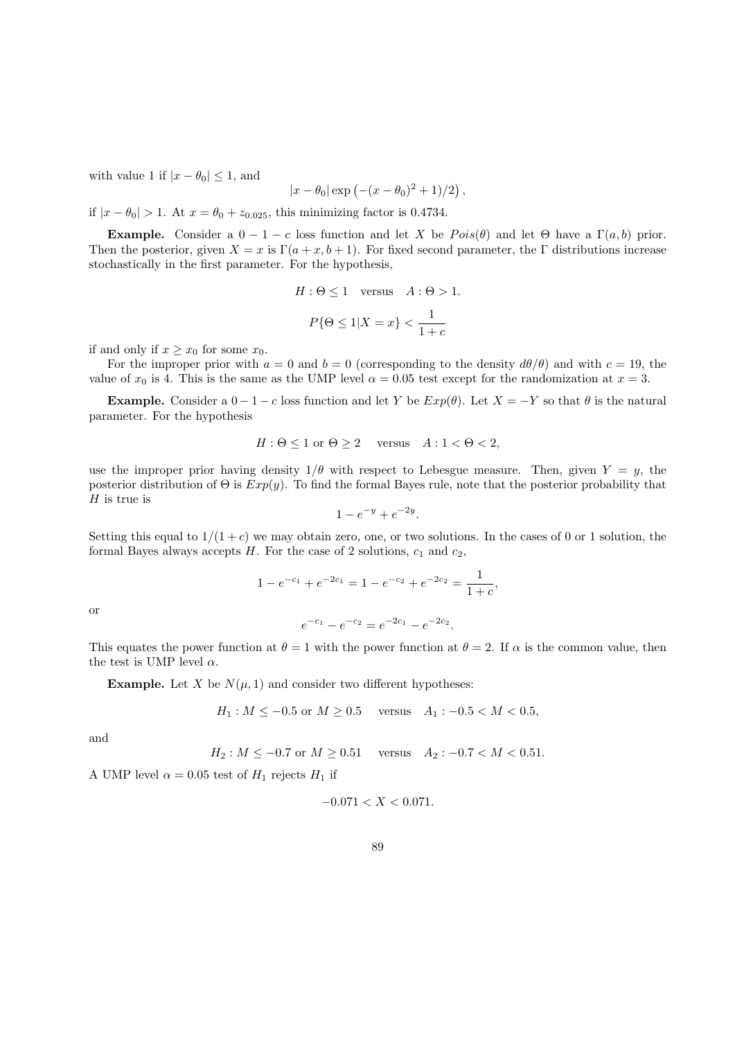with value 1 if $|x - \theta_0| \leq 1$, and

$$|x - \theta_0| \exp\left(-(x - \theta_0)^2 + 1)/2\right),$$

if $|x - \theta_0| > 1$. At $x = \theta_0 + z_{0.025}$, this minimizing factor is 0.4734.

**Example.** Consider a $0-1-c$ loss function and let $X$ be $Pois(\theta)$ and let $\Theta$ have a $\Gamma(a, b)$ prior. Then the posterior, given $X = x$ is $\Gamma(a + x, b + 1)$. For fixed second parameter, the $\Gamma$ distributions increase stochastically in the first parameter. For the hypothesis,

$$H : \Theta \leq 1 \quad \text{versus} \quad A : \Theta > 1.$$

$$P\{\Theta \leq 1 | X = x\} < \frac{1}{1+c}$$

if and only if $x \geq x_0$ for some $x_0$.

For the improper prior with $a = 0$ and $b = 0$ (corresponding to the density $d\theta/\theta$) and with $c = 19$, the value of $x_0$ is 4. This is the same as the UMP level $\alpha = 0.05$ test except for the randomization at $x = 3$.

**Example.** Consider a $0-1-c$ loss function and let $Y$ be $Exp(\theta)$. Let $X = -Y$ so that $\theta$ is the natural parameter. For the hypothesis

$$H : \Theta \leq 1 \text{ or } \Theta \geq 2 \quad \text{versus} \quad A : 1 < \Theta < 2,$$

use the improper prior having density $1/\theta$ with respect to Lebesgue measure. Then, given $Y = y$, the posterior distribution of $\Theta$ is $Exp(y)$. To find the formal Bayes rule, note that the posterior probability that $H$ is true is

$$1 - e^{-y} + e^{-2y}.$$

Setting this equal to $1/(1 + c)$ we may obtain zero, one, or two solutions. In the cases of 0 or 1 solution, the formal Bayes always accepts $H$. For the case of 2 solutions, $c_1$ and $c_2$,

$$1 - e^{-c_1} + e^{-2c_1} = 1 - e^{-c_2} + e^{-2c_2} = \frac{1}{1+c},$$

or

$$e^{-c_1} - e^{-c_2} = e^{-2c_1} - e^{-2c_2}.$$

This equates the power function at $\theta = 1$ with the power function at $\theta = 2$. If $\alpha$ is the common value, then the test is UMP level $\alpha$.

**Example.** Let $X$ be $N(\mu, 1)$ and consider two different hypotheses:

$$H_1 : M \leq -0.5 \text{ or } M \geq 0.5 \quad \text{versus} \quad A_1 : -0.5 < M < 0.5,$$

and

$$H_2 : M \leq -0.7 \text{ or } M \geq 0.51 \quad \text{versus} \quad A_2 : -0.7 < M < 0.51.$$

A UMP level $\alpha = 0.05$ test of $H_1$ rejects $H_1$ if

$$-0.071 < X < 0.071.$$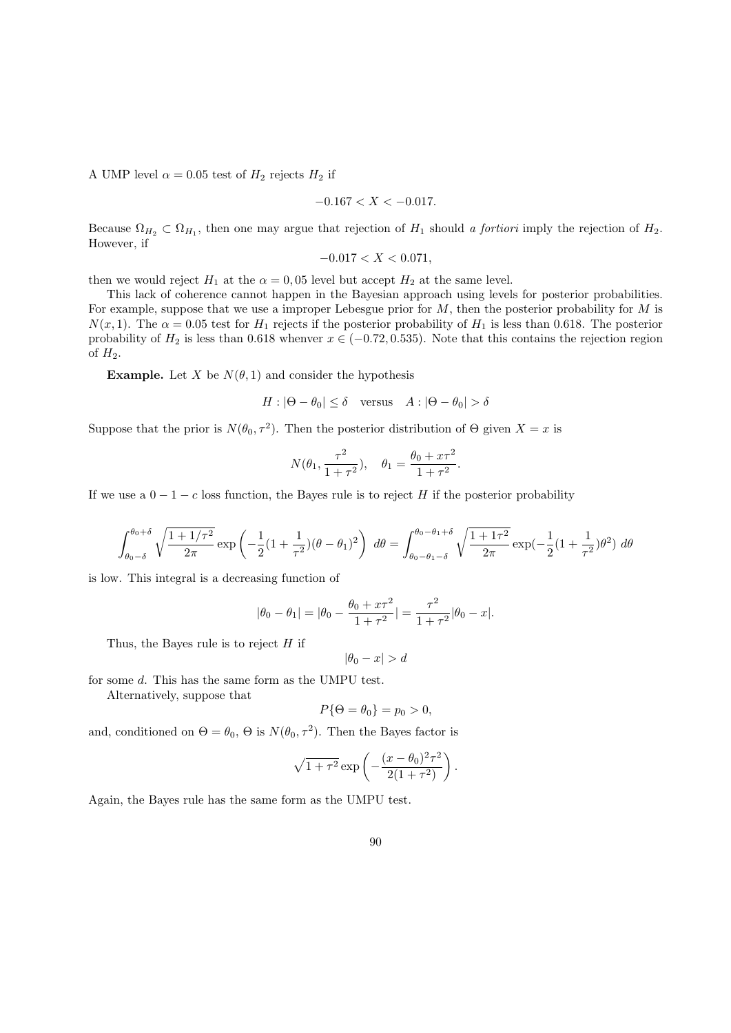A UMP level $\alpha = 0.05$ test of $H_2$ rejects $H_2$ if

$$-0.167 < X < -0.017.$$

Because $\Omega_{H_2} \subset \Omega_{H_1}$, then one may argue that rejection of $H_1$ should *a fortiori* imply the rejection of $H_2$. However, if

$$-0.017 < X < 0.071,$$

then we would reject $H_1$ at the $\alpha = 0,05$ level but accept $H_2$ at the same level.

This lack of coherence cannot happen in the Bayesian approach using levels for posterior probabilities. For example, suppose that we use a improper Lebesgue prior for $M$, then the posterior probability for $M$ is $N(x, 1)$. The $\alpha = 0.05$ test for $H_1$ rejects if the posterior probability of $H_1$ is less than 0.618. The posterior probability of $H_2$ is less than 0.618 whenver $x \in (-0.72, 0.535)$. Note that this contains the rejection region of $H_2$.

**Example.** Let $X$ be $N(\theta, 1)$ and consider the hypothesis

$$H : |\Theta - \theta_0| \leq \delta \quad \text{versus} \quad A : |\Theta - \theta_0| > \delta$$

Suppose that the prior is $N(\theta_0, \tau^2)$. Then the posterior distribution of $\Theta$ given $X = x$ is

$$N(\theta_1, \frac{\tau^2}{1 + \tau^2}), \quad \theta_1 = \frac{\theta_0 + x\tau^2}{1 + \tau^2}.$$

If we use a $0 - 1 - c$ loss function, the Bayes rule is to reject $H$ if the posterior probability

$$\int_{\theta_0 - \delta}^{\theta_0 + \delta} \sqrt{\frac{1 + 1/\tau^2}{2\pi}} \exp\left(-\frac{1}{2}(1 + \frac{1}{\tau^2})(\theta - \theta_1)^2\right) \, d\theta = \int_{\theta_0 - \theta_1 - \delta}^{\theta_0 - \theta_1 + \delta} \sqrt{\frac{1 + 1\tau^2}{2\pi}} \exp(-\frac{1}{2}(1 + \frac{1}{\tau^2})\theta^2) \, d\theta$$

is low. This integral is a decreasing function of

$$|\theta_0 - \theta_1| = |\theta_0 - \frac{\theta_0 + x\tau^2}{1 + \tau^2}| = \frac{\tau^2}{1 + \tau^2}|\theta_0 - x|.$$

Thus, the Bayes rule is to reject $H$ if

$$|\theta_0 - x| > d$$

for some $d$. This has the same form as the UMPU test.

Alternatively, suppose that

$$P\{\Theta = \theta_0\} = p_0 > 0,$$

and, conditioned on $\Theta = \theta_0$, $\Theta$ is $N(\theta_0, \tau^2)$. Then the Bayes factor is

$$\sqrt{1 + \tau^2} \exp\left(-\frac{(x - \theta_0)^2 \tau^2}{2(1 + \tau^2)}\right).$$

Again, the Bayes rule has the same form as the UMPU test.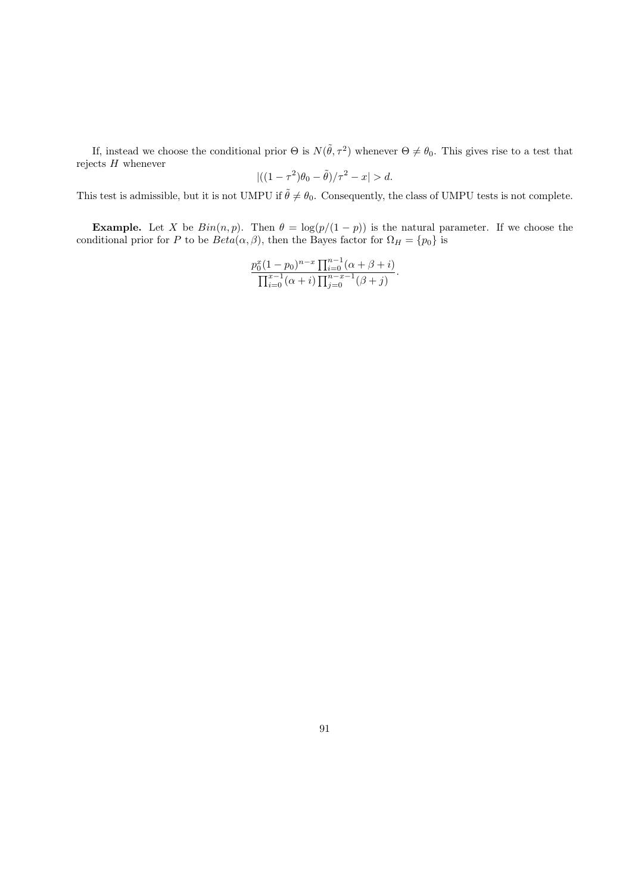If, instead we choose the conditional prior $\Theta$ is $N(\tilde{\theta}, \tau^2)$ whenever $\Theta \neq \theta_0$. This gives rise to a test that rejects $H$ whenever

$$|((1-\tau^2)\theta_0 - \tilde{\theta})/\tau^2 - x| > d.$$

This test is admissible, but it is not UMPU if $\tilde{\theta} \neq \theta_0$. Consequently, the class of UMPU tests is not complete.

**Example.** Let $X$ be $Bin(n, p)$. Then $\theta = \log(p/(1-p))$ is the natural parameter. If we choose the conditional prior for $P$ to be $Beta(\alpha, \beta)$, then the Bayes factor for $\Omega_H = \{p_0\}$ is

$$\frac{p_0^x(1-p_0)^{n-x}\prod_{i=0}^{n-1}(\alpha+\beta+i)}{\prod_{i=0}^{x-1}(\alpha+i)\prod_{j=0}^{n-x-1}(\beta+j)}.$$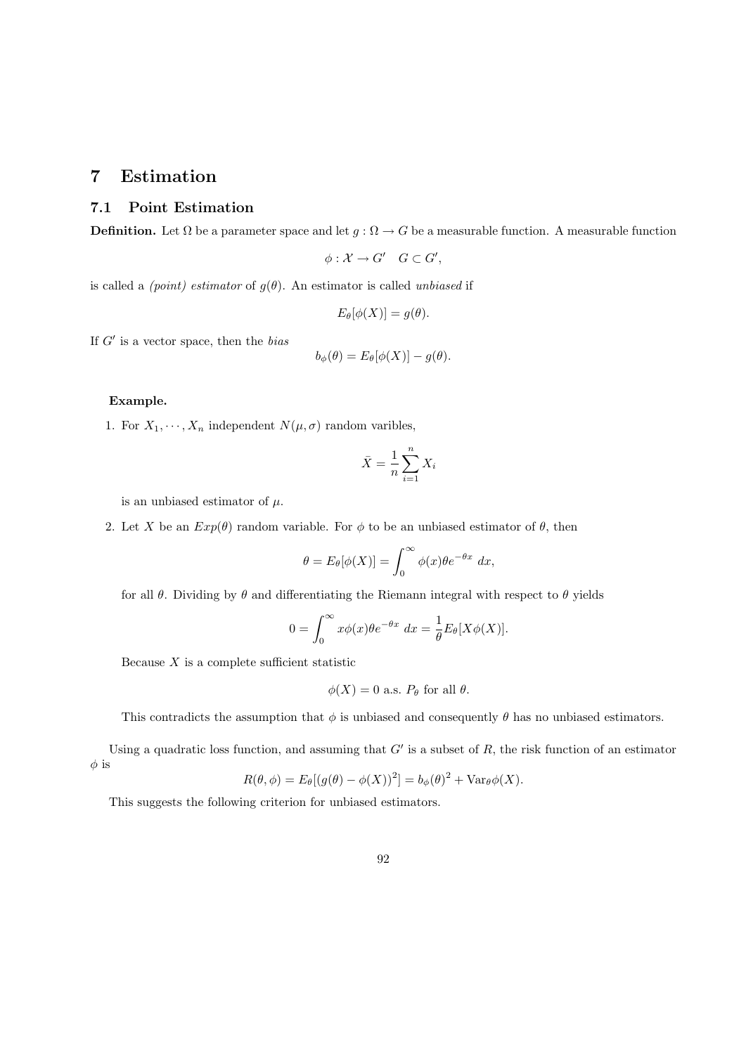# 7 Estimation

## 7.1 Point Estimation

**Definition.** Let $\Omega$ be a parameter space and let $g : \Omega \to G$ be a measurable function. A measurable function

$$\phi : \mathcal{X} \to G' \quad G \subset G',$$

is called a *(point) estimator* of $g(\theta)$. An estimator is called *unbiased* if

$$E_\theta[\phi(X)] = g(\theta).$$

If $G'$ is a vector space, then the *bias*

$$b_\phi(\theta) = E_\theta[\phi(X)] - g(\theta).$$

**Example.**

1. For $X_1, \cdots, X_n$ independent $N(\mu, \sigma)$ random varibles,

$$\bar{X} = \frac{1}{n} \sum_{i=1}^{n} X_i$$

is an unbiased estimator of $\mu$.

2. Let $X$ be an $Exp(\theta)$ random variable. For $\phi$ to be an unbiased estimator of $\theta$, then

$$\theta = E_\theta[\phi(X)] = \int_0^\infty \phi(x)\theta e^{-\theta x} \, dx,$$

for all $\theta$. Dividing by $\theta$ and differentiating the Riemann integral with respect to $\theta$ yields

$$0 = \int_0^\infty x\phi(x)\theta e^{-\theta x} \, dx = \frac{1}{\theta} E_\theta[X\phi(X)].$$

Because $X$ is a complete sufficient statistic

$$\phi(X) = 0 \text{ a.s. } P_\theta \text{ for all } \theta.$$

This contradicts the assumption that $\phi$ is unbiased and consequently $\theta$ has no unbiased estimators.

Using a quadratic loss function, and assuming that $G'$ is a subset of $R$, the risk function of an estimator $\phi$ is

$$R(\theta, \phi) = E_\theta[(g(\theta) - \phi(X))^2] = b_\phi(\theta)^2 + \text{Var}_\theta \phi(X).$$

This suggests the following criterion for unbiased estimators.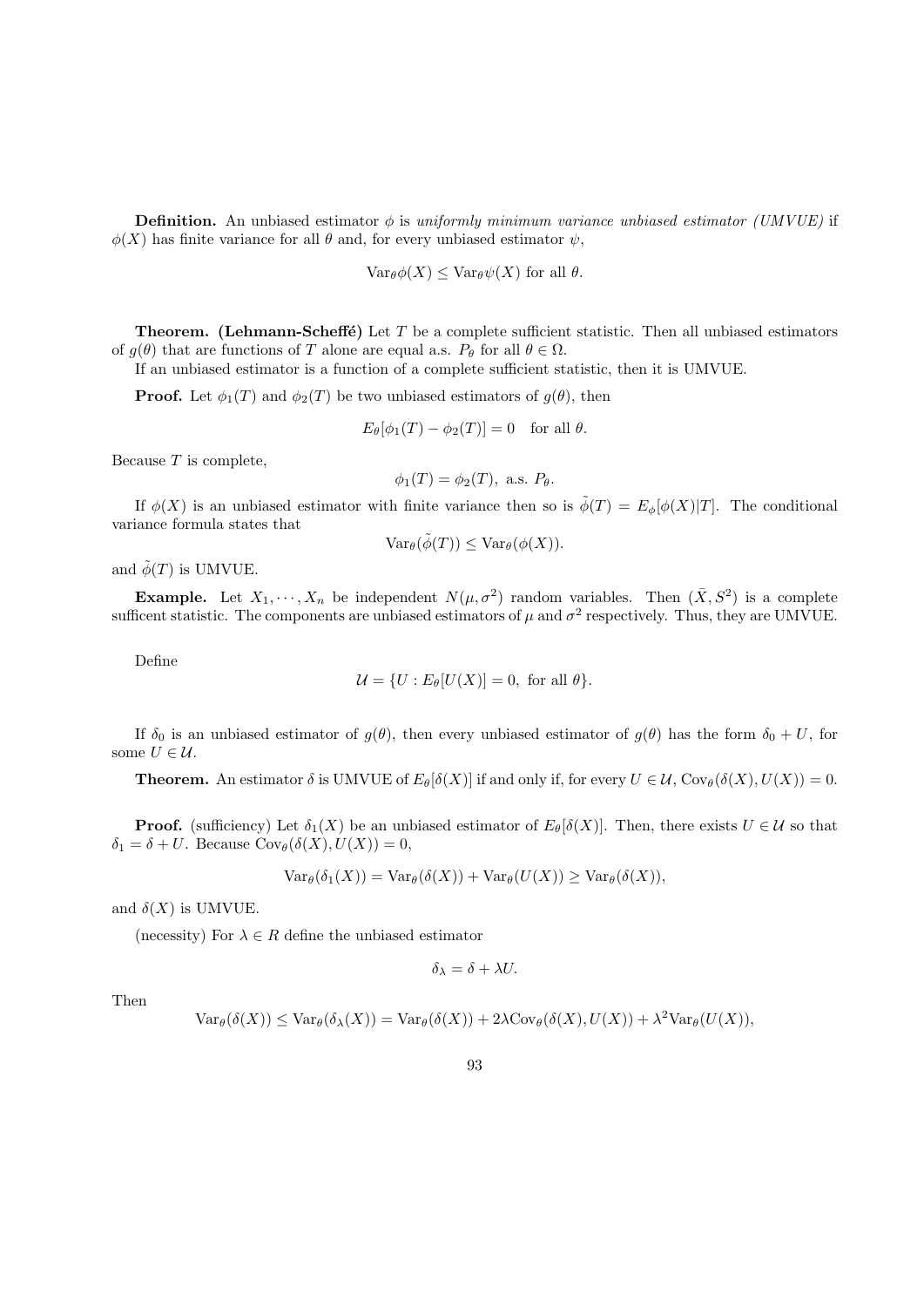**Definition.** An unbiased estimator $\phi$ is *uniformly minimum variance unbiased estimator (UMVUE)* if $\phi(X)$ has finite variance for all $\theta$ and, for every unbiased estimator $\psi$,

$$\text{Var}_\theta \phi(X) \leq \text{Var}_\theta \psi(X) \text{ for all } \theta.$$

**Theorem. (Lehmann-Scheffé)** Let $T$ be a complete sufficient statistic. Then all unbiased estimators of $g(\theta)$ that are functions of $T$ alone are equal a.s. $P_\theta$ for all $\theta \in \Omega$.

If an unbiased estimator is a function of a complete sufficient statistic, then it is UMVUE.

**Proof.** Let $\phi_1(T)$ and $\phi_2(T)$ be two unbiased estimators of $g(\theta)$, then

$$E_\theta[\phi_1(T) - \phi_2(T)] = 0 \quad \text{for all } \theta.$$

Because $T$ is complete,

$$\phi_1(T) = \phi_2(T), \text{ a.s. } P_\theta.$$

If $\phi(X)$ is an unbiased estimator with finite variance then so is $\tilde{\phi}(T) = E_\phi[\phi(X)|T]$. The conditional variance formula states that

$$\text{Var}_\theta(\tilde{\phi}(T)) \leq \text{Var}_\theta(\phi(X)).$$

and $\tilde{\phi}(T)$ is UMVUE.

**Example.** Let $X_1, \cdots, X_n$ be independent $N(\mu, \sigma^2)$ random variables. Then $(\bar{X}, S^2)$ is a complete sufficent statistic. The components are unbiased estimators of $\mu$ and $\sigma^2$ respectively. Thus, they are UMVUE.

Define

$$\mathcal{U} = \{U : E_\theta[U(X)] = 0, \text{ for all } \theta\}.$$

If $\delta_0$ is an unbiased estimator of $g(\theta)$, then every unbiased estimator of $g(\theta)$ has the form $\delta_0 + U$, for some $U \in \mathcal{U}$.

**Theorem.** An estimator $\delta$ is UMVUE of $E_\theta[\delta(X)]$ if and only if, for every $U \in \mathcal{U}$, $\text{Cov}_\theta(\delta(X), U(X)) = 0$.

**Proof.** (sufficiency) Let $\delta_1(X)$ be an unbiased estimator of $E_\theta[\delta(X)]$. Then, there exists $U \in \mathcal{U}$ so that $\delta_1 = \delta + U$. Because $\text{Cov}_\theta(\delta(X), U(X)) = 0$,

$$\text{Var}_\theta(\delta_1(X)) = \text{Var}_\theta(\delta(X)) + \text{Var}_\theta(U(X)) \geq \text{Var}_\theta(\delta(X)),$$

and $\delta(X)$ is UMVUE.

(necessity) For $\lambda \in R$ define the unbiased estimator

$$\delta_\lambda = \delta + \lambda U.$$

Then

$$\text{Var}_\theta(\delta(X)) \leq \text{Var}_\theta(\delta_\lambda(X)) = \text{Var}_\theta(\delta(X)) + 2\lambda \text{Cov}_\theta(\delta(X), U(X)) + \lambda^2 \text{Var}_\theta(U(X)),$$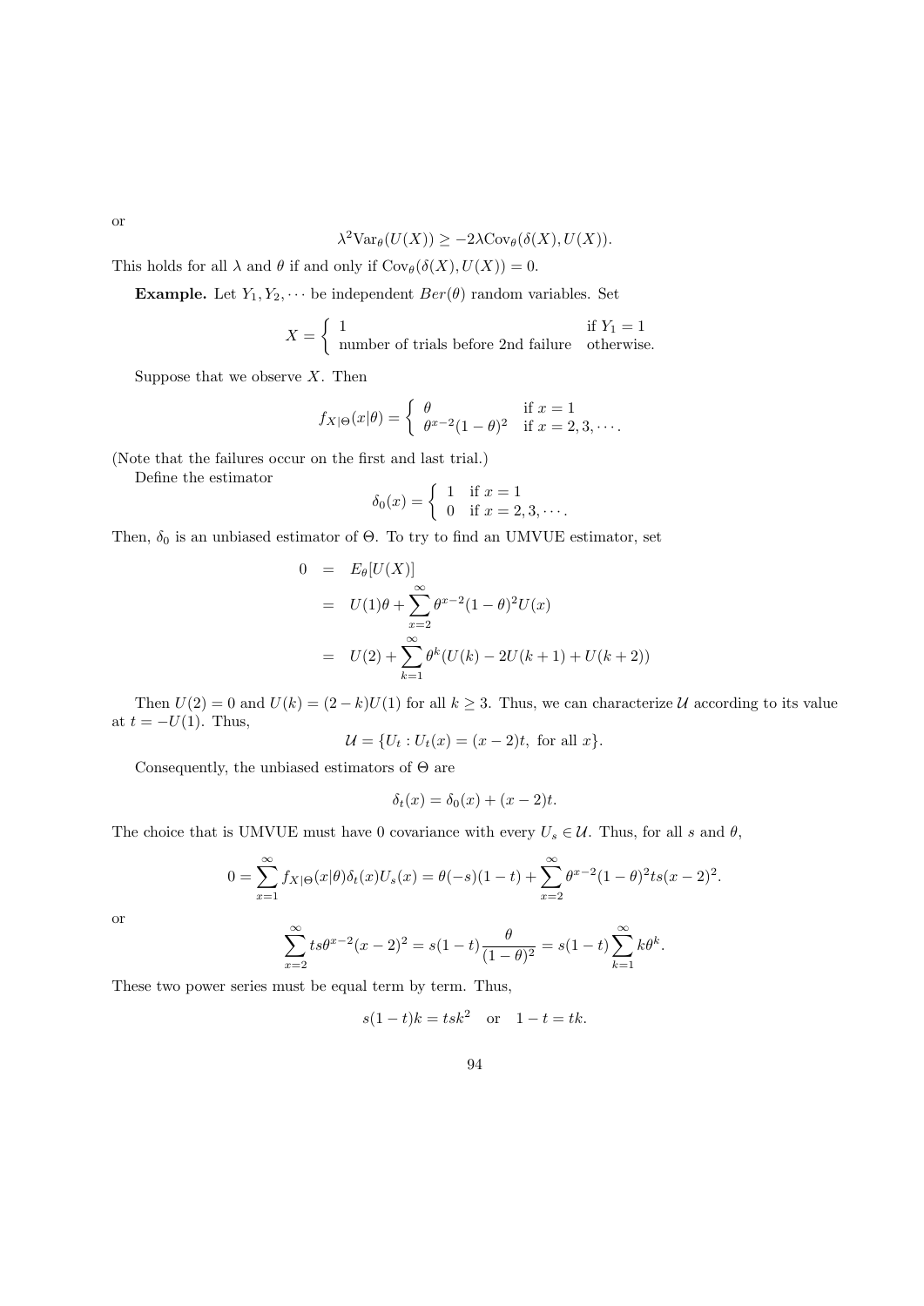or

$$\lambda^2 \mathrm{Var}_\theta(U(X)) \geq -2\lambda \mathrm{Cov}_\theta(\delta(X), U(X)).$$

This holds for all $\lambda$ and $\theta$ if and only if $\mathrm{Cov}_\theta(\delta(X), U(X)) = 0$.

**Example.** Let $Y_1, Y_2, \cdots$ be independent $Ber(\theta)$ random variables. Set

$$X = \begin{cases} 1 & \text{if } Y_1 = 1 \\ \text{number of trials before 2nd failure} & \text{otherwise.} \end{cases}$$

Suppose that we observe $X$. Then

$$f_{X|\Theta}(x|\theta) = \begin{cases} \theta & \text{if } x = 1 \\ \theta^{x-2}(1-\theta)^2 & \text{if } x = 2, 3, \cdots. \end{cases}$$

(Note that the failures occur on the first and last trial.)

Define the estimator

$$\delta_0(x) = \begin{cases} 1 & \text{if } x = 1 \\ 0 & \text{if } x = 2, 3, \cdots. \end{cases}$$

Then, $\delta_0$ is an unbiased estimator of $\Theta$. To try to find an UMVUE estimator, set

$$\begin{aligned} 0 &= E_\theta[U(X)] \\ &= U(1)\theta + \sum_{x=2}^{\infty} \theta^{x-2}(1-\theta)^2 U(x) \\ &= U(2) + \sum_{k=1}^{\infty} \theta^k (U(k) - 2U(k+1) + U(k+2)) \end{aligned}$$

Then $U(2) = 0$ and $U(k) = (2-k)U(1)$ for all $k \geq 3$. Thus, we can characterize $\mathcal{U}$ according to its value at $t = -U(1)$. Thus,

$$\mathcal{U} = \{U_t : U_t(x) = (x-2)t, \text{ for all } x\}.$$

Consequently, the unbiased estimators of $\Theta$ are

$$\delta_t(x) = \delta_0(x) + (x-2)t.$$

The choice that is UMVUE must have 0 covariance with every $U_s \in \mathcal{U}$. Thus, for all $s$ and $\theta$,

$$0 = \sum_{x=1}^{\infty} f_{X|\Theta}(x|\theta)\delta_t(x)U_s(x) = \theta(-s)(1-t) + \sum_{x=2}^{\infty} \theta^{x-2}(1-\theta)^2 ts(x-2)^2.$$

or

$$\sum_{x=2}^{\infty} ts\theta^{x-2}(x-2)^2 = s(1-t)\frac{\theta}{(1-\theta)^2} = s(1-t)\sum_{k=1}^{\infty} k\theta^k.$$

These two power series must be equal term by term. Thus,

$$s(1-t)k = tsk^2 \quad \text{or} \quad 1 - t = tk.$$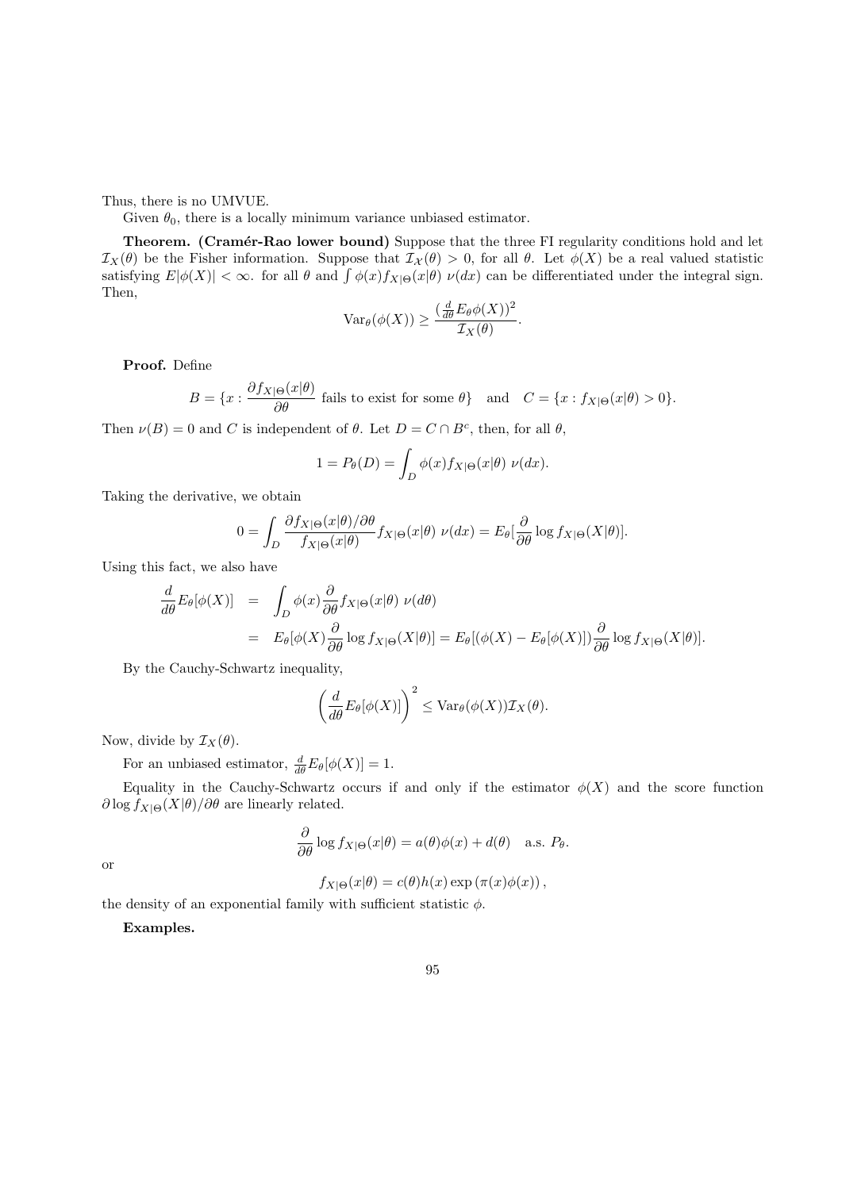Thus, there is no UMVUE.

Given $\theta_0$, there is a locally minimum variance unbiased estimator.

**Theorem. (Cramér-Rao lower bound)** Suppose that the three FI regularity conditions hold and let $\mathcal{I}_X(\theta)$ be the Fisher information. Suppose that $\mathcal{I}_\mathcal{X}(\theta) > 0$, for all $\theta$. Let $\phi(X)$ be a real valued statistic satisfying $E|\phi(X)| < \infty$. for all $\theta$ and $\int \phi(x) f_{X|\Theta}(x|\theta)\ \nu(dx)$ can be differentiated under the integral sign. Then,

$$\mathrm{Var}_\theta(\phi(X)) \geq \frac{(\frac{d}{d\theta}E_\theta\phi(X))^2}{\mathcal{I}_X(\theta)}.$$

**Proof.** Define

$$B = \{x : \frac{\partial f_{X|\Theta}(x|\theta)}{\partial\theta} \text{ fails to exist for some } \theta\} \quad \text{and} \quad C = \{x : f_{X|\Theta}(x|\theta) > 0\}.$$

Then $\nu(B) = 0$ and $C$ is independent of $\theta$. Let $D = C \cap B^c$, then, for all $\theta$,

$$1 = P_\theta(D) = \int_D \phi(x) f_{X|\Theta}(x|\theta)\ \nu(dx).$$

Taking the derivative, we obtain

$$0 = \int_D \frac{\partial f_{X|\Theta}(x|\theta)/\partial\theta}{f_{X|\Theta}(x|\theta)} f_{X|\Theta}(x|\theta)\ \nu(dx) = E_\theta[\frac{\partial}{\partial\theta}\log f_{X|\Theta}(X|\theta)].$$

Using this fact, we also have

$$\begin{aligned}
\frac{d}{d\theta}E_\theta[\phi(X)] &= \int_D \phi(x)\frac{\partial}{\partial\theta}f_{X|\Theta}(x|\theta)\ \nu(d\theta) \\
&= E_\theta[\phi(X)\frac{\partial}{\partial\theta}\log f_{X|\Theta}(X|\theta)] = E_\theta[(\phi(X) - E_\theta[\phi(X)])\frac{\partial}{\partial\theta}\log f_{X|\Theta}(X|\theta)].
\end{aligned}$$

By the Cauchy-Schwartz inequality,

$$\left(\frac{d}{d\theta}E_\theta[\phi(X)]\right)^2 \leq \mathrm{Var}_\theta(\phi(X))\mathcal{I}_X(\theta).$$

Now, divide by $\mathcal{I}_X(\theta)$.

For an unbiased estimator, $\frac{d}{d\theta}E_\theta[\phi(X)] = 1$.

Equality in the Cauchy-Schwartz occurs if and only if the estimator $\phi(X)$ and the score function $\partial \log f_{X|\Theta}(X|\theta)/\partial\theta$ are linearly related.

$$\frac{\partial}{\partial\theta}\log f_{X|\Theta}(x|\theta) = a(\theta)\phi(x) + d(\theta) \quad \text{a.s. } P_\theta.$$

or

$$f_{X|\Theta}(x|\theta) = c(\theta)h(x)\exp\left(\pi(x)\phi(x)\right),$$

the density of an exponential family with sufficient statistic $\phi$.

**Examples.**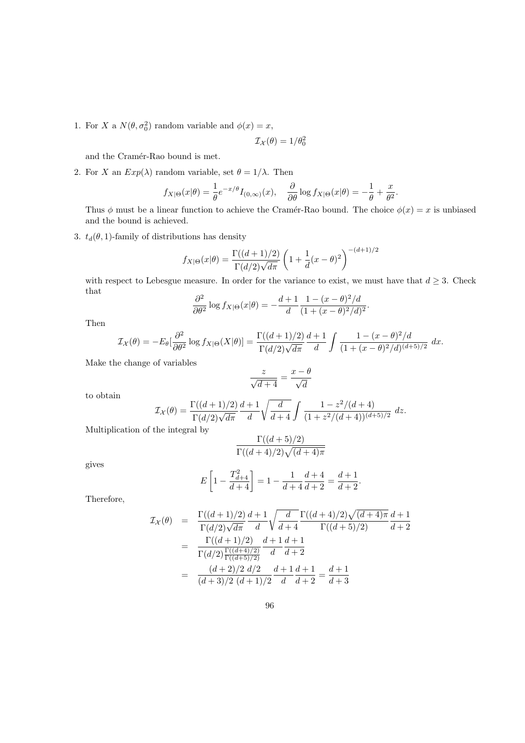1. For $X$ a $N(\theta, \sigma_0^2)$ random variable and $\phi(x) = x$,

$$\mathcal{I}_{\mathcal{X}}(\theta) = 1/\theta_0^2$$

and the Cramér-Rao bound is met.

2. For $X$ an $Exp(\lambda)$ random variable, set $\theta = 1/\lambda$. Then

$$f_{X|\Theta}(x|\theta) = \frac{1}{\theta}e^{-x/\theta}I_{(0,\infty)}(x), \quad \frac{\partial}{\partial\theta}\log f_{X|\Theta}(x|\theta) = -\frac{1}{\theta} + \frac{x}{\theta^2}.$$

Thus $\phi$ must be a linear function to achieve the Cramér-Rao bound. The choice $\phi(x) = x$ is unbiased and the bound is achieved.

3. $t_d(\theta, 1)$-family of distributions has density

$$f_{X|\Theta}(x|\theta) = \frac{\Gamma((d+1)/2)}{\Gamma(d/2)\sqrt{d\pi}}\left(1 + \frac{1}{d}(x-\theta)^2\right)^{-(d+1)/2}$$

with respect to Lebesgue measure. In order for the variance to exist, we must have that $d \geq 3$. Check that

$$\frac{\partial^2}{\partial\theta^2}\log f_{X|\Theta}(x|\theta) = -\frac{d+1}{d}\frac{1-(x-\theta)^2/d}{(1+(x-\theta)^2/d)^2}.$$

Then

$$\mathcal{I}_{\mathcal{X}}(\theta) = -E_\theta[\frac{\partial^2}{\partial\theta^2}\log f_{X|\Theta}(X|\theta)] = \frac{\Gamma((d+1)/2)}{\Gamma(d/2)\sqrt{d\pi}}\frac{d+1}{d}\int\frac{1-(x-\theta)^2/d}{(1+(x-\theta)^2/d)^{(d+5)/2}}\,dx.$$

Make the change of variables

$$\frac{z}{\sqrt{d+4}} = \frac{x-\theta}{\sqrt{d}}$$

to obtain

$$\mathcal{I}_{\mathcal{X}}(\theta) = \frac{\Gamma((d+1)/2)}{\Gamma(d/2)\sqrt{d\pi}}\frac{d+1}{d}\sqrt{\frac{d}{d+4}}\int\frac{1-z^2/(d+4)}{(1+z^2/(d+4))^{(d+5)/2}}\,dz.$$

Multiplication of the integral by

$$\frac{\Gamma((d+5)/2)}{\Gamma((d+4)/2)\sqrt{(d+4)\pi}}$$

gives

$$E\left[1 - \frac{T_{d+4}^2}{d+4}\right] = 1 - \frac{1}{d+4}\frac{d+4}{d+2} = \frac{d+1}{d+2}.$$

Therefore,

$$\begin{aligned}
\mathcal{I}_{\mathcal{X}}(\theta) &= \frac{\Gamma((d+1)/2)}{\Gamma(d/2)\sqrt{d\pi}}\frac{d+1}{d}\sqrt{\frac{d}{d+4}}\frac{\Gamma((d+4)/2)\sqrt{(d+4)\pi}}{\Gamma((d+5)/2)}\frac{d+1}{d+2} \\
&= \frac{\Gamma((d+1)/2)}{\Gamma(d/2)\frac{\Gamma((d+4)/2)}{\Gamma((d+5)/2)}}\frac{d+1}{d}\frac{d+1}{d+2} \\
&= \frac{(d+2)/2\;d/2}{(d+3)/2\;(d+1)/2}\frac{d+1}{d}\frac{d+1}{d+2} = \frac{d+1}{d+3}
\end{aligned}$$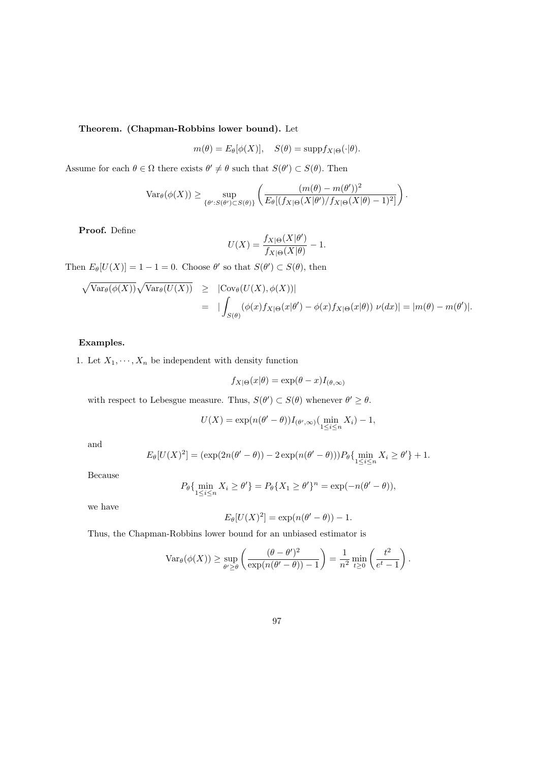**Theorem. (Chapman-Robbins lower bound).** Let

$$m(\theta) = E_\theta[\phi(X)], \quad S(\theta) = \text{supp} f_{X|\Theta}(\cdot|\theta).$$

Assume for each $\theta \in \Omega$ there exists $\theta' \neq \theta$ such that $S(\theta') \subset S(\theta)$. Then

$$\text{Var}_\theta(\phi(X)) \geq \sup_{\{\theta': S(\theta') \subset S(\theta)\}} \left( \frac{(m(\theta) - m(\theta'))^2}{E_\theta[(f_{X|\Theta}(X|\theta')/f_{X|\Theta}(X|\theta) - 1)^2]} \right).$$

**Proof.** Define

$$U(X) = \frac{f_{X|\Theta}(X|\theta')}{f_{X|\Theta}(X|\theta)} - 1.$$

Then $E_\theta[U(X)] = 1 - 1 = 0$. Choose $\theta'$ so that $S(\theta') \subset S(\theta)$, then

$$\begin{aligned}
\sqrt{\text{Var}_\theta(\phi(X))}\sqrt{\text{Var}_\theta(U(X))} &\geq |\text{Cov}_\theta(U(X), \phi(X))| \\
&= |\int_{S(\theta)} (\phi(x) f_{X|\Theta}(x|\theta') - \phi(x) f_{X|\Theta}(x|\theta)) \; \nu(dx)| = |m(\theta) - m(\theta')|.
\end{aligned}$$

**Examples.**

1. Let $X_1, \cdots, X_n$ be independent with density function

$$f_{X|\Theta}(x|\theta) = \exp(\theta - x) I_{(\theta, \infty)}$$

with respect to Lebesgue measure. Thus, $S(\theta') \subset S(\theta)$ whenever $\theta' \geq \theta$.

$$U(X) = \exp(n(\theta' - \theta)) I_{(\theta', \infty)}(\min_{1 \leq i \leq n} X_i) - 1,$$

and

$$E_\theta[U(X)^2] = (\exp(2n(\theta' - \theta)) - 2\exp(n(\theta' - \theta))) P_\theta\{\min_{1 \leq i \leq n} X_i \geq \theta'\} + 1.$$

Because

$$P_\theta\{\min_{1 \leq i \leq n} X_i \geq \theta'\} = P_\theta\{X_1 \geq \theta'\}^n = \exp(-n(\theta' - \theta)),$$

we have

$$E_\theta[U(X)^2] = \exp(n(\theta' - \theta)) - 1.$$

Thus, the Chapman-Robbins lower bound for an unbiased estimator is

$$\text{Var}_\theta(\phi(X)) \geq \sup_{\theta' \geq \theta} \left( \frac{(\theta - \theta')^2}{\exp(n(\theta' - \theta)) - 1} \right) = \frac{1}{n^2} \min_{t \geq 0} \left( \frac{t^2}{e^t - 1} \right).$$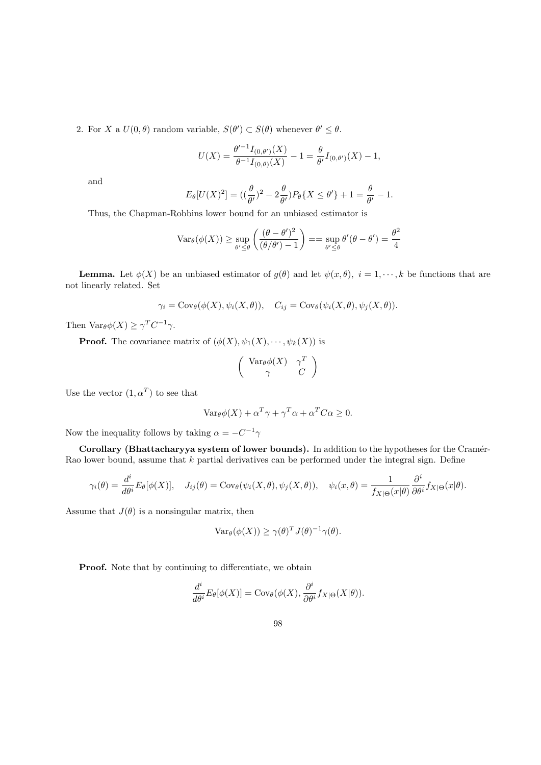2. For $X$ a $U(0,\theta)$ random variable, $S(\theta') \subset S(\theta)$ whenever $\theta' \leq \theta$.

$$U(X) = \frac{\theta'^{-1} I_{(0,\theta')}(X)}{\theta^{-1} I_{(0,\theta)}(X)} - 1 = \frac{\theta}{\theta'} I_{(0,\theta')}(X) - 1,$$

and

$$E_\theta[U(X)^2] = ((\frac{\theta}{\theta'})^2 - 2\frac{\theta}{\theta'}) P_\theta\{X \leq \theta'\} + 1 = \frac{\theta}{\theta'} - 1.$$

Thus, the Chapman-Robbins lower bound for an unbiased estimator is

$$\mathrm{Var}_\theta(\phi(X)) \geq \sup_{\theta' \leq \theta} \left( \frac{(\theta - \theta')^2}{(\theta/\theta') - 1} \right) == \sup_{\theta' \leq \theta} \theta'(\theta - \theta') = \frac{\theta^2}{4}$$

**Lemma.** Let $\phi(X)$ be an unbiased estimator of $g(\theta)$ and let $\psi(x,\theta),\ i = 1, \cdots, k$ be functions that are not linearly related. Set

$$\gamma_i = \mathrm{Cov}_\theta(\phi(X), \psi_i(X,\theta)), \quad C_{ij} = \mathrm{Cov}_\theta(\psi_i(X,\theta), \psi_j(X,\theta)).$$

Then $\mathrm{Var}_\theta \phi(X) \geq \gamma^T C^{-1} \gamma$.

**Proof.** The covariance matrix of $(\phi(X), \psi_1(X), \cdots, \psi_k(X))$ is

$$\begin{pmatrix} \mathrm{Var}_\theta \phi(X) & \gamma^T \\ \gamma & C \end{pmatrix}$$

Use the vector $(1, \alpha^T)$ to see that

$$\mathrm{Var}_\theta \phi(X) + \alpha^T \gamma + \gamma^T \alpha + \alpha^T C \alpha \geq 0.$$

Now the inequality follows by taking $\alpha = -C^{-1}\gamma$

**Corollary (Bhattacharyya system of lower bounds).** In addition to the hypotheses for the Cramér-Rao lower bound, assume that $k$ partial derivatives can be performed under the integral sign. Define

$$\gamma_i(\theta) = \frac{d^i}{d\theta^i} E_\theta[\phi(X)], \quad J_{ij}(\theta) = \mathrm{Cov}_\theta(\psi_i(X,\theta), \psi_j(X,\theta)), \quad \psi_i(x,\theta) = \frac{1}{f_{X|\Theta}(x|\theta)} \frac{\partial^i}{\partial \theta^i} f_{X|\Theta}(x|\theta).$$

Assume that $J(\theta)$ is a nonsingular matrix, then

$$\mathrm{Var}_\theta(\phi(X)) \geq \gamma(\theta)^T J(\theta)^{-1} \gamma(\theta).$$

**Proof.** Note that by continuing to differentiate, we obtain

$$\frac{d^i}{d\theta^i} E_\theta[\phi(X)] = \mathrm{Cov}_\theta(\phi(X), \frac{\partial^i}{\partial \theta^i} f_{X|\Theta}(X|\theta)).$$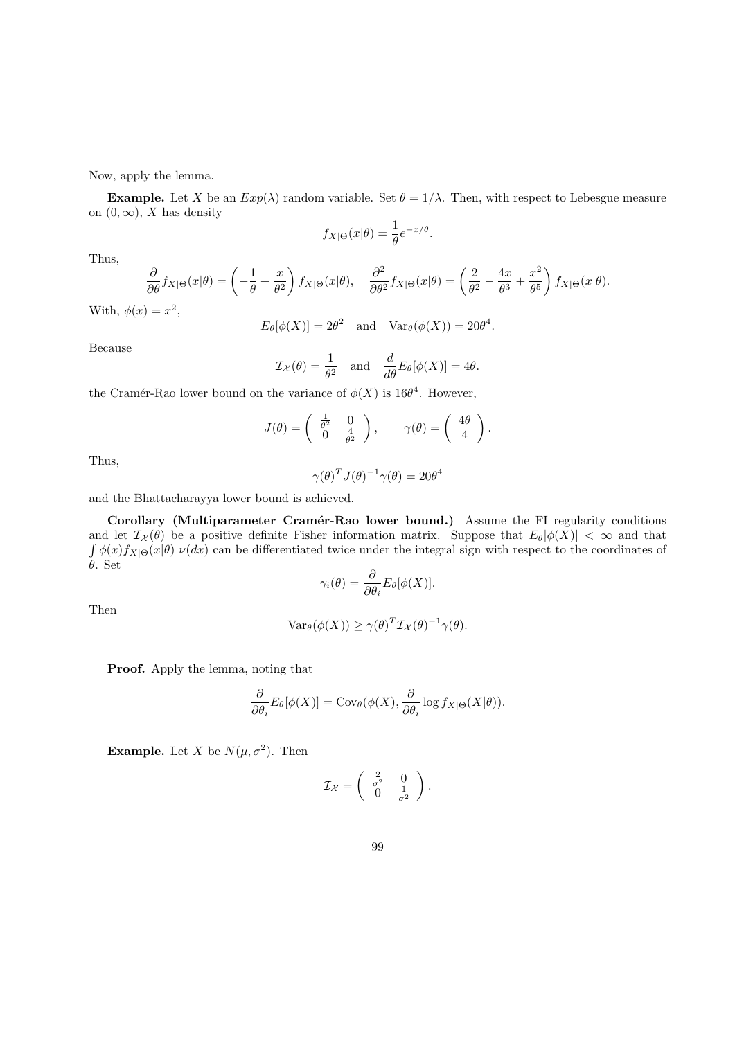Now, apply the lemma.

**Example.** Let $X$ be an $Exp(\lambda)$ random variable. Set $\theta = 1/\lambda$. Then, with respect to Lebesgue measure on $(0, \infty)$, $X$ has density

$$f_{X|\Theta}(x|\theta) = \frac{1}{\theta}e^{-x/\theta}.$$

Thus,

$$\frac{\partial}{\partial\theta} f_{X|\Theta}(x|\theta) = \left(-\frac{1}{\theta} + \frac{x}{\theta^2}\right) f_{X|\Theta}(x|\theta), \quad \frac{\partial^2}{\partial\theta^2} f_{X|\Theta}(x|\theta) = \left(\frac{2}{\theta^2} - \frac{4x}{\theta^3} + \frac{x^2}{\theta^5}\right) f_{X|\Theta}(x|\theta).$$

With, $\phi(x) = x^2$,

$$E_\theta[\phi(X)] = 2\theta^2 \quad \text{and} \quad \text{Var}_\theta(\phi(X)) = 20\theta^4.$$

Because

$$\mathcal{I}_\mathcal{X}(\theta) = \frac{1}{\theta^2} \quad \text{and} \quad \frac{d}{d\theta} E_\theta[\phi(X)] = 4\theta.$$

the Cramér-Rao lower bound on the variance of $\phi(X)$ is $16\theta^4$. However,

$$J(\theta) = \begin{pmatrix} \frac{1}{\theta^2} & 0 \\ 0 & \frac{4}{\theta^2} \end{pmatrix}, \qquad \gamma(\theta) = \begin{pmatrix} 4\theta \\ 4 \end{pmatrix}.$$

Thus,

$$\gamma(\theta)^T J(\theta)^{-1} \gamma(\theta) = 20\theta^4$$

and the Bhattacharayya lower bound is achieved.

**Corollary (Multiparameter Cramér-Rao lower bound.)** Assume the FI regularity conditions and let $\mathcal{I}_\mathcal{X}(\theta)$ be a positive definite Fisher information matrix. Suppose that $E_\theta|\phi(X)| < \infty$ and that $\int \phi(x) f_{X|\Theta}(x|\theta)\, \nu(dx)$ can be differentiated twice under the integral sign with respect to the coordinates of $\theta$. Set

$$\gamma_i(\theta) = \frac{\partial}{\partial\theta_i} E_\theta[\phi(X)].$$

Then

$$\text{Var}_\theta(\phi(X)) \geq \gamma(\theta)^T \mathcal{I}_\mathcal{X}(\theta)^{-1} \gamma(\theta).$$

**Proof.** Apply the lemma, noting that

$$\frac{\partial}{\partial\theta_i} E_\theta[\phi(X)] = \text{Cov}_\theta(\phi(X), \frac{\partial}{\partial\theta_i} \log f_{X|\Theta}(X|\theta)).$$

**Example.** Let $X$ be $N(\mu, \sigma^2)$. Then

$$\mathcal{I}_\mathcal{X} = \begin{pmatrix} \frac{2}{\sigma^2} & 0 \\ 0 & \frac{1}{\sigma^2} \end{pmatrix}.$$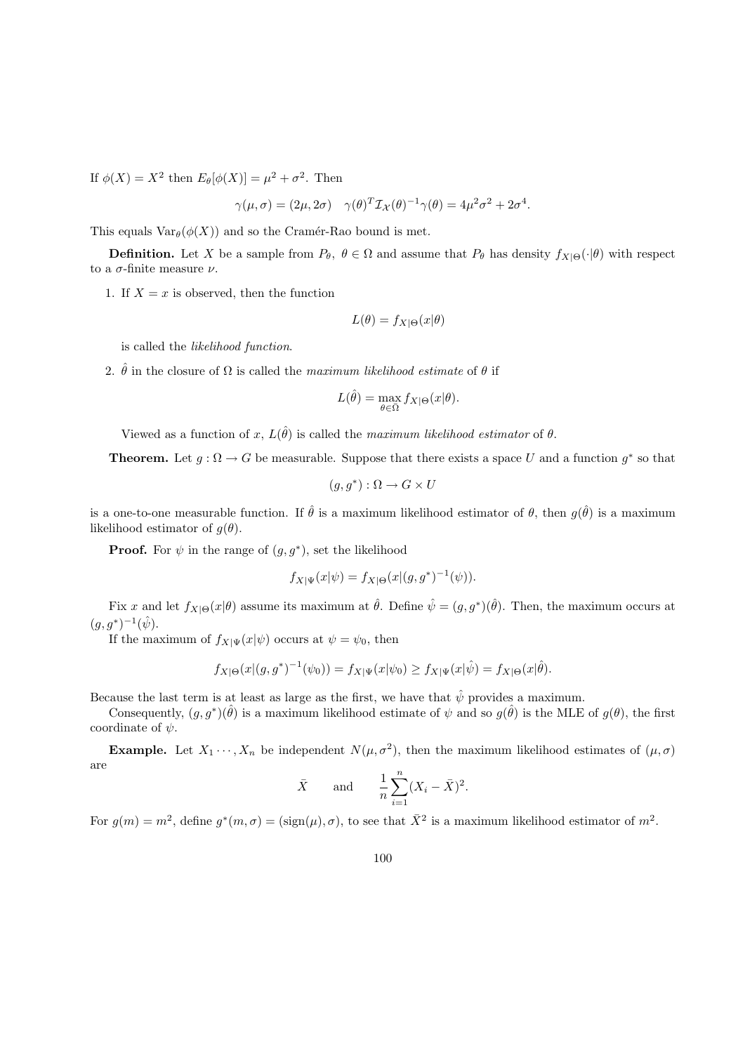If $\phi(X) = X^2$ then $E_\theta[\phi(X)] = \mu^2 + \sigma^2$. Then

$$\gamma(\mu, \sigma) = (2\mu, 2\sigma) \quad \gamma(\theta)^T \mathcal{I}_\mathcal{X}(\theta)^{-1}\gamma(\theta) = 4\mu^2\sigma^2 + 2\sigma^4.$$

This equals $\mathrm{Var}_\theta(\phi(X))$ and so the Cramér-Rao bound is met.

**Definition.** Let $X$ be a sample from $P_\theta$, $\theta \in \Omega$ and assume that $P_\theta$ has density $f_{X|\Theta}(\cdot|\theta)$ with respect to a $\sigma$-finite measure $\nu$.

1. If $X = x$ is observed, then the function

$$L(\theta) = f_{X|\Theta}(x|\theta)$$

   is called the *likelihood function*.

2. $\hat{\theta}$ in the closure of $\Omega$ is called the *maximum likelihood estimate* of $\theta$ if

$$L(\hat{\theta}) = \max_{\theta \in \Omega} f_{X|\Theta}(x|\theta).$$

   Viewed as a function of $x$, $L(\hat{\theta})$ is called the *maximum likelihood estimator* of $\theta$.

**Theorem.** Let $g : \Omega \to G$ be measurable. Suppose that there exists a space $U$ and a function $g^*$ so that

$$(g, g^*) : \Omega \to G \times U$$

is a one-to-one measurable function. If $\hat{\theta}$ is a maximum likelihood estimator of $\theta$, then $g(\hat{\theta})$ is a maximum likelihood estimator of $g(\theta)$.

**Proof.** For $\psi$ in the range of $(g, g^*)$, set the likelihood

$$f_{X|\Psi}(x|\psi) = f_{X|\Theta}(x|(g, g^*)^{-1}(\psi)).$$

Fix $x$ and let $f_{X|\Theta}(x|\theta)$ assume its maximum at $\hat{\theta}$. Define $\hat{\psi} = (g, g^*)(\hat{\theta})$. Then, the maximum occurs at $(g, g^*)^{-1}(\hat{\psi})$.

If the maximum of $f_{X|\Psi}(x|\psi)$ occurs at $\psi = \psi_0$, then

$$f_{X|\Theta}(x|(g, g^*)^{-1}(\psi_0)) = f_{X|\Psi}(x|\psi_0) \geq f_{X|\Psi}(x|\hat{\psi}) = f_{X|\Theta}(x|\hat{\theta}).$$

Because the last term is at least as large as the first, we have that $\hat{\psi}$ provides a maximum.

Consequently, $(g, g^*)(\hat{\theta})$ is a maximum likelihood estimate of $\psi$ and so $g(\hat{\theta})$ is the MLE of $g(\theta)$, the first coordinate of $\psi$.

**Example.** Let $X_1 \cdots, X_n$ be independent $N(\mu, \sigma^2)$, then the maximum likelihood estimates of $(\mu, \sigma)$ are

$$\bar{X} \qquad \text{and} \qquad \frac{1}{n}\sum_{i=1}^n (X_i - \bar{X})^2.$$

For $g(m) = m^2$, define $g^*(m, \sigma) = (\mathrm{sign}(\mu), \sigma)$, to see that $\bar{X}^2$ is a maximum likelihood estimator of $m^2$.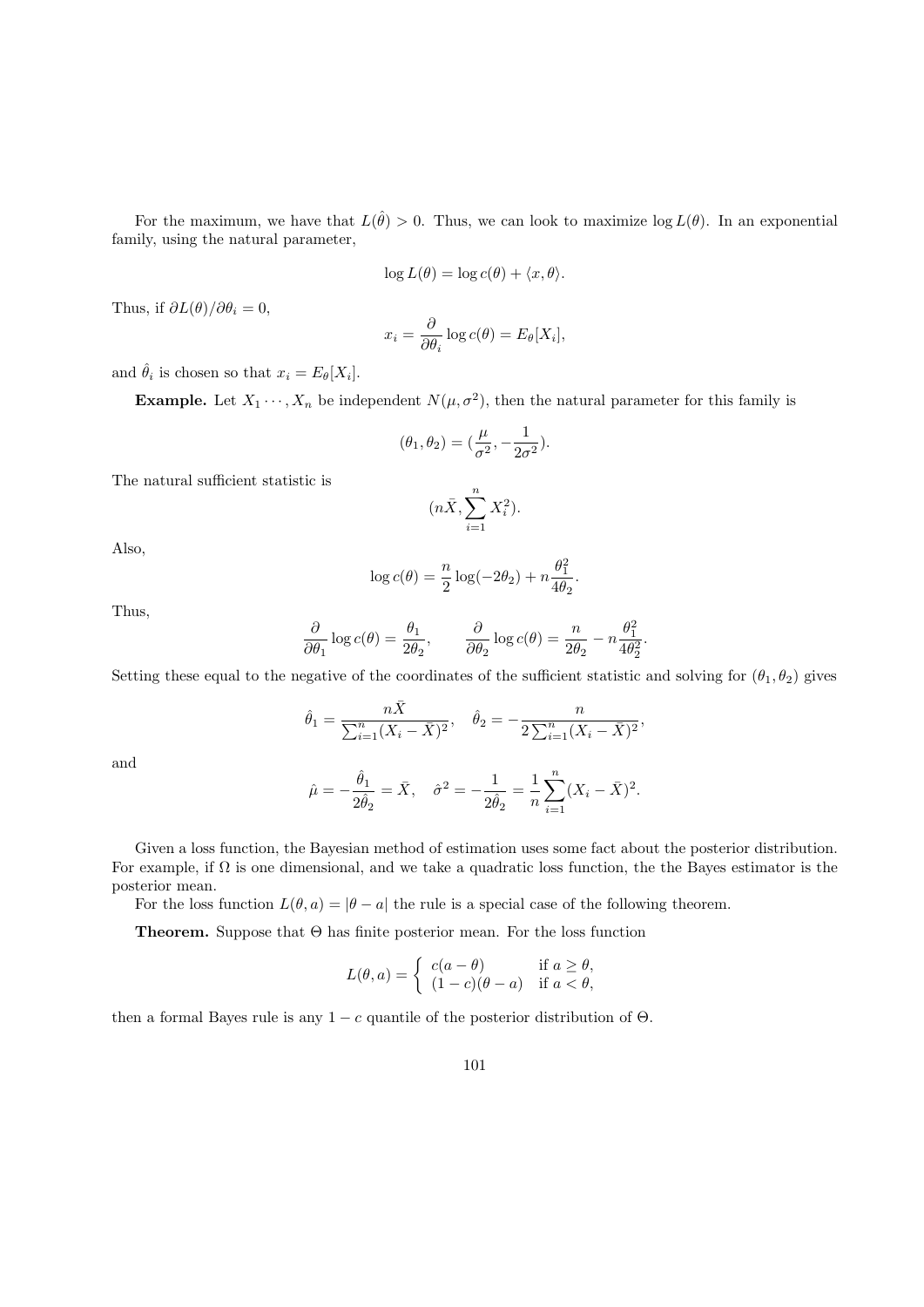For the maximum, we have that $L(\hat{\theta}) > 0$. Thus, we can look to maximize $\log L(\theta)$. In an exponential family, using the natural parameter,

$$\log L(\theta) = \log c(\theta) + \langle x, \theta \rangle.$$

Thus, if $\partial L(\theta)/\partial \theta_i = 0$,

$$x_i = \frac{\partial}{\partial \theta_i} \log c(\theta) = E_\theta[X_i],$$

and $\hat{\theta}_i$ is chosen so that $x_i = E_\theta[X_i]$.

**Example.** Let $X_1 \cdots, X_n$ be independent $N(\mu, \sigma^2)$, then the natural parameter for this family is

$$(\theta_1, \theta_2) = (\frac{\mu}{\sigma^2}, -\frac{1}{2\sigma^2}).$$

The natural sufficient statistic is

$$(n\bar{X}, \sum_{i=1}^n X_i^2).$$

Also,

$$\log c(\theta) = \frac{n}{2} \log(-2\theta_2) + n\frac{\theta_1^2}{4\theta_2}.$$

Thus,

$$\frac{\partial}{\partial \theta_1} \log c(\theta) = \frac{\theta_1}{2\theta_2}, \qquad \frac{\partial}{\partial \theta_2} \log c(\theta) = \frac{n}{2\theta_2} - n\frac{\theta_1^2}{4\theta_2^2}.$$

Setting these equal to the negative of the coordinates of the sufficient statistic and solving for $(\theta_1, \theta_2)$ gives

$$\hat{\theta}_1 = \frac{n\bar{X}}{\sum_{i=1}^n (X_i - \bar{X})^2}, \quad \hat{\theta}_2 = -\frac{n}{2\sum_{i=1}^n (X_i - \bar{X})^2},$$

and

$$\hat{\mu} = -\frac{\hat{\theta}_1}{2\hat{\theta}_2} = \bar{X}, \quad \hat{\sigma}^2 = -\frac{1}{2\hat{\theta}_2} = \frac{1}{n}\sum_{i=1}^n (X_i - \bar{X})^2.$$

Given a loss function, the Bayesian method of estimation uses some fact about the posterior distribution. For example, if $\Omega$ is one dimensional, and we take a quadratic loss function, the the Bayes estimator is the posterior mean.

For the loss function $L(\theta, a) = |\theta - a|$ the rule is a special case of the following theorem.

**Theorem.** Suppose that $\Theta$ has finite posterior mean. For the loss function

$$L(\theta, a) = \begin{cases} c(a - \theta) & \text{if } a \geq \theta, \\ (1 - c)(\theta - a) & \text{if } a < \theta, \end{cases}$$

then a formal Bayes rule is any $1 - c$ quantile of the posterior distribution of $\Theta$.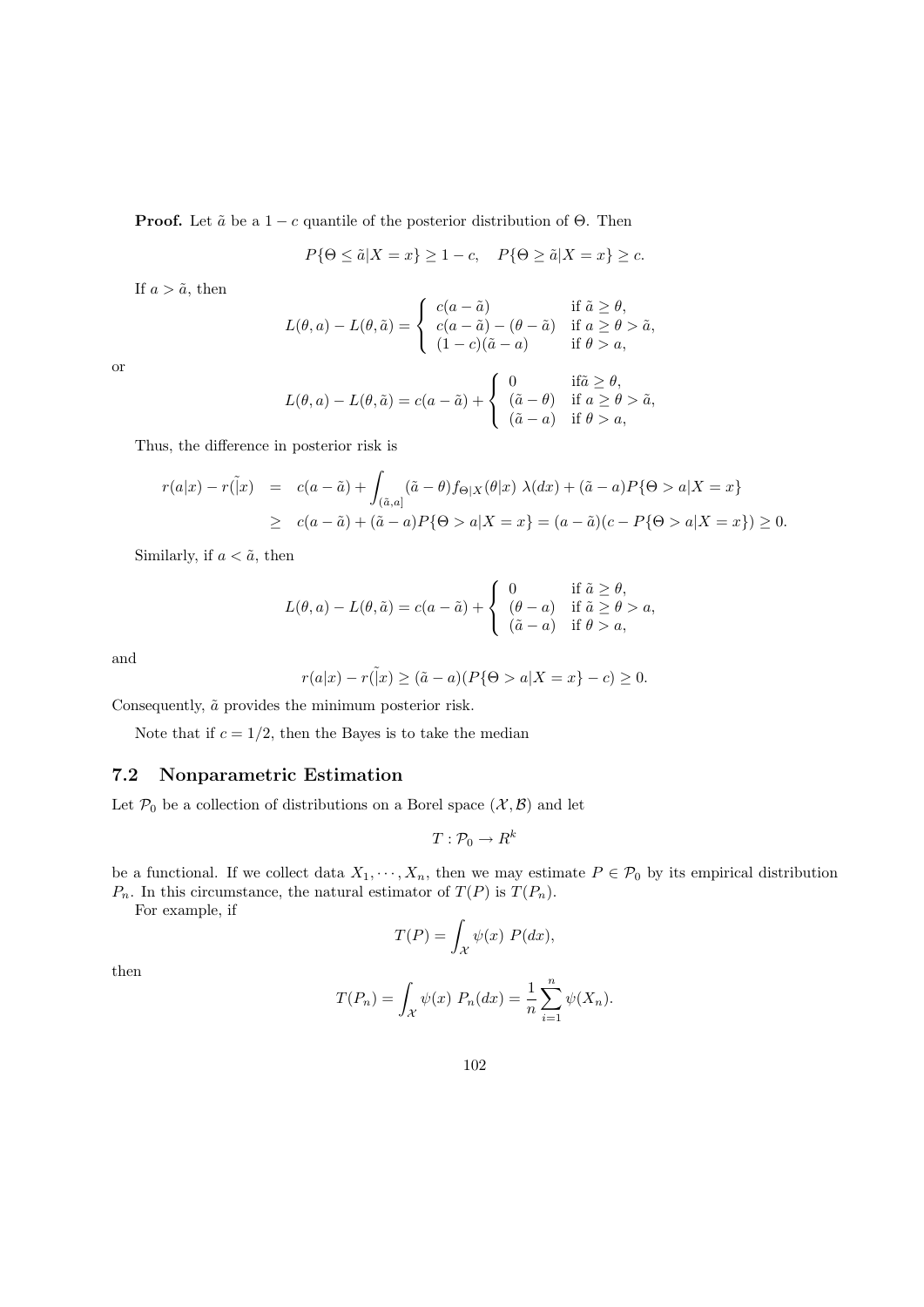**Proof.** Let $\tilde{a}$ be a $1-c$ quantile of the posterior distribution of $\Theta$. Then

$$P\{\Theta \leq \tilde{a}|X = x\} \geq 1 - c, \quad P\{\Theta \geq \tilde{a}|X = x\} \geq c.$$

If $a > \tilde{a}$, then

$$L(\theta, a) - L(\theta, \tilde{a}) = \begin{cases} c(a - \tilde{a}) & \text{if } \tilde{a} \geq \theta, \\ c(a - \tilde{a}) - (\theta - \tilde{a}) & \text{if } a \geq \theta > \tilde{a}, \\ (1-c)(\tilde{a} - a) & \text{if } \theta > a, \end{cases}$$

or

$$L(\theta, a) - L(\theta, \tilde{a}) = c(a - \tilde{a}) + \begin{cases} 0 & \text{if} \tilde{a} \geq \theta, \\ (\tilde{a} - \theta) & \text{if } a \geq \theta > \tilde{a}, \\ (\tilde{a} - a) & \text{if } \theta > a, \end{cases}$$

Thus, the difference in posterior risk is

$$\begin{aligned} r(a|x) - r(\tilde{|}x) &= c(a - \tilde{a}) + \int_{(\tilde{a}, a]} (\tilde{a} - \theta) f_{\Theta|X}(\theta|x) \ \lambda(dx) + (\tilde{a} - a) P\{\Theta > a|X = x\} \\ &\geq c(a - \tilde{a}) + (\tilde{a} - a) P\{\Theta > a|X = x\} = (a - \tilde{a})(c - P\{\Theta > a|X = x\}) \geq 0. \end{aligned}$$

Similarly, if $a < \tilde{a}$, then

$$L(\theta, a) - L(\theta, \tilde{a}) = c(a - \tilde{a}) + \begin{cases} 0 & \text{if } \tilde{a} \geq \theta, \\ (\theta - a) & \text{if } \tilde{a} \geq \theta > a, \\ (\tilde{a} - a) & \text{if } \theta > a, \end{cases}$$

and

$$r(a|x) - r(\tilde{|}x) \geq (\tilde{a} - a)(P\{\Theta > a|X = x\} - c) \geq 0.$$

Consequently, $\tilde{a}$ provides the minimum posterior risk.

Note that if $c = 1/2$, then the Bayes is to take the median

## 7.2 Nonparametric Estimation

Let $\mathcal{P}_0$ be a collection of distributions on a Borel space $(\mathcal{X}, \mathcal{B})$ and let

$$T : \mathcal{P}_0 \to R^k$$

be a functional. If we collect data $X_1, \cdots, X_n$, then we may estimate $P \in \mathcal{P}_0$ by its empirical distribution $P_n$. In this circumstance, the natural estimator of $T(P)$ is $T(P_n)$.

For example, if

$$T(P) = \int_{\mathcal{X}} \psi(x) \ P(dx),$$

then

$$T(P_n) = \int_{\mathcal{X}} \psi(x) \ P_n(dx) = \frac{1}{n} \sum_{i=1}^{n} \psi(X_n).$$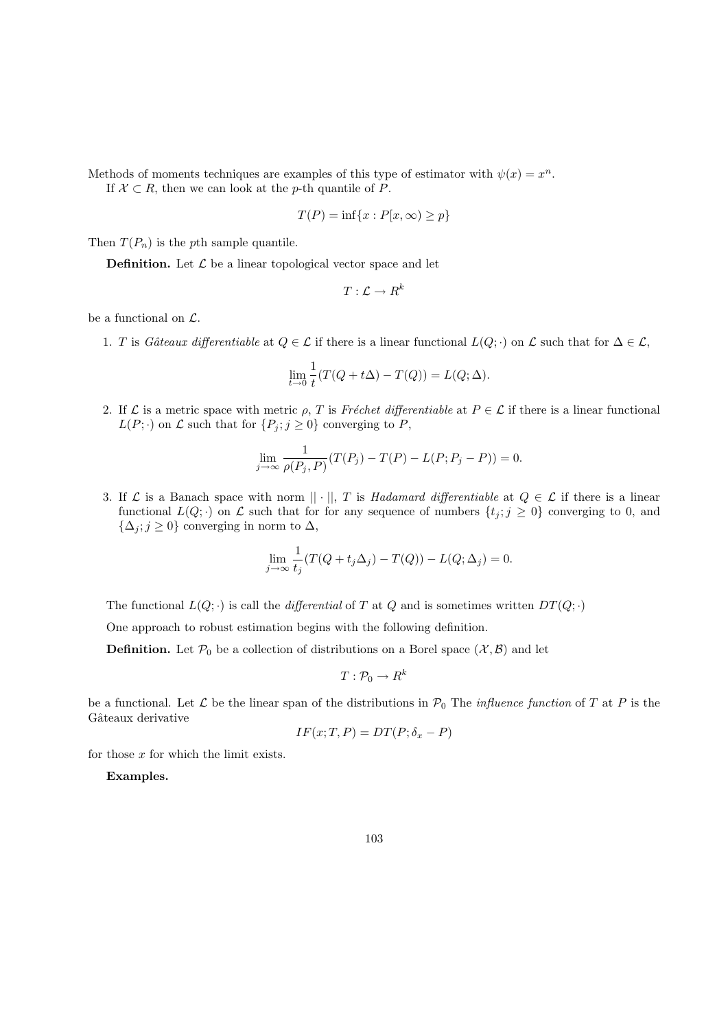Methods of moments techniques are examples of this type of estimator with $\psi(x) = x^n$.

If $\mathcal{X} \subset R$, then we can look at the $p$-th quantile of $P$.

$$T(P) = \inf\{x : P[x, \infty) \geq p\}$$

Then $T(P_n)$ is the $p$th sample quantile.

**Definition.** Let $\mathcal{L}$ be a linear topological vector space and let

$$T : \mathcal{L} \to R^k$$

be a functional on $\mathcal{L}$.

1. $T$ is *Gâteaux differentiable* at $Q \in \mathcal{L}$ if there is a linear functional $L(Q; \cdot)$ on $\mathcal{L}$ such that for $\Delta \in \mathcal{L}$,

$$\lim_{t \to 0} \frac{1}{t}(T(Q + t\Delta) - T(Q)) = L(Q; \Delta).$$

2. If $\mathcal{L}$ is a metric space with metric $\rho$, $T$ is *Fréchet differentiable* at $P \in \mathcal{L}$ if there is a linear functional $L(P; \cdot)$ on $\mathcal{L}$ such that for $\{P_j; j \geq 0\}$ converging to $P$,

$$\lim_{j \to \infty} \frac{1}{\rho(P_j, P)}(T(P_j) - T(P) - L(P; P_j - P)) = 0.$$

3. If $\mathcal{L}$ is a Banach space with norm $|| \cdot ||$, $T$ is *Hadamard differentiable* at $Q \in \mathcal{L}$ if there is a linear functional $L(Q; \cdot)$ on $\mathcal{L}$ such that for for any sequence of numbers $\{t_j; j \geq 0\}$ converging to 0, and $\{\Delta_j; j \geq 0\}$ converging in norm to $\Delta$,

$$\lim_{j \to \infty} \frac{1}{t_j}(T(Q + t_j\Delta_j) - T(Q)) - L(Q; \Delta_j) = 0.$$

The functional $L(Q; \cdot)$ is call the *differential* of $T$ at $Q$ and is sometimes written $DT(Q; \cdot)$

One approach to robust estimation begins with the following definition.

**Definition.** Let $\mathcal{P}_0$ be a collection of distributions on a Borel space $(\mathcal{X}, \mathcal{B})$ and let

$$T : \mathcal{P}_0 \to R^k$$

be a functional. Let $\mathcal{L}$ be the linear span of the distributions in $\mathcal{P}_0$ The *influence function* of $T$ at $P$ is the Gâteaux derivative

$$IF(x; T, P) = DT(P; \delta_x - P)$$

for those $x$ for which the limit exists.

**Examples.**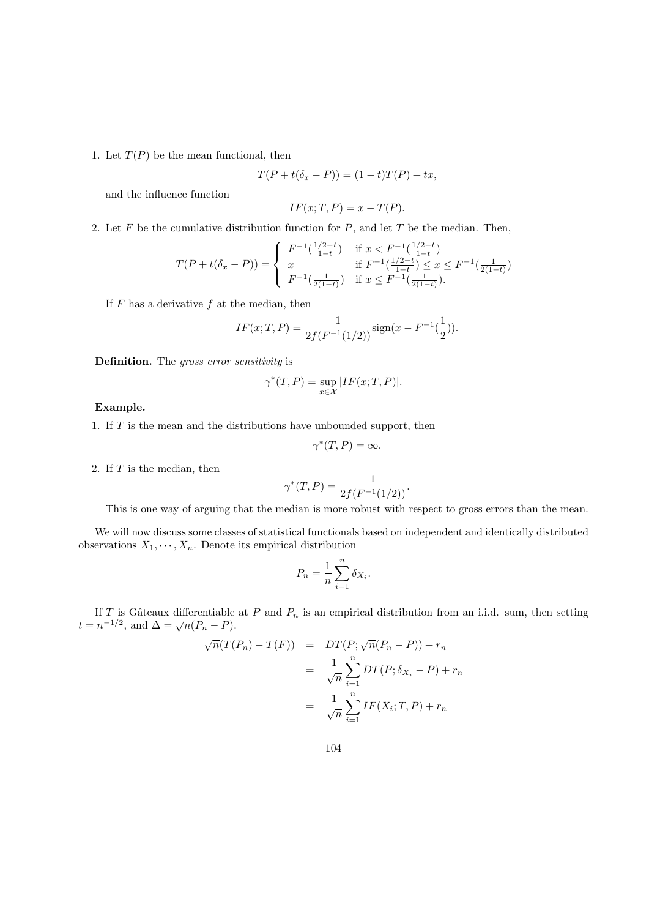1. Let $T(P)$ be the mean functional, then

$$T(P + t(\delta_x - P)) = (1-t)T(P) + tx,$$

and the influence function

$$IF(x; T, P) = x - T(P).$$

2. Let $F$ be the cumulative distribution function for $P$, and let $T$ be the median. Then,

$$T(P + t(\delta_x - P)) = \begin{cases} F^{-1}(\frac{1/2-t}{1-t}) & \text{if } x < F^{-1}(\frac{1/2-t}{1-t}) \\ x & \text{if } F^{-1}(\frac{1/2-t}{1-t}) \leq x \leq F^{-1}(\frac{1}{2(1-t)}) \\ F^{-1}(\frac{1}{2(1-t)}) & \text{if } x \leq F^{-1}(\frac{1}{2(1-t)}). \end{cases}$$

If $F$ has a derivative $f$ at the median, then

$$IF(x; T, P) = \frac{1}{2f(F^{-1}(1/2))} \text{sign}(x - F^{-1}(\frac{1}{2})).$$

**Definition.** The *gross error sensitivity* is

$$\gamma^*(T, P) = \sup_{x \in \mathcal{X}} |IF(x; T, P)|.$$

**Example.**

1. If $T$ is the mean and the distributions have unbounded support, then

$$\gamma^*(T, P) = \infty.$$

2. If $T$ is the median, then

$$\gamma^*(T, P) = \frac{1}{2f(F^{-1}(1/2))}.$$

This is one way of arguing that the median is more robust with respect to gross errors than the mean.

We will now discuss some classes of statistical functionals based on independent and identically distributed observations $X_1, \cdots, X_n$. Denote its empirical distribution

$$P_n = \frac{1}{n}\sum_{i=1}^n \delta_{X_i}.$$

If $T$ is Gâteaux differentiable at $P$ and $P_n$ is an empirical distribution from an i.i.d. sum, then setting $t = n^{-1/2}$, and $\Delta = \sqrt{n}(P_n - P)$.

$$\begin{aligned} \sqrt{n}(T(P_n) - T(F)) &= DT(P; \sqrt{n}(P_n - P)) + r_n \\ &= \frac{1}{\sqrt{n}}\sum_{i=1}^n DT(P; \delta_{X_i} - P) + r_n \\ &= \frac{1}{\sqrt{n}}\sum_{i=1}^n IF(X_i; T, P) + r_n \end{aligned}$$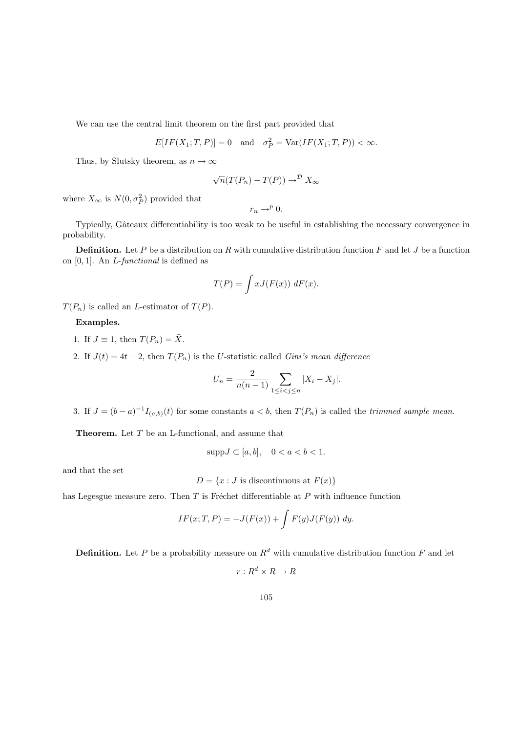We can use the central limit theorem on the first part provided that

$$E[IF(X_1; T, P)] = 0 \quad \text{and} \quad \sigma_P^2 = \text{Var}(IF(X_1; T, P)) < \infty.$$

Thus, by Slutsky theorem, as $n \to \infty$

$$\sqrt{n}(T(P_n) - T(P)) \to^{\mathcal{D}} X_\infty$$

where $X_\infty$ is $N(0, \sigma_P^2)$ provided that

$$r_n \to^p 0.$$

Typically, Gâteaux differentiability is too weak to be useful in establishing the necessary convergence in probability.

**Definition.** Let $P$ be a distribution on $R$ with cumulative distribution function $F$ and let $J$ be a function on $[0, 1]$. An *L-functional* is defined as

$$T(P) = \int xJ(F(x))\, dF(x).$$

$T(P_n)$ is called an $L$-estimator of $T(P)$.

**Examples.**

1. If $J \equiv 1$, then $T(P_n) = \bar{X}$.
2. If $J(t) = 4t - 2$, then $T(P_n)$ is the $U$-statistic called *Gini's mean difference*

$$U_n = \frac{2}{n(n-1)} \sum_{1 \le i < j \le n} |X_i - X_j|.$$

3. If $J = (b-a)^{-1} I_{(a,b)}(t)$ for some constants $a < b$, then $T(P_n)$ is called the *trimmed sample mean*.

**Theorem.** Let $T$ be an L-functional, and assume that

$$\text{supp}J \subset [a, b], \quad 0 < a < b < 1.$$

and that the set

$$D = \{x : J \text{ is discontinuous at } F(x)\}$$

has Legesgue measure zero. Then $T$ is Fréchet differentiable at $P$ with influence function

$$IF(x; T, P) = -J(F(x)) + \int F(y)J(F(y))\, dy.$$

**Definition.** Let $P$ be a probability measure on $R^d$ with cumulative distribution function $F$ and let

$$r : R^d \times R \to R$$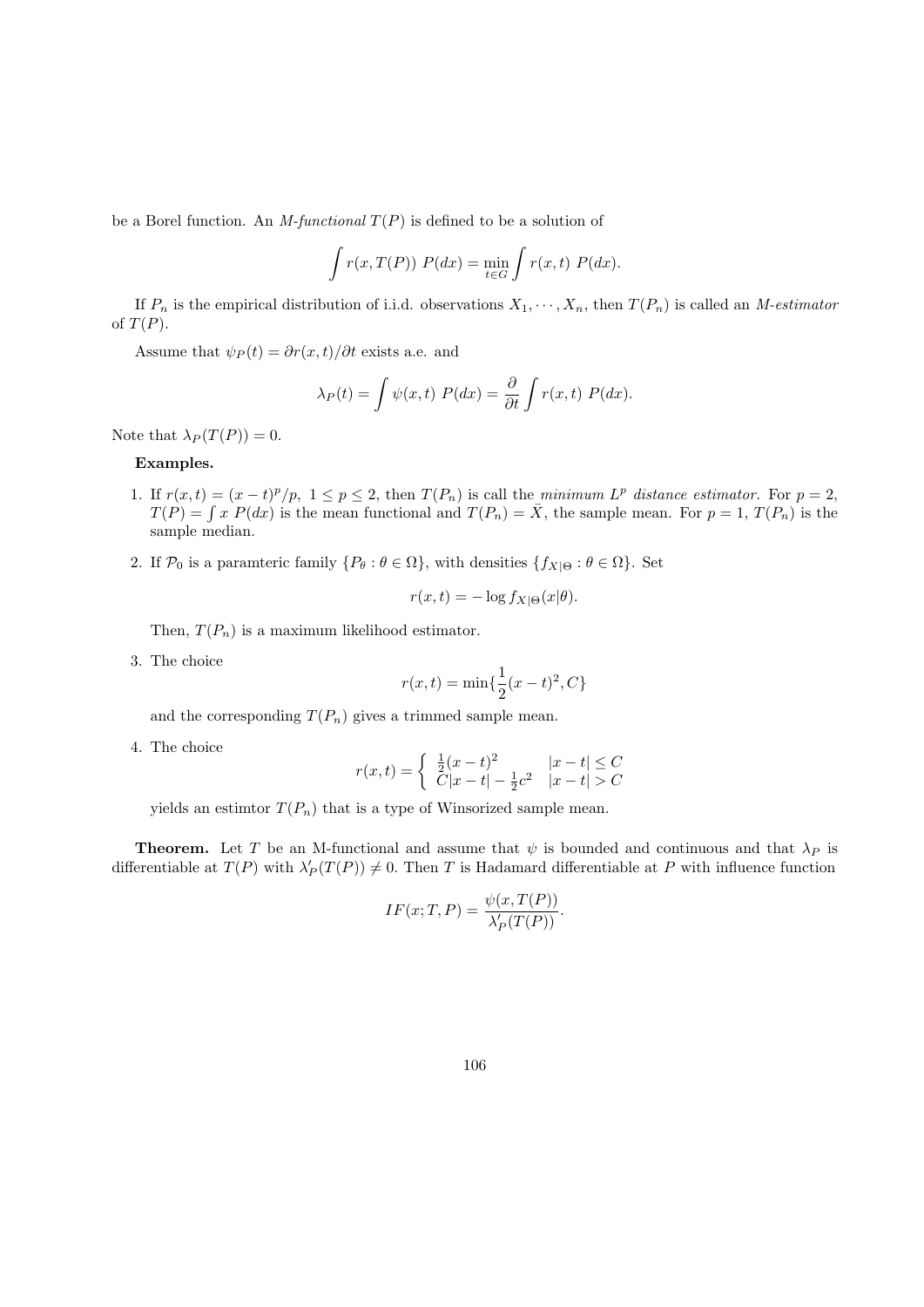be a Borel function. An *M-functional* $T(P)$ is defined to be a solution of

$$\int r(x, T(P))\ P(dx) = \min_{t \in G} \int r(x,t)\ P(dx).$$

If $P_n$ is the empirical distribution of i.i.d. observations $X_1, \cdots, X_n$, then $T(P_n)$ is called an *M-estimator* of $T(P)$.

Assume that $\psi_P(t) = \partial r(x,t)/\partial t$ exists a.e. and

$$\lambda_P(t) = \int \psi(x,t)\ P(dx) = \frac{\partial}{\partial t} \int r(x,t)\ P(dx).$$

Note that $\lambda_P(T(P)) = 0$.

**Examples.**

1. If $r(x,t) = (x-t)^p/p,\ 1 \leq p \leq 2$, then $T(P_n)$ is call the *minimum $L^p$ distance estimator*. For $p = 2$, $T(P) = \int x\ P(dx)$ is the mean functional and $T(P_n) = \bar{X}$, the sample mean. For $p = 1$, $T(P_n)$ is the sample median.

2. If $\mathcal{P}_0$ is a paramteric family $\{P_\theta : \theta \in \Omega\}$, with densities $\{f_{X|\Theta} : \theta \in \Omega\}$. Set

$$r(x,t) = -\log f_{X|\Theta}(x|\theta).$$

   Then, $T(P_n)$ is a maximum likelihood estimator.

3. The choice

$$r(x,t) = \min\{\frac{1}{2}(x-t)^2, C\}$$

   and the corresponding $T(P_n)$ gives a trimmed sample mean.

4. The choice

$$r(x,t) = \begin{cases} \frac{1}{2}(x-t)^2 & |x-t| \leq C \\ C|x-t| - \frac{1}{2}c^2 & |x-t| > C \end{cases}$$

   yields an estimtor $T(P_n)$ that is a type of Winsorized sample mean.

**Theorem.** Let $T$ be an M-functional and assume that $\psi$ is bounded and continuous and that $\lambda_P$ is differentiable at $T(P)$ with $\lambda'_P(T(P)) \neq 0$. Then $T$ is Hadamard differentiable at $P$ with influence function

$$IF(x; T, P) = \frac{\psi(x, T(P))}{\lambda'_P(T(P))}.$$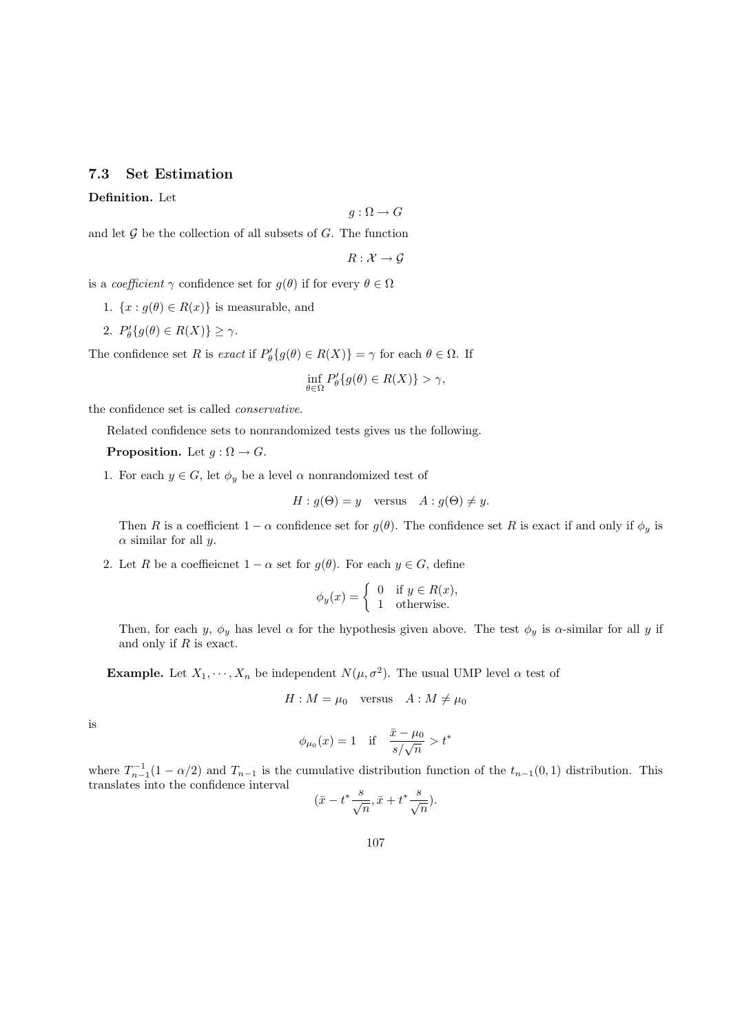### 7.3 Set Estimation

**Definition.** Let

$$g : \Omega \to G$$

and let $\mathcal{G}$ be the collection of all subsets of $G$. The function

$$R : \mathcal{X} \to \mathcal{G}$$

is a *coefficient* $\gamma$ confidence set for $g(\theta)$ if for every $\theta \in \Omega$

1. $\{x : g(\theta) \in R(x)\}$ is measurable, and
2. $P'_\theta\{g(\theta) \in R(X)\} \geq \gamma$.

The confidence set $R$ is *exact* if $P'_\theta\{g(\theta) \in R(X)\} = \gamma$ for each $\theta \in \Omega$. If

$$\inf_{\theta \in \Omega} P'_\theta\{g(\theta) \in R(X)\} > \gamma,$$

the confidence set is called *conservative*.

Related confidence sets to nonrandomized tests gives us the following.

**Proposition.** Let $g : \Omega \to G$.

1. For each $y \in G$, let $\phi_y$ be a level $\alpha$ nonrandomized test of

   $$H : g(\Theta) = y \quad \text{versus} \quad A : g(\Theta) \neq y.$$

   Then $R$ is a coefficient $1-\alpha$ confidence set for $g(\theta)$. The confidence set $R$ is exact if and only if $\phi_y$ is $\alpha$ similar for all $y$.

2. Let $R$ be a coeffieicnet $1-\alpha$ set for $g(\theta)$. For each $y \in G$, define

   $$\phi_y(x) = \begin{cases} 0 & \text{if } y \in R(x), \\ 1 & \text{otherwise.} \end{cases}$$

   Then, for each $y$, $\phi_y$ has level $\alpha$ for the hypothesis given above. The test $\phi_y$ is $\alpha$-similar for all $y$ if and only if $R$ is exact.

**Example.** Let $X_1, \cdots, X_n$ be independent $N(\mu, \sigma^2)$. The usual UMP level $\alpha$ test of

$$H : M = \mu_0 \quad \text{versus} \quad A : M \neq \mu_0$$

is

$$\phi_{\mu_0}(x) = 1 \quad \text{if} \quad \frac{\bar{x} - \mu_0}{s/\sqrt{n}} > t^*$$

where $T_{n-1}^{-1}(1-\alpha/2)$ and $T_{n-1}$ is the cumulative distribution function of the $t_{n-1}(0,1)$ distribution. This translates into the confidence interval

$$(\bar{x} - t^* \frac{s}{\sqrt{n}}, \bar{x} + t^* \frac{s}{\sqrt{n}}).$$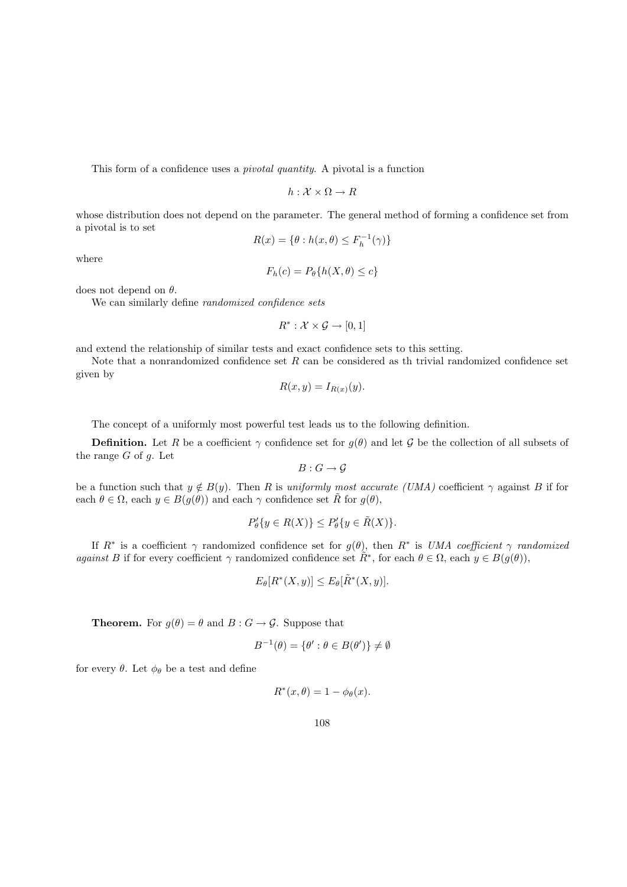This form of a confidence uses a *pivotal quantity*. A pivotal is a function

$$h : \mathcal{X} \times \Omega \to R$$

whose distribution does not depend on the parameter. The general method of forming a confidence set from a pivotal is to set

$$R(x) = \{\theta : h(x, \theta) \leq F_h^{-1}(\gamma)\}$$

where

$$F_h(c) = P_\theta\{h(X, \theta) \leq c\}$$

does not depend on $\theta$.

We can similarly define *randomized confidence sets*

$$R^* : \mathcal{X} \times \mathcal{G} \to [0, 1]$$

and extend the relationship of similar tests and exact confidence sets to this setting.

Note that a nonrandomized confidence set $R$ can be considered as th trivial randomized confidence set given by

$$R(x, y) = I_{R(x)}(y).$$

The concept of a uniformly most powerful test leads us to the following definition.

**Definition.** Let $R$ be a coefficient $\gamma$ confidence set for $g(\theta)$ and let $\mathcal{G}$ be the collection of all subsets of the range $G$ of $g$. Let

$$B : G \to \mathcal{G}$$

be a function such that $y \notin B(y)$. Then $R$ is *uniformly most accurate (UMA)* coefficient $\gamma$ against $B$ if for each $\theta \in \Omega$, each $y \in B(g(\theta))$ and each $\gamma$ confidence set $\tilde{R}$ for $g(\theta)$,

$$P'_\theta\{y \in R(X)\} \leq P'_\theta\{y \in \tilde{R}(X)\}.$$

If $R^*$ is a coefficient $\gamma$ randomized confidence set for $g(\theta)$, then $R^*$ is *UMA coefficient $\gamma$ randomized against* $B$ if for every coefficient $\gamma$ randomized confidence set $\tilde{R}^*$, for each $\theta \in \Omega$, each $y \in B(g(\theta))$,

$$E_\theta[R^*(X, y)] \leq E_\theta[\tilde{R}^*(X, y)].$$

**Theorem.** For $g(\theta) = \theta$ and $B : G \to \mathcal{G}$. Suppose that

$$B^{-1}(\theta) = \{\theta' : \theta \in B(\theta')\} \neq \emptyset$$

for every $\theta$. Let $\phi_\theta$ be a test and define

$$R^*(x, \theta) = 1 - \phi_\theta(x).$$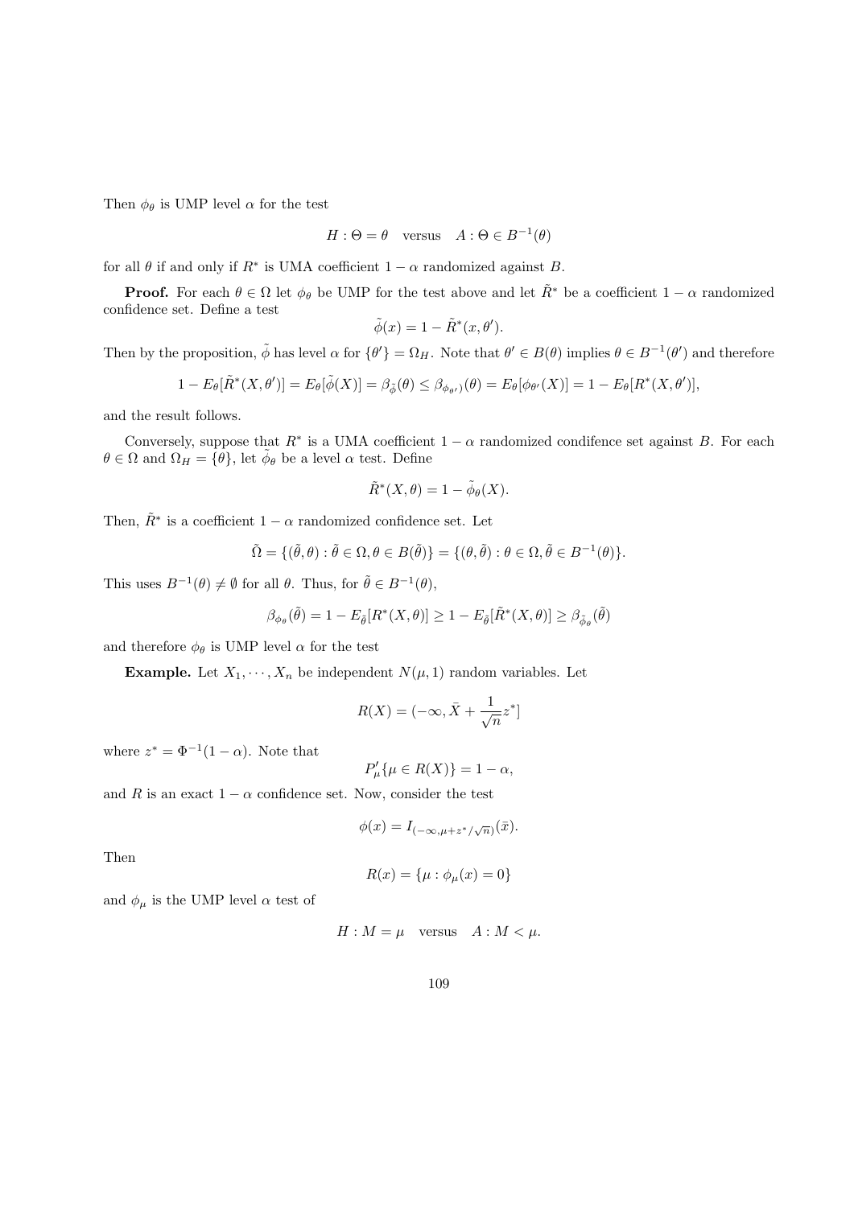Then $\phi_\theta$ is UMP level $\alpha$ for the test

$$H : \Theta = \theta \quad \text{versus} \quad A : \Theta \in B^{-1}(\theta)$$

for all $\theta$ if and only if $R^*$ is UMA coefficient $1-\alpha$ randomized against $B$.

**Proof.** For each $\theta \in \Omega$ let $\phi_\theta$ be UMP for the test above and let $\tilde{R}^*$ be a coefficient $1-\alpha$ randomized confidence set. Define a test

$$\tilde{\phi}(x) = 1 - \tilde{R}^*(x, \theta').$$

Then by the proposition, $\tilde{\phi}$ has level $\alpha$ for $\{\theta'\} = \Omega_H$. Note that $\theta' \in B(\theta)$ implies $\theta \in B^{-1}(\theta')$ and therefore

$$1 - E_\theta[\tilde{R}^*(X, \theta')] = E_\theta[\tilde{\phi}(X)] = \beta_{\tilde{\phi}}(\theta) \leq \beta_{\phi_{\theta'})}(\theta) = E_\theta[\phi_{\theta'}(X)] = 1 - E_\theta[R^*(X, \theta')],$$

and the result follows.

Conversely, suppose that $R^*$ is a UMA coefficient $1-\alpha$ randomized condifence set against $B$. For each $\theta \in \Omega$ and $\Omega_H = \{\theta\}$, let $\tilde{\phi}_\theta$ be a level $\alpha$ test. Define

$$\tilde{R}^*(X, \theta) = 1 - \tilde{\phi}_\theta(X).$$

Then, $\tilde{R}^*$ is a coefficient $1-\alpha$ randomized confidence set. Let

$$\tilde{\Omega} = \{(\tilde{\theta}, \theta) : \tilde{\theta} \in \Omega, \theta \in B(\tilde{\theta})\} = \{(\theta, \tilde{\theta}) : \theta \in \Omega, \tilde{\theta} \in B^{-1}(\theta)\}.$$

This uses $B^{-1}(\theta) \neq \emptyset$ for all $\theta$. Thus, for $\tilde{\theta} \in B^{-1}(\theta)$,

$$\beta_{\phi_\theta}(\tilde{\theta}) = 1 - E_{\tilde{\theta}}[R^*(X, \theta)] \geq 1 - E_{\tilde{\theta}}[\tilde{R}^*(X, \theta)] \geq \beta_{\tilde{\phi}_\theta}(\tilde{\theta})$$

and therefore $\phi_\theta$ is UMP level $\alpha$ for the test

**Example.** Let $X_1, \cdots, X_n$ be independent $N(\mu, 1)$ random variables. Let

$$R(X) = (-\infty, \bar{X} + \frac{1}{\sqrt{n}} z^*]$$

where $z^* = \Phi^{-1}(1-\alpha)$. Note that

$$P'_\mu\{\mu \in R(X)\} = 1 - \alpha,$$

and $R$ is an exact $1-\alpha$ confidence set. Now, consider the test

$$\phi(x) = I_{(-\infty, \mu + z^*/\sqrt{n})}(\bar{x}).$$

Then

$$R(x) = \{\mu : \phi_\mu(x) = 0\}$$

and $\phi_\mu$ is the UMP level $\alpha$ test of

$$H : M = \mu \quad \text{versus} \quad A : M < \mu.$$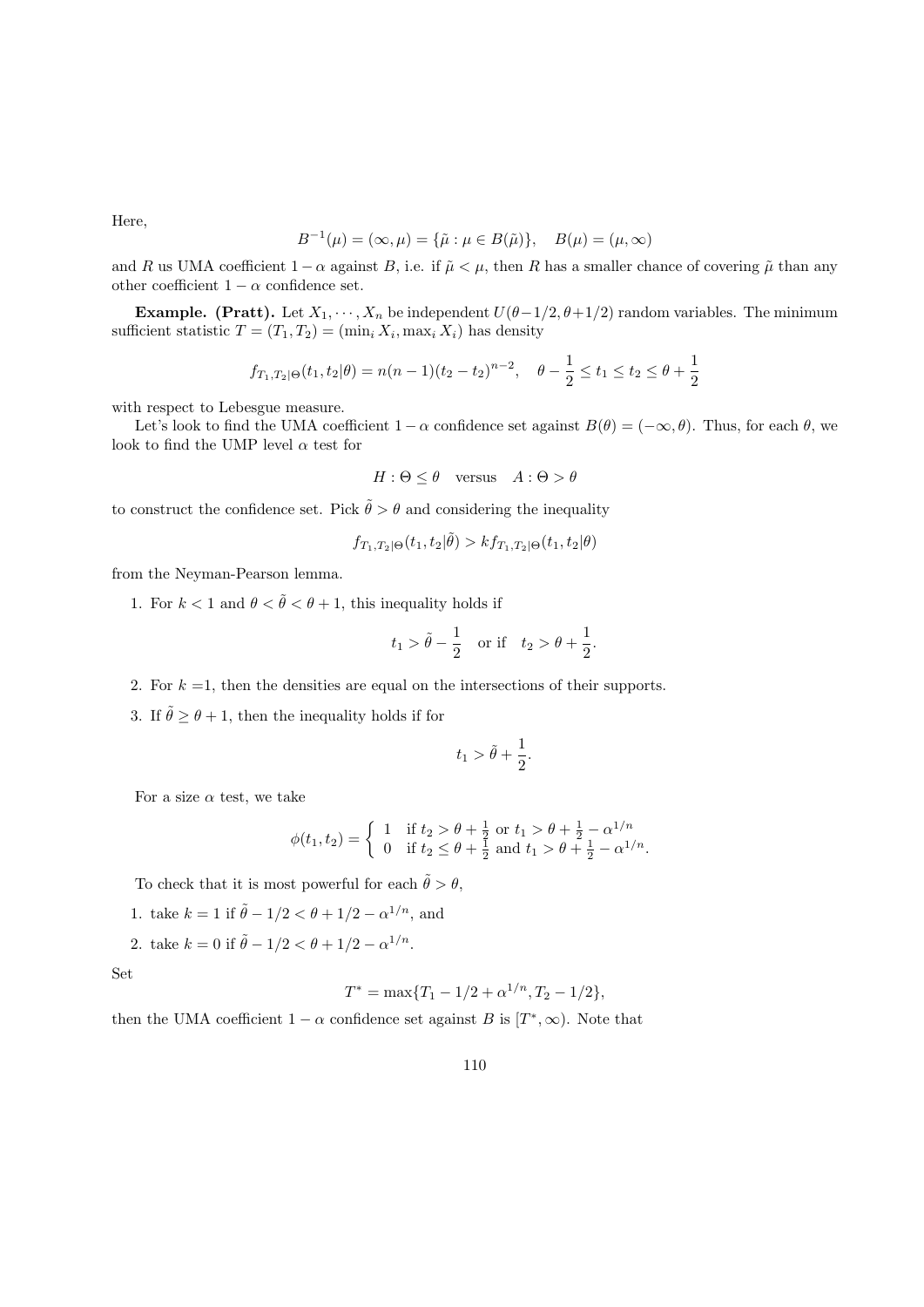Here,

$$B^{-1}(\mu) = (\infty, \mu) = \{\tilde{\mu} : \mu \in B(\tilde{\mu})\}, \quad B(\mu) = (\mu, \infty)$$

and $R$ us UMA coefficient $1-\alpha$ against $B$, i.e. if $\tilde{\mu} < \mu$, then $R$ has a smaller chance of covering $\tilde{\mu}$ than any other coefficient $1-\alpha$ confidence set.

**Example. (Pratt).** Let $X_1, \cdots, X_n$ be independent $U(\theta - 1/2, \theta + 1/2)$ random variables. The minimum sufficient statistic $T = (T_1, T_2) = (\min_i X_i, \max_i X_i)$ has density

$$f_{T_1,T_2|\Theta}(t_1, t_2|\theta) = n(n-1)(t_2 - t_2)^{n-2}, \quad \theta - \frac{1}{2} \leq t_1 \leq t_2 \leq \theta + \frac{1}{2}$$

with respect to Lebesgue measure.

Let's look to find the UMA coefficient $1-\alpha$ confidence set against $B(\theta) = (-\infty, \theta)$. Thus, for each $\theta$, we look to find the UMP level $\alpha$ test for

$$H : \Theta \leq \theta \quad \text{versus} \quad A : \Theta > \theta$$

to construct the confidence set. Pick $\tilde{\theta} > \theta$ and considering the inequality

$$f_{T_1,T_2|\Theta}(t_1, t_2|\tilde{\theta}) > k f_{T_1,T_2|\Theta}(t_1, t_2|\theta)$$

from the Neyman-Pearson lemma.

1. For $k < 1$ and $\theta < \tilde{\theta} < \theta + 1$, this inequality holds if

$$t_1 > \tilde{\theta} - \frac{1}{2} \quad \text{or if} \quad t_2 > \theta + \frac{1}{2}.$$

2. For $k$ =1, then the densities are equal on the intersections of their supports.

3. If $\tilde{\theta} \geq \theta + 1$, then the inequality holds if for

$$t_1 > \tilde{\theta} + \frac{1}{2}.$$

For a size $\alpha$ test, we take

$$\phi(t_1, t_2) = \begin{cases} 1 & \text{if } t_2 > \theta + \frac{1}{2} \text{ or } t_1 > \theta + \frac{1}{2} - \alpha^{1/n} \\ 0 & \text{if } t_2 \leq \theta + \frac{1}{2} \text{ and } t_1 > \theta + \frac{1}{2} - \alpha^{1/n}. \end{cases}$$

To check that it is most powerful for each $\tilde{\theta} > \theta$,

1. take $k = 1$ if $\tilde{\theta} - 1/2 < \theta + 1/2 - \alpha^{1/n}$, and
2. take $k = 0$ if $\tilde{\theta} - 1/2 < \theta + 1/2 - \alpha^{1/n}$.

Set

$$T^* = \max\{T_1 - 1/2 + \alpha^{1/n}, T_2 - 1/2\},$$

then the UMA coefficient $1-\alpha$ confidence set against $B$ is $[T^*, \infty)$. Note that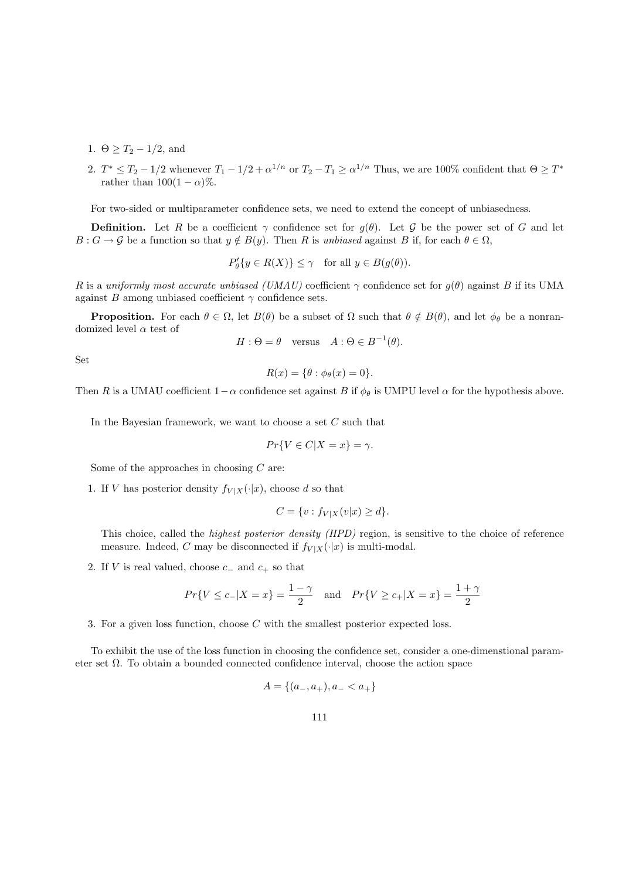1. $\Theta \geq T_2 - 1/2$, and
2. $T^* \leq T_2 - 1/2$ whenever $T_1 - 1/2 + \alpha^{1/n}$ or $T_2 - T_1 \geq \alpha^{1/n}$ Thus, we are 100% confident that $\Theta \geq T^*$ rather than $100(1-\alpha)\%$.

For two-sided or multiparameter confidence sets, we need to extend the concept of unbiasedness.

**Definition.** Let $R$ be a coefficient $\gamma$ confidence set for $g(\theta)$. Let $\mathcal{G}$ be the power set of $G$ and let $B : G \to \mathcal{G}$ be a function so that $y \notin B(y)$. Then $R$ is *unbiased* against $B$ if, for each $\theta \in \Omega$,

$$P'_\theta\{y \in R(X)\} \leq \gamma \quad \text{for all } y \in B(g(\theta)).$$

$R$ is a *uniformly most accurate unbiased (UMAU)* coefficient $\gamma$ confidence set for $g(\theta)$ against $B$ if its UMA against $B$ among unbiased coefficient $\gamma$ confidence sets.

**Proposition.** For each $\theta \in \Omega$, let $B(\theta)$ be a subset of $\Omega$ such that $\theta \notin B(\theta)$, and let $\phi_\theta$ be a nonrandomized level $\alpha$ test of

$$H : \Theta = \theta \quad \text{versus} \quad A : \Theta \in B^{-1}(\theta).$$

Set

$$R(x) = \{\theta : \phi_\theta(x) = 0\}.$$

Then $R$ is a UMAU coefficient $1-\alpha$ confidence set against $B$ if $\phi_\theta$ is UMPU level $\alpha$ for the hypothesis above.

In the Bayesian framework, we want to choose a set $C$ such that

$$Pr\{V \in C|X = x\} = \gamma.$$

Some of the approaches in choosing $C$ are:

1. If $V$ has posterior density $f_{V|X}(\cdot|x)$, choose $d$ so that

   $$C = \{v : f_{V|X}(v|x) \geq d\}.$$

   This choice, called the *highest posterior density (HPD)* region, is sensitive to the choice of reference measure. Indeed, $C$ may be disconnected if $f_{V|X}(\cdot|x)$ is multi-modal.

2. If $V$ is real valued, choose $c_-$ and $c_+$ so that

   $$Pr\{V \leq c_-|X = x\} = \frac{1-\gamma}{2} \quad \text{and} \quad Pr\{V \geq c_+|X = x\} = \frac{1+\gamma}{2}$$

3. For a given loss function, choose $C$ with the smallest posterior expected loss.

To exhibit the use of the loss function in choosing the confidence set, consider a one-dimenstional parameter set $\Omega$. To obtain a bounded connected confidence interval, choose the action space

$$A = \{(a_-, a_+), a_- < a_+\}$$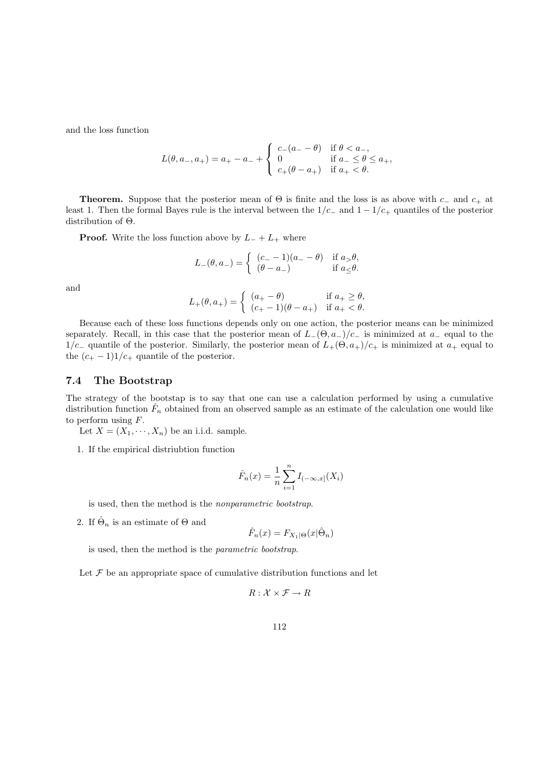and the loss function

$$
L(\theta, a_-, a_+) = a_+ - a_- + \begin{cases} c_-(a_- - \theta) & \text{if } \theta < a_-, \\ 0 & \text{if } a_- \leq \theta \leq a_+, \\ c_+(\theta - a_+) & \text{if } a_+ < \theta. \end{cases}
$$

**Theorem.** Suppose that the posterior mean of $\Theta$ is finite and the loss is as above with $c_-$ and $c_+$ at least 1. Then the formal Bayes rule is the interval between the $1/c_-$ and $1 - 1/c_+$ quantiles of the posterior distribution of $\Theta$.

**Proof.** Write the loss function above by $L_- + L_+$ where

$$
L_-(\theta, a_-) = \begin{cases} (c_- - 1)(a_- - \theta) & \text{if } a_> \theta, \\ (\theta - a_-) & \text{if } a_\leq \theta. \end{cases}
$$

and

$$
L_+(\theta, a_+) = \begin{cases} (a_+ - \theta) & \text{if } a_+ \geq \theta, \\ (c_+ - 1)(\theta - a_+) & \text{if } a_+ < \theta. \end{cases}
$$

Because each of these loss functions depends only on one action, the posterior means can be minimized separately. Recall, in this case that the posterior mean of $L_-(\Theta, a_-)/c_-$ is minimized at $a_-$ equal to the $1/c_-$ quantile of the posterior. Similarly, the posterior mean of $L_+(\Theta, a_+)/c_+$ is minimized at $a_+$ equal to the $(c_+ - 1)1/c_+$ quantile of the posterior.

## 7.4 The Bootstrap

The strategy of the bootstap is to say that one can use a calculation performed by using a cumulative distribution function $\hat{F}_n$ obtained from an observed sample as an estimate of the calculation one would like to perform using $F$.

Let $X = (X_1, \cdots, X_n)$ be an i.i.d. sample.

1. If the empirical distriubtion function

$$
\hat{F}_n(x) = \frac{1}{n} \sum_{i=1}^{n} I_{(-\infty, x]}(X_i)
$$

is used, then the method is the *nonparametric bootstrap*.

2. If $\hat{\Theta}_n$ is an estimate of $\Theta$ and

$$
\hat{F}_n(x) = F_{X_1|\Theta}(x|\hat{\Theta}_n)
$$

is used, then the method is the *parametric bootstrap*.

Let $\mathcal{F}$ be an appropriate space of cumulative distribution functions and let

$$
R : \mathcal{X} \times \mathcal{F} \to R
$$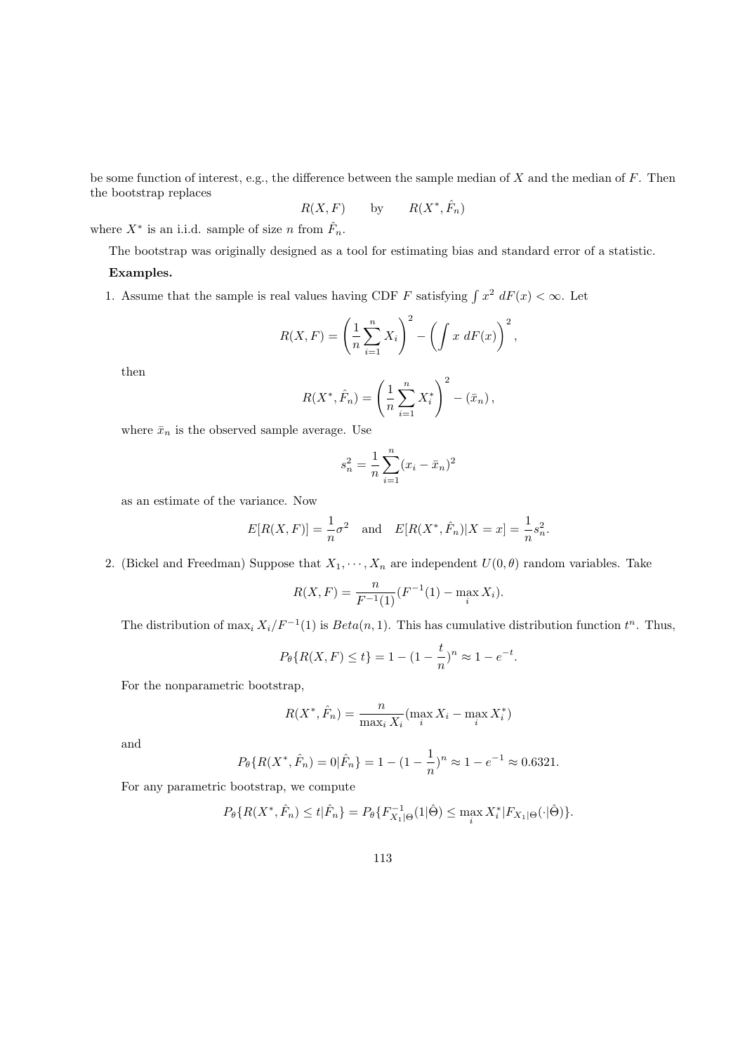be some function of interest, e.g., the difference between the sample median of $X$ and the median of $F$. Then the bootstrap replaces

$$R(X,F) \qquad \text{by} \qquad R(X^*, \hat{F}_n)$$

where $X^*$ is an i.i.d. sample of size $n$ from $\hat{F}_n$.

The bootstrap was originally designed as a tool for estimating bias and standard error of a statistic.

**Examples.**

1. Assume that the sample is real values having CDF $F$ satisfying $\int x^2 \, dF(x) < \infty$. Let

$$R(X,F) = \left(\frac{1}{n}\sum_{i=1}^n X_i\right)^2 - \left(\int x \, dF(x)\right)^2,$$

then

$$R(X^*, \hat{F}_n) = \left(\frac{1}{n}\sum_{i=1}^n X_i^*\right)^2 - (\bar{x}_n),$$

where $\bar{x}_n$ is the observed sample average. Use

$$s_n^2 = \frac{1}{n}\sum_{i=1}^n (x_i - \bar{x}_n)^2$$

as an estimate of the variance. Now

$$E[R(X,F)] = \frac{1}{n}\sigma^2 \quad \text{and} \quad E[R(X^*, \hat{F}_n)|X = x] = \frac{1}{n}s_n^2.$$

2. (Bickel and Freedman) Suppose that $X_1, \cdots, X_n$ are independent $U(0,\theta)$ random variables. Take

$$R(X,F) = \frac{n}{F^{-1}(1)}(F^{-1}(1) - \max_i X_i).$$

The distribution of $\max_i X_i / F^{-1}(1)$ is $Beta(n,1)$. This has cumulative distribution function $t^n$. Thus,

$$P_\theta\{R(X,F) \leq t\} = 1 - (1 - \frac{t}{n})^n \approx 1 - e^{-t}.$$

For the nonparametric bootstrap,

$$R(X^*, \hat{F}_n) = \frac{n}{\max_i X_i}(\max_i X_i - \max_i X_i^*)$$

and

$$P_\theta\{R(X^*, \hat{F}_n) = 0 | \hat{F}_n\} = 1 - (1 - \frac{1}{n})^n \approx 1 - e^{-1} \approx 0.6321.$$

For any parametric bootstrap, we compute

$$P_\theta\{R(X^*, \hat{F}_n) \leq t | \hat{F}_n\} = P_\theta\{F^{-1}_{X_1|\Theta}(1|\hat{\Theta}) \leq \max_i X_i^* | F_{X_1|\Theta}(\cdot|\hat{\Theta})\}.$$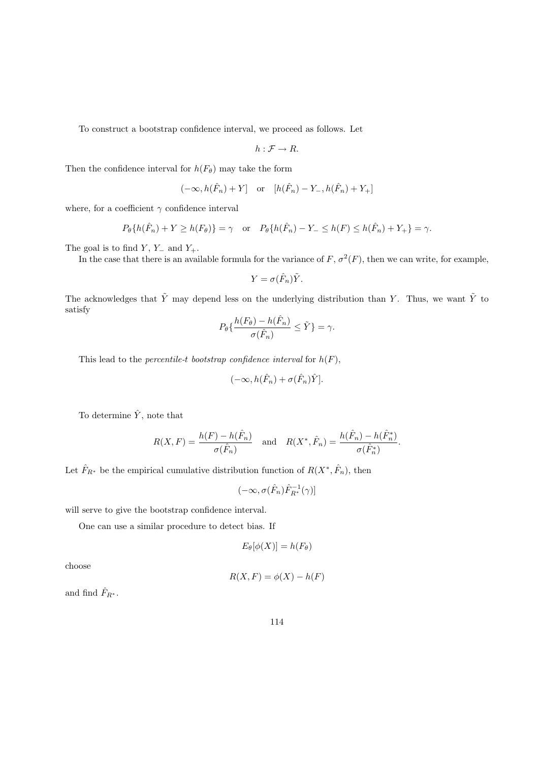To construct a bootstrap confidence interval, we proceed as follows. Let

$$h : \mathcal{F} \to R.$$

Then the confidence interval for $h(F_\theta)$ may take the form

$$(-\infty, h(\hat{F}_n) + Y] \quad \text{or} \quad [h(\hat{F}_n) - Y_-, h(\hat{F}_n) + Y_+]$$

where, for a coefficient $\gamma$ confidence interval

$$P_\theta\{h(\hat{F}_n) + Y \geq h(F_\theta)\} = \gamma \quad \text{or} \quad P_\theta\{h(\hat{F}_n) - Y_- \leq h(F) \leq h(\hat{F}_n) + Y_+\} = \gamma.$$

The goal is to find $Y$, $Y_-$ and $Y_+$.

In the case that there is an available formula for the variance of $F$, $\sigma^2(F)$, then we can write, for example,

$$Y = \sigma(\hat{F}_n)\tilde{Y}.$$

The acknowledges that $\tilde{Y}$ may depend less on the underlying distribution than $Y$. Thus, we want $\tilde{Y}$ to satisfy

$$P_\theta\{\frac{h(F_\theta) - h(\hat{F}_n)}{\sigma(\hat{F}_n)} \leq \tilde{Y}\} = \gamma.$$

This lead to the *percentile-t bootstrap confidence interval* for $h(F)$,

$$(-\infty, h(\hat{F}_n) + \sigma(\hat{F}_n)\hat{Y}].$$

To determine $\hat{Y}$, note that

$$R(X, F) = \frac{h(F) - h(\hat{F}_n)}{\sigma(\hat{F}_n)} \quad \text{and} \quad R(X^*, \hat{F}_n) = \frac{h(\hat{F}_n) - h(\hat{F}_n^*)}{\sigma(\hat{F}_n^*)}.$$

Let $\hat{F}_{R^*}$ be the empirical cumulative distribution function of $R(X^*, \hat{F}_n)$, then

$$(-\infty, \sigma(\hat{F}_n)\hat{F}_{R^*}^{-1}(\gamma)]$$

will serve to give the bootstrap confidence interval.

One can use a similar procedure to detect bias. If

$$E_\theta[\phi(X)] = h(F_\theta)$$

choose

$$R(X, F) = \phi(X) - h(F)$$

and find $\hat{F}_{R^*}$.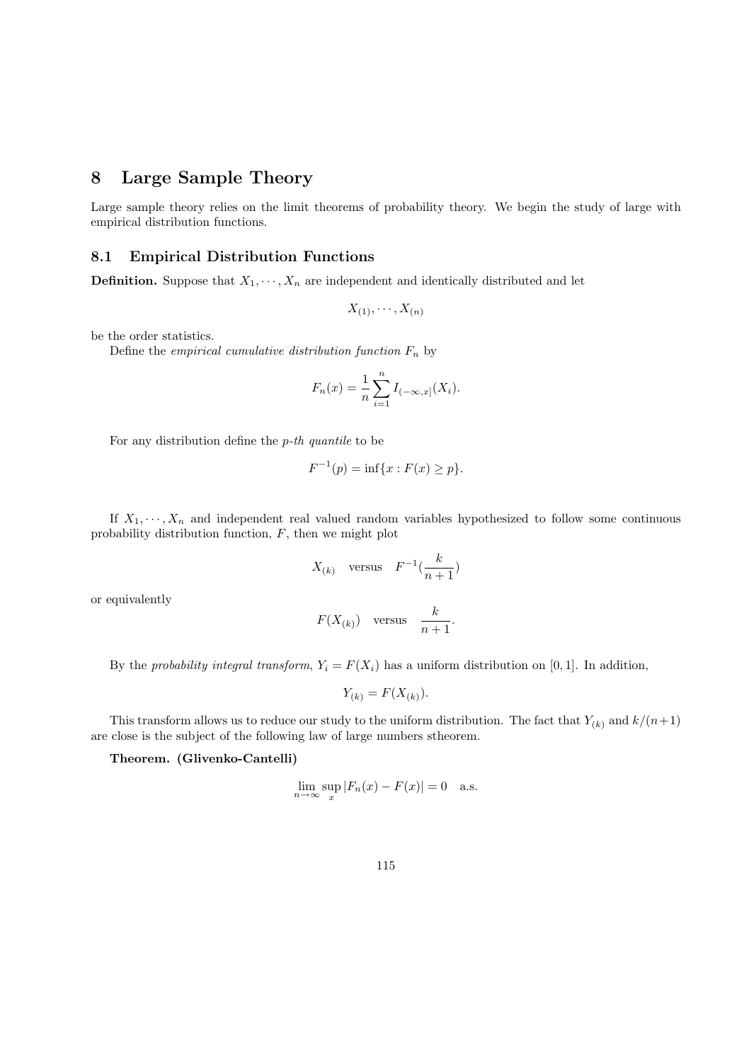# 8 Large Sample Theory

Large sample theory relies on the limit theorems of probability theory. We begin the study of large with empirical distribution functions.

## 8.1 Empirical Distribution Functions

**Definition.** Suppose that $X_1, \cdots, X_n$ are independent and identically distributed and let

$$X_{(1)}, \cdots, X_{(n)}$$

be the order statistics.

Define the *empirical cumulative distribution function* $F_n$ by

$$F_n(x) = \frac{1}{n} \sum_{i=1}^{n} I_{(-\infty,x]}(X_i).$$

For any distribution define the *p-th quantile* to be

$$F^{-1}(p) = \inf\{x : F(x) \geq p\}.$$

If $X_1, \cdots, X_n$ and independent real valued random variables hypothesized to follow some continuous probability distribution function, $F$, then we might plot

$$X_{(k)} \quad \text{versus} \quad F^{-1}(\frac{k}{n+1})$$

or equivalently

$$F(X_{(k)}) \quad \text{versus} \quad \frac{k}{n+1}.$$

By the *probability integral transform*, $Y_i = F(X_i)$ has a uniform distribution on $[0, 1]$. In addition,

$$Y_{(k)} = F(X_{(k)}).$$

This transform allows us to reduce our study to the uniform distribution. The fact that $Y_{(k)}$ and $k/(n+1)$ are close is the subject of the following law of large numbers stheorem.

**Theorem. (Glivenko-Cantelli)**

$$\lim_{n\to\infty} \sup_x |F_n(x) - F(x)| = 0 \quad \text{a.s.}$$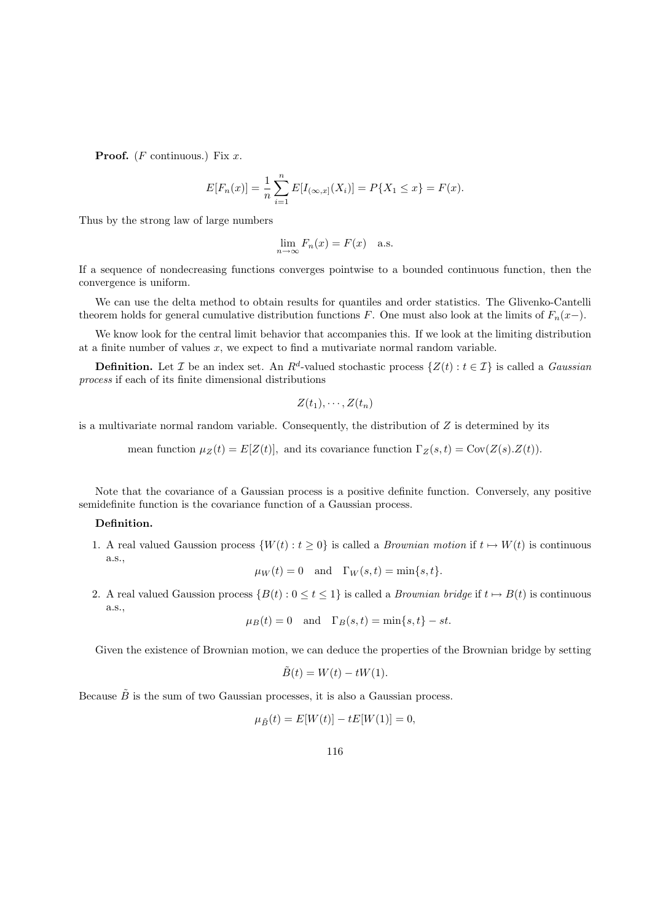**Proof.** ($F$ continuous.) Fix $x$.

$$E[F_n(x)] = \frac{1}{n}\sum_{i=1}^{n} E[I_{(\infty,x]}(X_i)] = P\{X_1 \leq x\} = F(x).$$

Thus by the strong law of large numbers

$$\lim_{n\to\infty} F_n(x) = F(x) \quad \text{a.s.}$$

If a sequence of nondecreasing functions converges pointwise to a bounded continuous function, then the convergence is uniform.

We can use the delta method to obtain results for quantiles and order statistics. The Glivenko-Cantelli theorem holds for general cumulative distribution functions $F$. One must also look at the limits of $F_n(x-)$.

We know look for the central limit behavior that accompanies this. If we look at the limiting distribution at a finite number of values $x$, we expect to find a mutivariate normal random variable.

**Definition.** Let $\mathcal{I}$ be an index set. An $R^d$-valued stochastic process $\{Z(t) : t \in \mathcal{I}\}$ is called a *Gaussian process* if each of its finite dimensional distributions

$$Z(t_1), \cdots, Z(t_n)$$

is a multivariate normal random variable. Consequently, the distribution of $Z$ is determined by its

mean function $\mu_Z(t) = E[Z(t)]$, and its covariance function $\Gamma_Z(s,t) = \mathrm{Cov}(Z(s).Z(t))$.

Note that the covariance of a Gaussian process is a positive definite function. Conversely, any positive semidefinite function is the covariance function of a Gaussian process.

**Definition.**

1. A real valued Gaussion process $\{W(t) : t \geq 0\}$ is called a *Brownian motion* if $t \mapsto W(t)$ is continuous a.s.,
$$\mu_W(t) = 0 \quad \text{and} \quad \Gamma_W(s,t) = \min\{s,t\}.$$

2. A real valued Gaussion process $\{B(t) : 0 \leq t \leq 1\}$ is called a *Brownian bridge* if $t \mapsto B(t)$ is continuous a.s.,
$$\mu_B(t) = 0 \quad \text{and} \quad \Gamma_B(s,t) = \min\{s,t\} - st.$$

Given the existence of Brownian motion, we can deduce the properties of the Brownian bridge by setting

$$\tilde{B}(t) = W(t) - tW(1).$$

Because $\tilde{B}$ is the sum of two Gaussian processes, it is also a Gaussian process.

$$\mu_{\tilde{B}}(t) = E[W(t)] - tE[W(1)] = 0,$$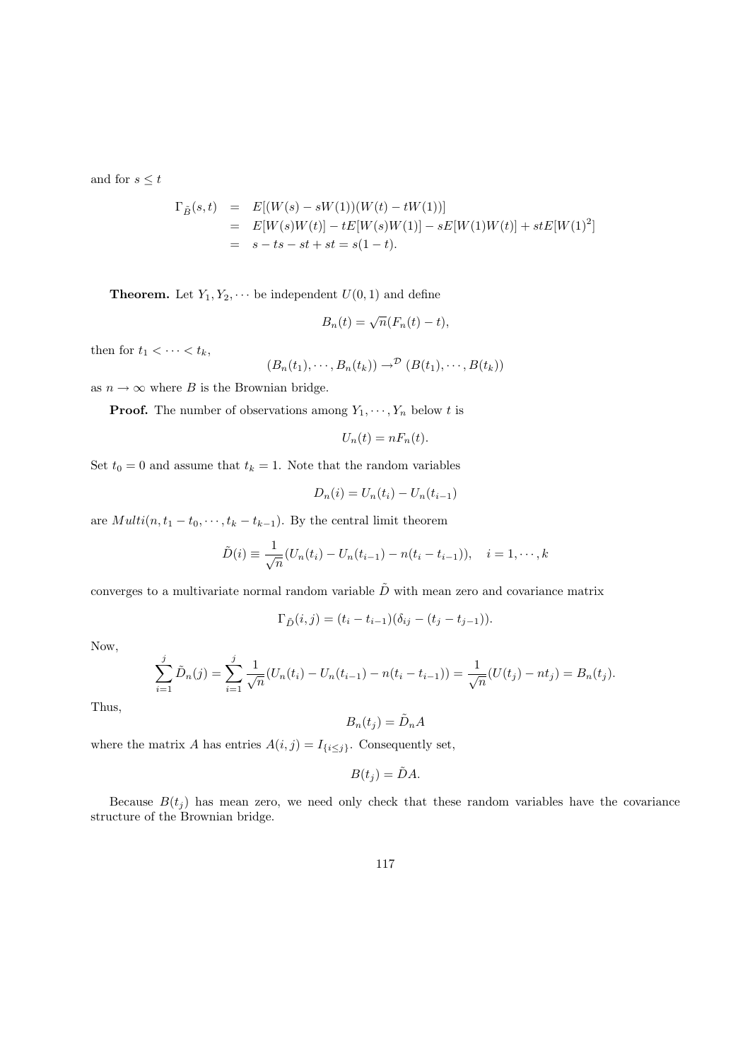and for $s \leq t$

$$
\begin{aligned}
\Gamma_{\tilde{B}}(s,t) &= E[(W(s) - sW(1))(W(t) - tW(1))] \\
&= E[W(s)W(t)] - tE[W(s)W(1)] - sE[W(1)W(t)] + stE[W(1)^2] \\
&= s - ts - st + st = s(1-t).
\end{aligned}
$$

**Theorem.** Let $Y_1, Y_2, \cdots$ be independent $U(0,1)$ and define

$$B_n(t) = \sqrt{n}(F_n(t) - t),$$

then for $t_1 < \cdots < t_k$,

$$(B_n(t_1), \cdots, B_n(t_k)) \to^{\mathcal{D}} (B(t_1), \cdots, B(t_k))$$

as $n \to \infty$ where $B$ is the Brownian bridge.

**Proof.** The number of observations among $Y_1, \cdots, Y_n$ below $t$ is

$$U_n(t) = nF_n(t).$$

Set $t_0 = 0$ and assume that $t_k = 1$. Note that the random variables

$$D_n(i) = U_n(t_i) - U_n(t_{i-1})$$

are $Multi(n, t_1 - t_0, \cdots, t_k - t_{k-1})$. By the central limit theorem

$$\tilde{D}(i) \equiv \frac{1}{\sqrt{n}}(U_n(t_i) - U_n(t_{i-1}) - n(t_i - t_{i-1})), \quad i = 1, \cdots, k$$

converges to a multivariate normal random variable $\tilde{D}$ with mean zero and covariance matrix

$$\Gamma_{\tilde{D}}(i,j) = (t_i - t_{i-1})(\delta_{ij} - (t_j - t_{j-1})).$$

Now,

$$\sum_{i=1}^{j} \tilde{D}_n(j) = \sum_{i=1}^{j} \frac{1}{\sqrt{n}}(U_n(t_i) - U_n(t_{i-1}) - n(t_i - t_{i-1})) = \frac{1}{\sqrt{n}}(U(t_j) - nt_j) = B_n(t_j).$$

Thus,

$$B_n(t_j) = \tilde{D}_n A$$

where the matrix $A$ has entries $A(i,j) = I_{\{i \leq j\}}$. Consequently set,

$$B(t_j) = \tilde{D}A.$$

Because $B(t_j)$ has mean zero, we need only check that these random variables have the covariance structure of the Brownian bridge.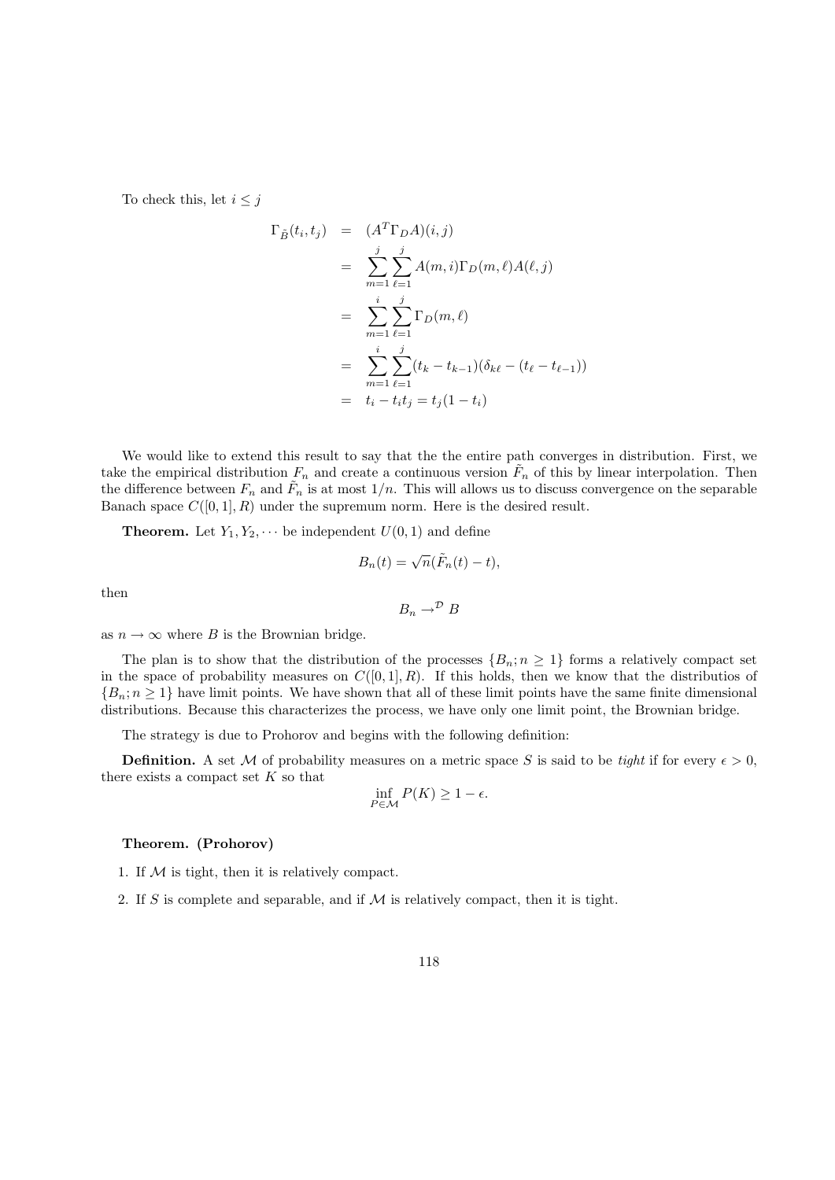To check this, let $i \leq j$

$$
\begin{aligned}
\Gamma_{\tilde{B}}(t_i, t_j) &= (A^T \Gamma_D A)(i,j) \\
&= \sum_{m=1}^{j} \sum_{\ell=1}^{j} A(m,i) \Gamma_D(m,\ell) A(\ell, j) \\
&= \sum_{m=1}^{i} \sum_{\ell=1}^{j} \Gamma_D(m,\ell) \\
&= \sum_{m=1}^{i} \sum_{\ell=1}^{j} (t_k - t_{k-1})(\delta_{k\ell} - (t_\ell - t_{\ell-1})) \\
&= t_i - t_i t_j = t_j(1 - t_i)
\end{aligned}
$$

We would like to extend this result to say that the the entire path converges in distribution. First, we take the empirical distribution $F_n$ and create a continuous version $\tilde{F}_n$ of this by linear interpolation. Then the difference between $F_n$ and $\tilde{F}_n$ is at most $1/n$. This will allows us to discuss convergence on the separable Banach space $C([0,1], R)$ under the supremum norm. Here is the desired result.

**Theorem.** Let $Y_1, Y_2, \cdots$ be independent $U(0,1)$ and define

$$
B_n(t) = \sqrt{n}(\tilde{F}_n(t) - t),
$$

then

$$
B_n \to^{\mathcal{D}} B
$$

as $n \to \infty$ where $B$ is the Brownian bridge.

The plan is to show that the distribution of the processes $\{B_n; n \geq 1\}$ forms a relatively compact set in the space of probability measures on $C([0,1], R)$. If this holds, then we know that the distributios of $\{B_n; n \geq 1\}$ have limit points. We have shown that all of these limit points have the same finite dimensional distributions. Because this characterizes the process, we have only one limit point, the Brownian bridge.

The strategy is due to Prohorov and begins with the following definition:

**Definition.** A set $\mathcal{M}$ of probability measures on a metric space $S$ is said to be *tight* if for every $\epsilon > 0$, there exists a compact set $K$ so that

$$
\inf_{P \in \mathcal{M}} P(K) \geq 1 - \epsilon.
$$

**Theorem. (Prohorov)**

1. If $\mathcal{M}$ is tight, then it is relatively compact.
2. If $S$ is complete and separable, and if $\mathcal{M}$ is relatively compact, then it is tight.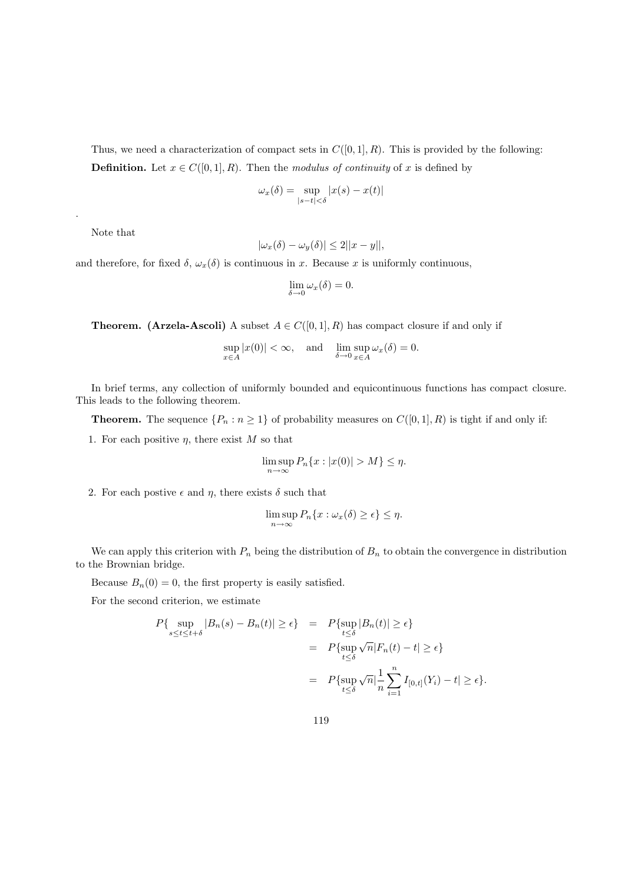Thus, we need a characterization of compact sets in $C([0,1], R)$. This is provided by the following:

**Definition.** Let $x \in C([0,1], R)$. Then the *modulus of continuity* of $x$ is defined by

$$\omega_x(\delta) = \sup_{|s-t|<\delta} |x(s) - x(t)|$$

.

Note that

$$|\omega_x(\delta) - \omega_y(\delta)| \leq 2||x - y||,$$

and therefore, for fixed $\delta$, $\omega_x(\delta)$ is continuous in $x$. Because $x$ is uniformly continuous,

$$\lim_{\delta \to 0} \omega_x(\delta) = 0.$$

**Theorem. (Arzela-Ascoli)** A subset $A \in C([0,1], R)$ has compact closure if and only if

$$\sup_{x \in A} |x(0)| < \infty, \quad \text{and} \quad \lim_{\delta \to 0} \sup_{x \in A} \omega_x(\delta) = 0.$$

In brief terms, any collection of uniformly bounded and equicontinuous functions has compact closure. This leads to the following theorem.

**Theorem.** The sequence $\{P_n : n \geq 1\}$ of probability measures on $C([0,1], R)$ is tight if and only if:

1. For each positive $\eta$, there exist $M$ so that

$$\limsup_{n \to \infty} P_n\{x : |x(0)| > M\} \leq \eta.$$

2. For each postive $\epsilon$ and $\eta$, there exists $\delta$ such that

$$\limsup_{n \to \infty} P_n\{x : \omega_x(\delta) \geq \epsilon\} \leq \eta.$$

We can apply this criterion with $P_n$ being the distribution of $B_n$ to obtain the convergence in distribution to the Brownian bridge.

Because $B_n(0) = 0$, the first property is easily satisfied.

For the second criterion, we estimate

$$\begin{aligned}
P\{\sup_{s \leq t \leq t+\delta} |B_n(s) - B_n(t)| \geq \epsilon\} &= P\{\sup_{t \leq \delta} |B_n(t)| \geq \epsilon\} \\
&= P\{\sup_{t \leq \delta} \sqrt{n}|F_n(t) - t| \geq \epsilon\} \\
&= P\{\sup_{t \leq \delta} \sqrt{n}|\frac{1}{n}\sum_{i=1}^{n} I_{[0,t]}(Y_i) - t| \geq \epsilon\}.
\end{aligned}$$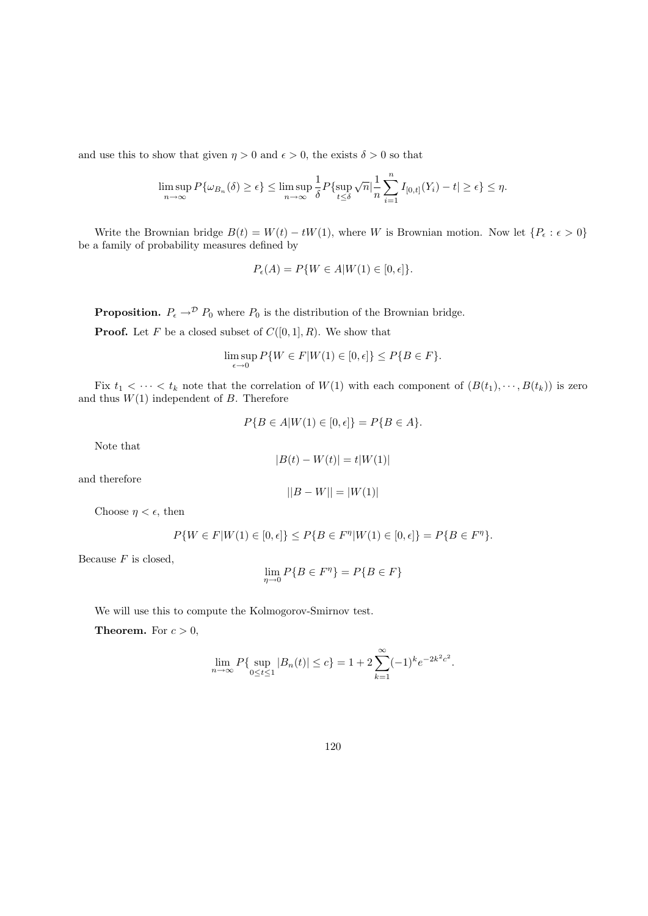and use this to show that given $\eta > 0$ and $\epsilon > 0$, the exists $\delta > 0$ so that

$$\limsup_{n\to\infty} P\{\omega_{B_n}(\delta) \geq \epsilon\} \leq \limsup_{n\to\infty} \frac{1}{\delta} P\{\sup_{t\leq\delta} \sqrt{n}|\frac{1}{n}\sum_{i=1}^{n} I_{[0,t]}(Y_i) - t| \geq \epsilon\} \leq \eta.$$

Write the Brownian bridge $B(t) = W(t) - tW(1)$, where $W$ is Brownian motion. Now let $\{P_\epsilon : \epsilon > 0\}$ be a family of probability measures defined by

$$P_\epsilon(A) = P\{W \in A | W(1) \in [0, \epsilon]\}.$$

**Proposition.** $P_\epsilon \to^{\mathcal{D}} P_0$ where $P_0$ is the distribution of the Brownian bridge.

**Proof.** Let $F$ be a closed subset of $C([0,1], R)$. We show that

$$\limsup_{\epsilon\to 0} P\{W \in F | W(1) \in [0, \epsilon]\} \leq P\{B \in F\}.$$

Fix $t_1 < \cdots < t_k$ note that the correlation of $W(1)$ with each component of $(B(t_1), \cdots, B(t_k))$ is zero and thus $W(1)$ independent of $B$. Therefore

$$P\{B \in A | W(1) \in [0, \epsilon]\} = P\{B \in A\}.$$

Note that

$$|B(t) - W(t)| = t|W(1)|$$

and therefore

$$||B - W|| = |W(1)|$$

Choose $\eta < \epsilon$, then

$$P\{W \in F | W(1) \in [0, \epsilon]\} \leq P\{B \in F^\eta | W(1) \in [0, \epsilon]\} = P\{B \in F^\eta\}.$$

Because $F$ is closed,

$$\lim_{\eta\to 0} P\{B \in F^\eta\} = P\{B \in F\}$$

We will use this to compute the Kolmogorov-Smirnov test.

**Theorem.** For $c > 0$,

$$\lim_{n\to\infty} P\{\sup_{0\leq t\leq 1} |B_n(t)| \leq c\} = 1 + 2\sum_{k=1}^{\infty} (-1)^k e^{-2k^2c^2}.$$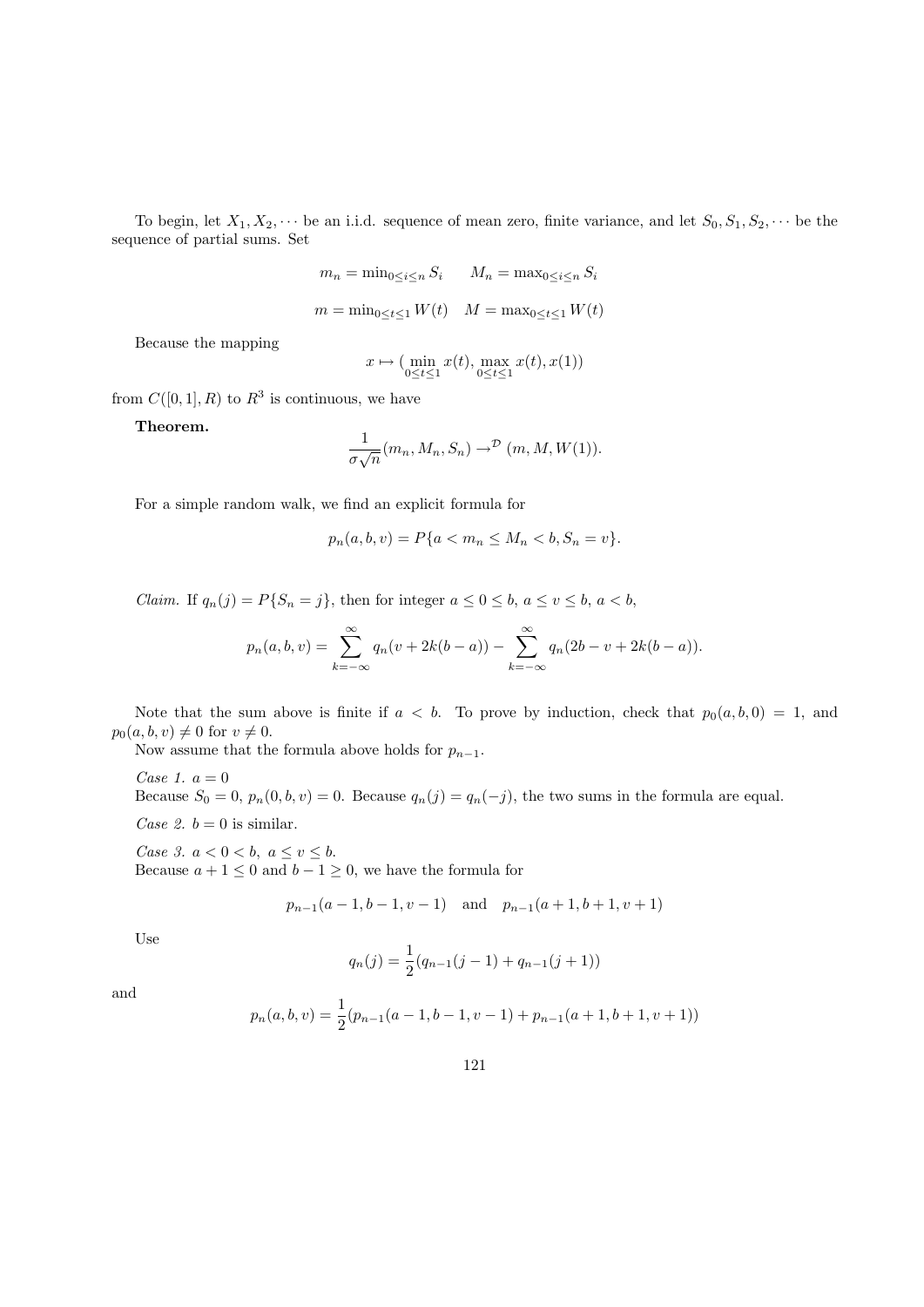To begin, let $X_1, X_2, \cdots$ be an i.i.d. sequence of mean zero, finite variance, and let $S_0, S_1, S_2, \cdots$ be the sequence of partial sums. Set

$$m_n = \min_{0 \le i \le n} S_i \qquad M_n = \max_{0 \le i \le n} S_i$$

$$m = \min_{0 \le t \le 1} W(t) \quad M = \max_{0 \le t \le 1} W(t)$$

Because the mapping

$$x \mapsto (\min_{0 \le t \le 1} x(t), \max_{0 \le t \le 1} x(t), x(1))$$

from $C([0,1], R)$ to $R^3$ is continuous, we have

**Theorem.**

$$\frac{1}{\sigma\sqrt{n}}(m_n, M_n, S_n) \to^{\mathcal{D}} (m, M, W(1)).$$

For a simple random walk, we find an explicit formula for

$$p_n(a, b, v) = P\{a < m_n \le M_n < b, S_n = v\}.$$

*Claim.* If $q_n(j) = P\{S_n = j\}$, then for integer $a \le 0 \le b$, $a \le v \le b$, $a < b$,

$$p_n(a, b, v) = \sum_{k=-\infty}^{\infty} q_n(v + 2k(b-a)) - \sum_{k=-\infty}^{\infty} q_n(2b - v + 2k(b-a)).$$

Note that the sum above is finite if $a < b$. To prove by induction, check that $p_0(a, b, 0) = 1$, and $p_0(a, b, v) \ne 0$ for $v \ne 0$.

Now assume that the formula above holds for $p_{n-1}$.

*Case 1.* $a = 0$
Because $S_0 = 0$, $p_n(0, b, v) = 0$. Because $q_n(j) = q_n(-j)$, the two sums in the formula are equal.

*Case 2.* $b = 0$ is similar.

*Case 3.* $a < 0 < b$, $a \le v \le b$.
Because $a + 1 \le 0$ and $b - 1 \ge 0$, we have the formula for

$$p_{n-1}(a-1, b-1, v-1) \quad \text{and} \quad p_{n-1}(a+1, b+1, v+1)$$

Use

$$q_n(j) = \frac{1}{2}(q_{n-1}(j-1) + q_{n-1}(j+1))$$

and

$$p_n(a, b, v) = \frac{1}{2}(p_{n-1}(a-1, b-1, v-1) + p_{n-1}(a+1, b+1, v+1))$$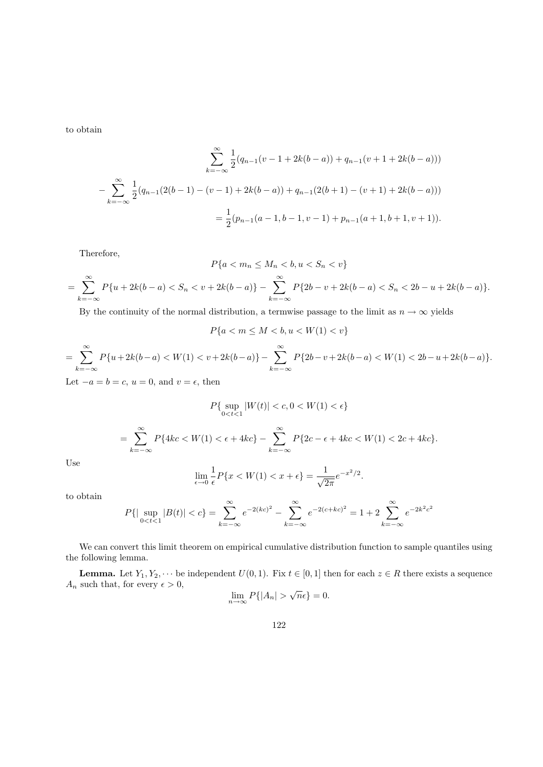to obtain

$$\sum_{k=-\infty}^{\infty} \frac{1}{2}(q_{n-1}(v-1+2k(b-a)) + q_{n-1}(v+1+2k(b-a)))$$

$$-\sum_{k=-\infty}^{\infty} \frac{1}{2}(q_{n-1}(2(b-1)-(v-1)+2k(b-a)) + q_{n-1}(2(b+1)-(v+1)+2k(b-a)))$$

$$= \frac{1}{2}(p_{n-1}(a-1,b-1,v-1) + p_{n-1}(a+1,b+1,v+1)).$$

Therefore,

$$P\{a < m_n \leq M_n < b, u < S_n < v\}$$

$$= \sum_{k=-\infty}^{\infty} P\{u+2k(b-a) < S_n < v+2k(b-a)\} - \sum_{k=-\infty}^{\infty} P\{2b-v+2k(b-a) < S_n < 2b-u+2k(b-a)\}.$$

By the continuity of the normal distribution, a termwise passage to the limit as $n \to \infty$ yields

$$P\{a < m \leq M < b, u < W(1) < v\}$$

$$= \sum_{k=-\infty}^{\infty} P\{u+2k(b-a) < W(1) < v+2k(b-a)\} - \sum_{k=-\infty}^{\infty} P\{2b-v+2k(b-a) < W(1) < 2b-u+2k(b-a)\}.$$

Let $-a = b = c$, $u = 0$, and $v = \epsilon$, then

$$P\{\sup_{0<t<1} |W(t)| < c, 0 < W(1) < \epsilon\}$$

$$= \sum_{k=-\infty}^{\infty} P\{4kc < W(1) < \epsilon + 4kc\} - \sum_{k=-\infty}^{\infty} P\{2c - \epsilon + 4kc < W(1) < 2c + 4kc\}.$$

Use

$$\lim_{\epsilon \to 0} \frac{1}{\epsilon} P\{x < W(1) < x + \epsilon\} = \frac{1}{\sqrt{2\pi}} e^{-x^2/2}.$$

to obtain

$$P\{|\sup_{0<t<1} |B(t)| < c\} = \sum_{k=-\infty}^{\infty} e^{-2(kc)^2} - \sum_{k=-\infty}^{\infty} e^{-2(c+kc)^2} = 1 + 2\sum_{k=-\infty}^{\infty} e^{-2k^2c^2}$$

We can convert this limit theorem on empirical cumulative distribution function to sample quantiles using the following lemma.

**Lemma.** Let $Y_1, Y_2, \cdots$ be independent $U(0,1)$. Fix $t \in [0,1]$ then for each $z \in R$ there exists a sequence $A_n$ such that, for every $\epsilon > 0$,

$$\lim_{n \to \infty} P\{|A_n| > \sqrt{n}\epsilon\} = 0.$$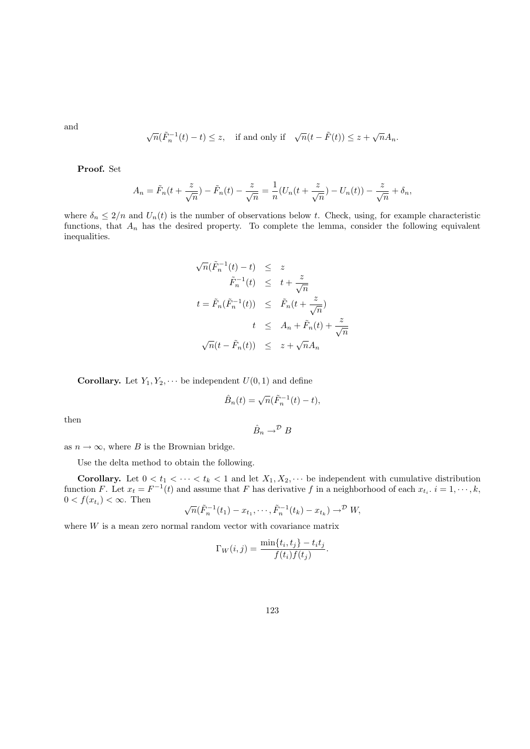and

$$\sqrt{n}(\tilde{F}_n^{-1}(t) - t) \leq z, \quad \text{if and only if} \quad \sqrt{n}(t - \tilde{F}(t)) \leq z + \sqrt{n}A_n.$$

**Proof.** Set

$$A_n = \tilde{F}_n(t + \frac{z}{\sqrt{n}}) - \tilde{F}_n(t) - \frac{z}{\sqrt{n}} = \frac{1}{n}(U_n(t + \frac{z}{\sqrt{n}}) - U_n(t)) - \frac{z}{\sqrt{n}} + \delta_n,$$

where $\delta_n \leq 2/n$ and $U_n(t)$ is the number of observations below $t$. Check, using, for example characteristic functions, that $A_n$ has the desired property. To complete the lemma, consider the following equivalent inequalities.

$$\begin{aligned}
\sqrt{n}(\tilde{F}_n^{-1}(t) - t) &\leq z \\
\tilde{F}_n^{-1}(t) &\leq t + \frac{z}{\sqrt{n}} \\
t = \tilde{F}_n(\tilde{F}_n^{-1}(t)) &\leq \tilde{F}_n(t + \frac{z}{\sqrt{n}}) \\
t &\leq A_n + \tilde{F}_n(t) + \frac{z}{\sqrt{n}} \\
\sqrt{n}(t - \tilde{F}_n(t)) &\leq z + \sqrt{n}A_n
\end{aligned}$$

**Corollary.** Let $Y_1, Y_2, \cdots$ be independent $U(0,1)$ and define

$$\hat{B}_n(t) = \sqrt{n}(\tilde{F}_n^{-1}(t) - t),$$

then

$$\hat{B}_n \to^{\mathcal{D}} B$$

as $n \to \infty$, where $B$ is the Brownian bridge.

Use the delta method to obtain the following.

**Corollary.** Let $0 < t_1 < \cdots < t_k < 1$ and let $X_1, X_2, \cdots$ be independent with cumulative distribution function $F$. Let $x_t = F^{-1}(t)$ and assume that $F$ has derivative $f$ in a neighborhood of each $x_{t_i}$. $i = 1, \cdots, k$, $0 < f(x_{t_i}) < \infty$. Then

$$\sqrt{n}(\tilde{F}_n^{-1}(t_1) - x_{t_1}, \cdots, \tilde{F}_n^{-1}(t_k) - x_{t_k}) \to^{\mathcal{D}} W,$$

where $W$ is a mean zero normal random vector with covariance matrix

$$\Gamma_W(i,j) = \frac{\min\{t_i, t_j\} - t_i t_j}{f(t_i)f(t_j)}.$$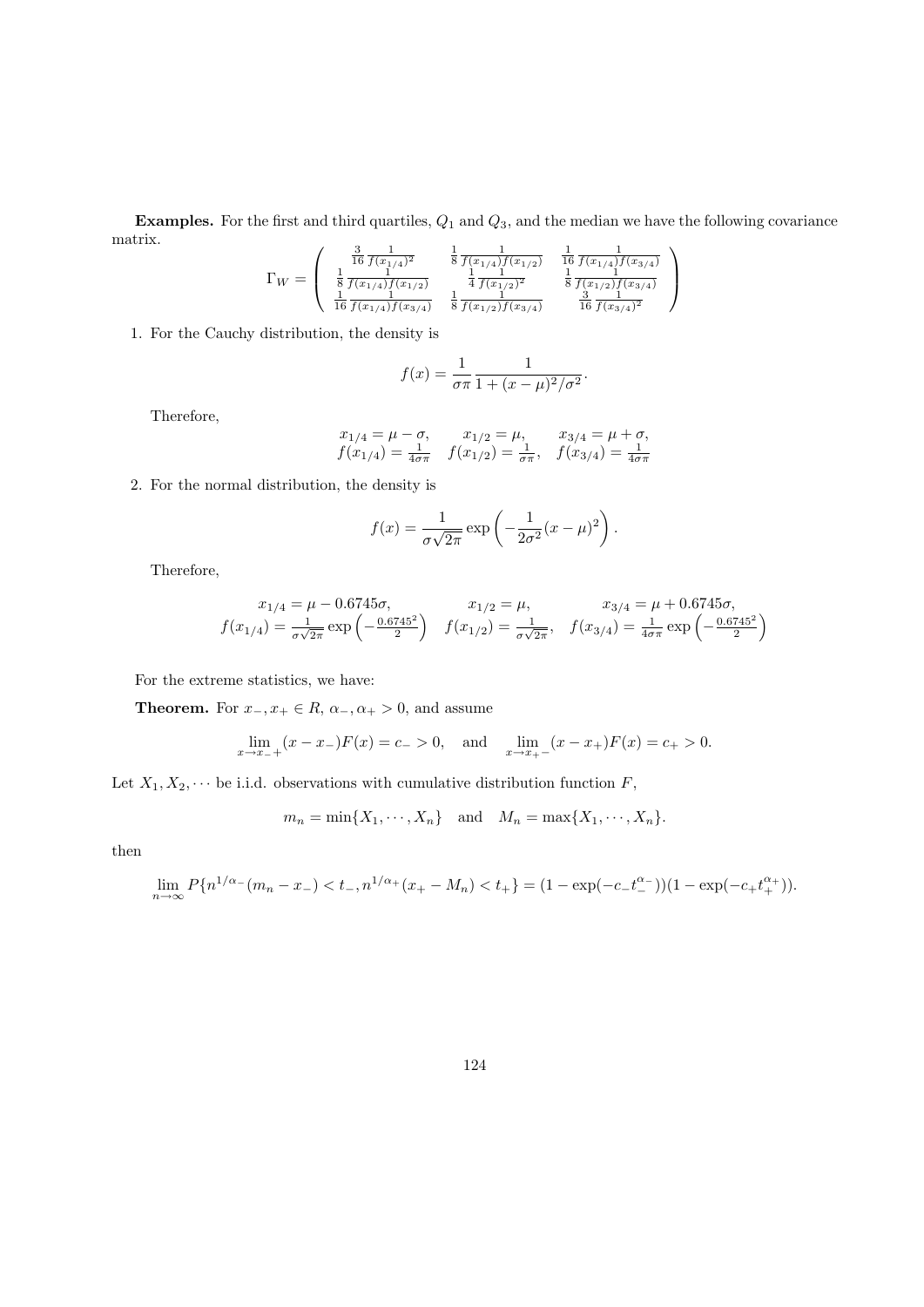**Examples.** For the first and third quartiles, $Q_1$ and $Q_3$, and the median we have the following covariance matrix.

$$\Gamma_W = \begin{pmatrix} \frac{3}{16}\frac{1}{f(x_{1/4})^2} & \frac{1}{8}\frac{1}{f(x_{1/4})f(x_{1/2})} & \frac{1}{16}\frac{1}{f(x_{1/4})f(x_{3/4})} \\ \frac{1}{8}\frac{1}{f(x_{1/4})f(x_{1/2})} & \frac{1}{4}\frac{1}{f(x_{1/2})^2} & \frac{1}{8}\frac{1}{f(x_{1/2})f(x_{3/4})} \\ \frac{1}{16}\frac{1}{f(x_{1/4})f(x_{3/4})} & \frac{1}{8}\frac{1}{f(x_{1/2})f(x_{3/4})} & \frac{3}{16}\frac{1}{f(x_{3/4})^2} \end{pmatrix}$$

1. For the Cauchy distribution, the density is

$$f(x) = \frac{1}{\sigma\pi}\frac{1}{1+(x-\mu)^2/\sigma^2}.$$

Therefore,

$$\begin{array}{ccc} x_{1/4} = \mu - \sigma, & x_{1/2} = \mu, & x_{3/4} = \mu + \sigma, \\ f(x_{1/4}) = \frac{1}{4\sigma\pi} & f(x_{1/2}) = \frac{1}{\sigma\pi}, & f(x_{3/4}) = \frac{1}{4\sigma\pi} \end{array}$$

2. For the normal distribution, the density is

$$f(x) = \frac{1}{\sigma\sqrt{2\pi}}\exp\left(-\frac{1}{2\sigma^2}(x-\mu)^2\right).$$

Therefore,

$$\begin{array}{ccc} x_{1/4} = \mu - 0.6745\sigma, & x_{1/2} = \mu, & x_{3/4} = \mu + 0.6745\sigma, \\ f(x_{1/4}) = \frac{1}{\sigma\sqrt{2\pi}}\exp\left(-\frac{0.6745^2}{2}\right) & f(x_{1/2}) = \frac{1}{\sigma\sqrt{2\pi}}, & f(x_{3/4}) = \frac{1}{4\sigma\pi}\exp\left(-\frac{0.6745^2}{2}\right) \end{array}$$

For the extreme statistics, we have:

**Theorem.** For $x_-, x_+ \in R$, $\alpha_-, \alpha_+ > 0$, and assume

$$\lim_{x\to x_-+}(x - x_-)F(x) = c_- > 0, \quad \text{and} \quad \lim_{x\to x_+-}(x - x_+)F(x) = c_+ > 0.$$

Let $X_1, X_2, \cdots$ be i.i.d. observations with cumulative distribution function $F$,

$$m_n = \min\{X_1, \cdots, X_n\} \quad \text{and} \quad M_n = \max\{X_1, \cdots, X_n\}.$$

then

$$\lim_{n\to\infty} P\{n^{1/\alpha_-}(m_n - x_-) < t_-, n^{1/\alpha_+}(x_+ - M_n) < t_+\} = (1 - \exp(-c_- t_-^{\alpha_-}))(1 - \exp(-c_+ t_+^{\alpha_+})).$$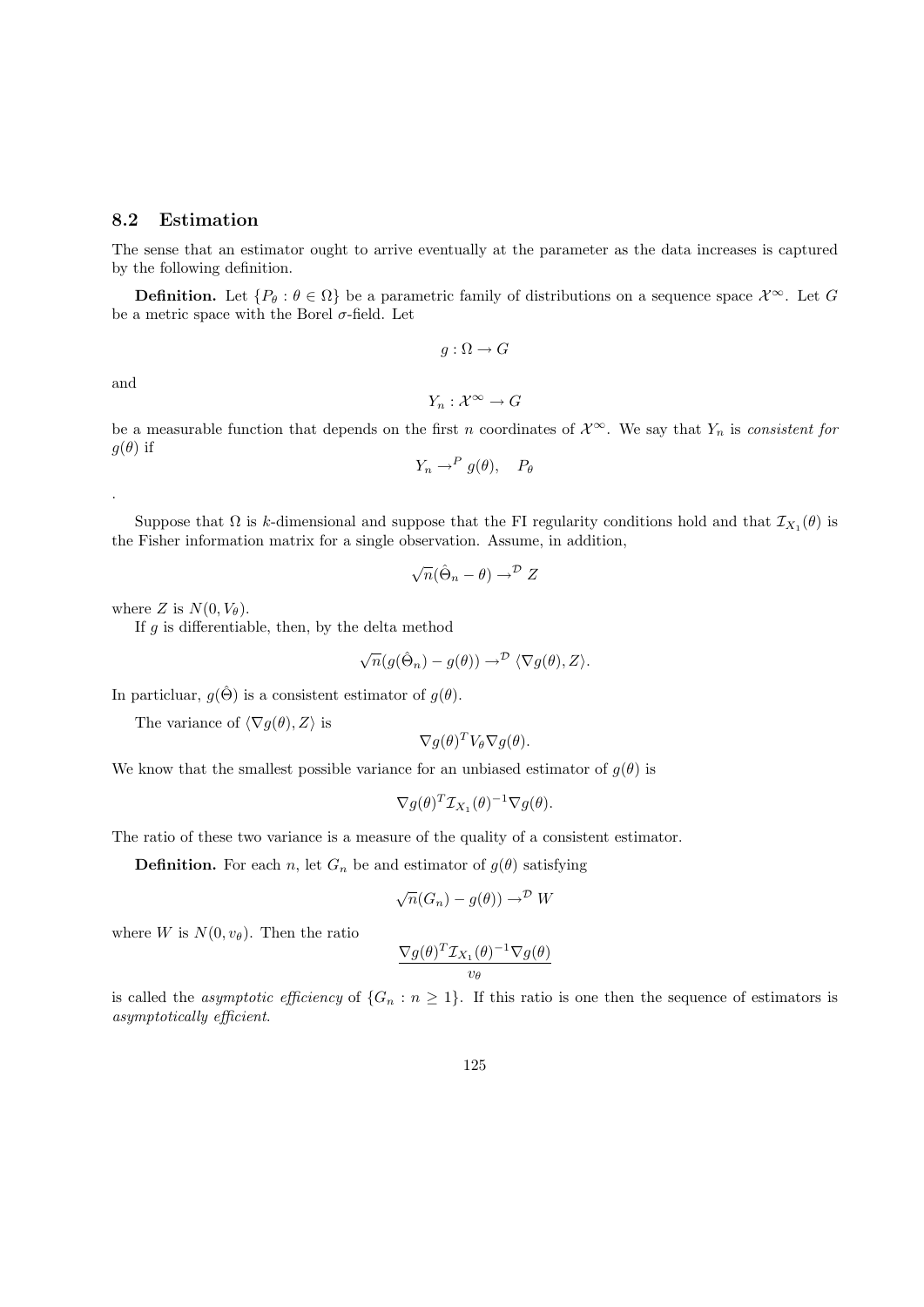## 8.2 Estimation

The sense that an estimator ought to arrive eventually at the parameter as the data increases is captured by the following definition.

**Definition.** Let $\{P_\theta : \theta \in \Omega\}$ be a parametric family of distributions on a sequence space $\mathcal{X}^\infty$. Let $G$ be a metric space with the Borel $\sigma$-field. Let

$$g : \Omega \to G$$

and

$$Y_n : \mathcal{X}^\infty \to G$$

be a measurable function that depends on the first $n$ coordinates of $\mathcal{X}^\infty$. We say that $Y_n$ is *consistent for* $g(\theta)$ if

$$Y_n \to^P g(\theta), \quad P_\theta$$

.

Suppose that $\Omega$ is $k$-dimensional and suppose that the FI regularity conditions hold and that $\mathcal{I}_{X_1}(\theta)$ is the Fisher information matrix for a single observation. Assume, in addition,

$$\sqrt{n}(\hat{\Theta}_n - \theta) \to^{\mathcal{D}} Z$$

where $Z$ is $N(0, V_\theta)$.

If $g$ is differentiable, then, by the delta method

$$\sqrt{n}(g(\hat{\Theta}_n) - g(\theta)) \to^{\mathcal{D}} \langle \nabla g(\theta), Z \rangle.$$

In particluar, $g(\hat{\Theta})$ is a consistent estimator of $g(\theta)$.

The variance of $\langle \nabla g(\theta), Z \rangle$ is

$$\nabla g(\theta)^T V_\theta \nabla g(\theta).$$

We know that the smallest possible variance for an unbiased estimator of $g(\theta)$ is

$$\nabla g(\theta)^T \mathcal{I}_{X_1}(\theta)^{-1} \nabla g(\theta).$$

The ratio of these two variance is a measure of the quality of a consistent estimator.

**Definition.** For each $n$, let $G_n$ be and estimator of $g(\theta)$ satisfying

$$\sqrt{n}(G_n) - g(\theta)) \to^{\mathcal{D}} W$$

where $W$ is $N(0, v_\theta)$. Then the ratio

$$\frac{\nabla g(\theta)^T \mathcal{I}_{X_1}(\theta)^{-1} \nabla g(\theta)}{v_\theta}$$

is called the *asymptotic efficiency* of $\{G_n : n \geq 1\}$. If this ratio is one then the sequence of estimators is *asymptotically efficient*.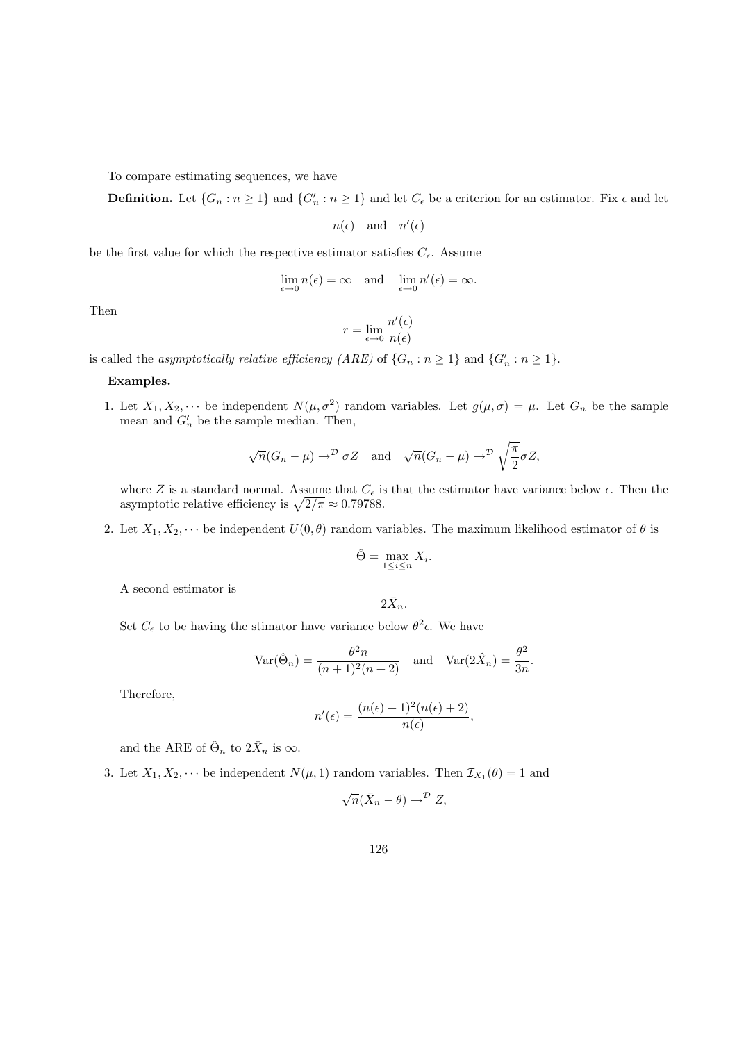To compare estimating sequences, we have

**Definition.** Let $\{G_n : n \geq 1\}$ and $\{G'_n : n \geq 1\}$ and let $C_\epsilon$ be a criterion for an estimator. Fix $\epsilon$ and let

$$n(\epsilon) \quad \text{and} \quad n'(\epsilon)$$

be the first value for which the respective estimator satisfies $C_\epsilon$. Assume

$$\lim_{\epsilon \to 0} n(\epsilon) = \infty \quad \text{and} \quad \lim_{\epsilon \to 0} n'(\epsilon) = \infty.$$

Then

$$r = \lim_{\epsilon \to 0} \frac{n'(\epsilon)}{n(\epsilon)}$$

is called the *asymptotically relative efficiency (ARE)* of $\{G_n : n \geq 1\}$ and $\{G'_n : n \geq 1\}$.

**Examples.**

1. Let $X_1, X_2, \cdots$ be independent $N(\mu, \sigma^2)$ random variables. Let $g(\mu, \sigma) = \mu$. Let $G_n$ be the sample mean and $G'_n$ be the sample median. Then,

$$\sqrt{n}(G_n - \mu) \to^{\mathcal{D}} \sigma Z \quad \text{and} \quad \sqrt{n}(G_n - \mu) \to^{\mathcal{D}} \sqrt{\frac{\pi}{2}} \sigma Z,$$

where $Z$ is a standard normal. Assume that $C_\epsilon$ is that the estimator have variance below $\epsilon$. Then the asymptotic relative efficiency is $\sqrt{2/\pi} \approx 0.79788$.

2. Let $X_1, X_2, \cdots$ be independent $U(0, \theta)$ random variables. The maximum likelihood estimator of $\theta$ is

$$\hat{\Theta} = \max_{1 \leq i \leq n} X_i.$$

A second estimator is

$$2\bar{X}_n.$$

Set $C_\epsilon$ to be having the stimator have variance below $\theta^2 \epsilon$. We have

$$\text{Var}(\hat{\Theta}_n) = \frac{\theta^2 n}{(n+1)^2(n+2)} \quad \text{and} \quad \text{Var}(2\hat{X}_n) = \frac{\theta^2}{3n}.$$

Therefore,

$$n'(\epsilon) = \frac{(n(\epsilon)+1)^2(n(\epsilon)+2)}{n(\epsilon)},$$

and the ARE of $\hat{\Theta}_n$ to $2\bar{X}_n$ is $\infty$.

3. Let $X_1, X_2, \cdots$ be independent $N(\mu, 1)$ random variables. Then $\mathcal{I}_{X_1}(\theta) = 1$ and

$$\sqrt{n}(\bar{X}_n - \theta) \to^{\mathcal{D}} Z,$$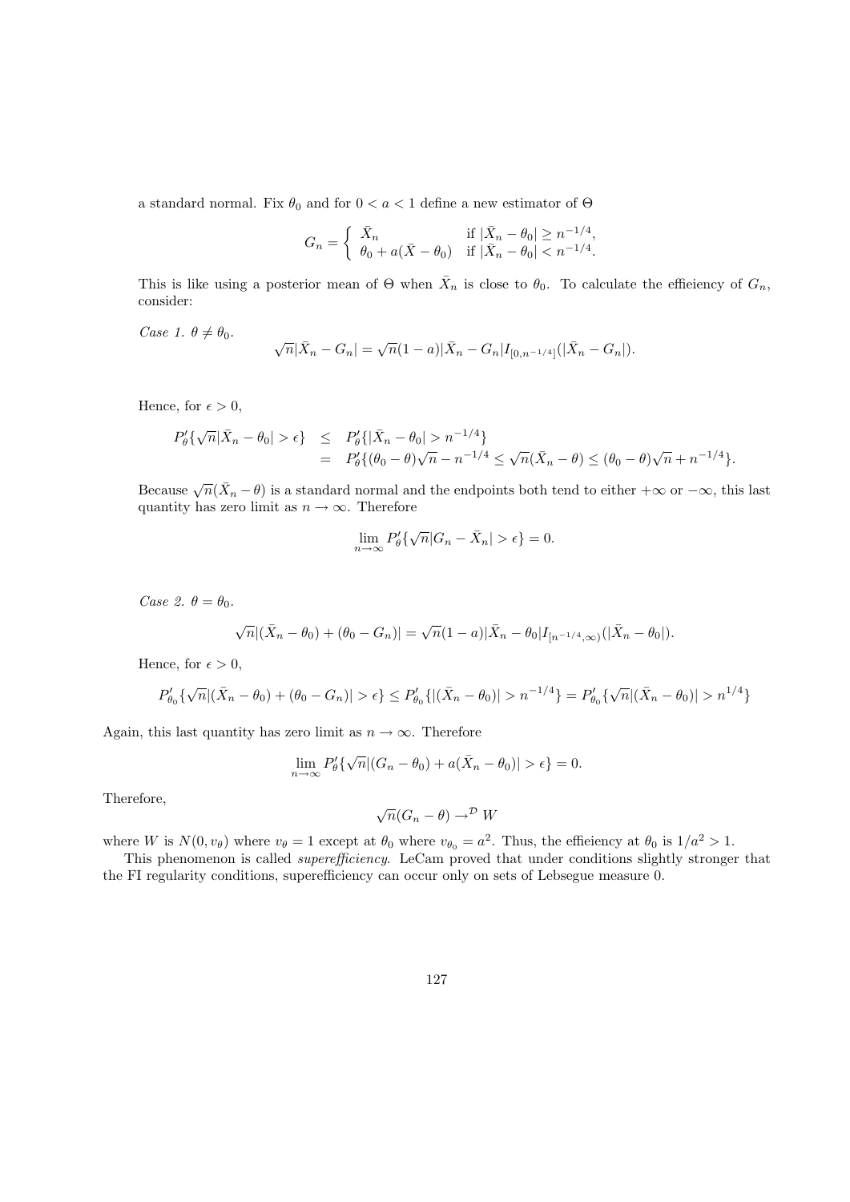a standard normal. Fix $\theta_0$ and for $0 < a < 1$ define a new estimator of $\Theta$

$$G_n = \begin{cases} \bar{X}_n & \text{if } |\bar{X}_n - \theta_0| \geq n^{-1/4}, \\ \theta_0 + a(\bar{X} - \theta_0) & \text{if } |\bar{X}_n - \theta_0| < n^{-1/4}. \end{cases}$$

This is like using a posterior mean of $\Theta$ when $\bar{X}_n$ is close to $\theta_0$. To calculate the effieiency of $G_n$, consider:

*Case 1.* $\theta \neq \theta_0$.

$$\sqrt{n}|\bar{X}_n - G_n| = \sqrt{n}(1-a)|\bar{X}_n - G_n| I_{[0,n^{-1/4}]}(|\bar{X}_n - G_n|).$$

Hence, for $\epsilon > 0$,

$$\begin{aligned} P'_\theta\{\sqrt{n}|\bar{X}_n - \theta_0| > \epsilon\} &\leq P'_\theta\{|\bar{X}_n - \theta_0| > n^{-1/4}\} \\ &= P'_\theta\{(\theta_0 - \theta)\sqrt{n} - n^{-1/4} \leq \sqrt{n}(\bar{X}_n - \theta) \leq (\theta_0 - \theta)\sqrt{n} + n^{-1/4}\}. \end{aligned}$$

Because $\sqrt{n}(\bar{X}_n - \theta)$ is a standard normal and the endpoints both tend to either $+\infty$ or $-\infty$, this last quantity has zero limit as $n \to \infty$. Therefore

$$\lim_{n\to\infty} P'_\theta\{\sqrt{n}|G_n - \bar{X}_n| > \epsilon\} = 0.$$

*Case 2.* $\theta = \theta_0$.

$$\sqrt{n}|(\bar{X}_n - \theta_0) + (\theta_0 - G_n)| = \sqrt{n}(1-a)|\bar{X}_n - \theta_0| I_{[n^{-1/4},\infty)}(|\bar{X}_n - \theta_0|).$$

Hence, for $\epsilon > 0$,

$$P'_{\theta_0}\{\sqrt{n}|(\bar{X}_n - \theta_0) + (\theta_0 - G_n)| > \epsilon\} \leq P'_{\theta_0}\{|(\bar{X}_n - \theta_0)| > n^{-1/4}\} = P'_{\theta_0}\{\sqrt{n}|(\bar{X}_n - \theta_0)| > n^{1/4}\}$$

Again, this last quantity has zero limit as $n \to \infty$. Therefore

$$\lim_{n\to\infty} P'_\theta\{\sqrt{n}|(G_n - \theta_0) + a(\bar{X}_n - \theta_0)| > \epsilon\} = 0.$$

Therefore,

$$\sqrt{n}(G_n - \theta) \to^{\mathcal{D}} W$$

where $W$ is $N(0, v_\theta)$ where $v_\theta = 1$ except at $\theta_0$ where $v_{\theta_0} = a^2$. Thus, the effieiency at $\theta_0$ is $1/a^2 > 1$.

This phenomenon is called *superefficiency*. LeCam proved that under conditions slightly stronger that the FI regularity conditions, superefficiency can occur only on sets of Lebsegue measure 0.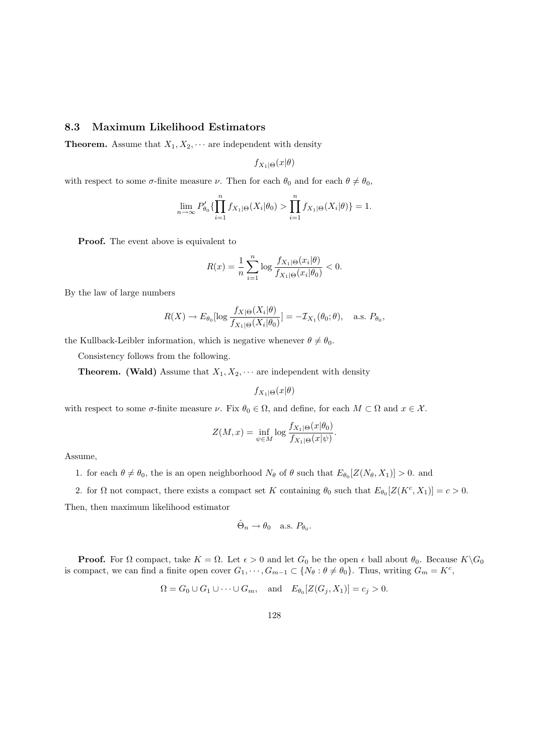## 8.3 Maximum Likelihood Estimators

**Theorem.** Assume that $X_1, X_2, \cdots$ are independent with density

$$f_{X_1|\Theta}(x|\theta)$$

with respect to some $\sigma$-finite measure $\nu$. Then for each $\theta_0$ and for each $\theta \neq \theta_0$,

$$\lim_{n\to\infty} P'_{\theta_0}\{\prod_{i=1}^{n} f_{X_1|\Theta}(X_i|\theta_0) > \prod_{i=1}^{n} f_{X_1|\Theta}(X_i|\theta)\} = 1.$$

**Proof.** The event above is equivalent to

$$R(x) = \frac{1}{n}\sum_{i=1}^{n} \log \frac{f_{X_1|\Theta}(x_i|\theta)}{f_{X_1|\Theta}(x_i|\theta_0)} < 0.$$

By the law of large numbers

$$R(X) \to E_{\theta_0}[\log \frac{f_{X|\Theta}(X_i|\theta)}{f_{X_1|\Theta}(X_i|\theta_0)}] = -\mathcal{I}_{X_1}(\theta_0;\theta), \quad \text{a.s. } P_{\theta_0},$$

the Kullback-Leibler information, which is negative whenever $\theta \neq \theta_0$.

Consistency follows from the following.

**Theorem. (Wald)** Assume that $X_1, X_2, \cdots$ are independent with density

$$f_{X_1|\Theta}(x|\theta)$$

with respect to some $\sigma$-finite measure $\nu$. Fix $\theta_0 \in \Omega$, and define, for each $M \subset \Omega$ and $x \in \mathcal{X}$.

$$Z(M, x) = \inf_{\psi \in M} \log \frac{f_{X_1|\Theta}(x|\theta_0)}{f_{X_1|\Theta}(x|\psi)}.$$

Assume,

1. for each $\theta \neq \theta_0$, the is an open neighborhood $N_\theta$ of $\theta$ such that $E_{\theta_0}[Z(N_\theta, X_1)] > 0$. and
2. for $\Omega$ not compact, there exists a compact set $K$ containing $\theta_0$ such that $E_{\theta_0}[Z(K^c, X_1)] = c > 0$.

Then, then maximum likelihood estimator

$$\hat{\Theta}_n \to \theta_0 \quad \text{a.s. } P_{\theta_0}.$$

**Proof.** For $\Omega$ compact, take $K = \Omega$. Let $\epsilon > 0$ and let $G_0$ be the open $\epsilon$ ball about $\theta_0$. Because $K\backslash G_0$ is compact, we can find a finite open cover $G_1, \cdots, G_{m-1} \subset \{N_\theta : \theta \neq \theta_0\}$. Thus, writing $G_m = K^c$,

$$\Omega = G_0 \cup G_1 \cup \cdots \cup G_m, \quad \text{and} \quad E_{\theta_0}[Z(G_j, X_1)] = c_j > 0.$$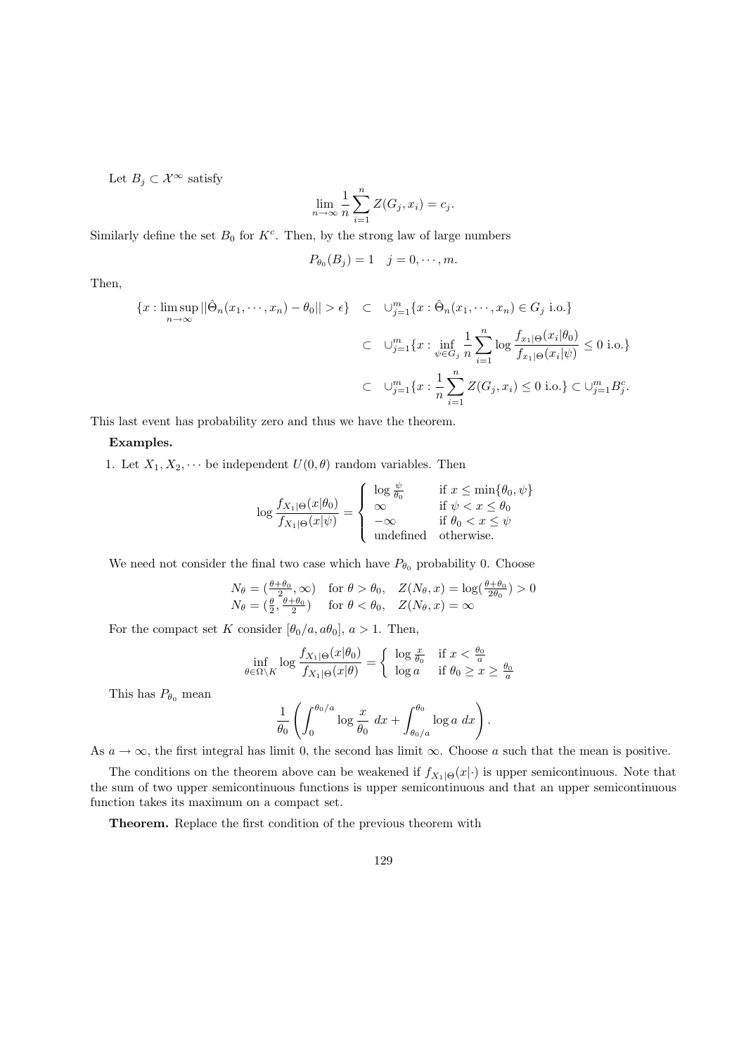Let $B_j \subset \mathcal{X}^\infty$ satisfy

$$\lim_{n\to\infty} \frac{1}{n}\sum_{i=1}^n Z(G_j, x_i) = c_j.$$

Similarly define the set $B_0$ for $K^c$. Then, by the strong law of large numbers

$$P_{\theta_0}(B_j) = 1 \quad j = 0, \cdots, m.$$

Then,

$$\begin{aligned}
\{x : \limsup_{n\to\infty} ||\hat{\Theta}_n(x_1, \cdots, x_n) - \theta_0|| > \epsilon\} \quad &\subset \quad \cup_{j=1}^m \{x : \hat{\Theta}_n(x_1, \cdots, x_n) \in G_j \text{ i.o.}\} \\
&\subset \quad \cup_{j=1}^m \{x : \inf_{\psi \in G_j} \frac{1}{n}\sum_{i=1}^n \log \frac{f_{x_1|\Theta}(x_i|\theta_0)}{f_{x_1|\Theta}(x_i|\psi)} \leq 0 \text{ i.o.}\} \\
&\subset \quad \cup_{j=1}^m \{x : \frac{1}{n}\sum_{i=1}^n Z(G_j, x_i) \leq 0 \text{ i.o.}\} \subset \cup_{j=1}^m B_j^c.
\end{aligned}$$

This last event has probability zero and thus we have the theorem.

**Examples.**

1. Let $X_1, X_2, \cdots$ be independent $U(0, \theta)$ random variables. Then

$$\log \frac{f_{X_1|\Theta}(x|\theta_0)}{f_{X_1|\Theta}(x|\psi)} = \begin{cases} \log \frac{\psi}{\theta_0} & \text{if } x \leq \min\{\theta_0, \psi\} \\ \infty & \text{if } \psi < x \leq \theta_0 \\ -\infty & \text{if } \theta_0 < x \leq \psi \\ \text{undefined} & \text{otherwise.} \end{cases}$$

We need not consider the final two case which have $P_{\theta_0}$ probability 0. Choose

$$\begin{array}{lll} N_\theta = (\frac{\theta+\theta_0}{2}, \infty) & \text{for } \theta > \theta_0, & Z(N_\theta, x) = \log(\frac{\theta+\theta_0}{2\theta_0}) > 0 \\ N_\theta = (\frac{\theta}{2}, \frac{\theta+\theta_0}{2}) & \text{for } \theta < \theta_0, & Z(N_\theta, x) = \infty \end{array}$$

For the compact set $K$ consider $[\theta_0/a, a\theta_0]$, $a > 1$. Then,

$$\inf_{\theta \in \Omega\setminus K} \log \frac{f_{X_1|\Theta}(x|\theta_0)}{f_{X_1|\Theta}(x|\theta)} = \begin{cases} \log \frac{x}{\theta_0} & \text{if } x < \frac{\theta_0}{a} \\ \log a & \text{if } \theta_0 \geq x \geq \frac{\theta_0}{a} \end{cases}$$

This has $P_{\theta_0}$ mean

$$\frac{1}{\theta_0}\left(\int_0^{\theta_0/a} \log \frac{x}{\theta_0}\ dx + \int_{\theta_0/a}^{\theta_0} \log a\ dx\right).$$

As $a \to \infty$, the first integral has limit 0, the second has limit $\infty$. Choose $a$ such that the mean is positive.

The conditions on the theorem above can be weakened if $f_{X_1|\Theta}(x|\cdot)$ is upper semicontinuous. Note that the sum of two upper semicontinuous functions is upper semicontinuous and that an upper semicontinuous function takes its maximum on a compact set.

**Theorem.** Replace the first condition of the previous theorem with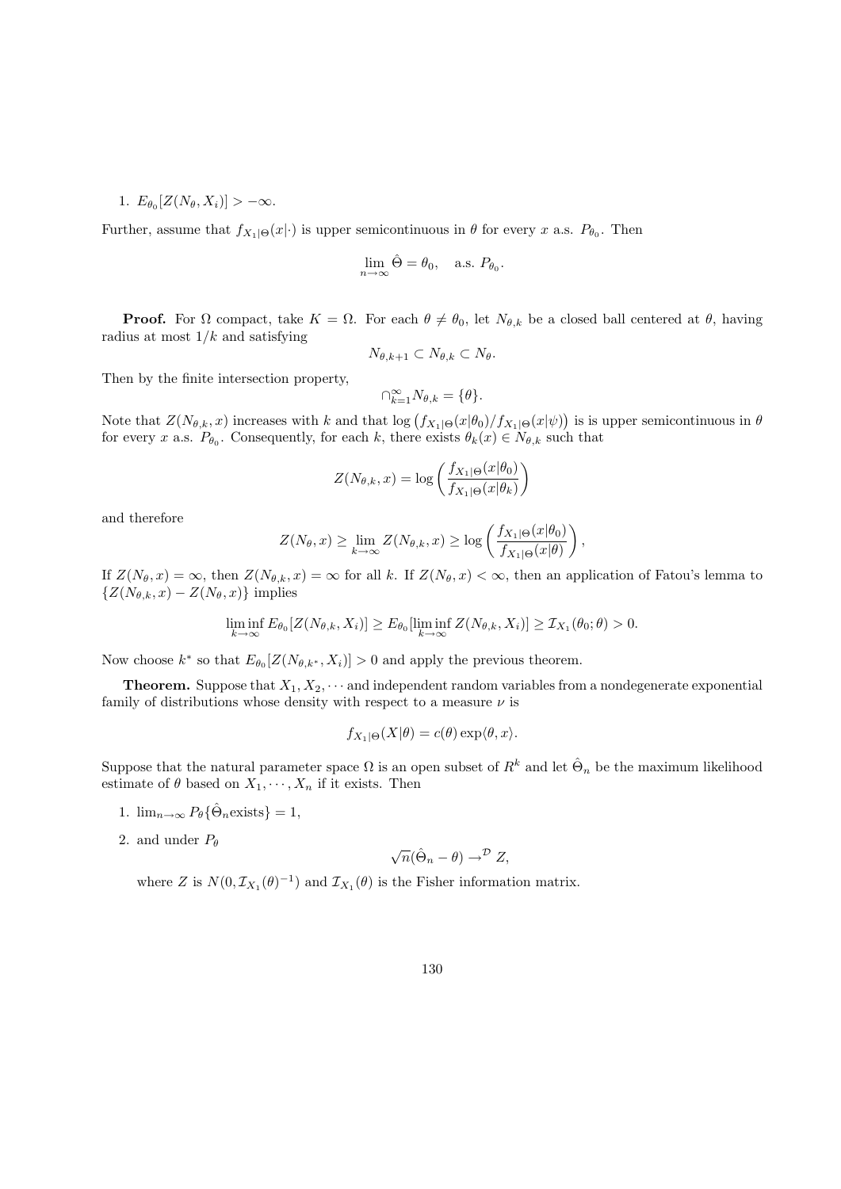1. $E_{\theta_0}[Z(N_\theta, X_i)] > -\infty$.

Further, assume that $f_{X_1|\Theta}(x|\cdot)$ is upper semicontinuous in $\theta$ for every $x$ a.s. $P_{\theta_0}$. Then

$$\lim_{n\to\infty} \hat{\Theta} = \theta_0, \quad \text{a.s. } P_{\theta_0}.$$

**Proof.** For $\Omega$ compact, take $K = \Omega$. For each $\theta \neq \theta_0$, let $N_{\theta,k}$ be a closed ball centered at $\theta$, having radius at most $1/k$ and satisfying

$$N_{\theta,k+1} \subset N_{\theta,k} \subset N_\theta.$$

Then by the finite intersection property,

$$\cap_{k=1}^\infty N_{\theta,k} = \{\theta\}.$$

Note that $Z(N_{\theta,k}, x)$ increases with $k$ and that $\log\left(f_{X_1|\Theta}(x|\theta_0)/f_{X_1|\Theta}(x|\psi)\right)$ is is upper semicontinuous in $\theta$ for every $x$ a.s. $P_{\theta_0}$. Consequently, for each $k$, there exists $\theta_k(x) \in N_{\theta,k}$ such that

$$Z(N_{\theta,k}, x) = \log\left(\frac{f_{X_1|\Theta}(x|\theta_0)}{f_{X_1|\Theta}(x|\theta_k)}\right)$$

and therefore

$$Z(N_\theta, x) \geq \lim_{k\to\infty} Z(N_{\theta,k}, x) \geq \log\left(\frac{f_{X_1|\Theta}(x|\theta_0)}{f_{X_1|\Theta}(x|\theta)}\right),$$

If $Z(N_\theta, x) = \infty$, then $Z(N_{\theta,k}, x) = \infty$ for all $k$. If $Z(N_\theta, x) < \infty$, then an application of Fatou's lemma to $\{Z(N_{\theta,k}, x) - Z(N_\theta, x)\}$ implies

$$\liminf_{k\to\infty} E_{\theta_0}[Z(N_{\theta,k}, X_i)] \geq E_{\theta_0}[\liminf_{k\to\infty} Z(N_{\theta,k}, X_i)] \geq \mathcal{I}_{X_1}(\theta_0; \theta) > 0.$$

Now choose $k^*$ so that $E_{\theta_0}[Z(N_{\theta,k^*}, X_i)] > 0$ and apply the previous theorem.

**Theorem.** Suppose that $X_1, X_2, \cdots$ and independent random variables from a nondegenerate exponential family of distributions whose density with respect to a measure $\nu$ is

$$f_{X_1|\Theta}(X|\theta) = c(\theta)\exp\langle\theta, x\rangle.$$

Suppose that the natural parameter space $\Omega$ is an open subset of $R^k$ and let $\hat{\Theta}_n$ be the maximum likelihood estimate of $\theta$ based on $X_1, \cdots, X_n$ if it exists. Then

1. $\lim_{n\to\infty} P_\theta\{\hat{\Theta}_n \text{exists}\} = 1$,

2. and under $P_\theta$

$$\sqrt{n}(\hat{\Theta}_n - \theta) \to^{\mathcal{D}} Z,$$

   where $Z$ is $N(0, \mathcal{I}_{X_1}(\theta)^{-1})$ and $\mathcal{I}_{X_1}(\theta)$ is the Fisher information matrix.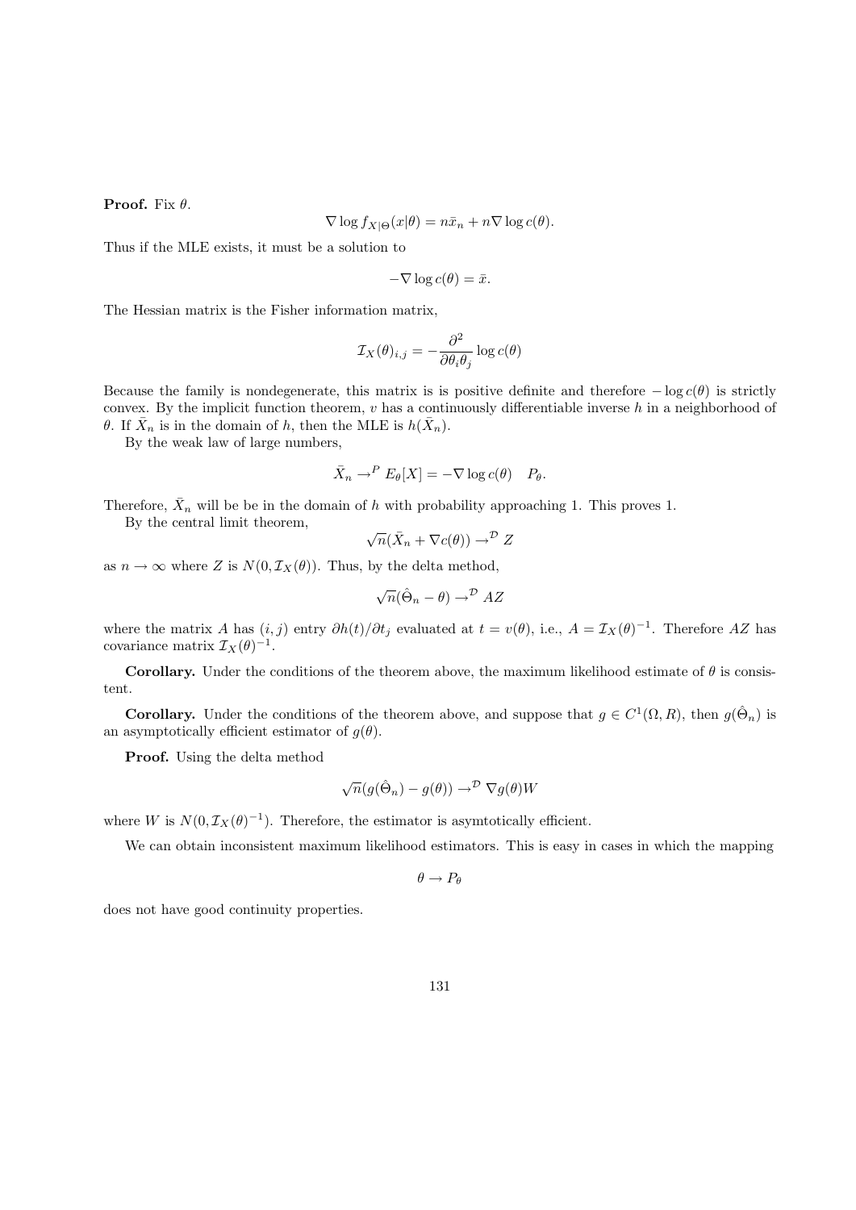**Proof.** Fix $\theta$.

$$\nabla \log f_{X|\Theta}(x|\theta) = n\bar{x}_n + n\nabla \log c(\theta).$$

Thus if the MLE exists, it must be a solution to

$$-\nabla \log c(\theta) = \bar{x}.$$

The Hessian matrix is the Fisher information matrix,

$$\mathcal{I}_X(\theta)_{i,j} = -\frac{\partial^2}{\partial \theta_i \theta_j} \log c(\theta)$$

Because the family is nondegenerate, this matrix is is positive definite and therefore $-\log c(\theta)$ is strictly convex. By the implicit function theorem, $v$ has a continuously differentiable inverse $h$ in a neighborhood of $\theta$. If $\bar{X}_n$ is in the domain of $h$, then the MLE is $h(\bar{X}_n)$.

By the weak law of large numbers,

$$\bar{X}_n \to^P E_\theta[X] = -\nabla \log c(\theta) \quad P_\theta.$$

Therefore, $\bar{X}_n$ will be be in the domain of $h$ with probability approaching 1. This proves 1.

By the central limit theorem,

$$\sqrt{n}(\bar{X}_n + \nabla c(\theta)) \to^{\mathcal{D}} Z$$

as $n \to \infty$ where $Z$ is $N(0, \mathcal{I}_X(\theta))$. Thus, by the delta method,

$$\sqrt{n}(\hat{\Theta}_n - \theta) \to^{\mathcal{D}} AZ$$

where the matrix $A$ has $(i,j)$ entry $\partial h(t)/\partial t_j$ evaluated at $t = v(\theta)$, i.e., $A = \mathcal{I}_X(\theta)^{-1}$. Therefore $AZ$ has covariance matrix $\mathcal{I}_X(\theta)^{-1}$.

**Corollary.** Under the conditions of the theorem above, the maximum likelihood estimate of $\theta$ is consistent.

**Corollary.** Under the conditions of the theorem above, and suppose that $g \in C^1(\Omega, R)$, then $g(\hat{\Theta}_n)$ is an asymptotically efficient estimator of $g(\theta)$.

**Proof.** Using the delta method

$$\sqrt{n}(g(\hat{\Theta}_n) - g(\theta)) \to^{\mathcal{D}} \nabla g(\theta) W$$

where $W$ is $N(0, \mathcal{I}_X(\theta)^{-1})$. Therefore, the estimator is asymtotically efficient.

We can obtain inconsistent maximum likelihood estimators. This is easy in cases in which the mapping

$$\theta \to P_\theta$$

does not have good continuity properties.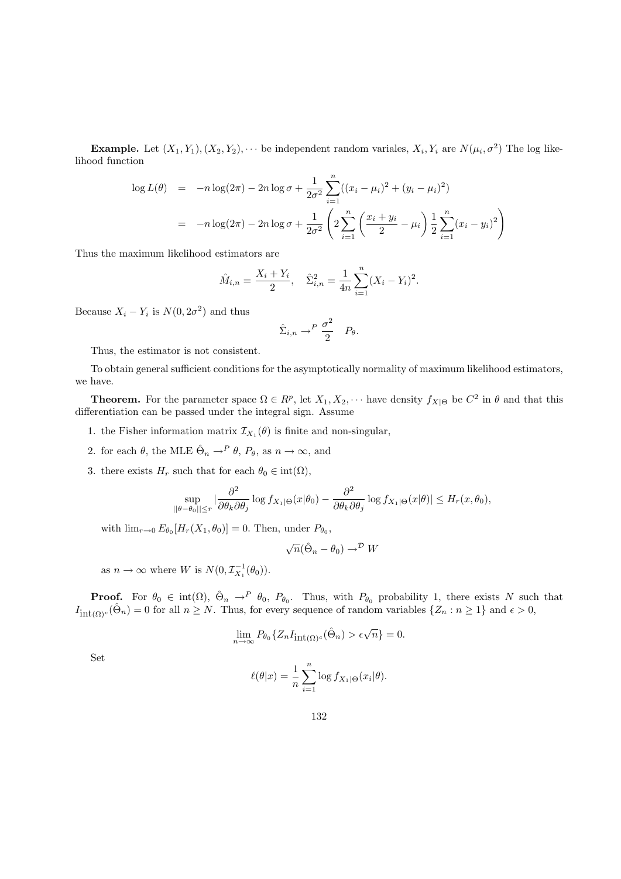**Example.** Let $(X_1, Y_1), (X_2, Y_2), \cdots$ be independent random variales, $X_i, Y_i$ are $N(\mu_i, \sigma^2)$ The log likelihood function

$$
\begin{aligned}
\log L(\theta) &= -n \log(2\pi) - 2n \log \sigma + \frac{1}{2\sigma^2} \sum_{i=1}^{n} ((x_i - \mu_i)^2 + (y_i - \mu_i)^2) \\
&= -n \log(2\pi) - 2n \log \sigma + \frac{1}{2\sigma^2} \left( 2 \sum_{i=1}^{n} \left( \frac{x_i + y_i}{2} - \mu_i \right) \frac{1}{2} \sum_{i=1}^{n} (x_i - y_i)^2 \right)
\end{aligned}
$$

Thus the maximum likelihood estimators are

$$
\hat{M}_{i,n} = \frac{X_i + Y_i}{2}, \quad \hat{\Sigma}^2_{i,n} = \frac{1}{4n} \sum_{i=1}^{n} (X_i - Y_i)^2.
$$

Because $X_i - Y_i$ is $N(0, 2\sigma^2)$ and thus

$$
\hat{\Sigma}_{i,n} \to^P \frac{\sigma^2}{2} \quad P_\theta.
$$

Thus, the estimator is not consistent.

To obtain general sufficient conditions for the asymptotically normality of maximum likelihood estimators, we have.

**Theorem.** For the parameter space $\Omega \in R^p$, let $X_1, X_2, \cdots$ have density $f_{X|\Theta}$ be $C^2$ in $\theta$ and that this differentiation can be passed under the integral sign. Assume

1. the Fisher information matrix $\mathcal{I}_{X_1}(\theta)$ is finite and non-singular,
2. for each $\theta$, the MLE $\hat{\Theta}_n \to^P \theta$, $P_\theta$, as $n \to \infty$, and
3. there exists $H_r$ such that for each $\theta_0 \in \text{int}(\Omega)$,

$$
\sup_{||\theta - \theta_0|| \leq r} \left| \frac{\partial^2}{\partial \theta_k \partial \theta_j} \log f_{X_1|\Theta}(x|\theta_0) - \frac{\partial^2}{\partial \theta_k \partial \theta_j} \log f_{X_1|\Theta}(x|\theta) \right| \leq H_r(x, \theta_0),
$$

with $\lim_{r \to 0} E_{\theta_0}[H_r(X_1, \theta_0)] = 0$. Then, under $P_{\theta_0}$,

$$
\sqrt{n}(\hat{\Theta}_n - \theta_0) \to^{\mathcal{D}} W
$$

as $n \to \infty$ where $W$ is $N(0, \mathcal{I}^{-1}_{X_1}(\theta_0))$.

**Proof.** For $\theta_0 \in \text{int}(\Omega)$, $\hat{\Theta}_n \to^P \theta_0$, $P_{\theta_0}$. Thus, with $P_{\theta_0}$ probability 1, there exists $N$ such that $I_{\text{int}(\Omega)^c}(\hat{\Theta}_n) = 0$ for all $n \geq N$. Thus, for every sequence of random variables $\{Z_n : n \geq 1\}$ and $\epsilon > 0$,

$$
\lim_{n \to \infty} P_{\theta_0}\{Z_n I_{\text{int}(\Omega)^c}(\hat{\Theta}_n) > \epsilon \sqrt{n}\} = 0.
$$

Set

$$
\ell(\theta|x) = \frac{1}{n} \sum_{i=1}^{n} \log f_{X_1|\Theta}(x_i|\theta).
$$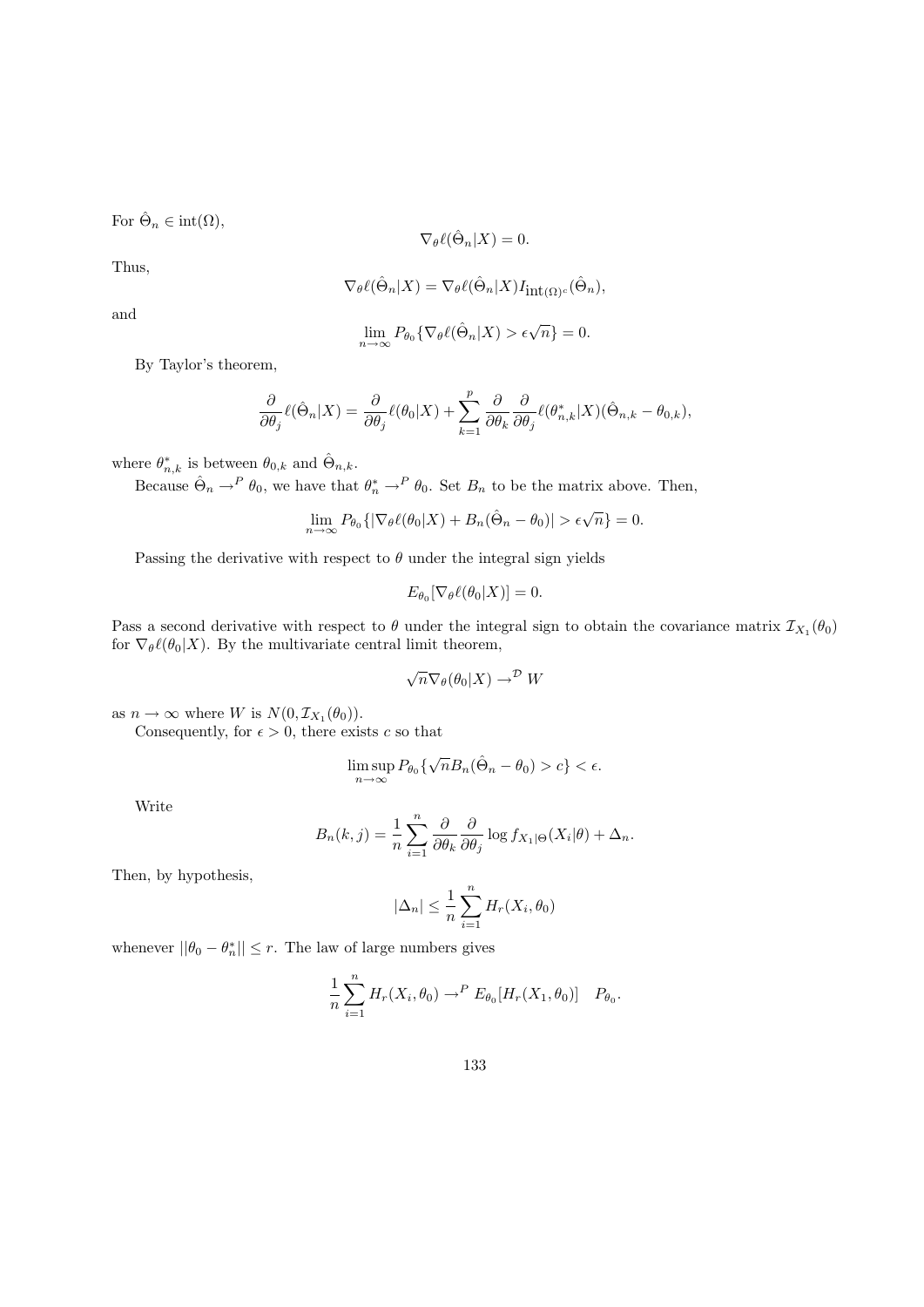For $\hat{\Theta}_n \in \text{int}(\Omega)$,

$$\nabla_\theta \ell(\hat{\Theta}_n|X) = 0.$$

Thus,

$$\nabla_\theta \ell(\hat{\Theta}_n|X) = \nabla_\theta \ell(\hat{\Theta}_n|X) I_{\text{int}(\Omega)^c}(\hat{\Theta}_n),$$

and

$$\lim_{n\to\infty} P_{\theta_0}\{\nabla_\theta \ell(\hat{\Theta}_n|X) > \epsilon\sqrt{n}\} = 0.$$

By Taylor's theorem,

$$\frac{\partial}{\partial \theta_j}\ell(\hat{\Theta}_n|X) = \frac{\partial}{\partial \theta_j}\ell(\theta_0|X) + \sum_{k=1}^{p} \frac{\partial}{\partial \theta_k}\frac{\partial}{\partial \theta_j}\ell(\theta^*_{n,k}|X)(\hat{\Theta}_{n,k} - \theta_{0,k}),$$

where $\theta^*_{n,k}$ is between $\theta_{0,k}$ and $\hat{\Theta}_{n,k}$.

Because $\hat{\Theta}_n \to^P \theta_0$, we have that $\theta^*_n \to^P \theta_0$. Set $B_n$ to be the matrix above. Then,

$$\lim_{n\to\infty} P_{\theta_0}\{|\nabla_\theta \ell(\theta_0|X) + B_n(\hat{\Theta}_n - \theta_0)| > \epsilon\sqrt{n}\} = 0.$$

Passing the derivative with respect to $\theta$ under the integral sign yields

$$E_{\theta_0}[\nabla_\theta \ell(\theta_0|X)] = 0.$$

Pass a second derivative with respect to $\theta$ under the integral sign to obtain the covariance matrix $\mathcal{I}_{X_1}(\theta_0)$ for $\nabla_\theta \ell(\theta_0|X)$. By the multivariate central limit theorem,

$$\sqrt{n}\nabla_\theta(\theta_0|X) \to^{\mathcal{D}} W$$

as $n \to \infty$ where $W$ is $N(0, \mathcal{I}_{X_1}(\theta_0))$.

Consequently, for $\epsilon > 0$, there exists $c$ so that

$$\limsup_{n\to\infty} P_{\theta_0}\{\sqrt{n}B_n(\hat{\Theta}_n - \theta_0) > c\} < \epsilon.$$

Write

$$B_n(k,j) = \frac{1}{n}\sum_{i=1}^{n} \frac{\partial}{\partial \theta_k}\frac{\partial}{\partial \theta_j} \log f_{X_1|\Theta}(X_i|\theta) + \Delta_n.$$

Then, by hypothesis,

$$|\Delta_n| \le \frac{1}{n}\sum_{i=1}^{n} H_r(X_i, \theta_0)$$

whenever $||\theta_0 - \theta^*_n|| \le r$. The law of large numbers gives

$$\frac{1}{n}\sum_{i=1}^{n} H_r(X_i, \theta_0) \to^P E_{\theta_0}[H_r(X_1, \theta_0)] \quad P_{\theta_0}.$$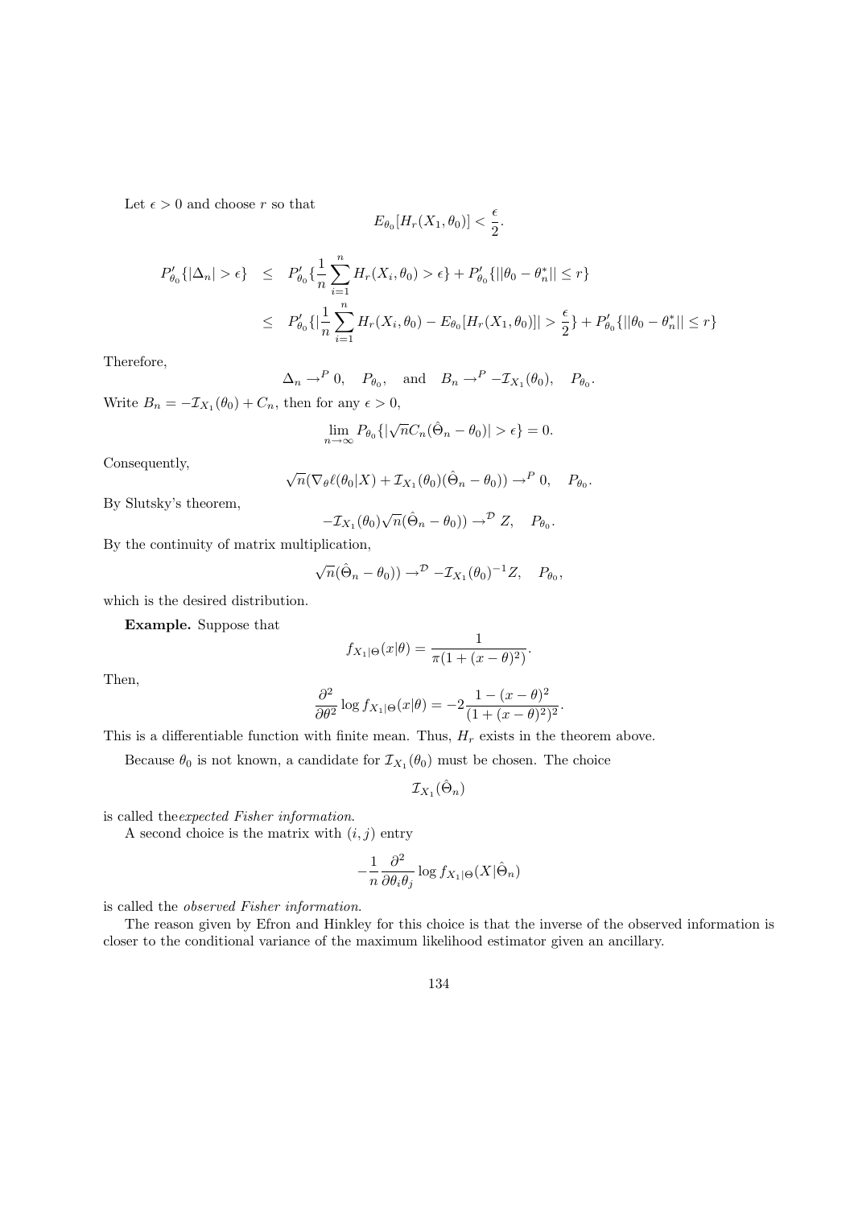Let $\epsilon > 0$ and choose $r$ so that

$$E_{\theta_0}[H_r(X_1, \theta_0)] < \frac{\epsilon}{2}.$$

$$\begin{aligned}
P'_{\theta_0}\{|\Delta_n| > \epsilon\} &\leq P'_{\theta_0}\{\frac{1}{n}\sum_{i=1}^n H_r(X_i, \theta_0) > \epsilon\} + P'_{\theta_0}\{||\theta_0 - \theta_n^*|| \leq r\} \\
&\leq P'_{\theta_0}\{|\frac{1}{n}\sum_{i=1}^n H_r(X_i, \theta_0) - E_{\theta_0}[H_r(X_1, \theta_0)]| > \frac{\epsilon}{2}\} + P'_{\theta_0}\{||\theta_0 - \theta_n^*|| \leq r\}
\end{aligned}$$

Therefore,

$$\Delta_n \to^P 0, \quad P_{\theta_0}, \quad \text{and} \quad B_n \to^P -\mathcal{I}_{X_1}(\theta_0), \quad P_{\theta_0}.$$

Write $B_n = -\mathcal{I}_{X_1}(\theta_0) + C_n$, then for any $\epsilon > 0$,

$$\lim_{n\to\infty} P_{\theta_0}\{|\sqrt{n}C_n(\hat{\Theta}_n - \theta_0)| > \epsilon\} = 0.$$

Consequently,

$$\sqrt{n}(\nabla_\theta \ell(\theta_0|X) + \mathcal{I}_{X_1}(\theta_0)(\hat{\Theta}_n - \theta_0)) \to^P 0, \quad P_{\theta_0}.$$

By Slutsky's theorem,

$$-\mathcal{I}_{X_1}(\theta_0)\sqrt{n}(\hat{\Theta}_n - \theta_0)) \to^{\mathcal{D}} Z, \quad P_{\theta_0}.$$

By the continuity of matrix multiplication,

$$\sqrt{n}(\hat{\Theta}_n - \theta_0)) \to^{\mathcal{D}} -\mathcal{I}_{X_1}(\theta_0)^{-1}Z, \quad P_{\theta_0},$$

which is the desired distribution.

**Example.** Suppose that

$$f_{X_1|\Theta}(x|\theta) = \frac{1}{\pi(1 + (x - \theta)^2)}.$$

Then,

$$\frac{\partial^2}{\partial\theta^2}\log f_{X_1|\Theta}(x|\theta) = -2\frac{1 - (x - \theta)^2}{(1 + (x - \theta)^2)^2}.$$

This is a differentiable function with finite mean. Thus, $H_r$ exists in the theorem above.

Because $\theta_0$ is not known, a candidate for $\mathcal{I}_{X_1}(\theta_0)$ must be chosen. The choice

$$\mathcal{I}_{X_1}(\hat{\Theta}_n)$$

is called the*expected Fisher information*.

A second choice is the matrix with $(i, j)$ entry

$$-\frac{1}{n}\frac{\partial^2}{\partial\theta_i\theta_j}\log f_{X_1|\Theta}(X|\hat{\Theta}_n)$$

is called the *observed Fisher information*.

The reason given by Efron and Hinkley for this choice is that the inverse of the observed information is closer to the conditional variance of the maximum likelihood estimator given an ancillary.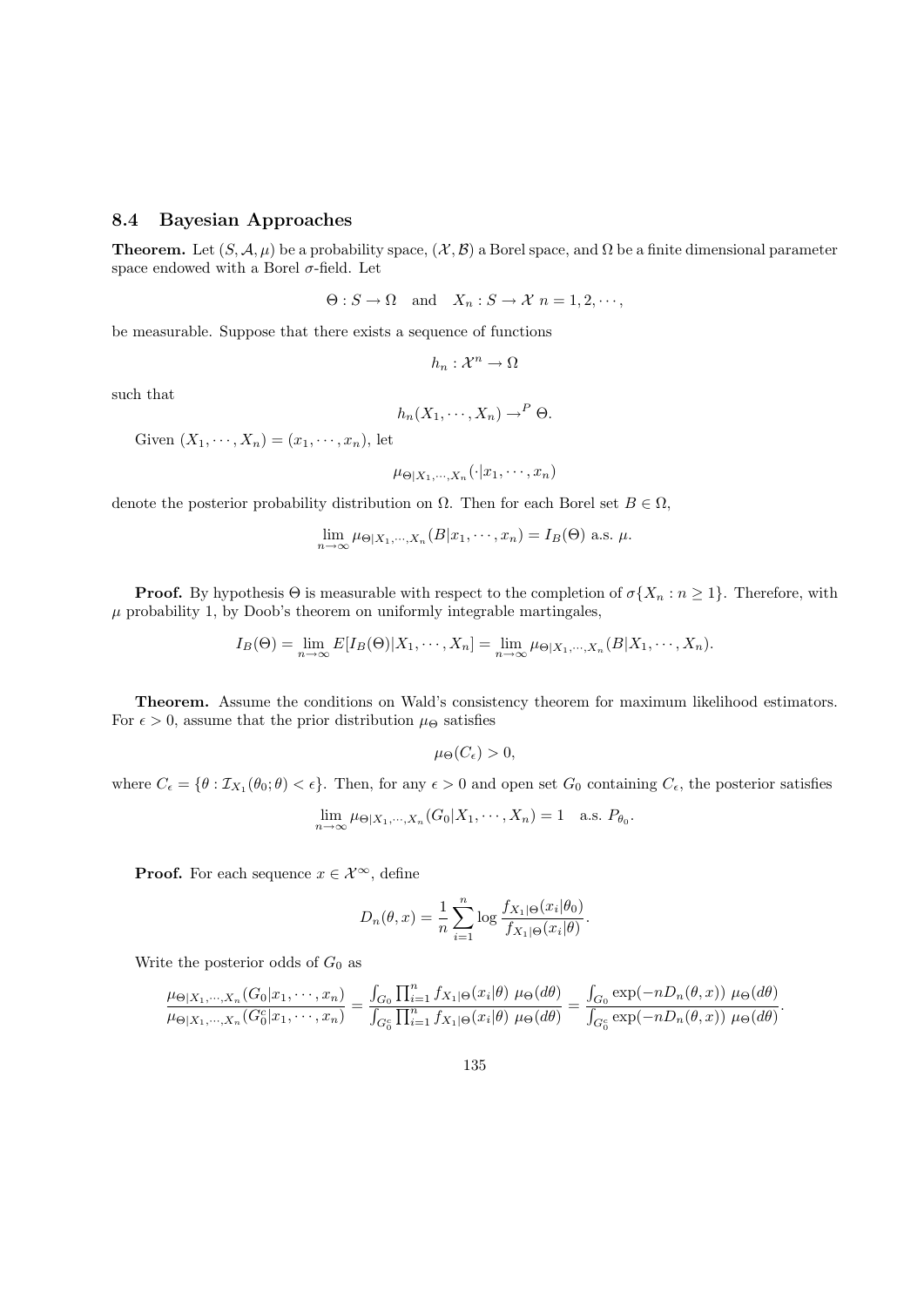## 8.4 Bayesian Approaches

**Theorem.** Let $(S, \mathcal{A}, \mu)$ be a probability space, $(\mathcal{X}, \mathcal{B})$ a Borel space, and $\Omega$ be a finite dimensional parameter space endowed with a Borel $\sigma$-field. Let

$$\Theta : S \to \Omega \quad \text{and} \quad X_n : S \to \mathcal{X} \ n = 1, 2, \cdots,$$

be measurable. Suppose that there exists a sequence of functions

$$h_n : \mathcal{X}^n \to \Omega$$

such that

$$h_n(X_1, \cdots, X_n) \to^P \Theta.$$

Given $(X_1, \cdots, X_n) = (x_1, \cdots, x_n)$, let

$$\mu_{\Theta|X_1,\cdots,X_n}(\cdot|x_1, \cdots, x_n)$$

denote the posterior probability distribution on $\Omega$. Then for each Borel set $B \in \Omega$,

$$\lim_{n\to\infty} \mu_{\Theta|X_1,\cdots,X_n}(B|x_1, \cdots, x_n) = I_B(\Theta) \text{ a.s. } \mu.$$

**Proof.** By hypothesis $\Theta$ is measurable with respect to the completion of $\sigma\{X_n : n \geq 1\}$. Therefore, with $\mu$ probability 1, by Doob's theorem on uniformly integrable martingales,

$$I_B(\Theta) = \lim_{n\to\infty} E[I_B(\Theta)|X_1, \cdots, X_n] = \lim_{n\to\infty} \mu_{\Theta|X_1,\cdots,X_n}(B|X_1, \cdots, X_n).$$

**Theorem.** Assume the conditions on Wald's consistency theorem for maximum likelihood estimators. For $\epsilon > 0$, assume that the prior distribution $\mu_\Theta$ satisfies

$$\mu_\Theta(C_\epsilon) > 0,$$

where $C_\epsilon = \{\theta : \mathcal{I}_{X_1}(\theta_0; \theta) < \epsilon\}$. Then, for any $\epsilon > 0$ and open set $G_0$ containing $C_\epsilon$, the posterior satisfies

$$\lim_{n\to\infty} \mu_{\Theta|X_1,\cdots,X_n}(G_0|X_1, \cdots, X_n) = 1 \quad \text{a.s. } P_{\theta_0}.$$

**Proof.** For each sequence $x \in \mathcal{X}^\infty$, define

$$D_n(\theta, x) = \frac{1}{n}\sum_{i=1}^n \log \frac{f_{X_1|\Theta}(x_i|\theta_0)}{f_{X_1|\Theta}(x_i|\theta)}.$$

Write the posterior odds of $G_0$ as

$$\frac{\mu_{\Theta|X_1,\cdots,X_n}(G_0|x_1, \cdots, x_n)}{\mu_{\Theta|X_1,\cdots,X_n}(G_0^c|x_1, \cdots, x_n)} = \frac{\int_{G_0} \prod_{i=1}^n f_{X_1|\Theta}(x_i|\theta) \ \mu_\Theta(d\theta)}{\int_{G_0^c} \prod_{i=1}^n f_{X_1|\Theta}(x_i|\theta) \ \mu_\Theta(d\theta)} = \frac{\int_{G_0} \exp(-nD_n(\theta, x)) \ \mu_\Theta(d\theta)}{\int_{G_0^c} \exp(-nD_n(\theta, x)) \ \mu_\Theta(d\theta)}.$$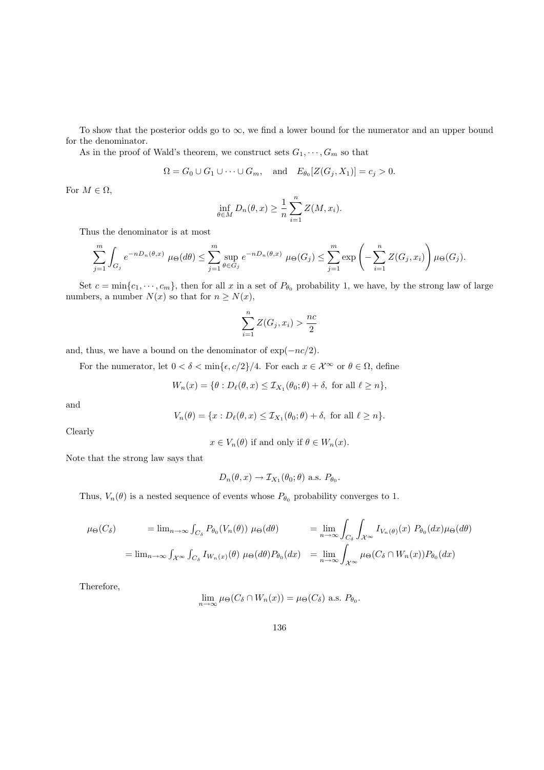To show that the posterior odds go to $\infty$, we find a lower bound for the numerator and an upper bound for the denominator.

As in the proof of Wald's theorem, we construct sets $G_1, \cdots, G_m$ so that

$$\Omega = G_0 \cup G_1 \cup \cdots \cup G_m, \quad \text{and} \quad E_{\theta_0}[Z(G_j, X_1)] = c_j > 0.$$

For $M \in \Omega$,

$$\inf_{\theta \in M} D_n(\theta, x) \geq \frac{1}{n} \sum_{i=1}^{n} Z(M, x_i).$$

Thus the denominator is at most

$$\sum_{j=1}^{m} \int_{G_j} e^{-nD_n(\theta,x)} \ \mu_\Theta(d\theta) \leq \sum_{j=1}^{m} \sup_{\theta \in G_j} e^{-nD_n(\theta,x)} \ \mu_\Theta(G_j) \leq \sum_{j=1}^{m} \exp\left(-\sum_{i=1}^{n} Z(G_j, x_i)\right) \mu_\Theta(G_j).$$

Set $c = \min\{c_1, \cdots, c_m\}$, then for all $x$ in a set of $P_{\theta_0}$ probability 1, we have, by the strong law of large numbers, a number $N(x)$ so that for $n \geq N(x)$,

$$\sum_{i=1}^{n} Z(G_j, x_i) > \frac{nc}{2}$$

and, thus, we have a bound on the denominator of $\exp(-nc/2)$.

For the numerator, let $0 < \delta < \min\{\epsilon, c/2\}/4$. For each $x \in \mathcal{X}^\infty$ or $\theta \in \Omega$, define

$$W_n(x) = \{\theta : D_\ell(\theta, x) \leq \mathcal{I}_{X_1}(\theta_0; \theta) + \delta, \text{ for all } \ell \geq n\},$$

and

$$V_n(\theta) = \{x : D_\ell(\theta, x) \leq \mathcal{I}_{X_1}(\theta_0; \theta) + \delta, \text{ for all } \ell \geq n\}.$$

Clearly

$$x \in V_n(\theta) \text{ if and only if } \theta \in W_n(x).$$

Note that the strong law says that

$$D_n(\theta, x) \to \mathcal{I}_{X_1}(\theta_0; \theta) \text{ a.s. } P_{\theta_0}.$$

Thus, $V_n(\theta)$ is a nested sequence of events whose $P_{\theta_0}$ probability converges to 1.

$$\begin{aligned}
\mu_\Theta(C_\delta) &= \lim_{n\to\infty} \int_{C_\delta} P_{\theta_0}(V_n(\theta)) \ \mu_\Theta(d\theta) &&= \lim_{n\to\infty} \int_{C_\delta} \int_{\mathcal{X}^\infty} I_{V_n(\theta)}(x) \ P_{\theta_0}(dx) \mu_\Theta(d\theta) \\
&= \lim_{n\to\infty} \int_{\mathcal{X}^\infty} \int_{C_\delta} I_{W_n(x)}(\theta) \ \mu_\Theta(d\theta) P_{\theta_0}(dx) &&= \lim_{n\to\infty} \int_{\mathcal{X}^\infty} \mu_\Theta(C_\delta \cap W_n(x)) P_{\theta_0}(dx)
\end{aligned}$$

Therefore,

$$\lim_{n\to\infty} \mu_\Theta(C_\delta \cap W_n(x)) = \mu_\Theta(C_\delta) \text{ a.s. } P_{\theta_0}.$$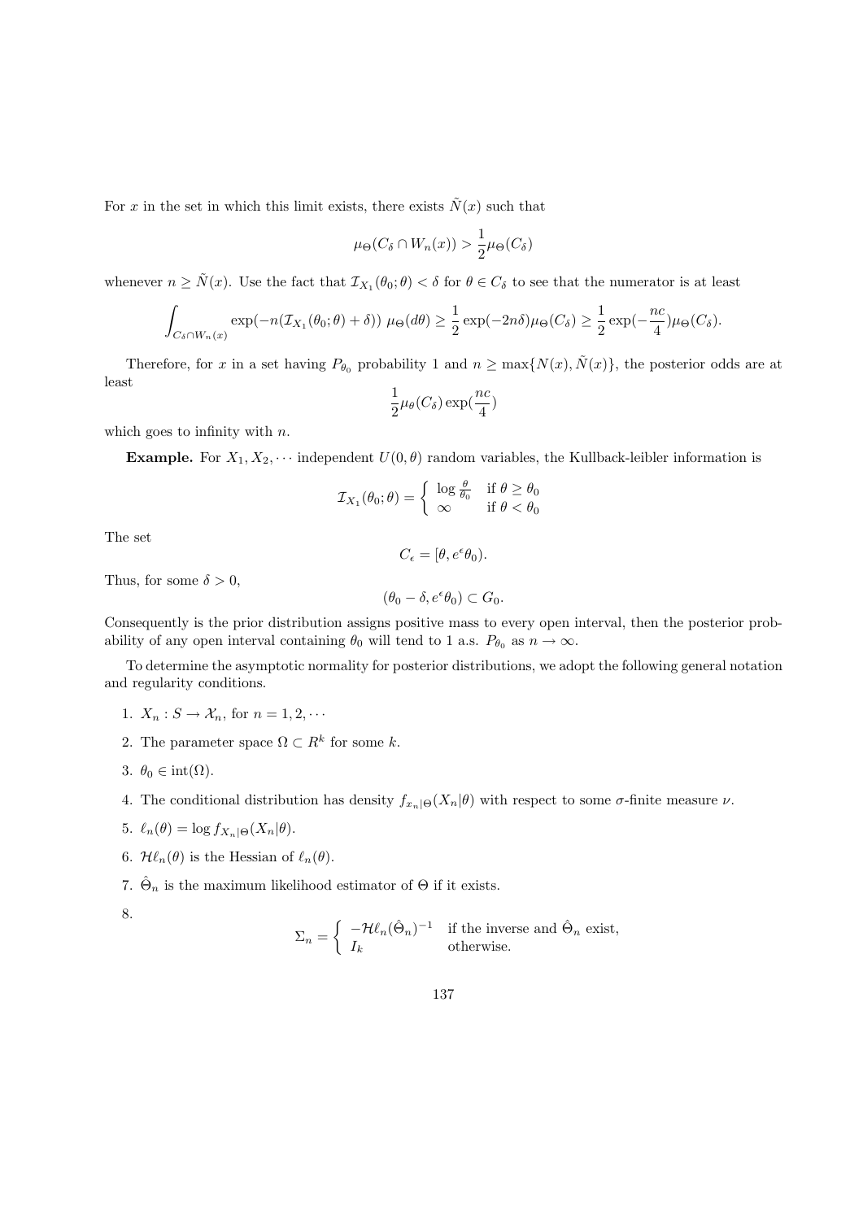For $x$ in the set in which this limit exists, there exists $\tilde{N}(x)$ such that

$$\mu_\Theta(C_\delta \cap W_n(x)) > \frac{1}{2}\mu_\Theta(C_\delta)$$

whenever $n \geq \tilde{N}(x)$. Use the fact that $\mathcal{I}_{X_1}(\theta_0; \theta) < \delta$ for $\theta \in C_\delta$ to see that the numerator is at least

$$\int_{C_\delta \cap W_n(x)} \exp(-n(\mathcal{I}_{X_1}(\theta_0;\theta) + \delta)) \; \mu_\Theta(d\theta) \geq \frac{1}{2}\exp(-2n\delta)\mu_\Theta(C_\delta) \geq \frac{1}{2}\exp(-\frac{nc}{4})\mu_\Theta(C_\delta).$$

Therefore, for $x$ in a set having $P_{\theta_0}$ probability 1 and $n \geq \max\{N(x), \tilde{N}(x)\}$, the posterior odds are at least

$$\frac{1}{2}\mu_\theta(C_\delta)\exp(\frac{nc}{4})$$

which goes to infinity with $n$.

**Example.** For $X_1, X_2, \cdots$ independent $U(0,\theta)$ random variables, the Kullback-leibler information is

$$\mathcal{I}_{X_1}(\theta_0;\theta) = \begin{cases} \log\frac{\theta}{\theta_0} & \text{if } \theta \geq \theta_0 \\ \infty & \text{if } \theta < \theta_0 \end{cases}$$

The set

$$C_\epsilon = [\theta, e^\epsilon\theta_0).$$

Thus, for some $\delta > 0$,

$$(\theta_0 - \delta, e^\epsilon\theta_0) \subset G_0.$$

Consequently is the prior distribution assigns positive mass to every open interval, then the posterior probability of any open interval containing $\theta_0$ will tend to 1 a.s. $P_{\theta_0}$ as $n \to \infty$.

To determine the asymptotic normality for posterior distributions, we adopt the following general notation and regularity conditions.

1. $X_n : S \to \mathcal{X}_n$, for $n = 1, 2, \cdots$
2. The parameter space $\Omega \subset R^k$ for some $k$.
3. $\theta_0 \in \text{int}(\Omega)$.
4. The conditional distribution has density $f_{x_n|\Theta}(X_n|\theta)$ with respect to some $\sigma$-finite measure $\nu$.
5. $\ell_n(\theta) = \log f_{X_n|\Theta}(X_n|\theta)$.
6. $\mathcal{H}\ell_n(\theta)$ is the Hessian of $\ell_n(\theta)$.
7. $\hat{\Theta}_n$ is the maximum likelihood estimator of $\Theta$ if it exists.
8. $$\Sigma_n = \begin{cases} -\mathcal{H}\ell_n(\hat{\Theta}_n)^{-1} & \text{if the inverse and } \hat{\Theta}_n \text{ exist,} \\ I_k & \text{otherwise.} \end{cases}$$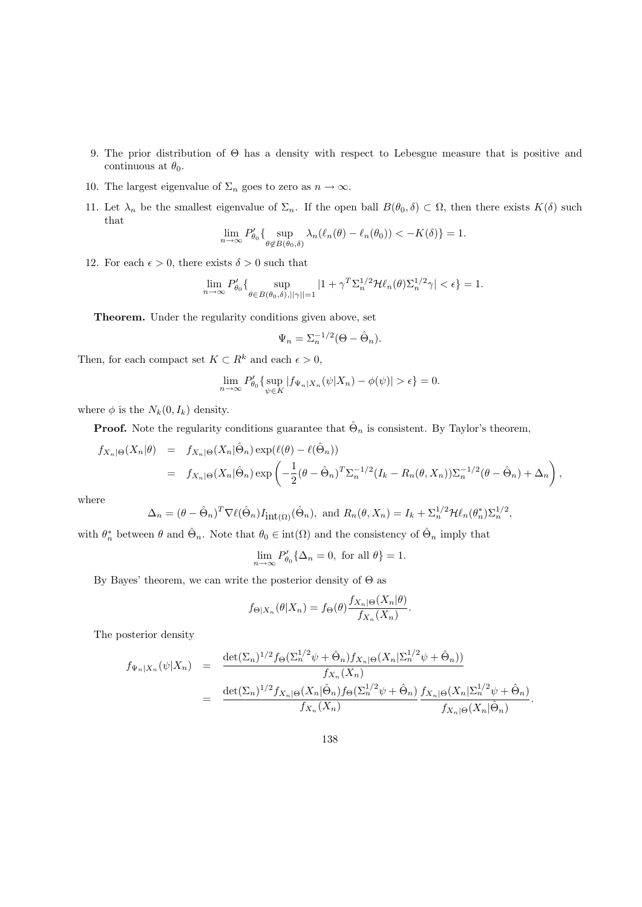9. The prior distribution of $\Theta$ has a density with respect to Lebesgue measure that is positive and continuous at $\theta_0$.

10. The largest eigenvalue of $\Sigma_n$ goes to zero as $n \to \infty$.

11. Let $\lambda_n$ be the smallest eigenvalue of $\Sigma_n$. If the open ball $B(\theta_0, \delta) \subset \Omega$, then there exists $K(\delta)$ such that
$$\lim_{n\to\infty} P'_{\theta_0}\{ \sup_{\theta \notin B(\theta_0,\delta)} \lambda_n(\ell_n(\theta) - \ell_n(\theta_0)) < -K(\delta)\} = 1.$$

12. For each $\epsilon > 0$, there exists $\delta > 0$ such that
$$\lim_{n\to\infty} P'_{\theta_0}\{ \sup_{\theta \in B(\theta_0,\delta), ||\gamma||=1} |1 + \gamma^T \Sigma_n^{1/2} \mathcal{H}\ell_n(\theta)\Sigma_n^{1/2}\gamma| < \epsilon\} = 1.$$

**Theorem.** Under the regularity conditions given above, set
$$\Psi_n = \Sigma_n^{-1/2}(\Theta - \hat{\Theta}_n).$$
Then, for each compact set $K \subset R^k$ and each $\epsilon > 0$,
$$\lim_{n\to\infty} P'_{\theta_0}\{ \sup_{\psi \in K} |f_{\Psi_n|X_n}(\psi|X_n) - \phi(\psi)| > \epsilon\} = 0.$$
where $\phi$ is the $N_k(0, I_k)$ density.

**Proof.** Note the regularity conditions guarantee that $\hat{\Theta}_n$ is consistent. By Taylor's theorem,
$$\begin{aligned} f_{X_n|\Theta}(X_n|\theta) &= f_{X_n|\Theta}(X_n|\hat{\Theta}_n)\exp(\ell(\theta) - \ell(\hat{\Theta}_n)) \\ &= f_{X_n|\Theta}(X_n|\hat{\Theta}_n)\exp\left(-\frac{1}{2}(\theta - \hat{\Theta}_n)^T\Sigma_n^{-1/2}(I_k - R_n(\theta, X_n))\Sigma_n^{-1/2}(\theta - \hat{\Theta}_n) + \Delta_n\right), \end{aligned}$$
where
$$\Delta_n = (\theta - \hat{\Theta}_n)^T\nabla\ell(\hat{\Theta}_n)I_{\text{int}(\Omega)}(\hat{\Theta}_n), \text{ and } R_n(\theta, X_n) = I_k + \Sigma_n^{1/2}\mathcal{H}\ell_n(\theta_n^*)\Sigma_n^{1/2},$$
with $\theta_n^*$ between $\theta$ and $\hat{\Theta}_n$. Note that $\theta_0 \in \text{int}(\Omega)$ and the consistency of $\hat{\Theta}_n$ imply that
$$\lim_{n\to\infty} P'_{\theta_0}\{\Delta_n = 0, \text{ for all } \theta\} = 1.$$

By Bayes' theorem, we can write the posterior density of $\Theta$ as
$$f_{\Theta|X_n}(\theta|X_n) = f_\Theta(\theta)\frac{f_{X_n|\Theta}(X_n|\theta)}{f_{X_n}(X_n)}.$$

The posterior density
$$\begin{aligned} f_{\Psi_n|X_n}(\psi|X_n) &= \frac{\det(\Sigma_n)^{1/2} f_\Theta(\Sigma_n^{1/2}\psi + \hat{\Theta}_n) f_{X_n|\Theta}(X_n|\Sigma_n^{1/2}\psi + \hat{\Theta}_n))}{f_{X_n}(X_n)} \\ &= \frac{\det(\Sigma_n)^{1/2} f_{X_n|\Theta}(X_n|\hat{\Theta}_n) f_\Theta(\Sigma_n^{1/2}\psi + \hat{\Theta}_n)}{f_{X_n}(X_n)} \frac{f_{X_n|\Theta}(X_n|\Sigma_n^{1/2}\psi + \hat{\Theta}_n)}{f_{X_n|\Theta}(X_n|\hat{\Theta}_n)}. \end{aligned}$$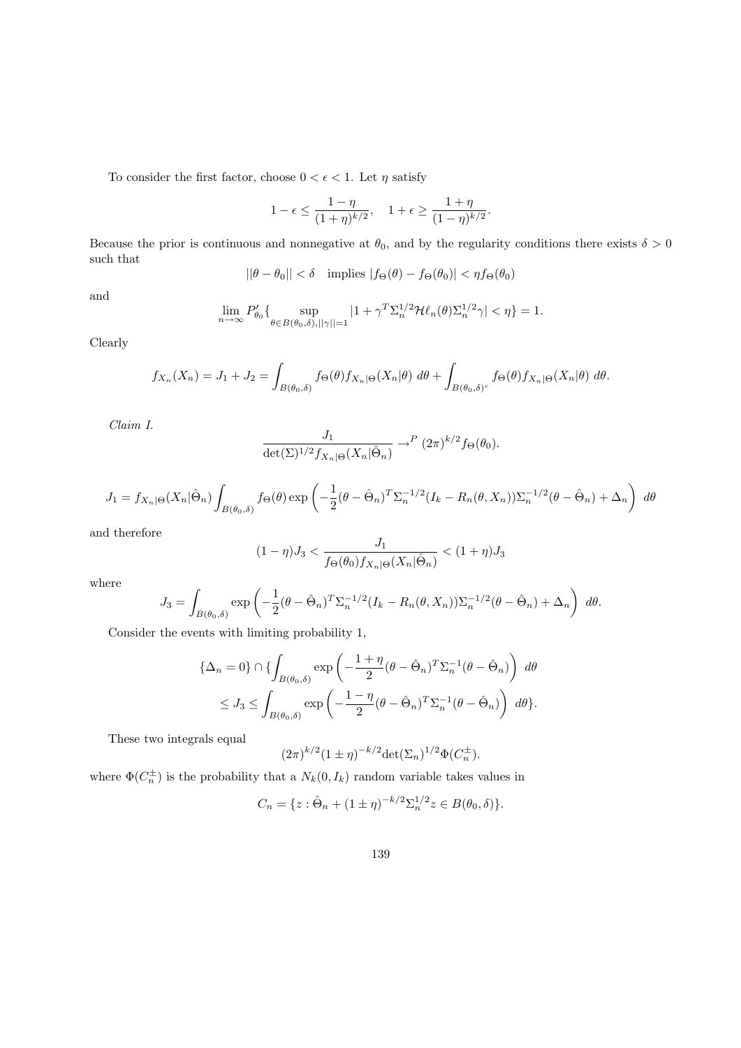To consider the first factor, choose $0 < \epsilon < 1$. Let $\eta$ satisfy

$$1 - \epsilon \le \frac{1-\eta}{(1+\eta)^{k/2}}, \quad 1 + \epsilon \ge \frac{1+\eta}{(1-\eta)^{k/2}}.$$

Because the prior is continuous and nonnegative at $\theta_0$, and by the regularity conditions there exists $\delta > 0$ such that

$$||\theta - \theta_0|| < \delta \quad \text{implies } |f_\Theta(\theta) - f_\Theta(\theta_0)| < \eta f_\Theta(\theta_0)$$

and

$$\lim_{n\to\infty} P'_{\theta_0}\{\sup_{\theta \in B(\theta_0,\delta), ||\gamma||=1} |1 + \gamma^T \Sigma_n^{1/2} \mathcal{H}\ell_n(\theta) \Sigma_n^{1/2} \gamma| < \eta\} = 1.$$

Clearly

$$f_{X_n}(X_n) = J_1 + J_2 = \int_{B(\theta_0,\delta)} f_\Theta(\theta) f_{X_n|\Theta}(X_n|\theta)\ d\theta + \int_{B(\theta_0,\delta)^c} f_\Theta(\theta) f_{X_n|\Theta}(X_n|\theta)\ d\theta.$$

*Claim I.*

$$\frac{J_1}{\det(\Sigma)^{1/2} f_{X_n|\Theta}(X_n|\hat{\Theta}_n)} \to^P (2\pi)^{k/2} f_\Theta(\theta_0).$$

$$J_1 = f_{X_n|\Theta}(X_n|\hat{\Theta}_n) \int_{B(\theta_0,\delta)} f_\Theta(\theta) \exp\left(-\frac{1}{2}(\theta - \hat{\Theta}_n)^T \Sigma_n^{-1/2}(I_k - R_n(\theta, X_n))\Sigma_n^{-1/2}(\theta - \hat{\Theta}_n) + \Delta_n\right)\ d\theta$$

and therefore

$$(1-\eta) J_3 < \frac{J_1}{f_\Theta(\theta_0) f_{X_n|\Theta}(X_n|\hat{\Theta}_n)} < (1+\eta) J_3$$

where

$$J_3 = \int_{B(\theta_0,\delta)} \exp\left(-\frac{1}{2}(\theta - \hat{\Theta}_n)^T \Sigma_n^{-1/2}(I_k - R_n(\theta, X_n))\Sigma_n^{-1/2}(\theta - \hat{\Theta}_n) + \Delta_n\right)\ d\theta.$$

Consider the events with limiting probability 1,

$$\{\Delta_n = 0\} \cap \{\int_{B(\theta_0,\delta)} \exp\left(-\frac{1+\eta}{2}(\theta - \hat{\Theta}_n)^T \Sigma_n^{-1}(\theta - \hat{\Theta}_n)\right)\ d\theta$$
$$\le J_3 \le \int_{B(\theta_0,\delta)} \exp\left(-\frac{1-\eta}{2}(\theta - \hat{\Theta}_n)^T \Sigma_n^{-1}(\theta - \hat{\Theta}_n)\right)\ d\theta\}.$$

These two integrals equal

$$(2\pi)^{k/2}(1 \pm \eta)^{-k/2} \det(\Sigma_n)^{1/2} \Phi(C_n^{\pm}).$$

where $\Phi(C_n^{\pm})$ is the probability that a $N_k(0, I_k)$ random variable takes values in

$$C_n = \{z : \hat{\Theta}_n + (1 \pm \eta)^{-k/2} \Sigma_n^{1/2} z \in B(\theta_0, \delta)\}.$$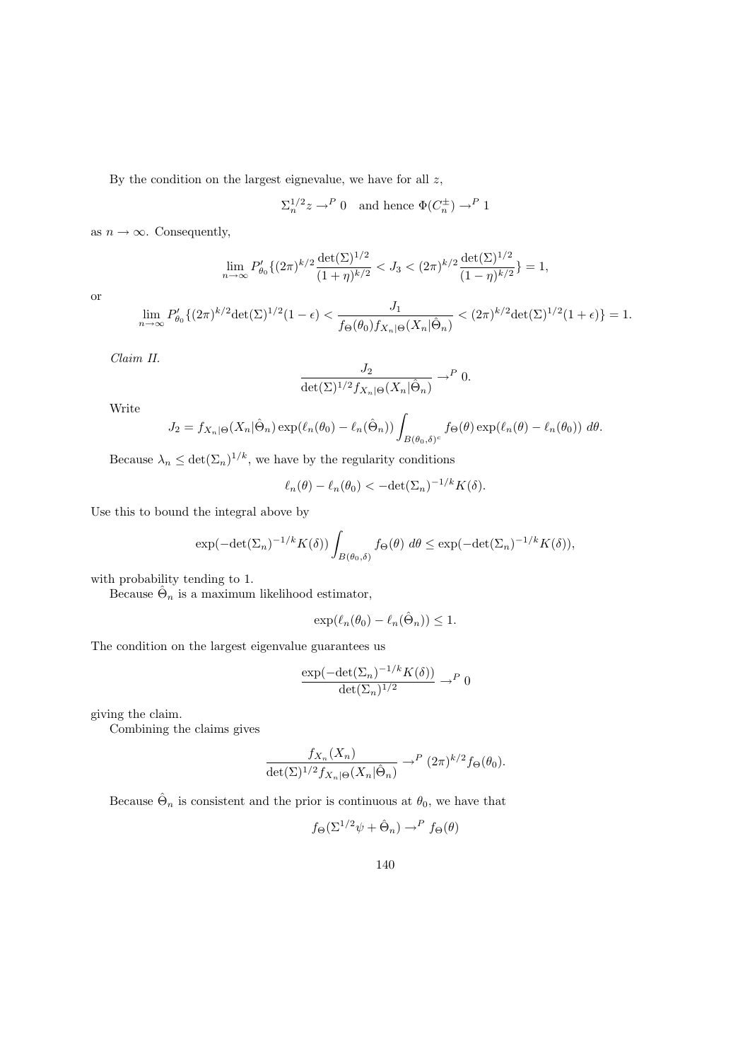By the condition on the largest eignevalue, we have for all $z$,

$$\Sigma_n^{1/2} z \to^P 0 \quad \text{and hence } \Phi(C_n^{\pm}) \to^P 1$$

as $n \to \infty$. Consequently,

$$\lim_{n\to\infty} P'_{\theta_0}\{(2\pi)^{k/2}\frac{\det(\Sigma)^{1/2}}{(1+\eta)^{k/2}} < J_3 < (2\pi)^{k/2}\frac{\det(\Sigma)^{1/2}}{(1-\eta)^{k/2}}\} = 1,$$

or

$$\lim_{n\to\infty} P'_{\theta_0}\{(2\pi)^{k/2}\det(\Sigma)^{1/2}(1-\epsilon) < \frac{J_1}{f_\Theta(\theta_0) f_{X_n|\Theta}(X_n|\hat{\Theta}_n)} < (2\pi)^{k/2}\det(\Sigma)^{1/2}(1+\epsilon)\} = 1.$$

*Claim II.*

$$\frac{J_2}{\det(\Sigma)^{1/2} f_{X_n|\Theta}(X_n|\hat{\Theta}_n)} \to^P 0.$$

Write

$$J_2 = f_{X_n|\Theta}(X_n|\hat{\Theta}_n)\exp(\ell_n(\theta_0) - \ell_n(\hat{\Theta}_n)) \int_{B(\theta_0,\delta)^c} f_\Theta(\theta)\exp(\ell_n(\theta) - \ell_n(\theta_0))\ d\theta.$$

Because $\lambda_n \le \det(\Sigma_n)^{1/k}$, we have by the regularity conditions

$$\ell_n(\theta) - \ell_n(\theta_0) < -\det(\Sigma_n)^{-1/k} K(\delta).$$

Use this to bound the integral above by

$$\exp(-\det(\Sigma_n)^{-1/k} K(\delta)) \int_{B(\theta_0,\delta)} f_\Theta(\theta)\ d\theta \le \exp(-\det(\Sigma_n)^{-1/k} K(\delta)),$$

with probability tending to 1.

Because $\hat{\Theta}_n$ is a maximum likelihood estimator,

$$\exp(\ell_n(\theta_0) - \ell_n(\hat{\Theta}_n)) \le 1.$$

The condition on the largest eigenvalue guarantees us

$$\frac{\exp(-\det(\Sigma_n)^{-1/k} K(\delta))}{\det(\Sigma_n)^{1/2}} \to^P 0$$

giving the claim.

Combining the claims gives

$$\frac{f_{X_n}(X_n)}{\det(\Sigma)^{1/2} f_{X_n|\Theta}(X_n|\hat{\Theta}_n)} \to^P (2\pi)^{k/2} f_\Theta(\theta_0).$$

Because $\hat{\Theta}_n$ is consistent and the prior is continuous at $\theta_0$, we have that

$$f_\Theta(\Sigma^{1/2}\psi + \hat{\Theta}_n) \to^P f_\Theta(\theta)$$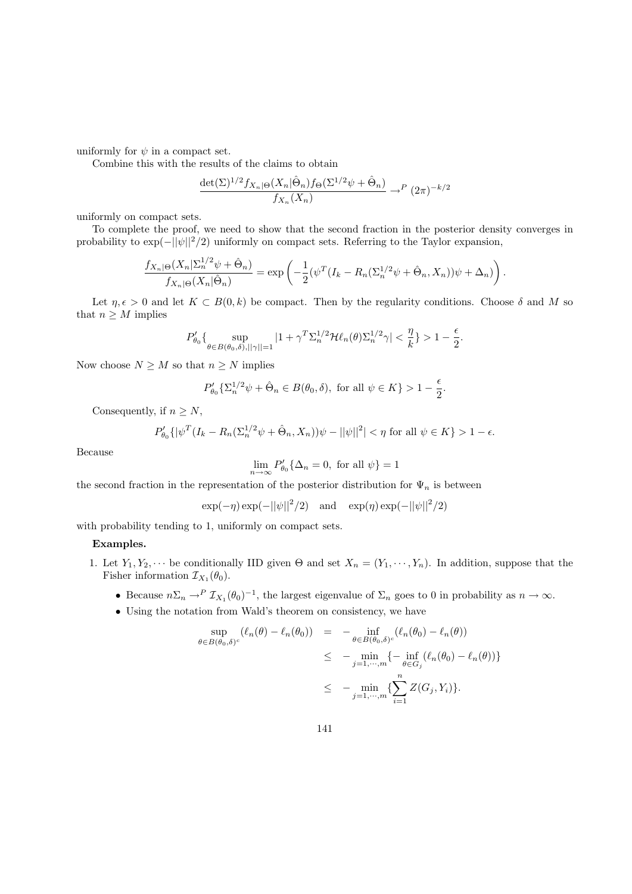uniformly for $\psi$ in a compact set.

Combine this with the results of the claims to obtain

$$\frac{\det(\Sigma)^{1/2} f_{X_n|\Theta}(X_n|\hat{\Theta}_n) f_\Theta(\Sigma^{1/2}\psi + \hat{\Theta}_n)}{f_{X_n}(X_n)} \to^P (2\pi)^{-k/2}$$

uniformly on compact sets.

To complete the proof, we need to show that the second fraction in the posterior density converges in probability to $\exp(-||\psi||^2/2)$ uniformly on compact sets. Referring to the Taylor expansion,

$$\frac{f_{X_n|\Theta}(X_n|\Sigma_n^{1/2}\psi + \hat{\Theta}_n)}{f_{X_n|\Theta}(X_n|\hat{\Theta}_n)} = \exp\left(-\frac{1}{2}(\psi^T(I_k - R_n(\Sigma_n^{1/2}\psi + \hat{\Theta}_n, X_n))\psi + \Delta_n)\right).$$

Let $\eta, \epsilon > 0$ and let $K \subset B(0,k)$ be compact. Then by the regularity conditions. Choose $\delta$ and $M$ so that $n \geq M$ implies

$$P'_{\theta_0}\{\sup_{\theta \in B(\theta_0,\delta), ||\gamma||=1} |1 + \gamma^T \Sigma_n^{1/2} \mathcal{H}\ell_n(\theta)\Sigma_n^{1/2}\gamma| < \frac{\eta}{k}\} > 1 - \frac{\epsilon}{2}.$$

Now choose $N \geq M$ so that $n \geq N$ implies

$$P'_{\theta_0}\{\Sigma_n^{1/2}\psi + \hat{\Theta}_n \in B(\theta_0, \delta), \text{ for all } \psi \in K\} > 1 - \frac{\epsilon}{2}.$$

Consequently, if $n \geq N$,

$$P'_{\theta_0}\{|\psi^T(I_k - R_n(\Sigma_n^{1/2}\psi + \hat{\Theta}_n, X_n))\psi - ||\psi||^2| < \eta \text{ for all } \psi \in K\} > 1 - \epsilon.$$

Because

$$\lim_{n\to\infty} P'_{\theta_0}\{\Delta_n = 0, \text{ for all } \psi\} = 1$$

the second fraction in the representation of the posterior distribution for $\Psi_n$ is between

$$\exp(-\eta)\exp(-||\psi||^2/2) \quad \text{and} \quad \exp(\eta)\exp(-||\psi||^2/2)$$

with probability tending to 1, uniformly on compact sets.

**Examples.**

1. Let $Y_1, Y_2, \cdots$ be conditionally IID given $\Theta$ and set $X_n = (Y_1, \cdots, Y_n)$. In addition, suppose that the Fisher information $\mathcal{I}_{X_1}(\theta_0)$.
   - Because $n\Sigma_n \to^P \mathcal{I}_{X_1}(\theta_0)^{-1}$, the largest eigenvalue of $\Sigma_n$ goes to 0 in probability as $n \to \infty$.
   - Using the notation from Wald's theorem on consistency, we have

$$\begin{aligned}
\sup_{\theta \in B(\theta_0,\delta)^c} (\ell_n(\theta) - \ell_n(\theta_0)) &= -\inf_{\theta \in B(\theta_0,\delta)^c} (\ell_n(\theta_0) - \ell_n(\theta)) \\
&\leq -\min_{j=1,\cdots,m} \{-\inf_{\theta \in G_j} (\ell_n(\theta_0) - \ell_n(\theta))\} \\
&\leq -\min_{j=1,\cdots,m} \{\sum_{i=1}^n Z(G_j, Y_i)\}.
\end{aligned}$$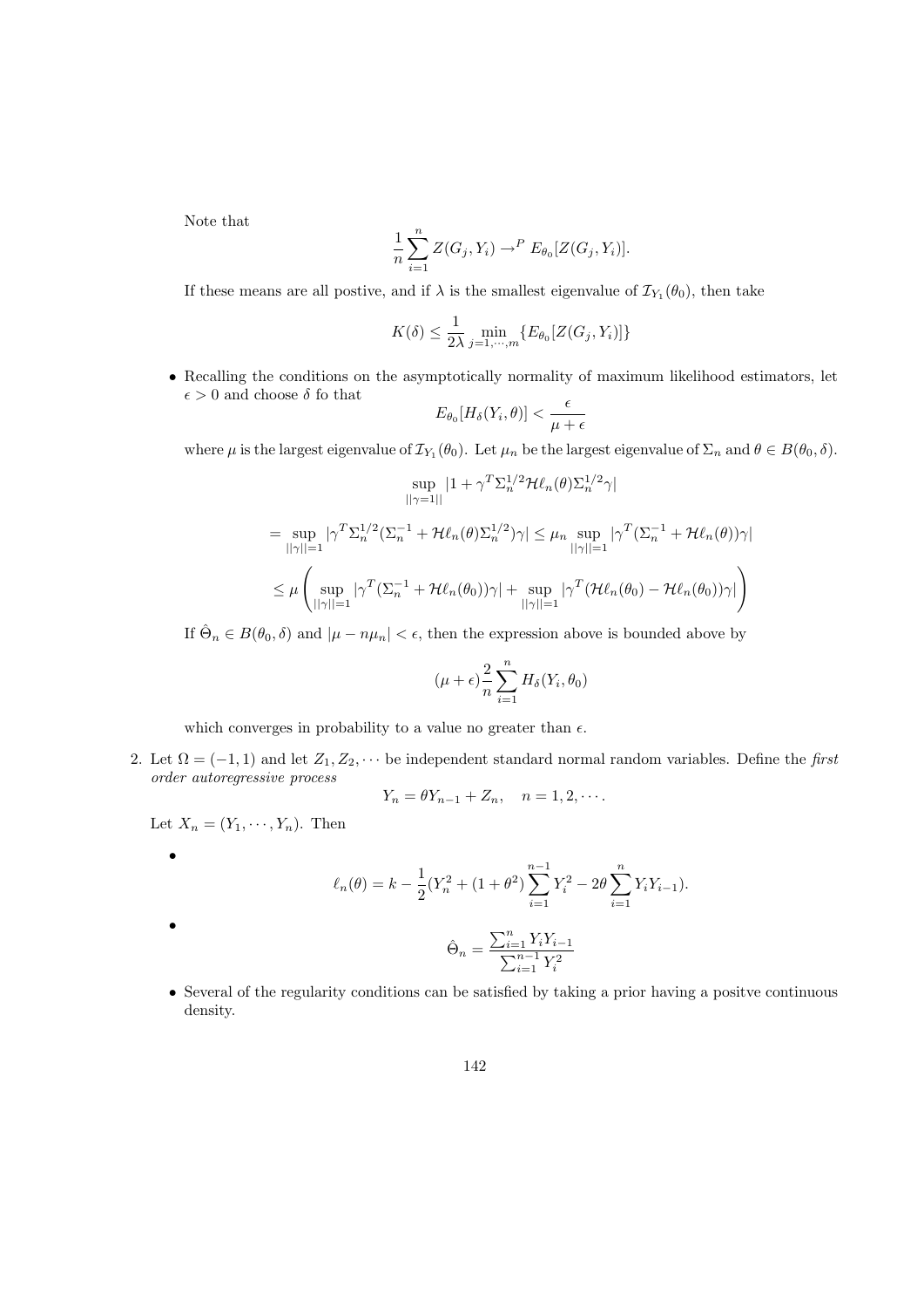Note that

$$\frac{1}{n}\sum_{i=1}^{n} Z(G_j, Y_i) \to^P E_{\theta_0}[Z(G_j, Y_i)].$$

If these means are all postive, and if $\lambda$ is the smallest eigenvalue of $\mathcal{I}_{Y_1}(\theta_0)$, then take

$$K(\delta) \leq \frac{1}{2\lambda} \min_{j=1,\cdots,m} \{E_{\theta_0}[Z(G_j, Y_i)]\}$$

- Recalling the conditions on the asymptotically normality of maximum likelihood estimators, let $\epsilon > 0$ and choose $\delta$ fo that

$$E_{\theta_0}[H_\delta(Y_i, \theta)] < \frac{\epsilon}{\mu + \epsilon}$$

  where $\mu$ is the largest eigenvalue of $\mathcal{I}_{Y_1}(\theta_0)$. Let $\mu_n$ be the largest eigenvalue of $\Sigma_n$ and $\theta \in B(\theta_0, \delta)$.

$$\sup_{||\gamma=1||} |1 + \gamma^T \Sigma_n^{1/2} \mathcal{H}\ell_n(\theta) \Sigma_n^{1/2} \gamma|$$

$$= \sup_{||\gamma||=1} |\gamma^T \Sigma_n^{1/2}(\Sigma_n^{-1} + \mathcal{H}\ell_n(\theta)\Sigma_n^{1/2})\gamma| \leq \mu_n \sup_{||\gamma||=1} |\gamma^T(\Sigma_n^{-1} + \mathcal{H}\ell_n(\theta))\gamma|$$

$$\leq \mu \left( \sup_{||\gamma||=1} |\gamma^T(\Sigma_n^{-1} + \mathcal{H}\ell_n(\theta_0))\gamma| + \sup_{||\gamma||=1} |\gamma^T(\mathcal{H}\ell_n(\theta_0) - \mathcal{H}\ell_n(\theta_0))\gamma| \right)$$

  If $\hat{\Theta}_n \in B(\theta_0, \delta)$ and $|\mu - n\mu_n| < \epsilon$, then the expression above is bounded above by

$$(\mu + \epsilon)\frac{2}{n}\sum_{i=1}^{n} H_\delta(Y_i, \theta_0)$$

  which converges in probability to a value no greater than $\epsilon$.

2. Let $\Omega = (-1, 1)$ and let $Z_1, Z_2, \cdots$ be independent standard normal random variables. Define the *first order autoregressive process*

$$Y_n = \theta Y_{n-1} + Z_n, \quad n = 1, 2, \cdots.$$

   Let $X_n = (Y_1, \cdots, Y_n)$. Then

   - $$\ell_n(\theta) = k - \frac{1}{2}(Y_n^2 + (1 + \theta^2)\sum_{i=1}^{n-1} Y_i^2 - 2\theta \sum_{i=1}^{n} Y_i Y_{i-1}).$$

   - $$\hat{\Theta}_n = \frac{\sum_{i=1}^{n} Y_i Y_{i-1}}{\sum_{i=1}^{n-1} Y_i^2}$$

   - Several of the regularity conditions can be satisfied by taking a prior having a positve continuous density.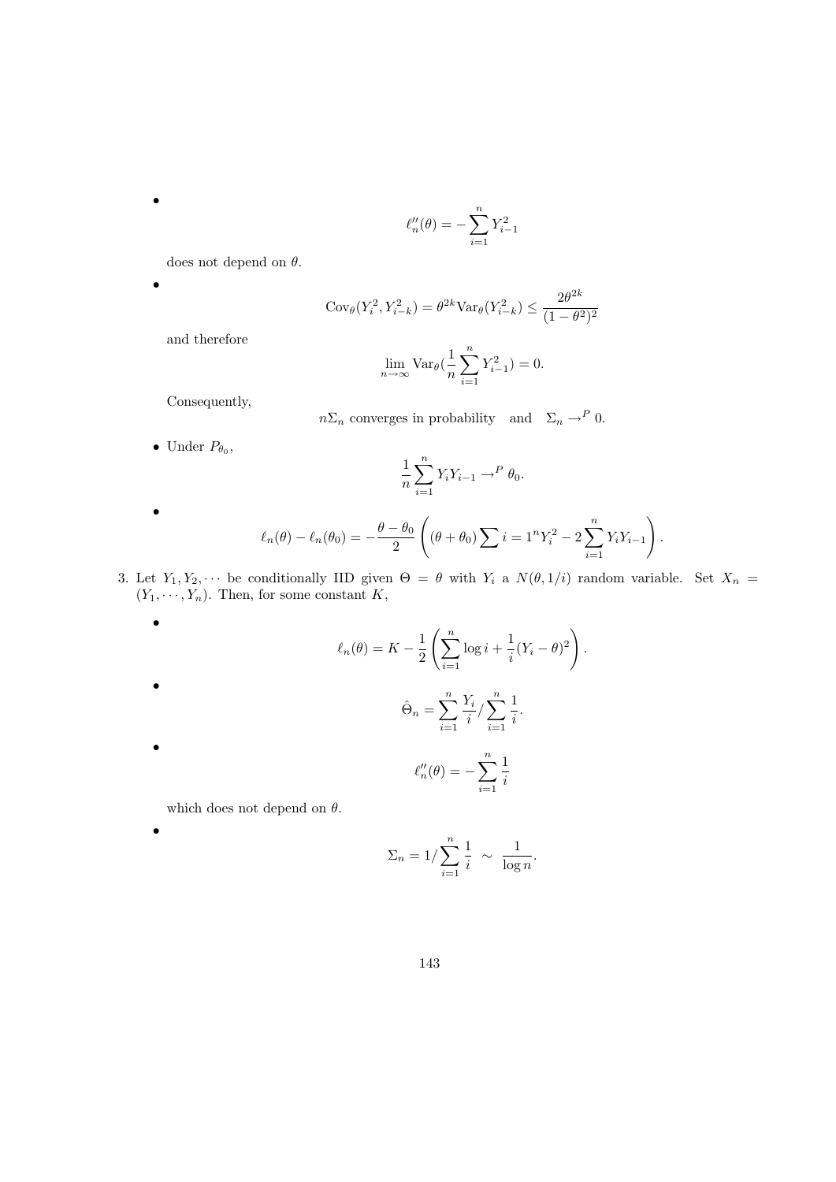- $$\ell_n''(\theta) = -\sum_{i=1}^n Y_{i-1}^2$$

  does not depend on $\theta$.

- $$\text{Cov}_\theta(Y_i^2, Y_{i-k}^2) = \theta^{2k}\text{Var}_\theta(Y_{i-k}^2) \le \frac{2\theta^{2k}}{(1-\theta^2)^2}$$

  and therefore

  $$\lim_{n\to\infty} \text{Var}_\theta(\frac{1}{n}\sum_{i=1}^n Y_{i-1}^2) = 0.$$

  Consequently,

  $$n\Sigma_n \text{ converges in probability} \quad \text{and} \quad \Sigma_n \to^P 0.$$

- Under $P_{\theta_0}$,

  $$\frac{1}{n}\sum_{i=1}^n Y_i Y_{i-1} \to^P \theta_0.$$

- $$\ell_n(\theta) - \ell_n(\theta_0) = -\frac{\theta - \theta_0}{2}\left((\theta + \theta_0)\sum i = 1^n Y_i^2 - 2\sum_{i=1}^n Y_i Y_{i-1}\right).$$

3. Let $Y_1, Y_2, \cdots$ be conditionally IID given $\Theta = \theta$ with $Y_i$ a $N(\theta, 1/i)$ random variable. Set $X_n = (Y_1, \cdots, Y_n)$. Then, for some constant $K$,

- $$\ell_n(\theta) = K - \frac{1}{2}\left(\sum_{i=1}^n \log i + \frac{1}{i}(Y_i - \theta)^2\right).$$

- $$\hat{\Theta}_n = \sum_{i=1}^n \frac{Y_i}{i} / \sum_{i=1}^n \frac{1}{i}.$$

- $$\ell_n''(\theta) = -\sum_{i=1}^n \frac{1}{i}$$

  which does not depend on $\theta$.

- $$\Sigma_n = 1/\sum_{i=1}^n \frac{1}{i} \ \sim \ \frac{1}{\log n}.$$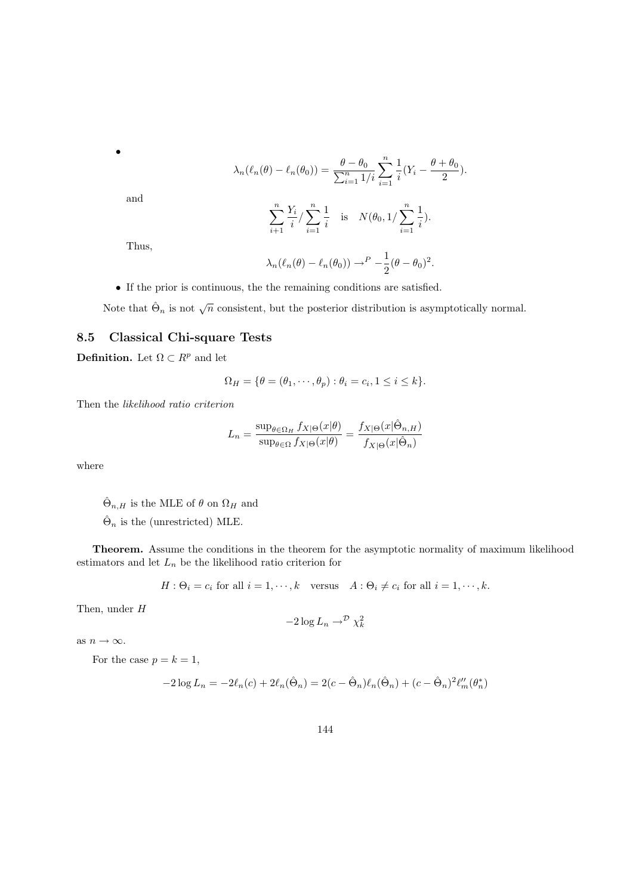- 
$$\lambda_n(\ell_n(\theta) - \ell_n(\theta_0)) = \frac{\theta - \theta_0}{\sum_{i=1}^n 1/i} \sum_{i=1}^n \frac{1}{i}(Y_i - \frac{\theta + \theta_0}{2}).$$

  and
$$\sum_{i+1}^n \frac{Y_i}{i} / \sum_{i=1}^n \frac{1}{i} \quad \text{is} \quad N(\theta_0, 1/\sum_{i=1}^n \frac{1}{i}).$$

  Thus,
$$\lambda_n(\ell_n(\theta) - \ell_n(\theta_0)) \to^P -\frac{1}{2}(\theta - \theta_0)^2.$$

- If the prior is continuous, the the remaining conditions are satisfied.

Note that $\hat{\Theta}_n$ is not $\sqrt{n}$ consistent, but the posterior distribution is asymptotically normal.

## 8.5 Classical Chi-square Tests

**Definition.** Let $\Omega \subset R^p$ and let

$$\Omega_H = \{\theta = (\theta_1, \cdots, \theta_p) : \theta_i = c_i, 1 \leq i \leq k\}.$$

Then the *likelihood ratio criterion*

$$L_n = \frac{\sup_{\theta \in \Omega_H} f_{X|\Theta}(x|\theta)}{\sup_{\theta \in \Omega} f_{X|\Theta}(x|\theta)} = \frac{f_{X|\Theta}(x|\hat{\Theta}_{n,H})}{f_{X|\Theta}(x|\hat{\Theta}_n)}$$

where

$\hat{\Theta}_{n,H}$ is the MLE of $\theta$ on $\Omega_H$ and

$\hat{\Theta}_n$ is the (unrestricted) MLE.

**Theorem.** Assume the conditions in the theorem for the asymptotic normality of maximum likelihood estimators and let $L_n$ be the likelihood ratio criterion for

$$H : \Theta_i = c_i \text{ for all } i = 1, \cdots, k \quad \text{versus} \quad A : \Theta_i \neq c_i \text{ for all } i = 1, \cdots, k.$$

Then, under $H$

$$-2 \log L_n \to^{\mathcal{D}} \chi^2_k$$

as $n \to \infty$.

For the case $p = k = 1$,

$$-2 \log L_n = -2\ell_n(c) + 2\ell_n(\hat{\Theta}_n) = 2(c - \hat{\Theta}_n)\ell_n(\hat{\Theta}_n) + (c - \hat{\Theta}_n)^2 \ell''_m(\theta^*_n)$$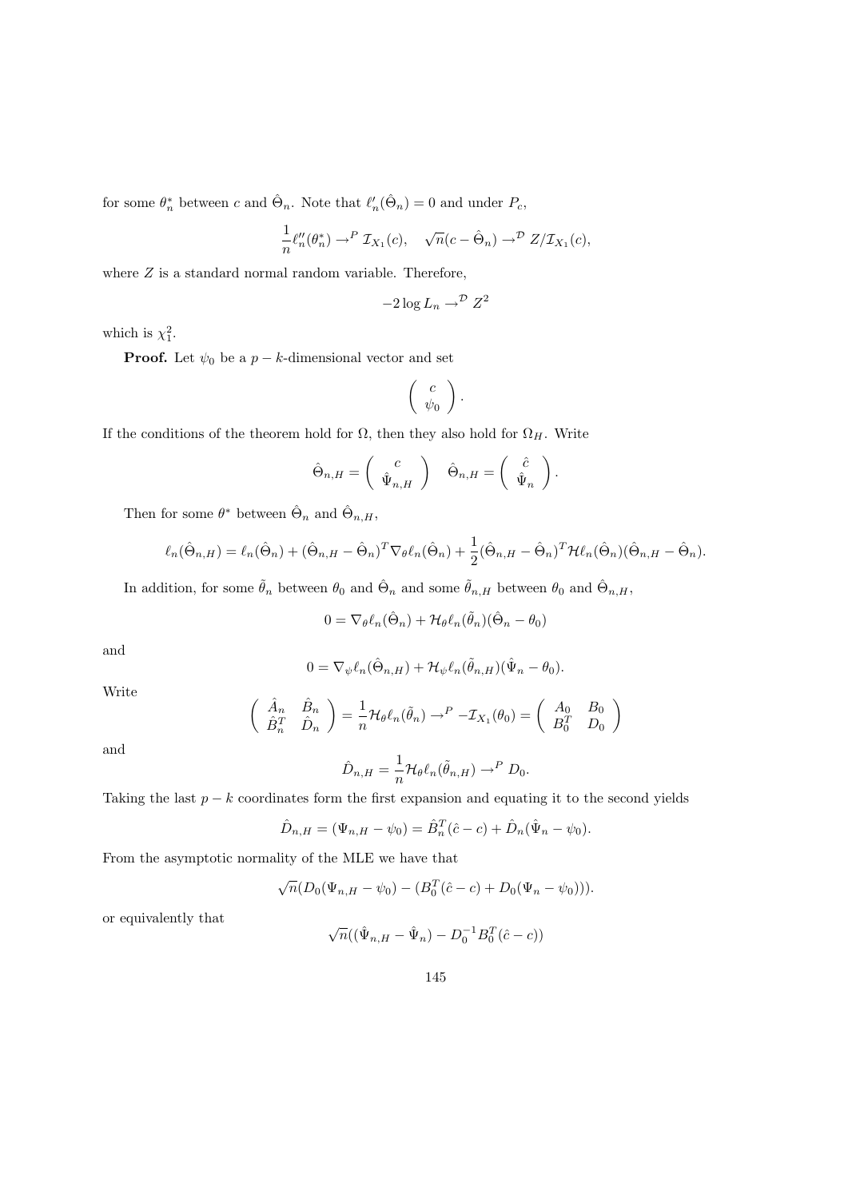for some $\theta_n^*$ between $c$ and $\hat{\Theta}_n$. Note that $\ell_n'(\hat{\Theta}_n) = 0$ and under $P_c$,

$$\frac{1}{n}\ell_n''(\theta_n^*) \to^P \mathcal{I}_{X_1}(c), \quad \sqrt{n}(c - \hat{\Theta}_n) \to^{\mathcal{D}} Z/\mathcal{I}_{X_1}(c),$$

where $Z$ is a standard normal random variable. Therefore,

$$-2\log L_n \to^{\mathcal{D}} Z^2$$

which is $\chi_1^2$.

**Proof.** Let $\psi_0$ be a $p-k$-dimensional vector and set

$$\left( \begin{array}{c} c \\ \psi_0 \end{array} \right).$$

If the conditions of the theorem hold for $\Omega$, then they also hold for $\Omega_H$. Write

$$\hat{\Theta}_{n,H} = \left( \begin{array}{c} c \\ \hat{\Psi}_{n,H} \end{array} \right) \quad \hat{\Theta}_{n,H} = \left( \begin{array}{c} \hat{c} \\ \hat{\Psi}_n \end{array} \right).$$

Then for some $\theta^*$ between $\hat{\Theta}_n$ and $\hat{\Theta}_{n,H}$,

$$\ell_n(\hat{\Theta}_{n,H}) = \ell_n(\hat{\Theta}_n) + (\hat{\Theta}_{n,H} - \hat{\Theta}_n)^T \nabla_\theta \ell_n(\hat{\Theta}_n) + \frac{1}{2}(\hat{\Theta}_{n,H} - \hat{\Theta}_n)^T \mathcal{H}\ell_n(\hat{\Theta}_n)(\hat{\Theta}_{n,H} - \hat{\Theta}_n).$$

In addition, for some $\tilde{\theta}_n$ between $\theta_0$ and $\hat{\Theta}_n$ and some $\tilde{\theta}_{n,H}$ between $\theta_0$ and $\hat{\Theta}_{n,H}$,

$$0 = \nabla_\theta \ell_n(\hat{\Theta}_n) + \mathcal{H}_\theta \ell_n(\tilde{\theta}_n)(\hat{\Theta}_n - \theta_0)$$

and

$$0 = \nabla_\psi \ell_n(\hat{\Theta}_{n,H}) + \mathcal{H}_\psi \ell_n(\tilde{\theta}_{n,H})(\hat{\Psi}_n - \theta_0).$$

Write

$$\left( \begin{array}{cc} \hat{A}_n & \hat{B}_n \\ \hat{B}_n^T & \hat{D}_n \end{array} \right) = \frac{1}{n}\mathcal{H}_\theta \ell_n(\tilde{\theta}_n) \to^P -\mathcal{I}_{X_1}(\theta_0) = \left( \begin{array}{cc} A_0 & B_0 \\ B_0^T & D_0 \end{array} \right)$$

and

$$\hat{D}_{n,H} = \frac{1}{n}\mathcal{H}_\theta \ell_n(\tilde{\theta}_{n,H}) \to^P D_0.$$

Taking the last $p-k$ coordinates form the first expansion and equating it to the second yields

$$\hat{D}_{n,H} = (\Psi_{n,H} - \psi_0) = \hat{B}_n^T(\hat{c} - c) + \hat{D}_n(\hat{\Psi}_n - \psi_0).$$

From the asymptotic normality of the MLE we have that

$$\sqrt{n}(D_0(\Psi_{n,H} - \psi_0) - (B_0^T(\hat{c} - c) + D_0(\Psi_n - \psi_0))).$$

or equivalently that

$$\sqrt{n}((\hat{\Psi}_{n,H} - \hat{\Psi}_n) - D_0^{-1}B_0^T(\hat{c} - c))$$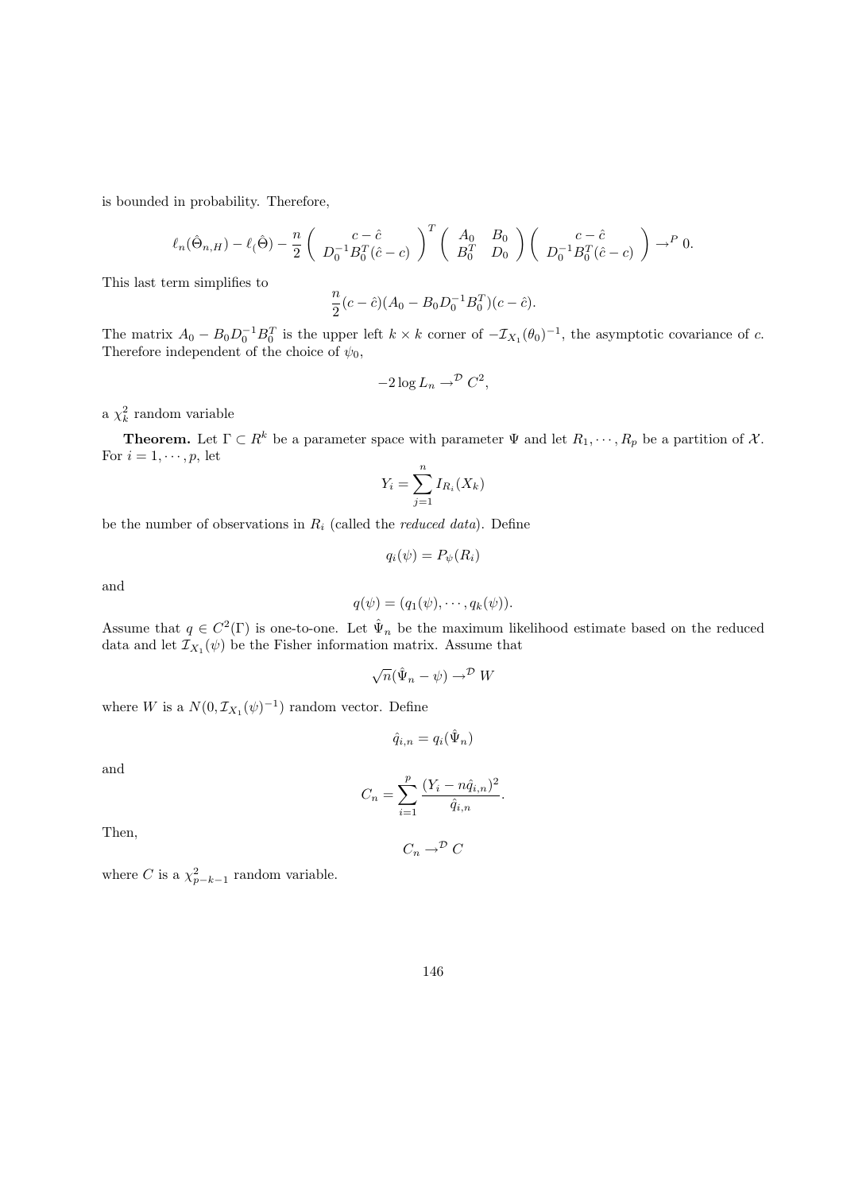is bounded in probability. Therefore,

$$\ell_n(\hat{\Theta}_{n,H}) - \ell_(\hat{\Theta}) - \frac{n}{2} \begin{pmatrix} c - \hat{c} \\ D_0^{-1} B_0^T(\hat{c} - c) \end{pmatrix}^T \begin{pmatrix} A_0 & B_0 \\ B_0^T & D_0 \end{pmatrix} \begin{pmatrix} c - \hat{c} \\ D_0^{-1} B_0^T(\hat{c} - c) \end{pmatrix} \to^P 0.$$

This last term simplifies to

$$\frac{n}{2}(c - \hat{c})(A_0 - B_0 D_0^{-1} B_0^T)(c - \hat{c}).$$

The matrix $A_0 - B_0 D_0^{-1} B_0^T$ is the upper left $k \times k$ corner of $-\mathcal{I}_{X_1}(\theta_0)^{-1}$, the asymptotic covariance of $c$. Therefore independent of the choice of $\psi_0$,

$$-2 \log L_n \to^{\mathcal{D}} C^2,$$

a $\chi^2_k$ random variable

**Theorem.** Let $\Gamma \subset R^k$ be a parameter space with parameter $\Psi$ and let $R_1, \cdots, R_p$ be a partition of $\mathcal{X}$. For $i = 1, \cdots, p$, let

$$Y_i = \sum_{j=1}^{n} I_{R_i}(X_k)$$

be the number of observations in $R_i$ (called the *reduced data*). Define

$$q_i(\psi) = P_\psi(R_i)$$

and

$$q(\psi) = (q_1(\psi), \cdots, q_k(\psi)).$$

Assume that $q \in C^2(\Gamma)$ is one-to-one. Let $\hat{\Psi}_n$ be the maximum likelihood estimate based on the reduced data and let $\mathcal{I}_{X_1}(\psi)$ be the Fisher information matrix. Assume that

$$\sqrt{n}(\hat{\Psi}_n - \psi) \to^{\mathcal{D}} W$$

where $W$ is a $N(0, \mathcal{I}_{X_1}(\psi)^{-1})$ random vector. Define

$$\hat{q}_{i,n} = q_i(\hat{\Psi}_n)$$

and

$$C_n = \sum_{i=1}^{p} \frac{(Y_i - n\hat{q}_{i,n})^2}{\hat{q}_{i,n}}.$$

Then,

$$C_n \to^{\mathcal{D}} C$$

where $C$ is a $\chi^2_{p-k-1}$ random variable.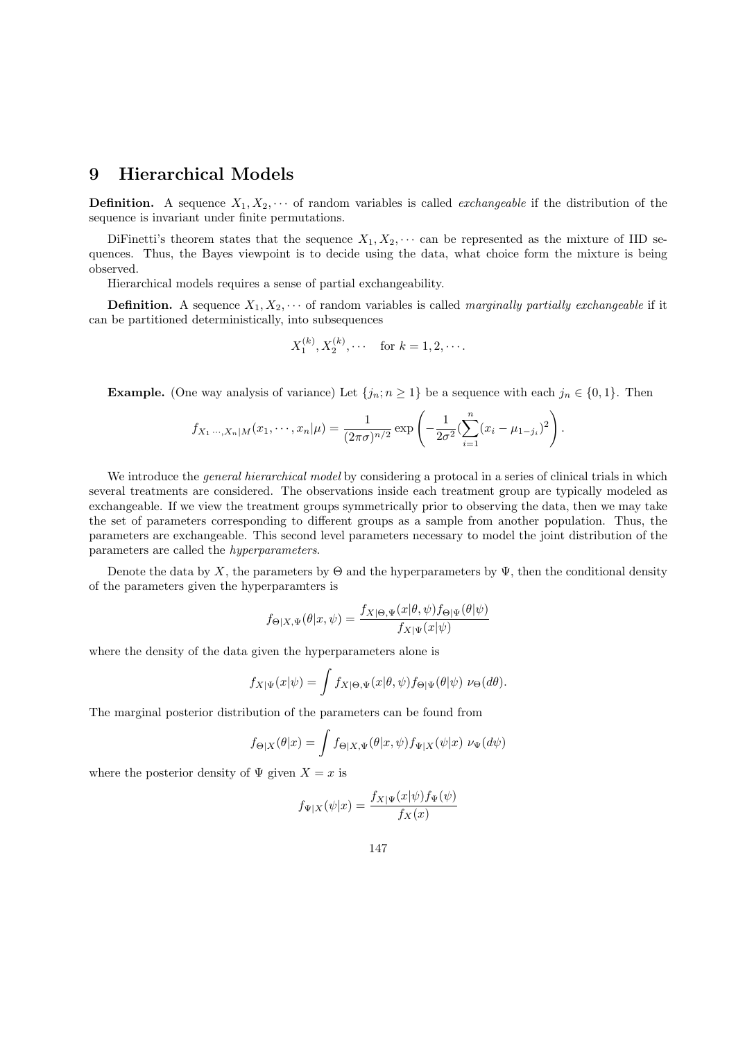# 9 Hierarchical Models

**Definition.** A sequence $X_1, X_2, \cdots$ of random variables is called *exchangeable* if the distribution of the sequence is invariant under finite permutations.

DiFinetti's theorem states that the sequence $X_1, X_2, \cdots$ can be represented as the mixture of IID sequences. Thus, the Bayes viewpoint is to decide using the data, what choice form the mixture is being observed.

Hierarchical models requires a sense of partial exchangeability.

**Definition.** A sequence $X_1, X_2, \cdots$ of random variables is called *marginally partially exchangeable* if it can be partitioned deterministically, into subsequences

$$X_1^{(k)}, X_2^{(k)}, \cdots \quad \text{for } k = 1, 2, \cdots.$$

**Example.** (One way analysis of variance) Let $\{j_n; n \geq 1\}$ be a sequence with each $j_n \in \{0, 1\}$. Then

$$f_{X_1 \cdots, X_n|M}(x_1, \cdots, x_n|\mu) = \frac{1}{(2\pi\sigma)^{n/2}} \exp\left(-\frac{1}{2\sigma^2}(\sum_{i=1}^{n}(x_i - \mu_{1-j_i})^2\right).$$

We introduce the *general hierarchical model* by considering a protocal in a series of clinical trials in which several treatments are considered. The observations inside each treatment group are typically modeled as exchangeable. If we view the treatment groups symmetrically prior to observing the data, then we may take the set of parameters corresponding to different groups as a sample from another population. Thus, the parameters are exchangeable. This second level parameters necessary to model the joint distribution of the parameters are called the *hyperparameters*.

Denote the data by $X$, the parameters by $\Theta$ and the hyperparameters by $\Psi$, then the conditional density of the parameters given the hyperparamters is

$$f_{\Theta|X,\Psi}(\theta|x, \psi) = \frac{f_{X|\Theta,\Psi}(x|\theta, \psi) f_{\Theta|\Psi}(\theta|\psi)}{f_{X|\Psi}(x|\psi)}$$

where the density of the data given the hyperparameters alone is

$$f_{X|\Psi}(x|\psi) = \int f_{X|\Theta,\Psi}(x|\theta, \psi) f_{\Theta|\Psi}(\theta|\psi)\ \nu_\Theta(d\theta).$$

The marginal posterior distribution of the parameters can be found from

$$f_{\Theta|X}(\theta|x) = \int f_{\Theta|X,\Psi}(\theta|x, \psi) f_{\Psi|X}(\psi|x)\ \nu_\Psi(d\psi)$$

where the posterior density of $\Psi$ given $X = x$ is

$$f_{\Psi|X}(\psi|x) = \frac{f_{X|\Psi}(x|\psi) f_\Psi(\psi)}{f_X(x)}$$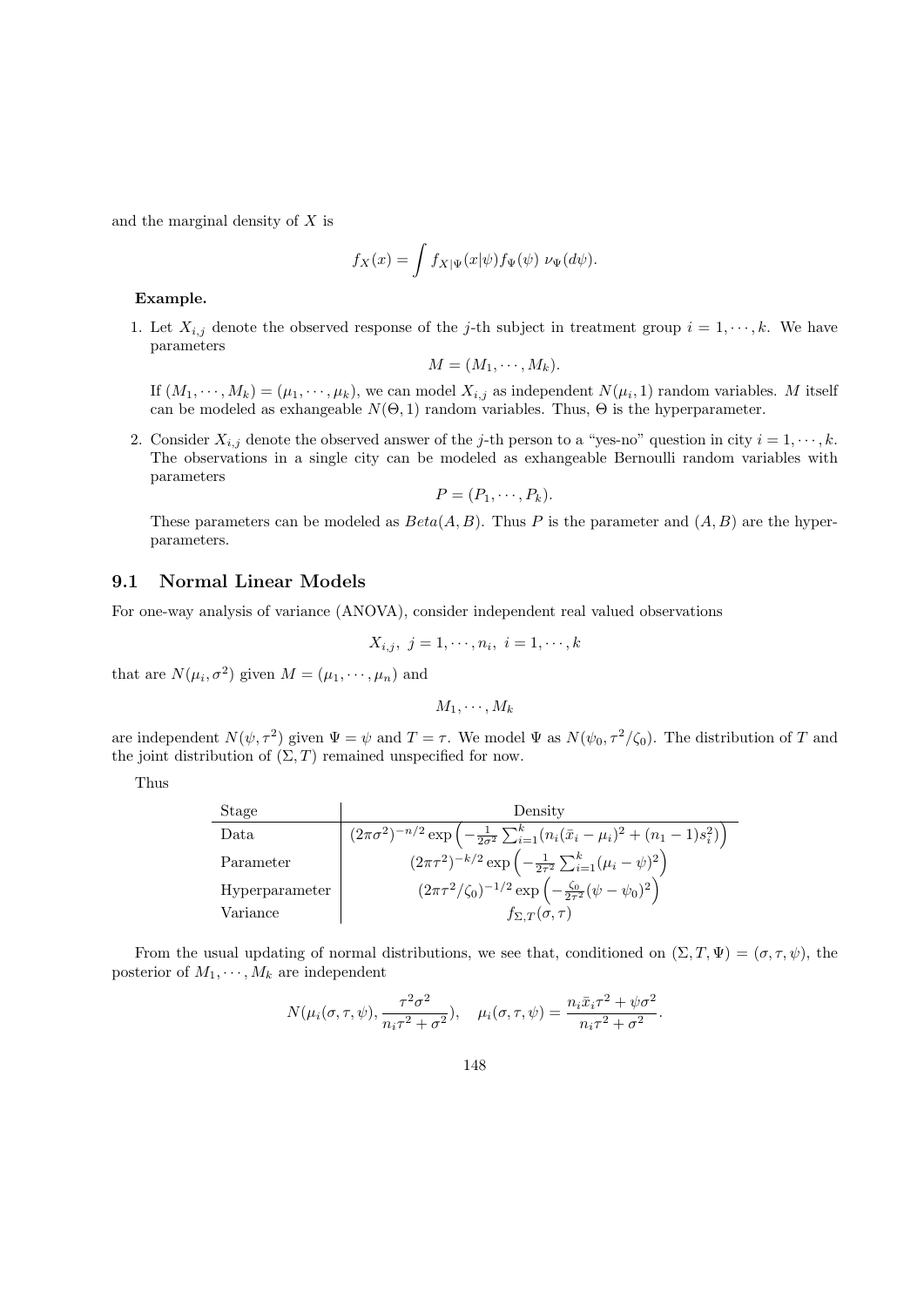and the marginal density of $X$ is

$$f_X(x) = \int f_{X|\Psi}(x|\psi) f_\Psi(\psi) \; \nu_\Psi(d\psi).$$

**Example.**

1. Let $X_{i,j}$ denote the observed response of the $j$-th subject in treatment group $i = 1, \cdots, k$. We have parameters

$$M = (M_1, \cdots, M_k).$$

   If $(M_1, \cdots, M_k) = (\mu_1, \cdots, \mu_k)$, we can model $X_{i,j}$ as independent $N(\mu_i, 1)$ random variables. $M$ itself can be modeled as exhangeable $N(\Theta, 1)$ random variables. Thus, $\Theta$ is the hyperparameter.

2. Consider $X_{i,j}$ denote the observed answer of the $j$-th person to a "yes-no" question in city $i = 1, \cdots, k$. The observations in a single city can be modeled as exhangeable Bernoulli random variables with parameters

$$P = (P_1, \cdots, P_k).$$

   These parameters can be modeled as $Beta(A, B)$. Thus $P$ is the parameter and $(A, B)$ are the hyperparameters.

## 9.1 Normal Linear Models

For one-way analysis of variance (ANOVA), consider independent real valued observations

$$X_{i,j}, \; j = 1, \cdots, n_i, \; i = 1, \cdots, k$$

that are $N(\mu_i, \sigma^2)$ given $M = (\mu_1, \cdots, \mu_n)$ and

$$M_1, \cdots, M_k$$

are independent $N(\psi, \tau^2)$ given $\Psi = \psi$ and $T = \tau$. We model $\Psi$ as $N(\psi_0, \tau^2/\zeta_0)$. The distribution of $T$ and the joint distribution of $(\Sigma, T)$ remained unspecified for now.

Thus

| Stage | Density |
|---|---|
| Data | $(2\pi\sigma^2)^{-n/2} \exp\left(-\frac{1}{2\sigma^2}\sum_{i=1}^k (n_i(\bar{x}_i - \mu_i)^2 + (n_1 - 1)s_i^2)\right)$ |
| Parameter | $(2\pi\tau^2)^{-k/2} \exp\left(-\frac{1}{2\tau^2}\sum_{i=1}^k (\mu_i - \psi)^2\right)$ |
| Hyperparameter | $(2\pi\tau^2/\zeta_0)^{-1/2} \exp\left(-\frac{\zeta_0}{2\tau^2}(\psi - \psi_0)^2\right)$ |
| Variance | $f_{\Sigma,T}(\sigma, \tau)$ |

From the usual updating of normal distributions, we see that, conditioned on $(\Sigma, T, \Psi) = (\sigma, \tau, \psi)$, the posterior of $M_1, \cdots, M_k$ are independent

$$N(\mu_i(\sigma, \tau, \psi), \frac{\tau^2\sigma^2}{n_i\tau^2 + \sigma^2}), \quad \mu_i(\sigma, \tau, \psi) = \frac{n_i\bar{x}_i\tau^2 + \psi\sigma^2}{n_i\tau^2 + \sigma^2}.$$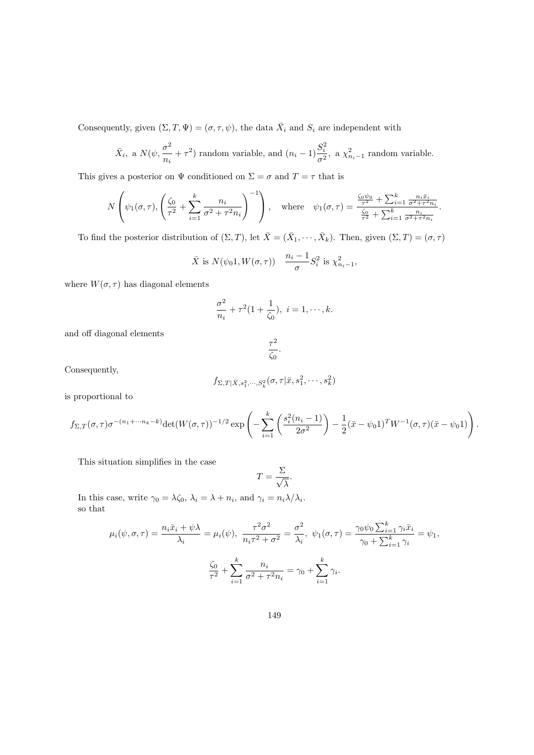Consequently, given $(\Sigma, T, \Psi) = (\sigma, \tau, \psi)$, the data $\bar{X}_i$ and $S_i$ are independent with

$$\bar{X}_i, \text{ a } N(\psi, \frac{\sigma^2}{n_i} + \tau^2) \text{ random variable, and } (n_i - 1)\frac{S_i^2}{\sigma^2}, \text{ a } \chi^2_{n_i - 1} \text{ random variable.}$$

This gives a posterior on $\Psi$ conditioned on $\Sigma = \sigma$ and $T = \tau$ that is

$$N\left(\psi_1(\sigma,\tau), \left(\frac{\zeta_0}{\tau^2} + \sum_{i=1}^k \frac{n_i}{\sigma^2 + \tau^2 n_i}\right)^{-1}\right), \quad \text{where} \quad \psi_1(\sigma,\tau) = \frac{\frac{\zeta_0\psi_0}{\tau^2} + \sum_{i=1}^k \frac{n_i \bar{x}_i}{\sigma^2 + \tau^2 n_i}}{\frac{\zeta_0}{\tau^2} + \sum_{i=1}^k \frac{n_i}{\sigma^2 + \tau^2 n_i}}.$$

To find the posterior distribution of $(\Sigma, T)$, let $\bar{X} = (\bar{X}_1, \cdots, \bar{X}_k)$. Then, given $(\Sigma, T) = (\sigma, \tau)$

$$\bar{X} \text{ is } N(\psi_0 1, W(\sigma,\tau)) \quad \frac{n_i - 1}{\sigma} S_i^2 \text{ is } \chi^2_{n_i - 1},$$

where $W(\sigma, \tau)$ has diagonal elements

$$\frac{\sigma^2}{n_i} + \tau^2(1 + \frac{1}{\zeta_0}), \; i = 1, \cdots, k.$$

and off diagonal elements

$$\frac{\tau^2}{\zeta_0}.$$

Consequently,

$$f_{\Sigma,T|\bar{X},s_1^2,\cdots,S_k^2}(\sigma,\tau|\bar{x}, s_1^2, \cdots, s_k^2)$$

is proportional to

$$f_{\Sigma,T}(\sigma,\tau)\sigma^{-(n_1+\cdots n_k - k)}\det(W(\sigma,\tau))^{-1/2}\exp\left(-\sum_{i=1}^k \left(\frac{s_i^2(n_i-1)}{2\sigma^2}\right) - \frac{1}{2}(\bar{x} - \psi_0 1)^T W^{-1}(\sigma,\tau)(\bar{x} - \psi_0 1)\right).$$

This situation simplifies in the case

$$T = \frac{\Sigma}{\sqrt{\lambda}}.$$

In this case, write $\gamma_0 = \lambda\zeta_0$, $\lambda_i = \lambda + n_i$, and $\gamma_i = n_i\lambda/\lambda_i$.
so that

$$\mu_i(\psi,\sigma,\tau) = \frac{n_i\bar{x}_i + \psi\lambda}{\lambda_i} = \mu_i(\psi), \; \frac{\tau^2\sigma^2}{n_i\tau^2 + \sigma^2} = \frac{\sigma^2}{\lambda_i}, \; \psi_1(\sigma,\tau) = \frac{\gamma_0\psi_0 \sum_{i=1}^k \gamma_i\bar{x}_i}{\gamma_0 + \sum_{i=1}^k \gamma_i} = \psi_1,$$

$$\frac{\zeta_0}{\tau^2} + \sum_{i=1}^k \frac{n_i}{\sigma^2 + \tau^2 n_i} = \gamma_0 + \sum_{i=1}^k \gamma_i.$$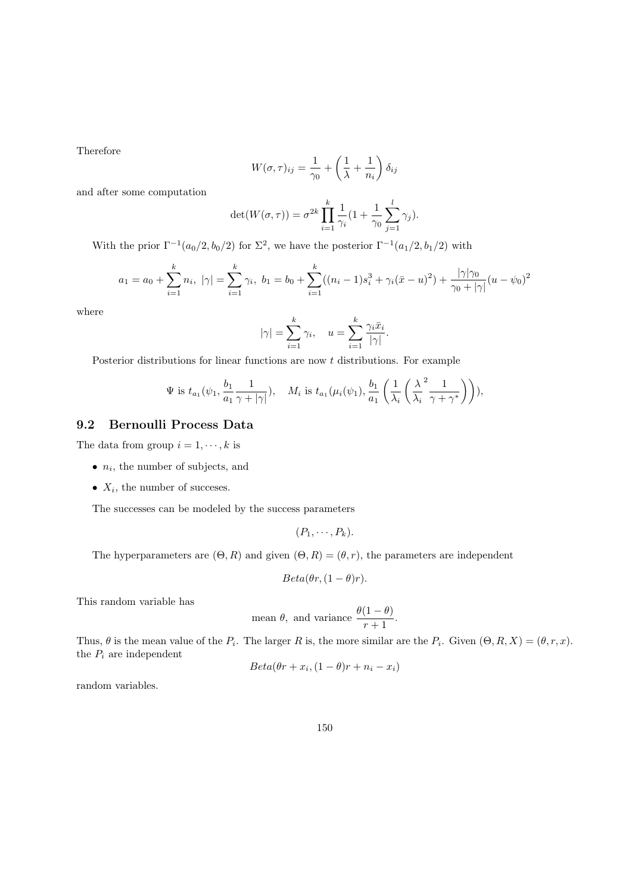Therefore

$$W(\sigma, \tau)_{ij} = \frac{1}{\gamma_0} + \left(\frac{1}{\lambda} + \frac{1}{n_i}\right)\delta_{ij}$$

and after some computation

$$\det(W(\sigma, \tau)) = \sigma^{2k} \prod_{i=1}^{k} \frac{1}{\gamma_i}(1 + \frac{1}{\gamma_0}\sum_{j=1}^{l} \gamma_j).$$

With the prior $\Gamma^{-1}(a_0/2, b_0/2)$ for $\Sigma^2$, we have the posterior $\Gamma^{-1}(a_1/2, b_1/2)$ with

$$a_1 = a_0 + \sum_{i=1}^{k} n_i,\ |\gamma| = \sum_{i=1}^{k} \gamma_i,\ b_1 = b_0 + \sum_{i=1}^{k}((n_i - 1)s_i^3 + \gamma_i(\bar{x} - u)^2) + \frac{|\gamma|\gamma_0}{\gamma_0 + |\gamma|}(u - \psi_0)^2$$

where

$$|\gamma| = \sum_{i=1}^{k} \gamma_i, \quad u = \sum_{i=1}^{k} \frac{\gamma_i \bar{x}_i}{|\gamma|}.$$

Posterior distributions for linear functions are now $t$ distributions. For example

$$\Psi \text{ is } t_{a_1}(\psi_1, \frac{b_1}{a_1}\frac{1}{\gamma + |\gamma|}), \quad M_i \text{ is } t_{a_1}(\mu_i(\psi_1), \frac{b_1}{a_1}\left(\frac{1}{\lambda_i}\left(\frac{\lambda}{\lambda_i}^2 \frac{1}{\gamma + \gamma^*}\right)\right)),$$

## 9.2 Bernoulli Process Data

The data from group $i = 1, \cdots, k$ is

- $n_i$, the number of subjects, and
- $X_i$, the number of succeses.

The successes can be modeled by the success parameters

$$(P_1, \cdots, P_k).$$

The hyperparameters are $(\Theta, R)$ and given $(\Theta, R) = (\theta, r)$, the parameters are independent

$$Beta(\theta r, (1 - \theta)r).$$

This random variable has

$$\text{mean } \theta, \text{ and variance } \frac{\theta(1-\theta)}{r+1}.$$

Thus, $\theta$ is the mean value of the $P_i$. The larger $R$ is, the more similar are the $P_i$. Given $(\Theta, R, X) = (\theta, r, x)$. the $P_i$ are independent

$$Beta(\theta r + x_i, (1 - \theta)r + n_i - x_i)$$

random variables.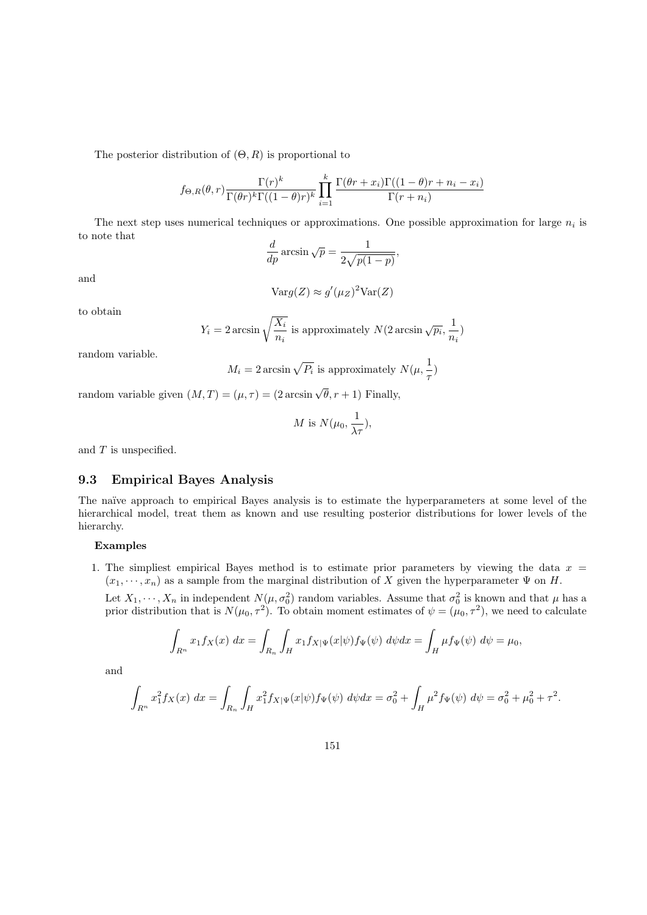The posterior distribution of $(\Theta, R)$ is proportional to

$$f_{\Theta,R}(\theta, r)\frac{\Gamma(r)^k}{\Gamma(\theta r)^k \Gamma((1-\theta)r)^k} \prod_{i=1}^{k} \frac{\Gamma(\theta r + x_i)\Gamma((1-\theta)r + n_i - x_i)}{\Gamma(r + n_i)}$$

The next step uses numerical techniques or approximations. One possible approximation for large $n_i$ is to note that

$$\frac{d}{dp} \arcsin \sqrt{p} = \frac{1}{2\sqrt{p(1-p)}},$$

and

$$\mathrm{Var} g(Z) \approx g'(\mu_Z)^2 \mathrm{Var}(Z)$$

to obtain

$$Y_i = 2 \arcsin \sqrt{\frac{X_i}{n_i}} \text{ is approximately } N(2 \arcsin \sqrt{p_i}, \frac{1}{n_i})$$

random variable.

$$M_i = 2 \arcsin \sqrt{P_i} \text{ is approximately } N(\mu, \frac{1}{\tau})$$

random variable given $(M, T) = (\mu, \tau) = (2 \arcsin \sqrt{\theta}, r + 1)$ Finally,

$$M \text{ is } N(\mu_0, \frac{1}{\lambda \tau}),$$

and $T$ is unspecified.

## 9.3 Empirical Bayes Analysis

The naïve approach to empirical Bayes analysis is to estimate the hyperparameters at some level of the hierarchical model, treat them as known and use resulting posterior distributions for lower levels of the hierarchy.

**Examples**

1. The simpliest empirical Bayes method is to estimate prior parameters by viewing the data $x = (x_1, \cdots, x_n)$ as a sample from the marginal distribution of $X$ given the hyperparameter $\Psi$ on $H$.

   Let $X_1, \cdots, X_n$ in independent $N(\mu, \sigma_0^2)$ random variables. Assume that $\sigma_0^2$ is known and that $\mu$ has a prior distribution that is $N(\mu_0, \tau^2)$. To obtain moment estimates of $\psi = (\mu_0, \tau^2)$, we need to calculate

   $$\int_{R^n} x_1 f_X(x)\, dx = \int_{R_n} \int_H x_1 f_{X|\Psi}(x|\psi) f_\Psi(\psi)\, d\psi dx = \int_H \mu f_\Psi(\psi)\, d\psi = \mu_0,$$

   and

   $$\int_{R^n} x_1^2 f_X(x)\, dx = \int_{R_n} \int_H x_1^2 f_{X|\Psi}(x|\psi) f_\Psi(\psi)\, d\psi dx = \sigma_0^2 + \int_H \mu^2 f_\Psi(\psi)\, d\psi = \sigma_0^2 + \mu_0^2 + \tau^2.$$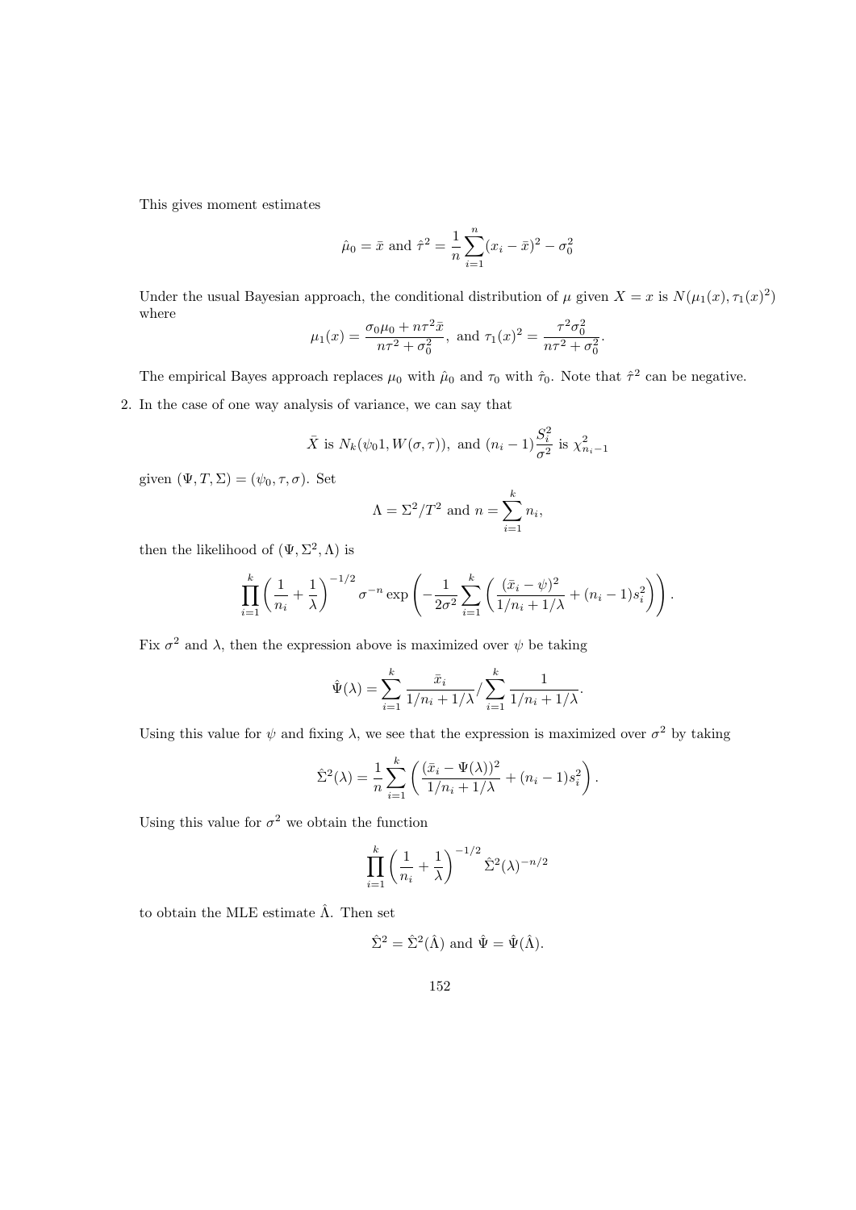This gives moment estimates

$$\hat{\mu}_0 = \bar{x} \text{ and } \hat{\tau}^2 = \frac{1}{n}\sum_{i=1}^{n}(x_i - \bar{x})^2 - \sigma_0^2$$

Under the usual Bayesian approach, the conditional distribution of $\mu$ given $X = x$ is $N(\mu_1(x), \tau_1(x)^2)$ where

$$\mu_1(x) = \frac{\sigma_0 \mu_0 + n\tau^2 \bar{x}}{n\tau^2 + \sigma_0^2}, \text{ and } \tau_1(x)^2 = \frac{\tau^2 \sigma_0^2}{n\tau^2 + \sigma_0^2}.$$

The empirical Bayes approach replaces $\mu_0$ with $\hat{\mu}_0$ and $\tau_0$ with $\hat{\tau}_0$. Note that $\hat{\tau}^2$ can be negative.

2. In the case of one way analysis of variance, we can say that

$$\bar{X} \text{ is } N_k(\psi_0 1, W(\sigma, \tau)), \text{ and } (n_i - 1)\frac{S_i^2}{\sigma^2} \text{ is } \chi^2_{n_i - 1}$$

given $(\Psi, T, \Sigma) = (\psi_0, \tau, \sigma)$. Set

$$\Lambda = \Sigma^2 / T^2 \text{ and } n = \sum_{i=1}^{k} n_i,$$

then the likelihood of $(\Psi, \Sigma^2, \Lambda)$ is

$$\prod_{i=1}^{k}\left(\frac{1}{n_i} + \frac{1}{\lambda}\right)^{-1/2} \sigma^{-n} \exp\left(-\frac{1}{2\sigma^2}\sum_{i=1}^{k}\left(\frac{(\bar{x}_i - \psi)^2}{1/n_i + 1/\lambda} + (n_i - 1)s_i^2\right)\right).$$

Fix $\sigma^2$ and $\lambda$, then the expression above is maximized over $\psi$ be taking

$$\hat{\Psi}(\lambda) = \sum_{i=1}^{k} \frac{\bar{x}_i}{1/n_i + 1/\lambda} \Big/ \sum_{i=1}^{k} \frac{1}{1/n_i + 1/\lambda}.$$

Using this value for $\psi$ and fixing $\lambda$, we see that the expression is maximized over $\sigma^2$ by taking

$$\hat{\Sigma}^2(\lambda) = \frac{1}{n}\sum_{i=1}^{k}\left(\frac{(\bar{x}_i - \Psi(\lambda))^2}{1/n_i + 1/\lambda} + (n_i - 1)s_i^2\right).$$

Using this value for $\sigma^2$ we obtain the function

$$\prod_{i=1}^{k}\left(\frac{1}{n_i} + \frac{1}{\lambda}\right)^{-1/2} \hat{\Sigma}^2(\lambda)^{-n/2}$$

to obtain the MLE estimate $\hat{\Lambda}$. Then set

$$\hat{\Sigma}^2 = \hat{\Sigma}^2(\hat{\Lambda}) \text{ and } \hat{\Psi} = \hat{\Psi}(\hat{\Lambda}).$$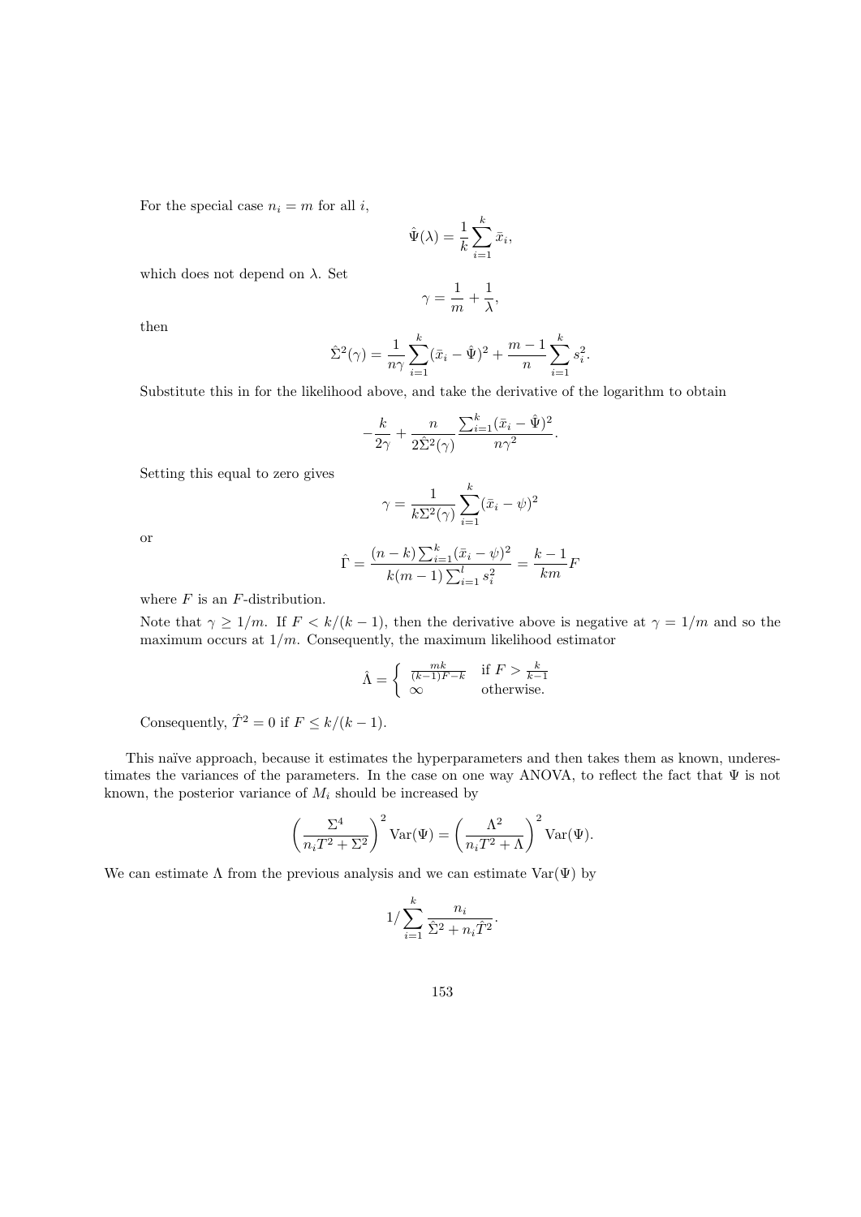For the special case $n_i = m$ for all $i$,

$$\hat{\Psi}(\lambda) = \frac{1}{k}\sum_{i=1}^{k} \bar{x}_i,$$

which does not depend on $\lambda$. Set

$$\gamma = \frac{1}{m} + \frac{1}{\lambda},$$

then

$$\hat{\Sigma}^2(\gamma) = \frac{1}{n\gamma}\sum_{i=1}^{k}(\bar{x}_i - \hat{\Psi})^2 + \frac{m-1}{n}\sum_{i=1}^{k} s_i^2.$$

Substitute this in for the likelihood above, and take the derivative of the logarithm to obtain

$$-\frac{k}{2\gamma} + \frac{n}{2\hat{\Sigma}^2(\gamma)}\frac{\sum_{i=1}^{k}(\bar{x}_i - \hat{\Psi})^2}{n\gamma^2}.$$

Setting this equal to zero gives

$$\gamma = \frac{1}{k\Sigma^2(\gamma)}\sum_{i=1}^{k}(\bar{x}_i - \psi)^2$$

or

$$\hat{\Gamma} = \frac{(n-k)\sum_{i=1}^{k}(\bar{x}_i - \psi)^2}{k(m-1)\sum_{i=1}^{l} s_i^2} = \frac{k-1}{km}F$$

where $F$ is an $F$-distribution.

Note that $\gamma \geq 1/m$. If $F < k/(k-1)$, then the derivative above is negative at $\gamma = 1/m$ and so the maximum occurs at $1/m$. Consequently, the maximum likelihood estimator

$$\hat{\Lambda} = \begin{cases} \frac{mk}{(k-1)F-k} & \text{if } F > \frac{k}{k-1} \\ \infty & \text{otherwise.} \end{cases}$$

Consequently, $\hat{T}^2 = 0$ if $F \leq k/(k-1)$.

This naïve approach, because it estimates the hyperparameters and then takes them as known, underestimates the variances of the parameters. In the case on one way ANOVA, to reflect the fact that $\Psi$ is not known, the posterior variance of $M_i$ should be increased by

$$\left(\frac{\Sigma^4}{n_i T^2 + \Sigma^2}\right)^2 \mathrm{Var}(\Psi) = \left(\frac{\Lambda^2}{n_i T^2 + \Lambda}\right)^2 \mathrm{Var}(\Psi).$$

We can estimate $\Lambda$ from the previous analysis and we can estimate $\mathrm{Var}(\Psi)$ by

$$1/\sum_{i=1}^{k}\frac{n_i}{\hat{\Sigma}^2 + n_i\hat{T}^2}.$$